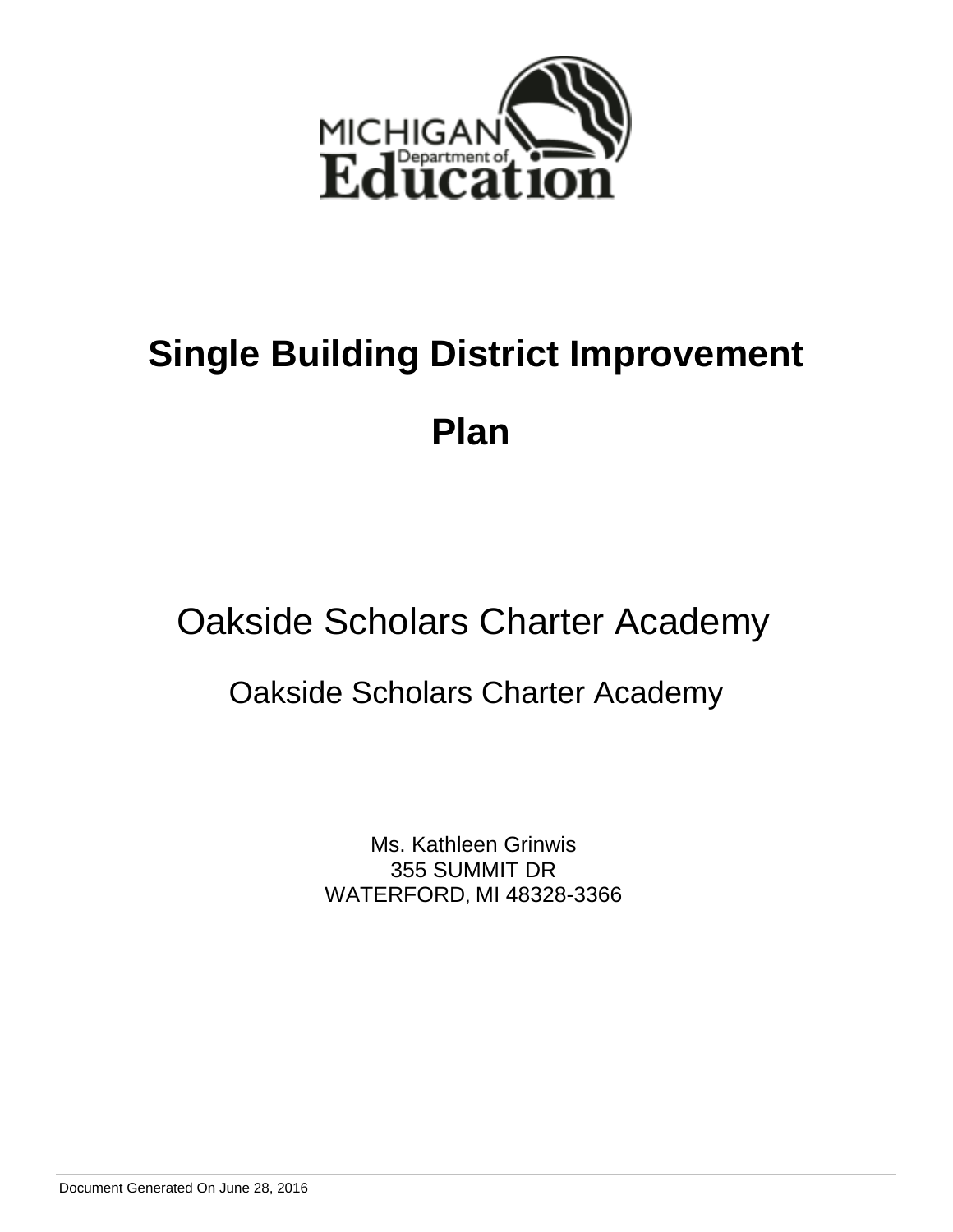MICHIGAN Department of Education

# Single Building District Improvement Plan

## Oakside Scholars Charter Academy

### Oakside Scholars Charter Academy

Ms. Kathleen Grinwis
355 SUMMIT DR
WATERFORD, MI 48328-3366

Document Generated On June 28, 2016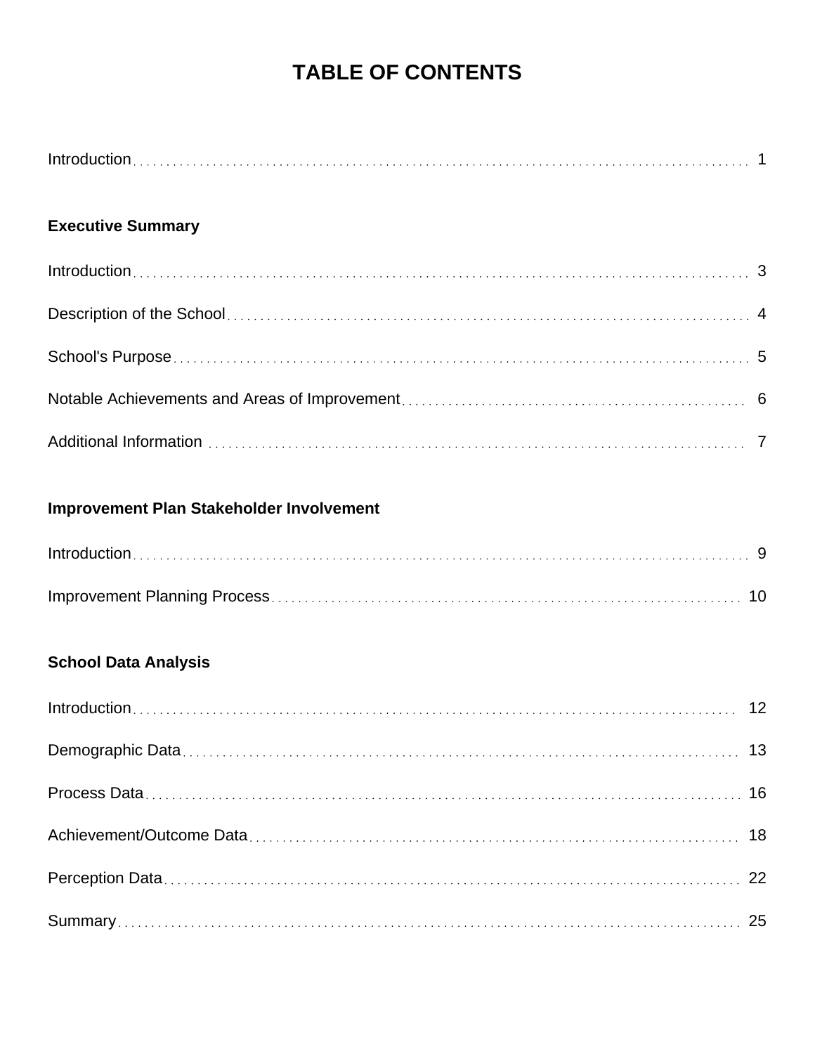# TABLE OF CONTENTS

Introduction 1

**Executive Summary**

Introduction 3

Description of the School 4

School's Purpose 5

Notable Achievements and Areas of Improvement 6

Additional Information 7

**Improvement Plan Stakeholder Involvement**

Introduction 9

Improvement Planning Process 10

**School Data Analysis**

Introduction 12

Demographic Data 13

Process Data 16

Achievement/Outcome Data 18

Perception Data 22

Summary 25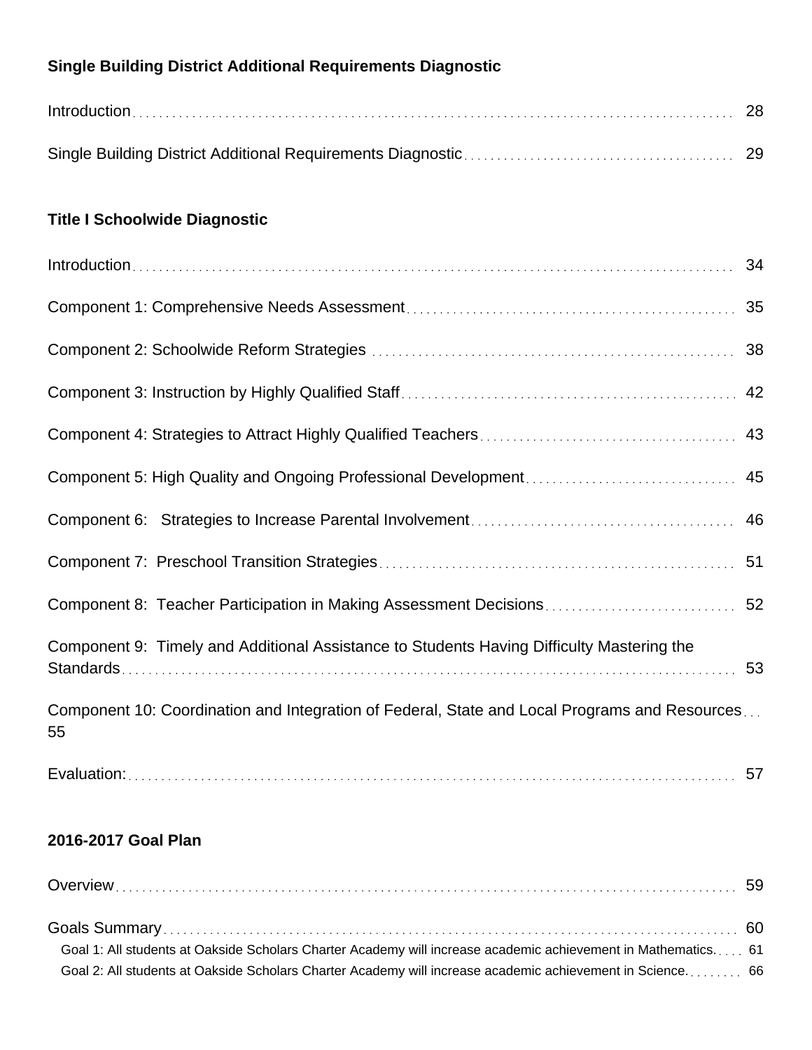**Single Building District Additional Requirements Diagnostic**

Introduction ........ 28

Single Building District Additional Requirements Diagnostic ........ 29

**Title I Schoolwide Diagnostic**

Introduction ........ 34

Component 1: Comprehensive Needs Assessment ........ 35

Component 2: Schoolwide Reform Strategies ........ 38

Component 3: Instruction by Highly Qualified Staff ........ 42

Component 4: Strategies to Attract Highly Qualified Teachers ........ 43

Component 5: High Quality and Ongoing Professional Development ........ 45

Component 6: Strategies to Increase Parental Involvement ........ 46

Component 7: Preschool Transition Strategies ........ 51

Component 8: Teacher Participation in Making Assessment Decisions ........ 52

Component 9: Timely and Additional Assistance to Students Having Difficulty Mastering the Standards ........ 53

Component 10: Coordination and Integration of Federal, State and Local Programs and Resources ........ 55

Evaluation: ........ 57

**2016-2017 Goal Plan**

Overview ........ 59

Goals Summary ........ 60

- Goal 1: All students at Oakside Scholars Charter Academy will increase academic achievement in Mathematics. ........ 61
- Goal 2: All students at Oakside Scholars Charter Academy will increase academic achievement in Science. ........ 66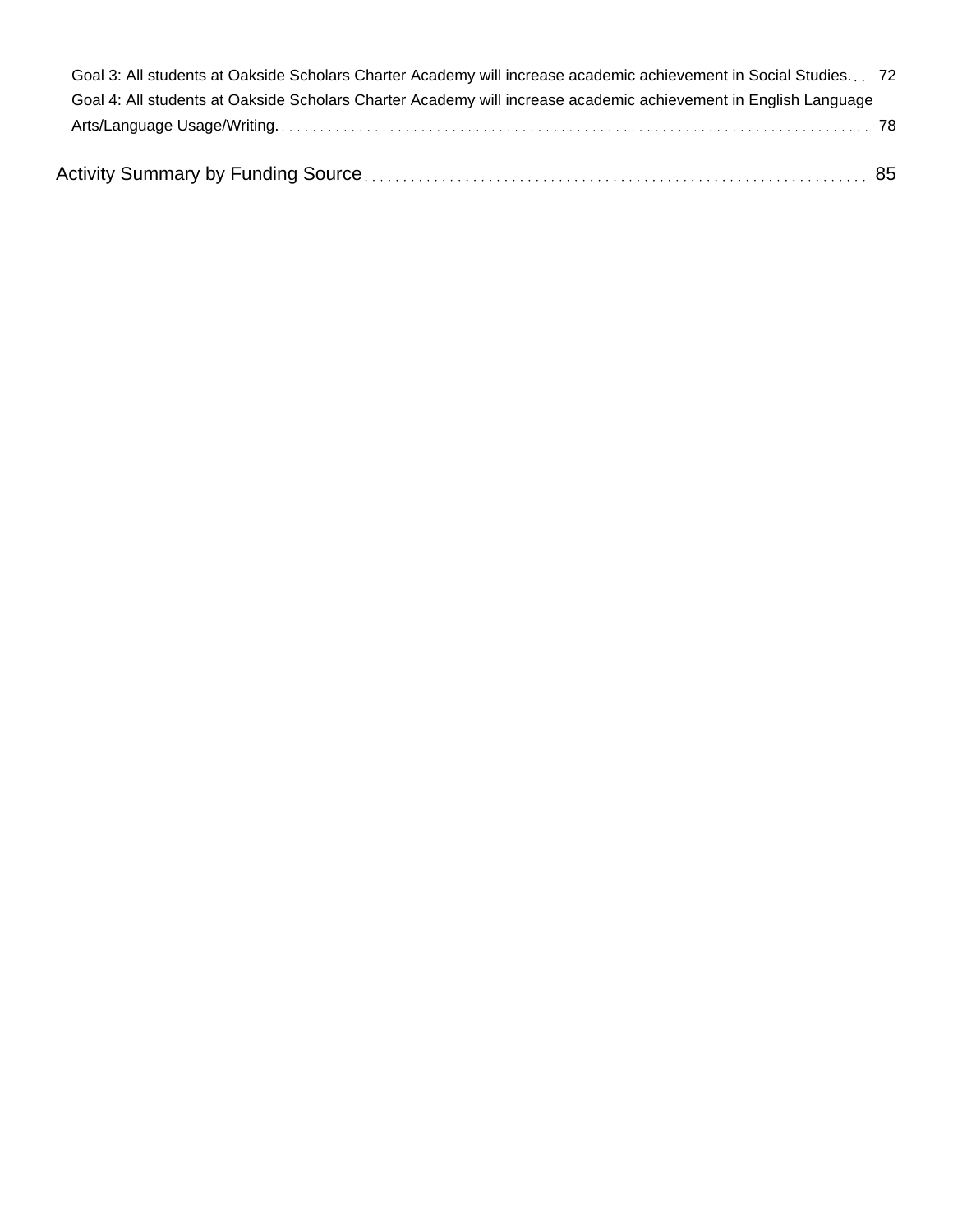Goal 3: All students at Oakside Scholars Charter Academy will increase academic achievement in Social Studies. . . 72

Goal 4: All students at Oakside Scholars Charter Academy will increase academic achievement in English Language Arts/Language Usage/Writing. . . 78

Activity Summary by Funding Source . . . 85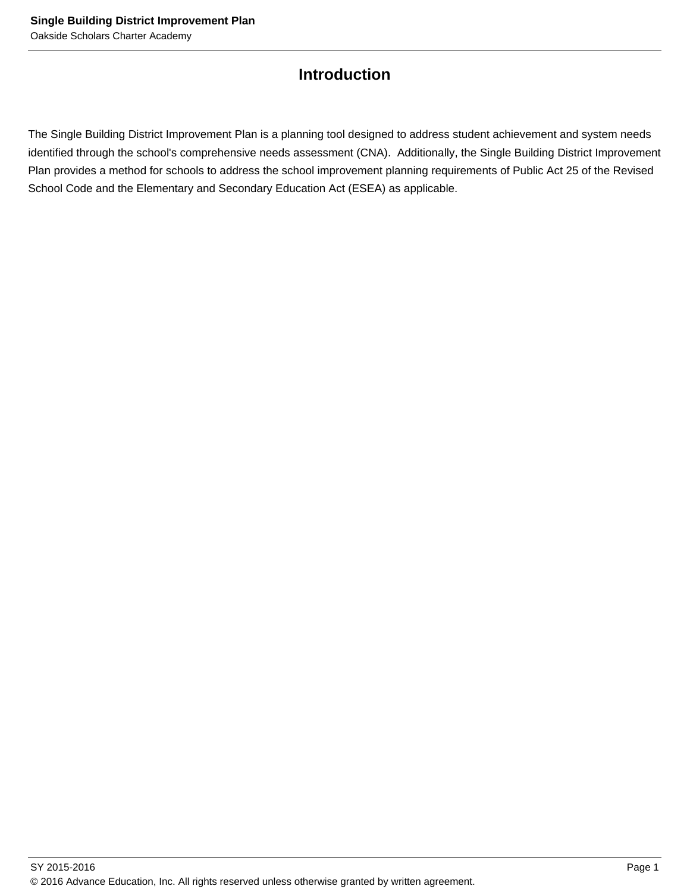# Introduction

The Single Building District Improvement Plan is a planning tool designed to address student achievement and system needs identified through the school's comprehensive needs assessment (CNA).  Additionally, the Single Building District Improvement Plan provides a method for schools to address the school improvement planning requirements of Public Act 25 of the Revised School Code and the Elementary and Secondary Education Act (ESEA) as applicable.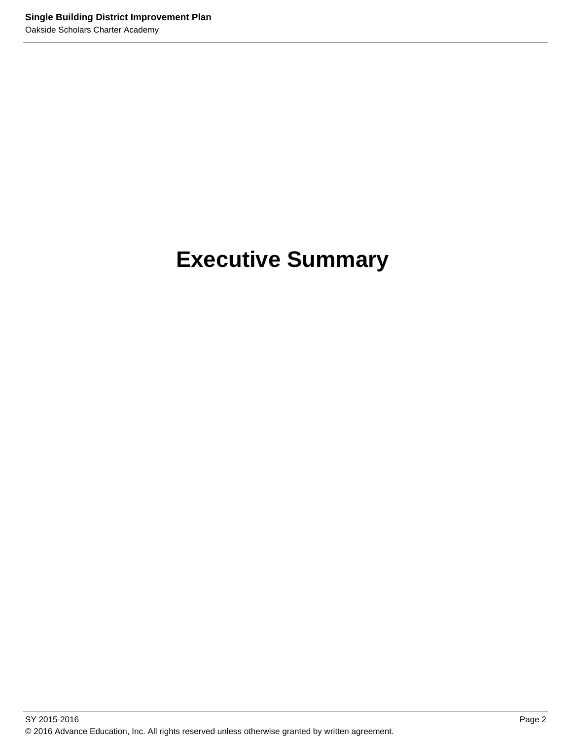# Executive Summary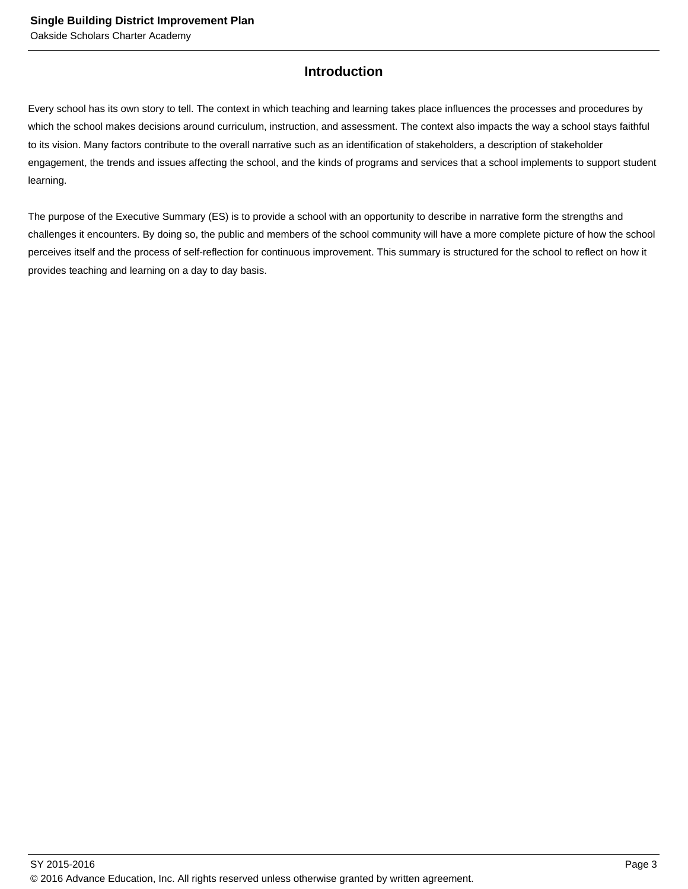# Introduction

Every school has its own story to tell. The context in which teaching and learning takes place influences the processes and procedures by which the school makes decisions around curriculum, instruction, and assessment. The context also impacts the way a school stays faithful to its vision. Many factors contribute to the overall narrative such as an identification of stakeholders, a description of stakeholder engagement, the trends and issues affecting the school, and the kinds of programs and services that a school implements to support student learning.

The purpose of the Executive Summary (ES) is to provide a school with an opportunity to describe in narrative form the strengths and challenges it encounters. By doing so, the public and members of the school community will have a more complete picture of how the school perceives itself and the process of self-reflection for continuous improvement. This summary is structured for the school to reflect on how it provides teaching and learning on a day to day basis.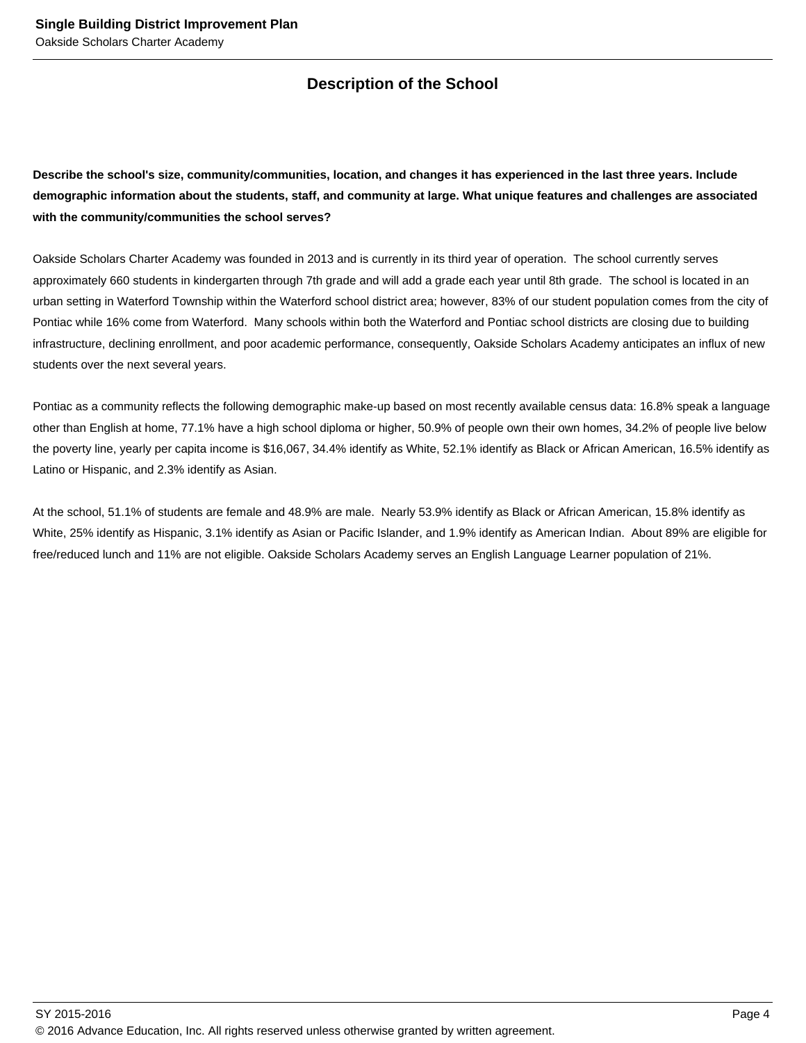## Description of the School

**Describe the school's size, community/communities, location, and changes it has experienced in the last three years. Include demographic information about the students, staff, and community at large. What unique features and challenges are associated with the community/communities the school serves?**

Oakside Scholars Charter Academy was founded in 2013 and is currently in its third year of operation. The school currently serves approximately 660 students in kindergarten through 7th grade and will add a grade each year until 8th grade. The school is located in an urban setting in Waterford Township within the Waterford school district area; however, 83% of our student population comes from the city of Pontiac while 16% come from Waterford. Many schools within both the Waterford and Pontiac school districts are closing due to building infrastructure, declining enrollment, and poor academic performance, consequently, Oakside Scholars Academy anticipates an influx of new students over the next several years.

Pontiac as a community reflects the following demographic make-up based on most recently available census data: 16.8% speak a language other than English at home, 77.1% have a high school diploma or higher, 50.9% of people own their own homes, 34.2% of people live below the poverty line, yearly per capita income is $16,067, 34.4% identify as White, 52.1% identify as Black or African American, 16.5% identify as Latino or Hispanic, and 2.3% identify as Asian.

At the school, 51.1% of students are female and 48.9% are male. Nearly 53.9% identify as Black or African American, 15.8% identify as White, 25% identify as Hispanic, 3.1% identify as Asian or Pacific Islander, and 1.9% identify as American Indian. About 89% are eligible for free/reduced lunch and 11% are not eligible. Oakside Scholars Academy serves an English Language Learner population of 21%.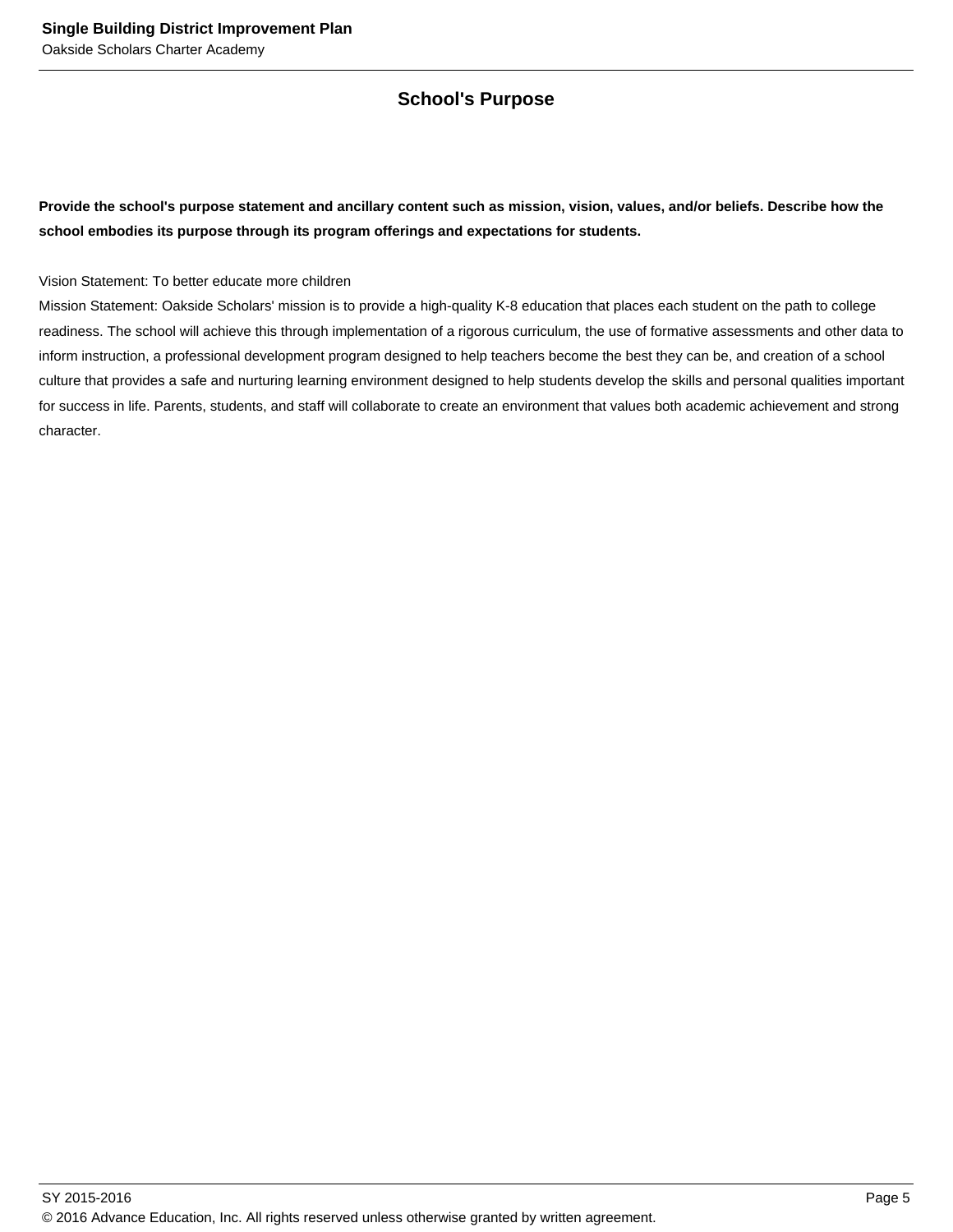# School's Purpose

**Provide the school's purpose statement and ancillary content such as mission, vision, values, and/or beliefs. Describe how the school embodies its purpose through its program offerings and expectations for students.**

Vision Statement: To better educate more children

Mission Statement: Oakside Scholars' mission is to provide a high-quality K-8 education that places each student on the path to college readiness. The school will achieve this through implementation of a rigorous curriculum, the use of formative assessments and other data to inform instruction, a professional development program designed to help teachers become the best they can be, and creation of a school culture that provides a safe and nurturing learning environment designed to help students develop the skills and personal qualities important for success in life. Parents, students, and staff will collaborate to create an environment that values both academic achievement and strong character.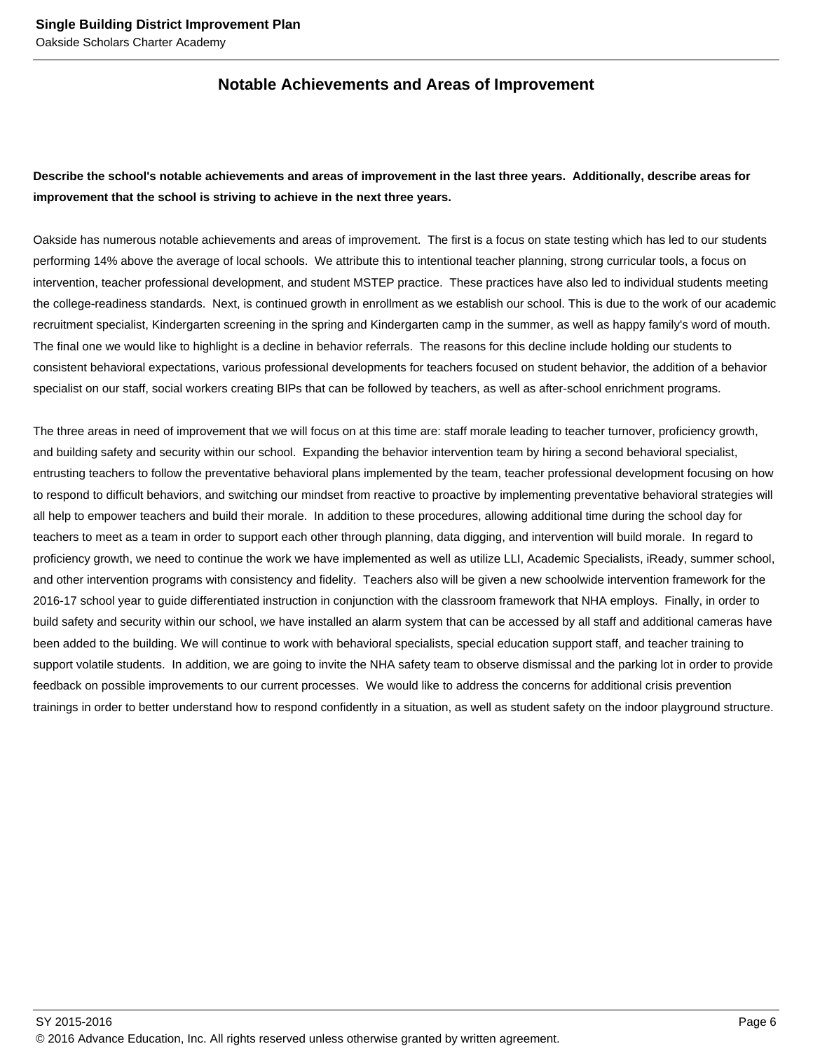## Notable Achievements and Areas of Improvement

**Describe the school's notable achievements and areas of improvement in the last three years. Additionally, describe areas for improvement that the school is striving to achieve in the next three years.**

Oakside has numerous notable achievements and areas of improvement. The first is a focus on state testing which has led to our students performing 14% above the average of local schools. We attribute this to intentional teacher planning, strong curricular tools, a focus on intervention, teacher professional development, and student MSTEP practice. These practices have also led to individual students meeting the college-readiness standards. Next, is continued growth in enrollment as we establish our school. This is due to the work of our academic recruitment specialist, Kindergarten screening in the spring and Kindergarten camp in the summer, as well as happy family's word of mouth. The final one we would like to highlight is a decline in behavior referrals. The reasons for this decline include holding our students to consistent behavioral expectations, various professional developments for teachers focused on student behavior, the addition of a behavior specialist on our staff, social workers creating BIPs that can be followed by teachers, as well as after-school enrichment programs.

The three areas in need of improvement that we will focus on at this time are: staff morale leading to teacher turnover, proficiency growth, and building safety and security within our school. Expanding the behavior intervention team by hiring a second behavioral specialist, entrusting teachers to follow the preventative behavioral plans implemented by the team, teacher professional development focusing on how to respond to difficult behaviors, and switching our mindset from reactive to proactive by implementing preventative behavioral strategies will all help to empower teachers and build their morale. In addition to these procedures, allowing additional time during the school day for teachers to meet as a team in order to support each other through planning, data digging, and intervention will build morale. In regard to proficiency growth, we need to continue the work we have implemented as well as utilize LLI, Academic Specialists, iReady, summer school, and other intervention programs with consistency and fidelity. Teachers also will be given a new schoolwide intervention framework for the 2016-17 school year to guide differentiated instruction in conjunction with the classroom framework that NHA employs. Finally, in order to build safety and security within our school, we have installed an alarm system that can be accessed by all staff and additional cameras have been added to the building. We will continue to work with behavioral specialists, special education support staff, and teacher training to support volatile students. In addition, we are going to invite the NHA safety team to observe dismissal and the parking lot in order to provide feedback on possible improvements to our current processes. We would like to address the concerns for additional crisis prevention trainings in order to better understand how to respond confidently in a situation, as well as student safety on the indoor playground structure.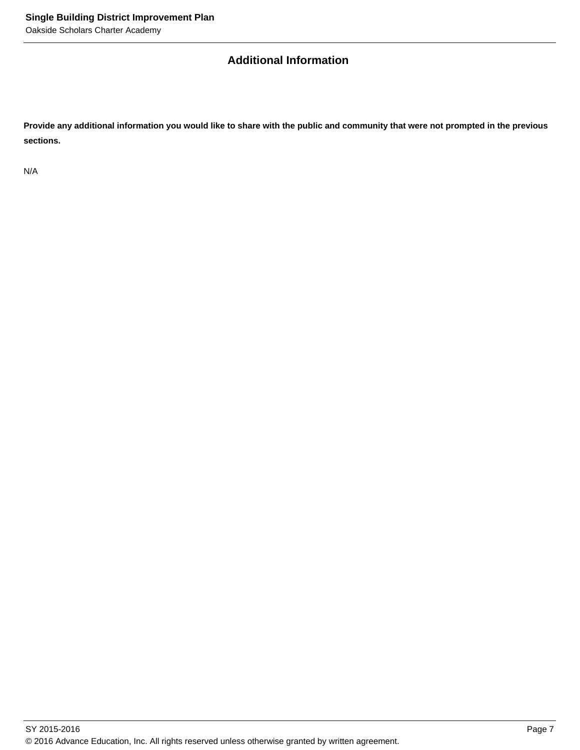## Additional Information

**Provide any additional information you would like to share with the public and community that were not prompted in the previous sections.**

N/A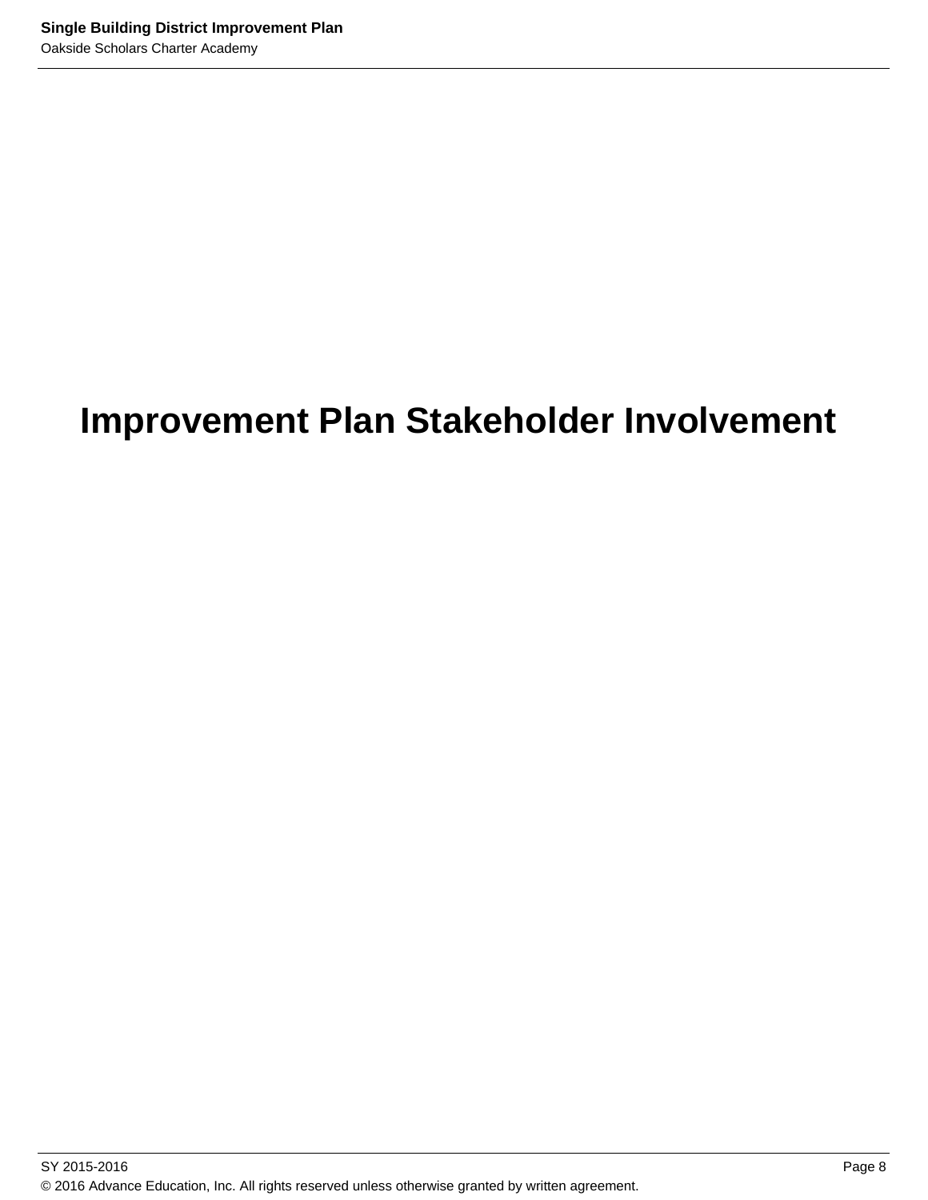# Improvement Plan Stakeholder Involvement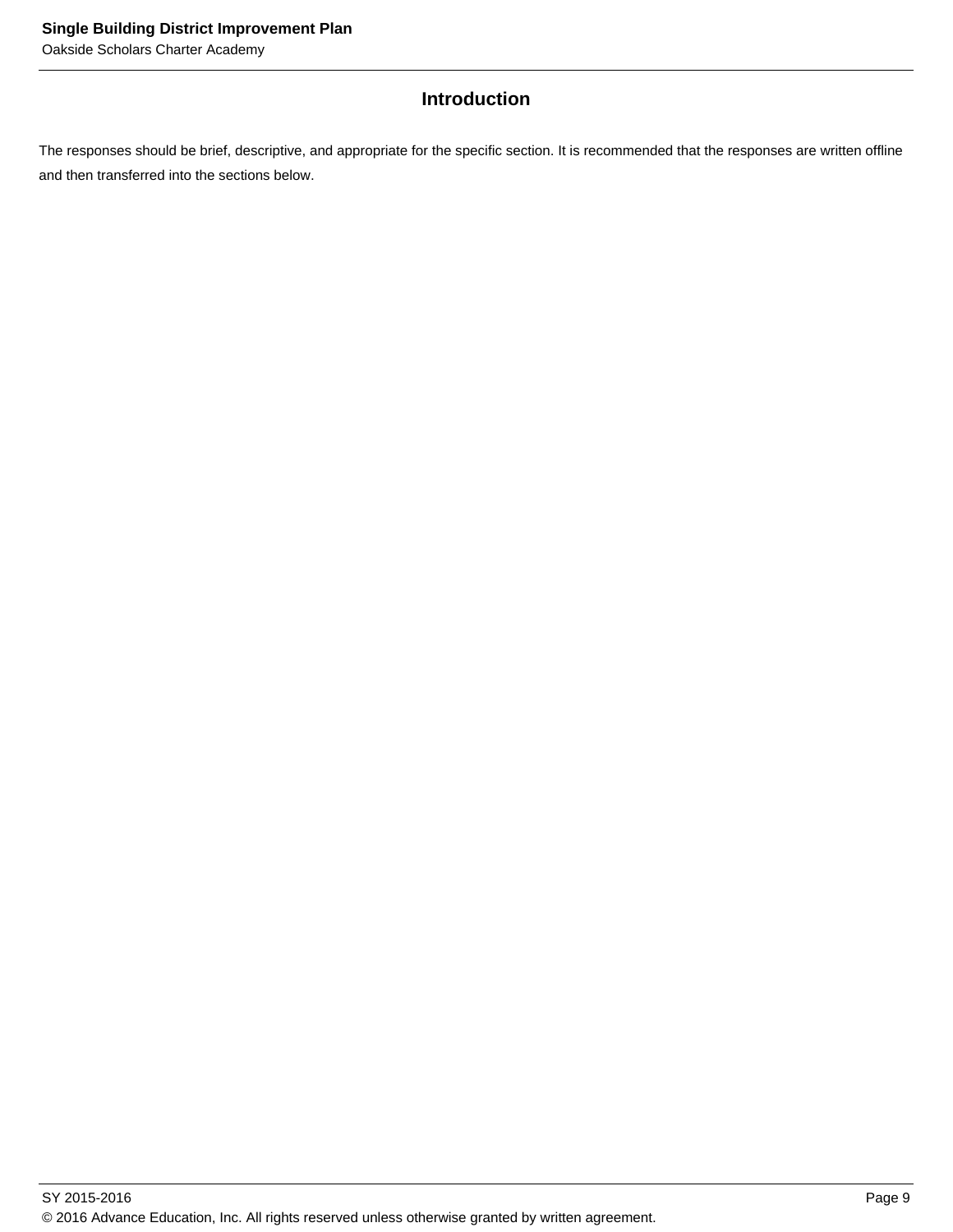## Introduction

The responses should be brief, descriptive, and appropriate for the specific section. It is recommended that the responses are written offline and then transferred into the sections below.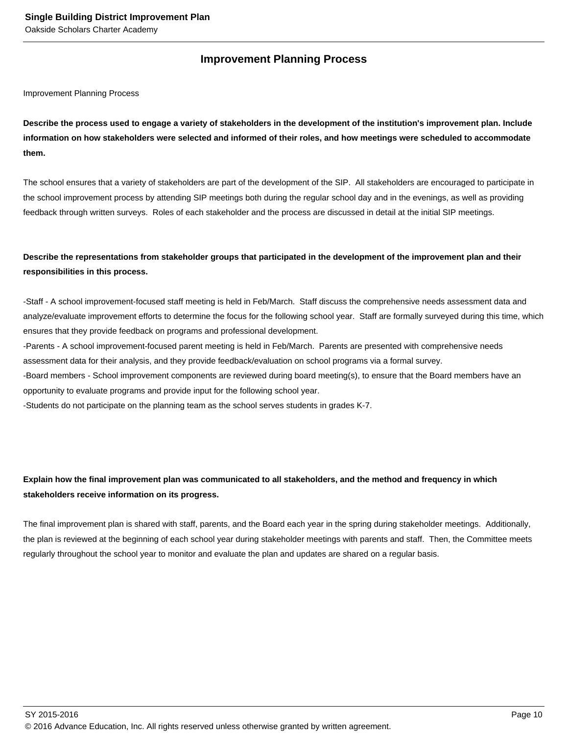## Improvement Planning Process

Improvement Planning Process

**Describe the process used to engage a variety of stakeholders in the development of the institution's improvement plan. Include information on how stakeholders were selected and informed of their roles, and how meetings were scheduled to accommodate them.**

The school ensures that a variety of stakeholders are part of the development of the SIP. All stakeholders are encouraged to participate in the school improvement process by attending SIP meetings both during the regular school day and in the evenings, as well as providing feedback through written surveys. Roles of each stakeholder and the process are discussed in detail at the initial SIP meetings.

**Describe the representations from stakeholder groups that participated in the development of the improvement plan and their responsibilities in this process.**

-Staff - A school improvement-focused staff meeting is held in Feb/March. Staff discuss the comprehensive needs assessment data and analyze/evaluate improvement efforts to determine the focus for the following school year. Staff are formally surveyed during this time, which ensures that they provide feedback on programs and professional development.
-Parents - A school improvement-focused parent meeting is held in Feb/March. Parents are presented with comprehensive needs assessment data for their analysis, and they provide feedback/evaluation on school programs via a formal survey.
-Board members - School improvement components are reviewed during board meeting(s), to ensure that the Board members have an opportunity to evaluate programs and provide input for the following school year.
-Students do not participate on the planning team as the school serves students in grades K-7.

**Explain how the final improvement plan was communicated to all stakeholders, and the method and frequency in which stakeholders receive information on its progress.**

The final improvement plan is shared with staff, parents, and the Board each year in the spring during stakeholder meetings. Additionally, the plan is reviewed at the beginning of each school year during stakeholder meetings with parents and staff. Then, the Committee meets regularly throughout the school year to monitor and evaluate the plan and updates are shared on a regular basis.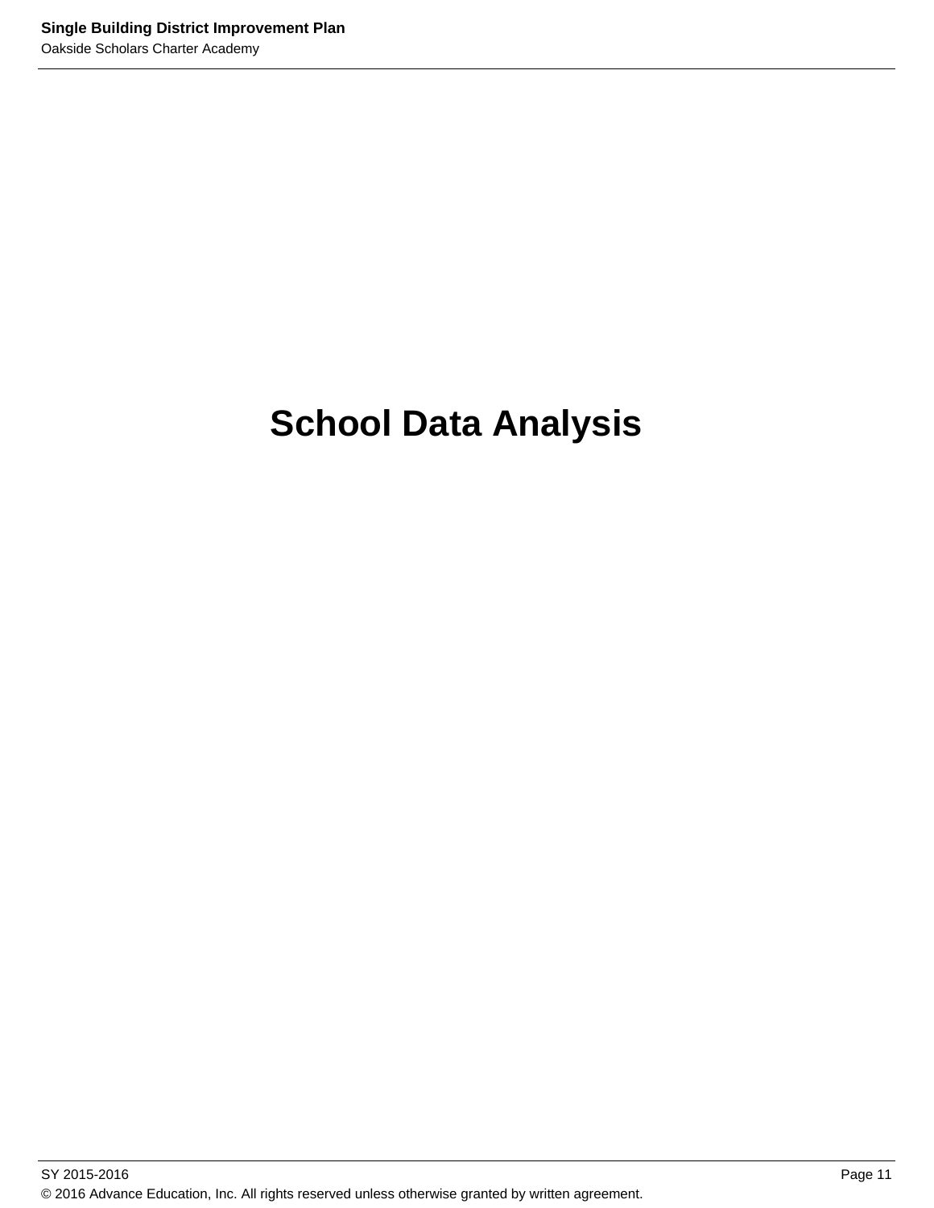# School Data Analysis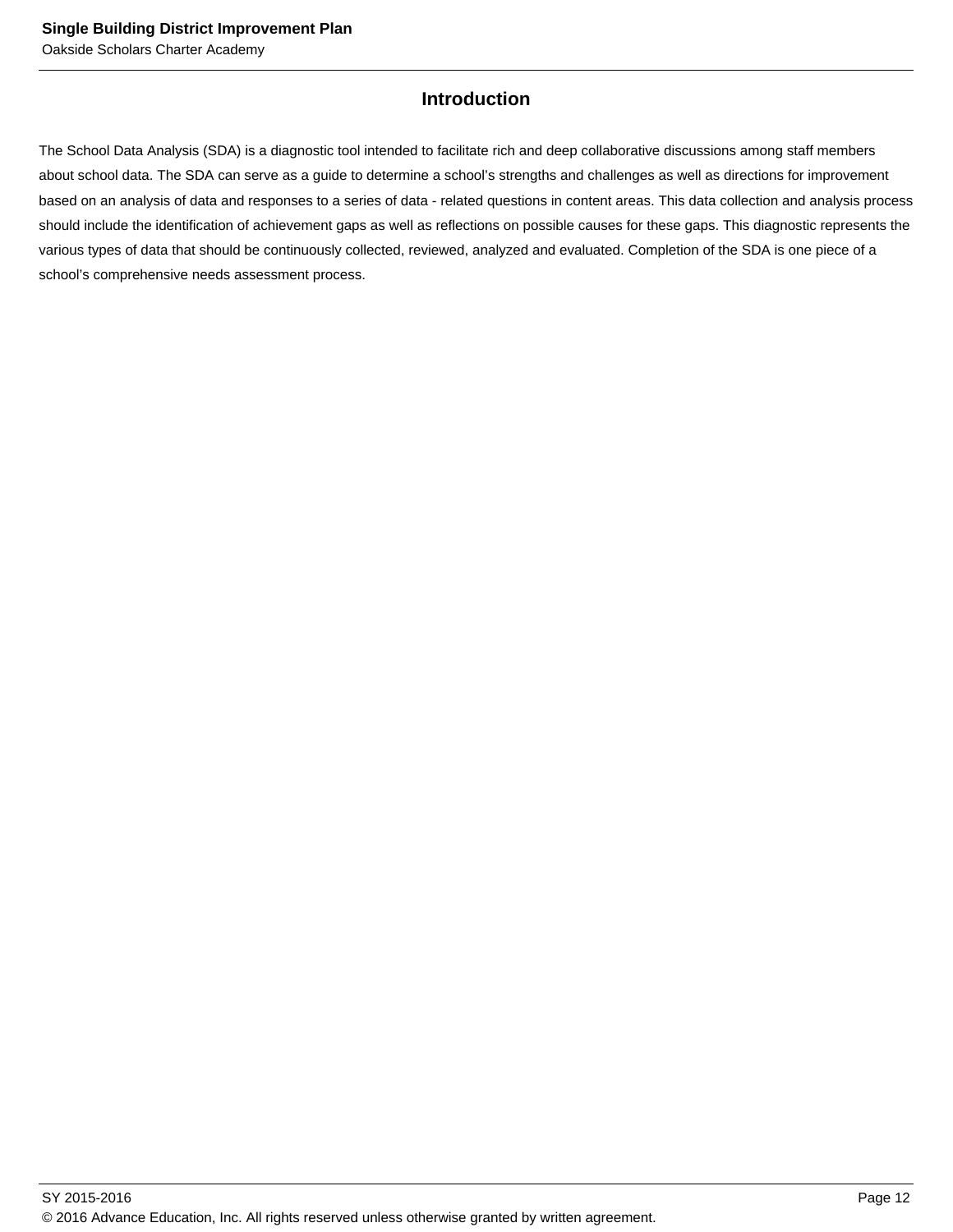## Introduction

The School Data Analysis (SDA) is a diagnostic tool intended to facilitate rich and deep collaborative discussions among staff members about school data. The SDA can serve as a guide to determine a school's strengths and challenges as well as directions for improvement based on an analysis of data and responses to a series of data - related questions in content areas. This data collection and analysis process should include the identification of achievement gaps as well as reflections on possible causes for these gaps. This diagnostic represents the various types of data that should be continuously collected, reviewed, analyzed and evaluated. Completion of the SDA is one piece of a school's comprehensive needs assessment process.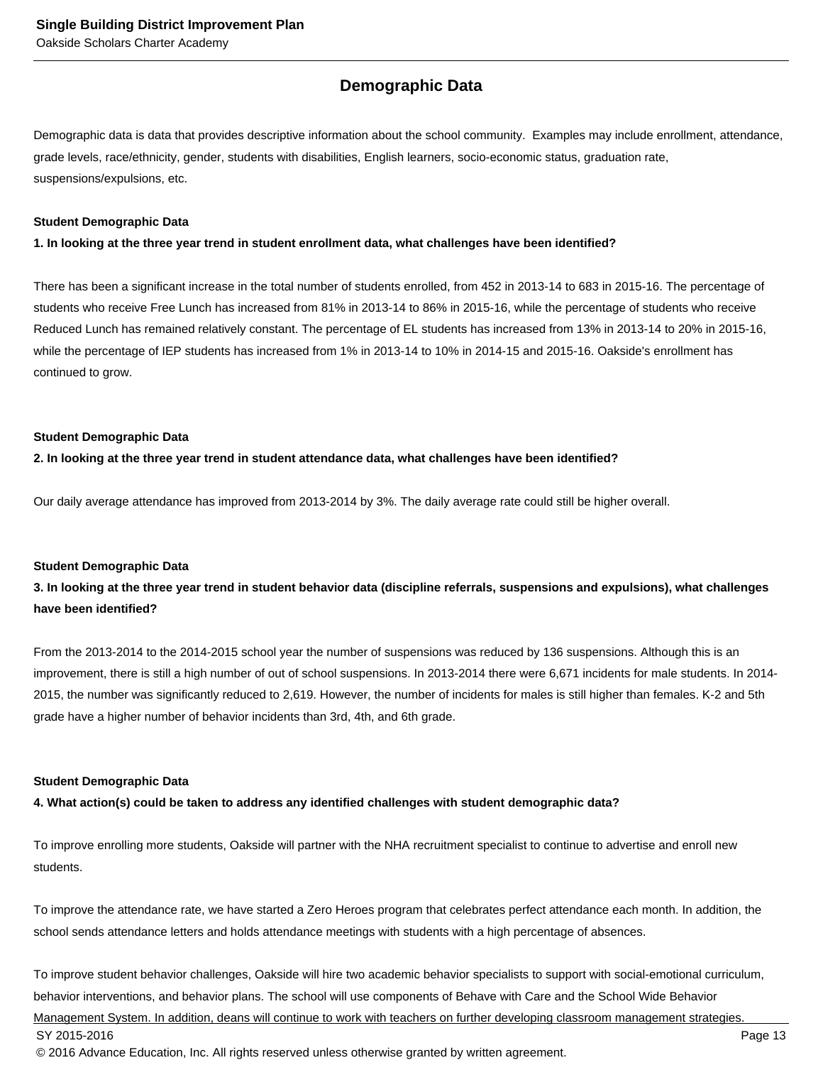## Demographic Data

Demographic data is data that provides descriptive information about the school community. Examples may include enrollment, attendance, grade levels, race/ethnicity, gender, students with disabilities, English learners, socio-economic status, graduation rate, suspensions/expulsions, etc.

**Student Demographic Data**

**1. In looking at the three year trend in student enrollment data, what challenges have been identified?**

There has been a significant increase in the total number of students enrolled, from 452 in 2013-14 to 683 in 2015-16. The percentage of students who receive Free Lunch has increased from 81% in 2013-14 to 86% in 2015-16, while the percentage of students who receive Reduced Lunch has remained relatively constant. The percentage of EL students has increased from 13% in 2013-14 to 20% in 2015-16, while the percentage of IEP students has increased from 1% in 2013-14 to 10% in 2014-15 and 2015-16. Oakside's enrollment has continued to grow.

**Student Demographic Data**

**2. In looking at the three year trend in student attendance data, what challenges have been identified?**

Our daily average attendance has improved from 2013-2014 by 3%. The daily average rate could still be higher overall.

**Student Demographic Data**

**3. In looking at the three year trend in student behavior data (discipline referrals, suspensions and expulsions), what challenges have been identified?**

From the 2013-2014 to the 2014-2015 school year the number of suspensions was reduced by 136 suspensions. Although this is an improvement, there is still a high number of out of school suspensions. In 2013-2014 there were 6,671 incidents for male students. In 2014-2015, the number was significantly reduced to 2,619. However, the number of incidents for males is still higher than females. K-2 and 5th grade have a higher number of behavior incidents than 3rd, 4th, and 6th grade.

**Student Demographic Data**

**4. What action(s) could be taken to address any identified challenges with student demographic data?**

To improve enrolling more students, Oakside will partner with the NHA recruitment specialist to continue to advertise and enroll new students.

To improve the attendance rate, we have started a Zero Heroes program that celebrates perfect attendance each month. In addition, the school sends attendance letters and holds attendance meetings with students with a high percentage of absences.

To improve student behavior challenges, Oakside will hire two academic behavior specialists to support with social-emotional curriculum, behavior interventions, and behavior plans. The school will use components of Behave with Care and the School Wide Behavior Management System. In addition, deans will continue to work with teachers on further developing classroom management strategies.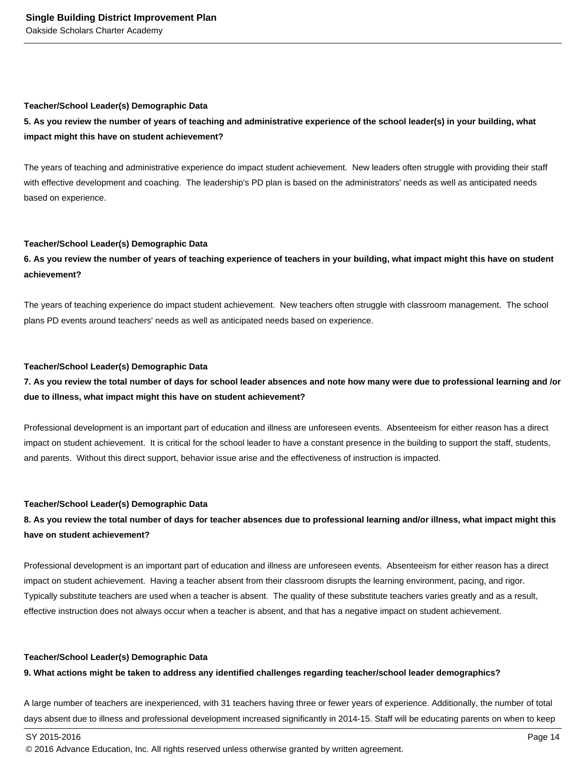**Teacher/School Leader(s) Demographic Data**

**5. As you review the number of years of teaching and administrative experience of the school leader(s) in your building, what impact might this have on student achievement?**

The years of teaching and administrative experience do impact student achievement. New leaders often struggle with providing their staff with effective development and coaching. The leadership's PD plan is based on the administrators' needs as well as anticipated needs based on experience.

**Teacher/School Leader(s) Demographic Data**

**6. As you review the number of years of teaching experience of teachers in your building, what impact might this have on student achievement?**

The years of teaching experience do impact student achievement. New teachers often struggle with classroom management. The school plans PD events around teachers' needs as well as anticipated needs based on experience.

**Teacher/School Leader(s) Demographic Data**

**7. As you review the total number of days for school leader absences and note how many were due to professional learning and /or due to illness, what impact might this have on student achievement?**

Professional development is an important part of education and illness are unforeseen events. Absenteeism for either reason has a direct impact on student achievement. It is critical for the school leader to have a constant presence in the building to support the staff, students, and parents. Without this direct support, behavior issue arise and the effectiveness of instruction is impacted.

**Teacher/School Leader(s) Demographic Data**

**8. As you review the total number of days for teacher absences due to professional learning and/or illness, what impact might this have on student achievement?**

Professional development is an important part of education and illness are unforeseen events. Absenteeism for either reason has a direct impact on student achievement. Having a teacher absent from their classroom disrupts the learning environment, pacing, and rigor. Typically substitute teachers are used when a teacher is absent. The quality of these substitute teachers varies greatly and as a result, effective instruction does not always occur when a teacher is absent, and that has a negative impact on student achievement.

**Teacher/School Leader(s) Demographic Data**

**9. What actions might be taken to address any identified challenges regarding teacher/school leader demographics?**

A large number of teachers are inexperienced, with 31 teachers having three or fewer years of experience. Additionally, the number of total days absent due to illness and professional development increased significantly in 2014-15. Staff will be educating parents on when to keep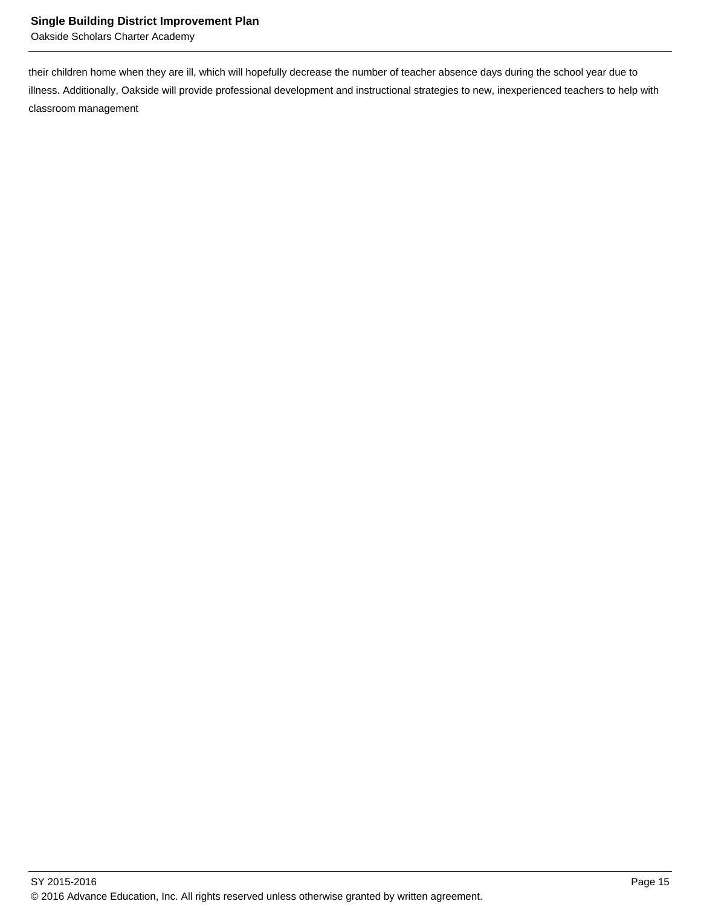their children home when they are ill, which will hopefully decrease the number of teacher absence days during the school year due to illness. Additionally, Oakside will provide professional development and instructional strategies to new, inexperienced teachers to help with classroom management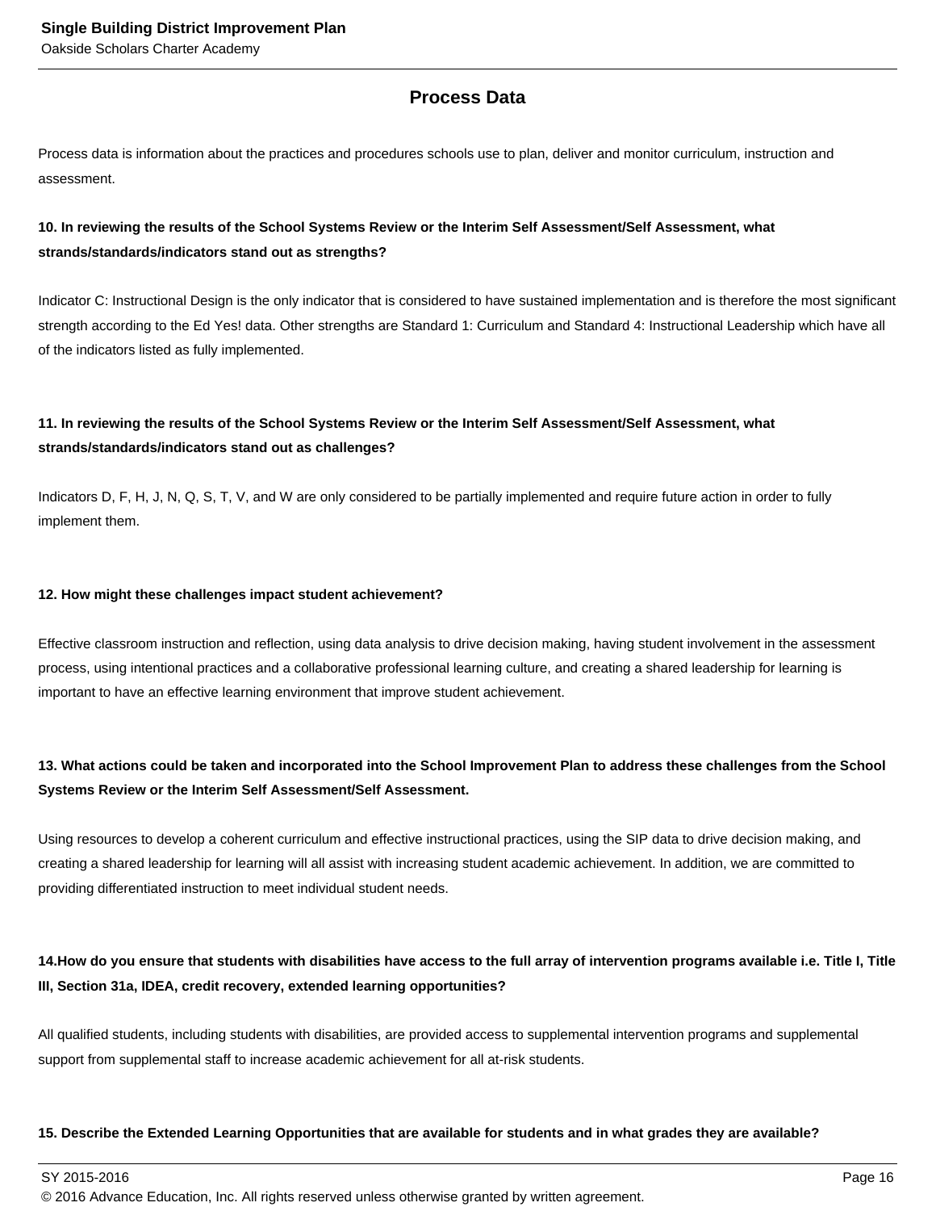## Process Data

Process data is information about the practices and procedures schools use to plan, deliver and monitor curriculum, instruction and assessment.

**10. In reviewing the results of the School Systems Review or the Interim Self Assessment/Self Assessment, what strands/standards/indicators stand out as strengths?**

Indicator C: Instructional Design is the only indicator that is considered to have sustained implementation and is therefore the most significant strength according to the Ed Yes! data. Other strengths are Standard 1: Curriculum and Standard 4: Instructional Leadership which have all of the indicators listed as fully implemented.

**11. In reviewing the results of the School Systems Review or the Interim Self Assessment/Self Assessment, what strands/standards/indicators stand out as challenges?**

Indicators D, F, H, J, N, Q, S, T, V, and W are only considered to be partially implemented and require future action in order to fully implement them.

**12. How might these challenges impact student achievement?**

Effective classroom instruction and reflection, using data analysis to drive decision making, having student involvement in the assessment process, using intentional practices and a collaborative professional learning culture, and creating a shared leadership for learning is important to have an effective learning environment that improve student achievement.

**13. What actions could be taken and incorporated into the School Improvement Plan to address these challenges from the School Systems Review or the Interim Self Assessment/Self Assessment.**

Using resources to develop a coherent curriculum and effective instructional practices, using the SIP data to drive decision making, and creating a shared leadership for learning will all assist with increasing student academic achievement. In addition, we are committed to providing differentiated instruction to meet individual student needs.

**14.How do you ensure that students with disabilities have access to the full array of intervention programs available i.e. Title I, Title III, Section 31a, IDEA, credit recovery, extended learning opportunities?**

All qualified students, including students with disabilities, are provided access to supplemental intervention programs and supplemental support from supplemental staff to increase academic achievement for all at-risk students.

**15. Describe the Extended Learning Opportunities that are available for students and in what grades they are available?**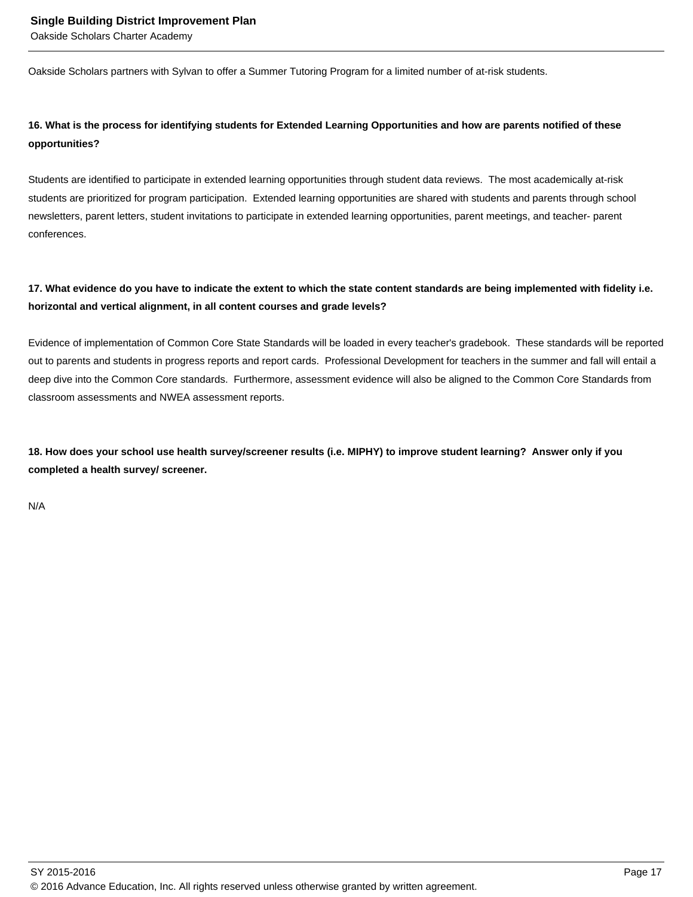Oakside Scholars partners with Sylvan to offer a Summer Tutoring Program for a limited number of at-risk students.

**16. What is the process for identifying students for Extended Learning Opportunities and how are parents notified of these opportunities?**

Students are identified to participate in extended learning opportunities through student data reviews. The most academically at-risk students are prioritized for program participation. Extended learning opportunities are shared with students and parents through school newsletters, parent letters, student invitations to participate in extended learning opportunities, parent meetings, and teacher- parent conferences.

**17. What evidence do you have to indicate the extent to which the state content standards are being implemented with fidelity i.e. horizontal and vertical alignment, in all content courses and grade levels?**

Evidence of implementation of Common Core State Standards will be loaded in every teacher's gradebook. These standards will be reported out to parents and students in progress reports and report cards. Professional Development for teachers in the summer and fall will entail a deep dive into the Common Core standards. Furthermore, assessment evidence will also be aligned to the Common Core Standards from classroom assessments and NWEA assessment reports.

**18. How does your school use health survey/screener results (i.e. MIPHY) to improve student learning? Answer only if you completed a health survey/ screener.**

N/A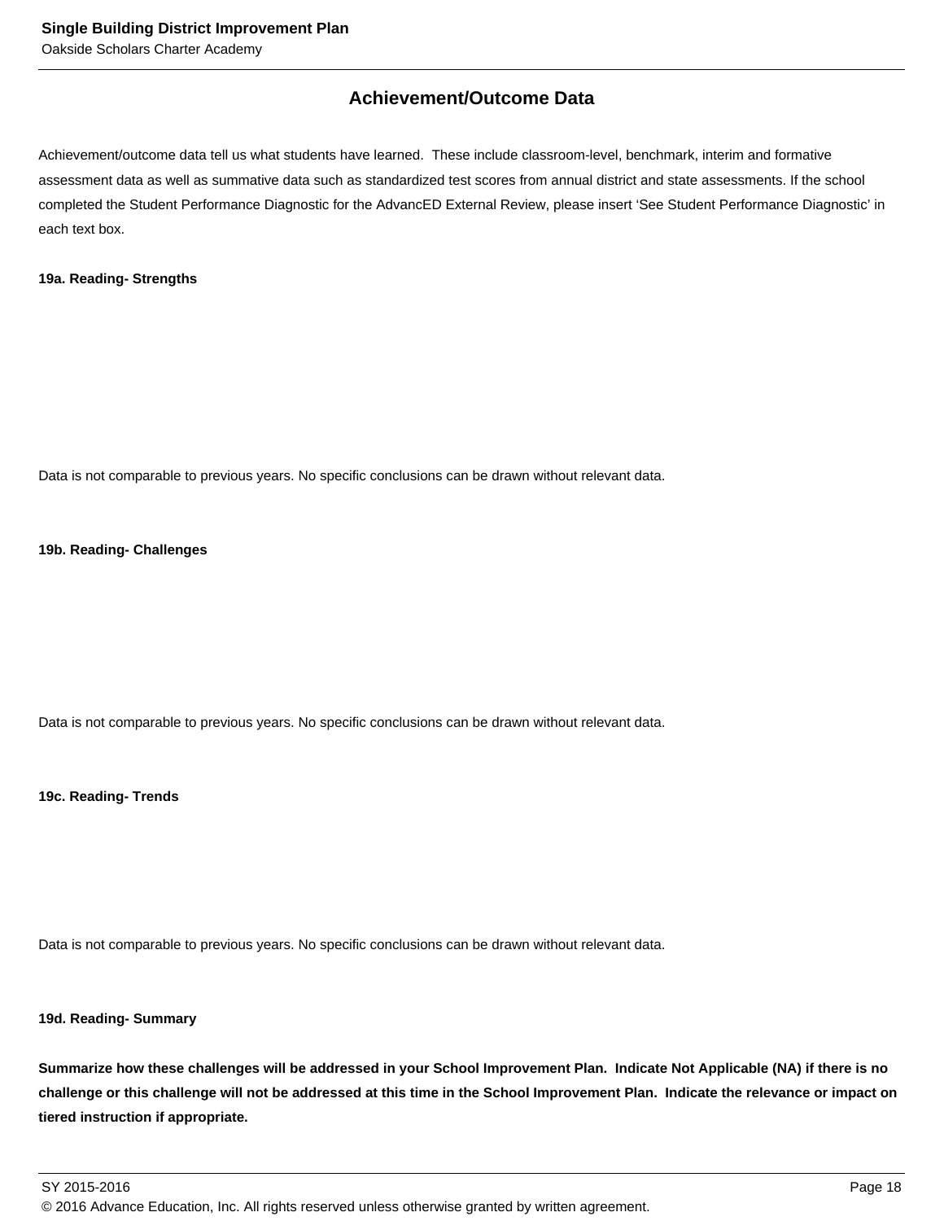## Achievement/Outcome Data

Achievement/outcome data tell us what students have learned. These include classroom-level, benchmark, interim and formative assessment data as well as summative data such as standardized test scores from annual district and state assessments. If the school completed the Student Performance Diagnostic for the AdvancED External Review, please insert 'See Student Performance Diagnostic' in each text box.

**19a. Reading- Strengths**

Data is not comparable to previous years. No specific conclusions can be drawn without relevant data.

**19b. Reading- Challenges**

Data is not comparable to previous years. No specific conclusions can be drawn without relevant data.

**19c. Reading- Trends**

Data is not comparable to previous years. No specific conclusions can be drawn without relevant data.

**19d. Reading- Summary**

**Summarize how these challenges will be addressed in your School Improvement Plan. Indicate Not Applicable (NA) if there is no challenge or this challenge will not be addressed at this time in the School Improvement Plan. Indicate the relevance or impact on tiered instruction if appropriate.**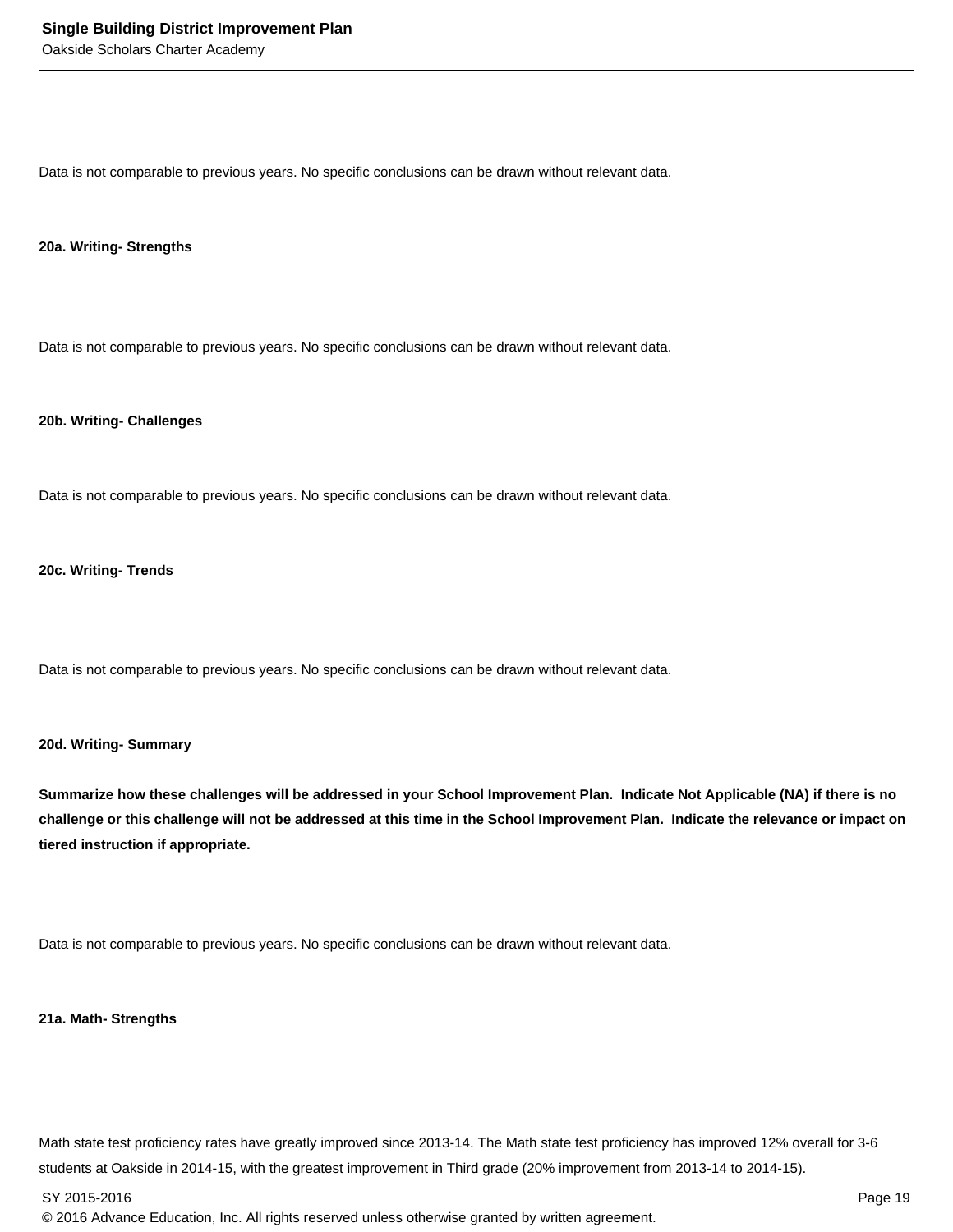Data is not comparable to previous years. No specific conclusions can be drawn without relevant data.

**20a. Writing- Strengths**

Data is not comparable to previous years. No specific conclusions can be drawn without relevant data.

**20b. Writing- Challenges**

Data is not comparable to previous years. No specific conclusions can be drawn without relevant data.

**20c. Writing- Trends**

Data is not comparable to previous years. No specific conclusions can be drawn without relevant data.

**20d. Writing- Summary**

**Summarize how these challenges will be addressed in your School Improvement Plan. Indicate Not Applicable (NA) if there is no challenge or this challenge will not be addressed at this time in the School Improvement Plan. Indicate the relevance or impact on tiered instruction if appropriate.**

Data is not comparable to previous years. No specific conclusions can be drawn without relevant data.

**21a. Math- Strengths**

Math state test proficiency rates have greatly improved since 2013-14. The Math state test proficiency has improved 12% overall for 3-6 students at Oakside in 2014-15, with the greatest improvement in Third grade (20% improvement from 2013-14 to 2014-15).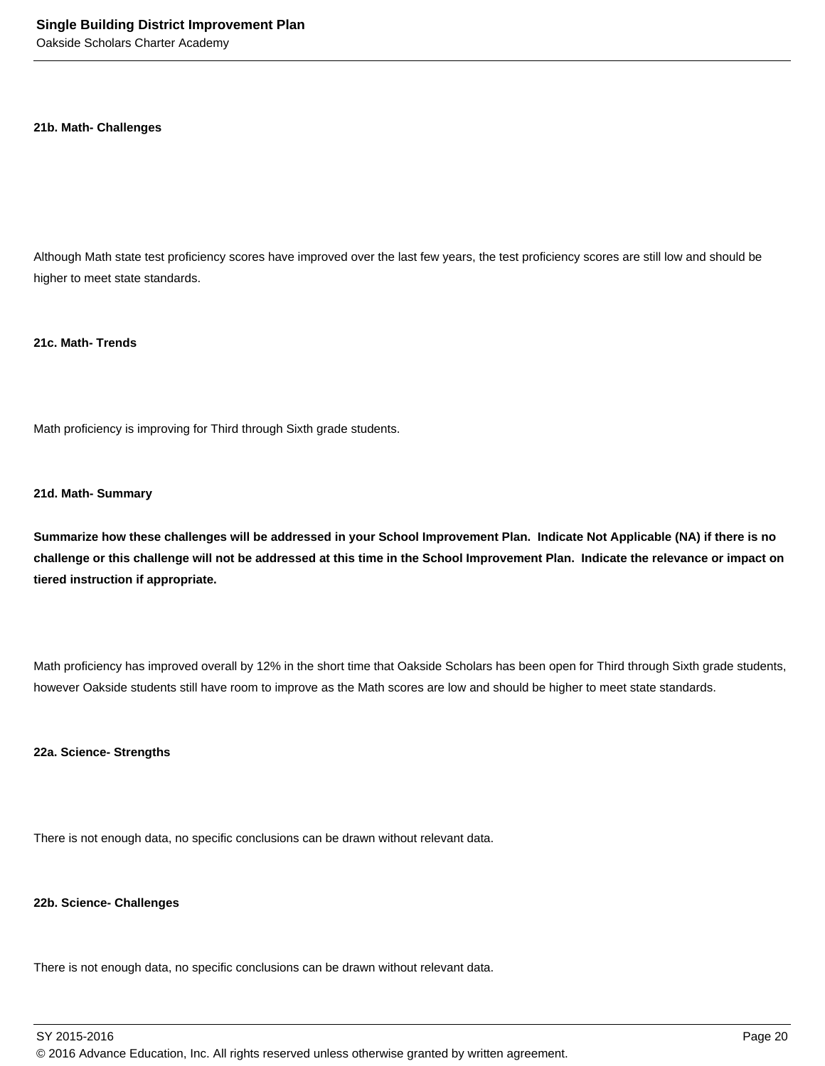**21b. Math- Challenges**

Although Math state test proficiency scores have improved over the last few years, the test proficiency scores are still low and should be higher to meet state standards.

**21c. Math- Trends**

Math proficiency is improving for Third through Sixth grade students.

**21d. Math- Summary**

**Summarize how these challenges will be addressed in your School Improvement Plan. Indicate Not Applicable (NA) if there is no challenge or this challenge will not be addressed at this time in the School Improvement Plan. Indicate the relevance or impact on tiered instruction if appropriate.**

Math proficiency has improved overall by 12% in the short time that Oakside Scholars has been open for Third through Sixth grade students, however Oakside students still have room to improve as the Math scores are low and should be higher to meet state standards.

**22a. Science- Strengths**

There is not enough data, no specific conclusions can be drawn without relevant data.

**22b. Science- Challenges**

There is not enough data, no specific conclusions can be drawn without relevant data.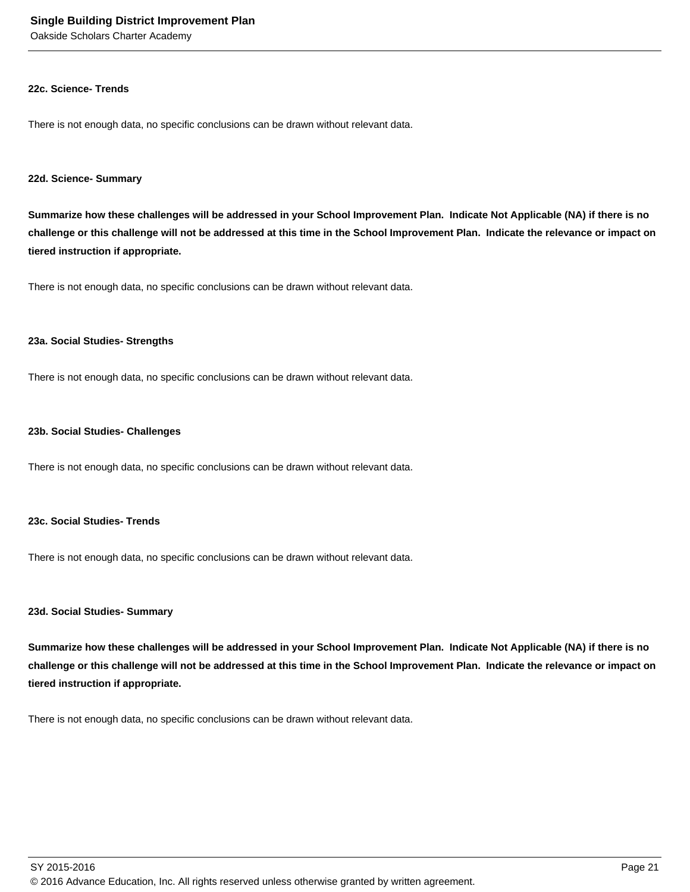**22c. Science- Trends**

There is not enough data, no specific conclusions can be drawn without relevant data.

**22d. Science- Summary**

**Summarize how these challenges will be addressed in your School Improvement Plan. Indicate Not Applicable (NA) if there is no challenge or this challenge will not be addressed at this time in the School Improvement Plan. Indicate the relevance or impact on tiered instruction if appropriate.**

There is not enough data, no specific conclusions can be drawn without relevant data.

**23a. Social Studies- Strengths**

There is not enough data, no specific conclusions can be drawn without relevant data.

**23b. Social Studies- Challenges**

There is not enough data, no specific conclusions can be drawn without relevant data.

**23c. Social Studies- Trends**

There is not enough data, no specific conclusions can be drawn without relevant data.

**23d. Social Studies- Summary**

**Summarize how these challenges will be addressed in your School Improvement Plan. Indicate Not Applicable (NA) if there is no challenge or this challenge will not be addressed at this time in the School Improvement Plan. Indicate the relevance or impact on tiered instruction if appropriate.**

There is not enough data, no specific conclusions can be drawn without relevant data.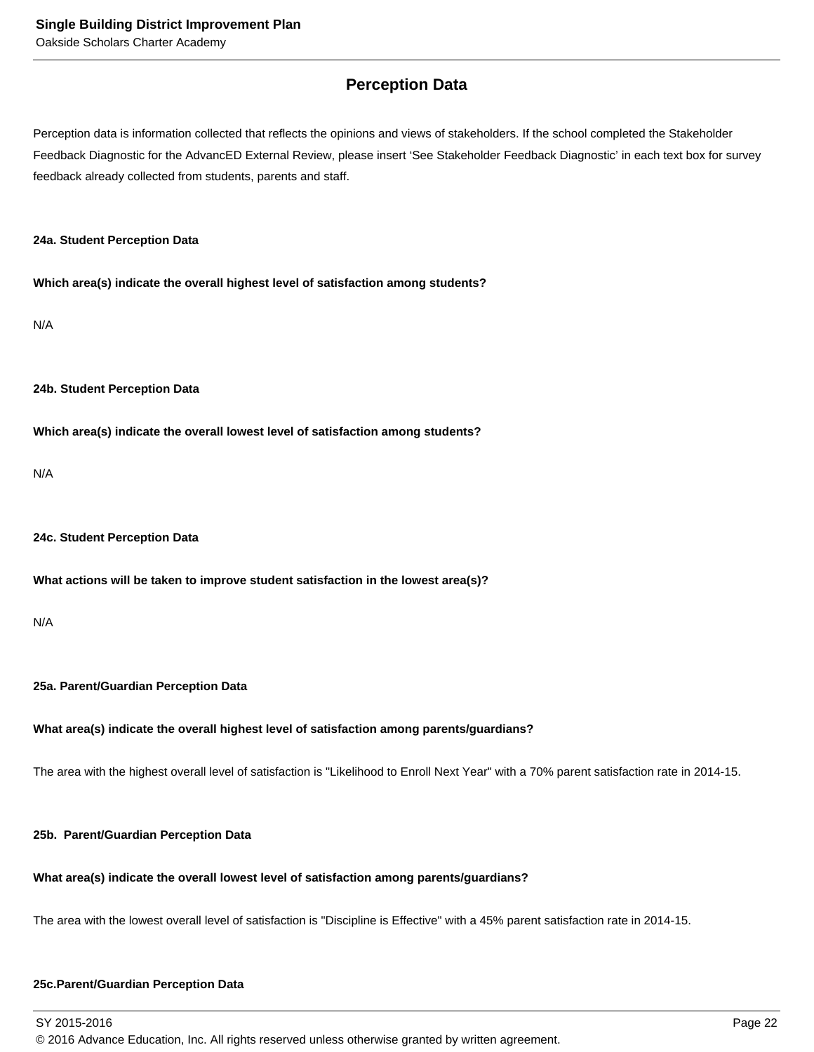## Perception Data

Perception data is information collected that reflects the opinions and views of stakeholders. If the school completed the Stakeholder Feedback Diagnostic for the AdvancED External Review, please insert 'See Stakeholder Feedback Diagnostic' in each text box for survey feedback already collected from students, parents and staff.

**24a. Student Perception Data**

**Which area(s) indicate the overall highest level of satisfaction among students?**

N/A

**24b. Student Perception Data**

**Which area(s) indicate the overall lowest level of satisfaction among students?**

N/A

**24c. Student Perception Data**

**What actions will be taken to improve student satisfaction in the lowest area(s)?**

N/A

**25a. Parent/Guardian Perception Data**

**What area(s) indicate the overall highest level of satisfaction among parents/guardians?**

The area with the highest overall level of satisfaction is "Likelihood to Enroll Next Year" with a 70% parent satisfaction rate in 2014-15.

**25b. Parent/Guardian Perception Data**

**What area(s) indicate the overall lowest level of satisfaction among parents/guardians?**

The area with the lowest overall level of satisfaction is "Discipline is Effective" with a 45% parent satisfaction rate in 2014-15.

**25c.Parent/Guardian Perception Data**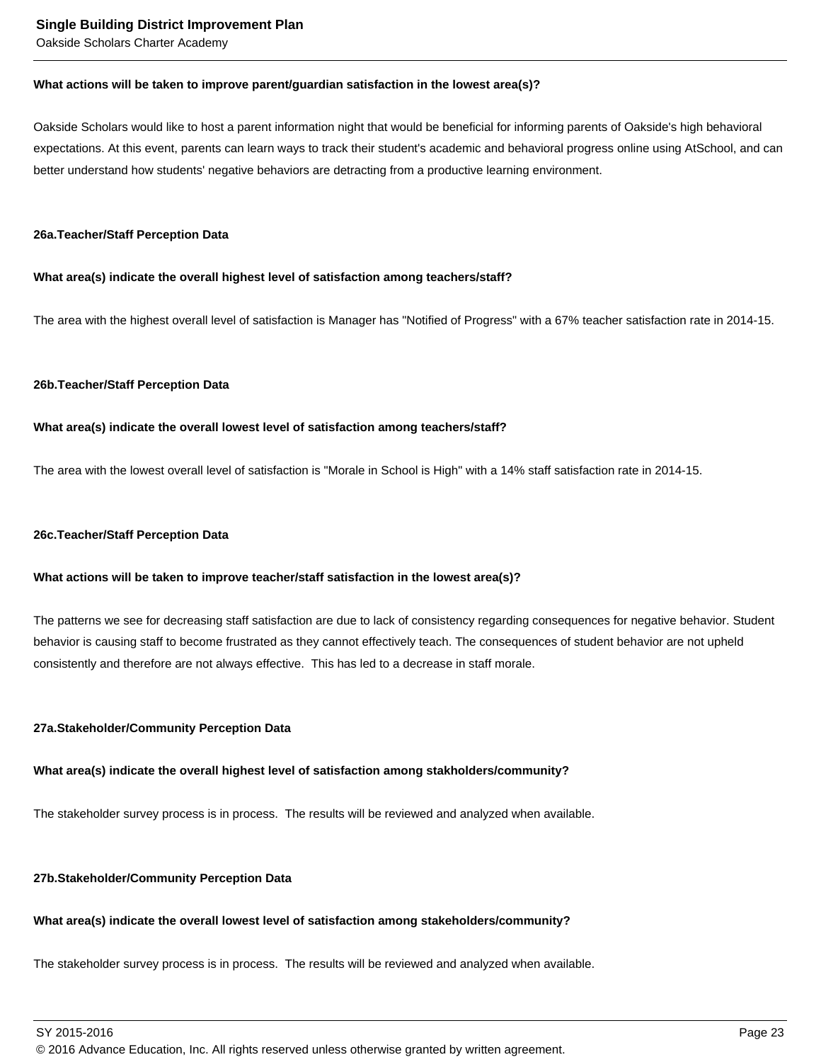**What actions will be taken to improve parent/guardian satisfaction in the lowest area(s)?**

Oakside Scholars would like to host a parent information night that would be beneficial for informing parents of Oakside's high behavioral expectations. At this event, parents can learn ways to track their student's academic and behavioral progress online using AtSchool, and can better understand how students' negative behaviors are detracting from a productive learning environment.

**26a.Teacher/Staff Perception Data**

**What area(s) indicate the overall highest level of satisfaction among teachers/staff?**

The area with the highest overall level of satisfaction is Manager has "Notified of Progress" with a 67% teacher satisfaction rate in 2014-15.

**26b.Teacher/Staff Perception Data**

**What area(s) indicate the overall lowest level of satisfaction among teachers/staff?**

The area with the lowest overall level of satisfaction is "Morale in School is High" with a 14% staff satisfaction rate in 2014-15.

**26c.Teacher/Staff Perception Data**

**What actions will be taken to improve teacher/staff satisfaction in the lowest area(s)?**

The patterns we see for decreasing staff satisfaction are due to lack of consistency regarding consequences for negative behavior. Student behavior is causing staff to become frustrated as they cannot effectively teach. The consequences of student behavior are not upheld consistently and therefore are not always effective. This has led to a decrease in staff morale.

**27a.Stakeholder/Community Perception Data**

**What area(s) indicate the overall highest level of satisfaction among stakholders/community?**

The stakeholder survey process is in process. The results will be reviewed and analyzed when available.

**27b.Stakeholder/Community Perception Data**

**What area(s) indicate the overall lowest level of satisfaction among stakeholders/community?**

The stakeholder survey process is in process. The results will be reviewed and analyzed when available.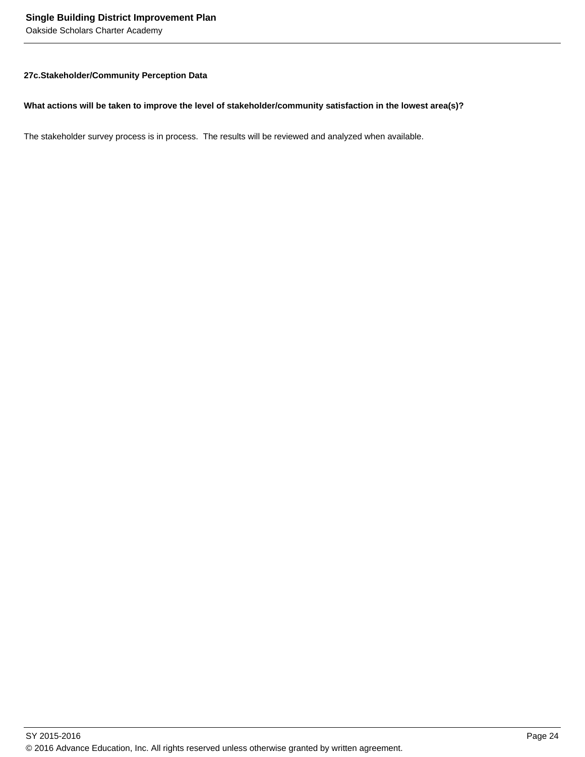### 27c.Stakeholder/Community Perception Data

**What actions will be taken to improve the level of stakeholder/community satisfaction in the lowest area(s)?**

The stakeholder survey process is in process.  The results will be reviewed and analyzed when available.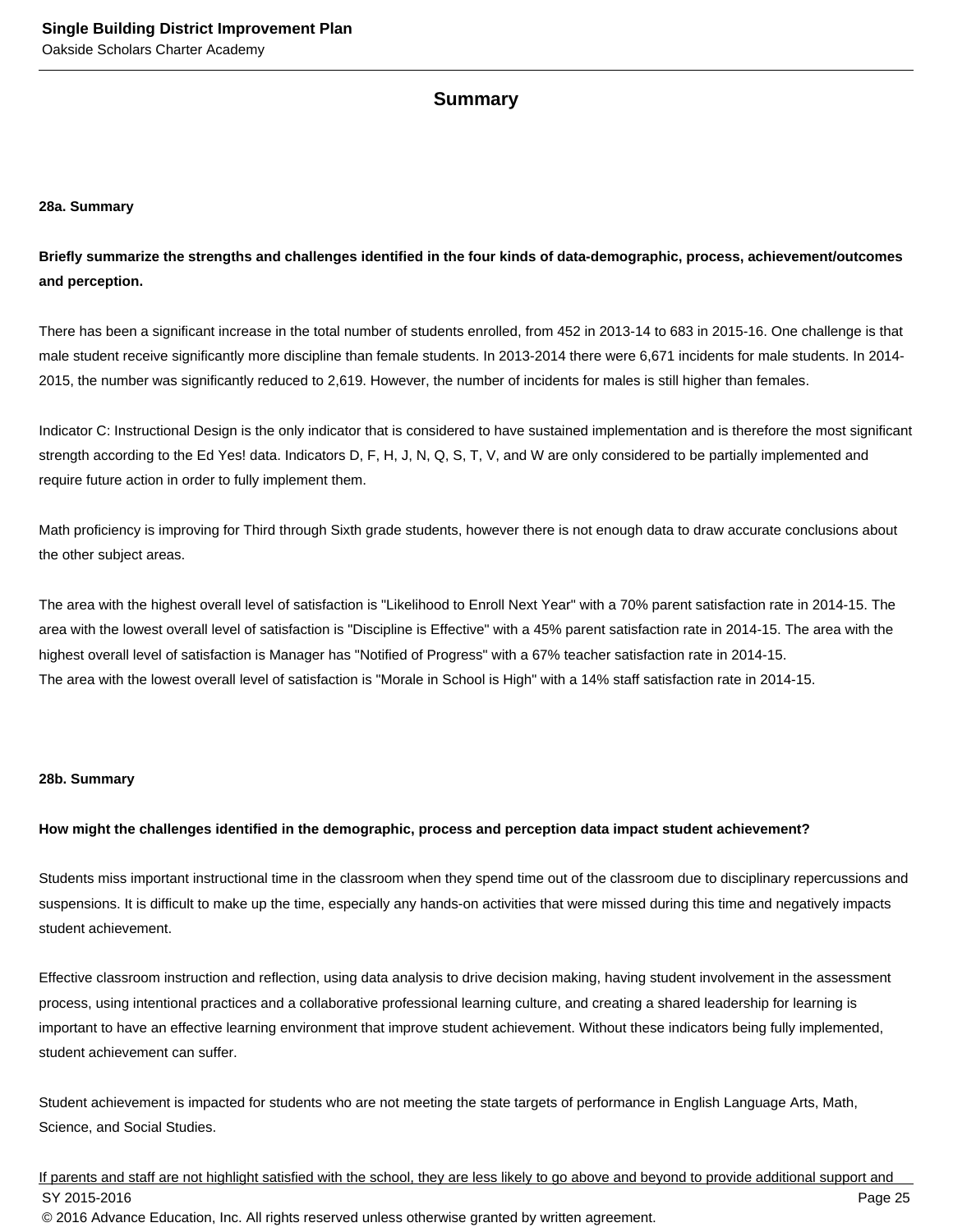## Summary

### 28a. Summary

**Briefly summarize the strengths and challenges identified in the four kinds of data-demographic, process, achievement/outcomes and perception.**

There has been a significant increase in the total number of students enrolled, from 452 in 2013-14 to 683 in 2015-16. One challenge is that male student receive significantly more discipline than female students. In 2013-2014 there were 6,671 incidents for male students. In 2014-2015, the number was significantly reduced to 2,619. However, the number of incidents for males is still higher than females.

Indicator C: Instructional Design is the only indicator that is considered to have sustained implementation and is therefore the most significant strength according to the Ed Yes! data. Indicators D, F, H, J, N, Q, S, T, V, and W are only considered to be partially implemented and require future action in order to fully implement them.

Math proficiency is improving for Third through Sixth grade students, however there is not enough data to draw accurate conclusions about the other subject areas.

The area with the highest overall level of satisfaction is "Likelihood to Enroll Next Year" with a 70% parent satisfaction rate in 2014-15. The area with the lowest overall level of satisfaction is "Discipline is Effective" with a 45% parent satisfaction rate in 2014-15. The area with the highest overall level of satisfaction is Manager has "Notified of Progress" with a 67% teacher satisfaction rate in 2014-15.
The area with the lowest overall level of satisfaction is "Morale in School is High" with a 14% staff satisfaction rate in 2014-15.

### 28b. Summary

**How might the challenges identified in the demographic, process and perception data impact student achievement?**

Students miss important instructional time in the classroom when they spend time out of the classroom due to disciplinary repercussions and suspensions. It is difficult to make up the time, especially any hands-on activities that were missed during this time and negatively impacts student achievement.

Effective classroom instruction and reflection, using data analysis to drive decision making, having student involvement in the assessment process, using intentional practices and a collaborative professional learning culture, and creating a shared leadership for learning is important to have an effective learning environment that improve student achievement. Without these indicators being fully implemented, student achievement can suffer.

Student achievement is impacted for students who are not meeting the state targets of performance in English Language Arts, Math, Science, and Social Studies.

If parents and staff are not highlight satisfied with the school, they are less likely to go above and beyond to provide additional support and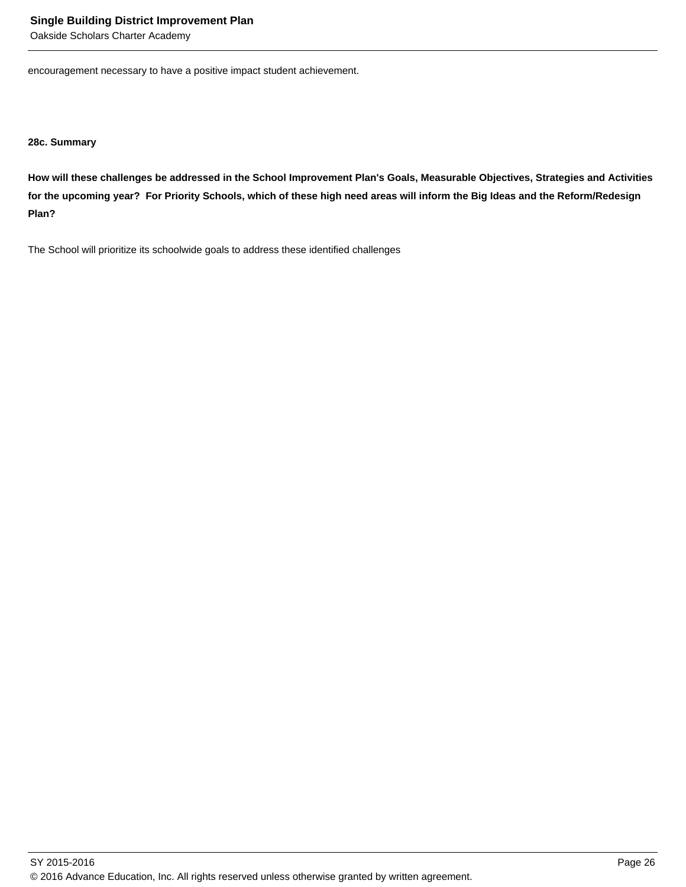encouragement necessary to have a positive impact student achievement.

**28c. Summary**

**How will these challenges be addressed in the School Improvement Plan's Goals, Measurable Objectives, Strategies and Activities for the upcoming year?  For Priority Schools, which of these high need areas will inform the Big Ideas and the Reform/Redesign Plan?**

The School will prioritize its schoolwide goals to address these identified challenges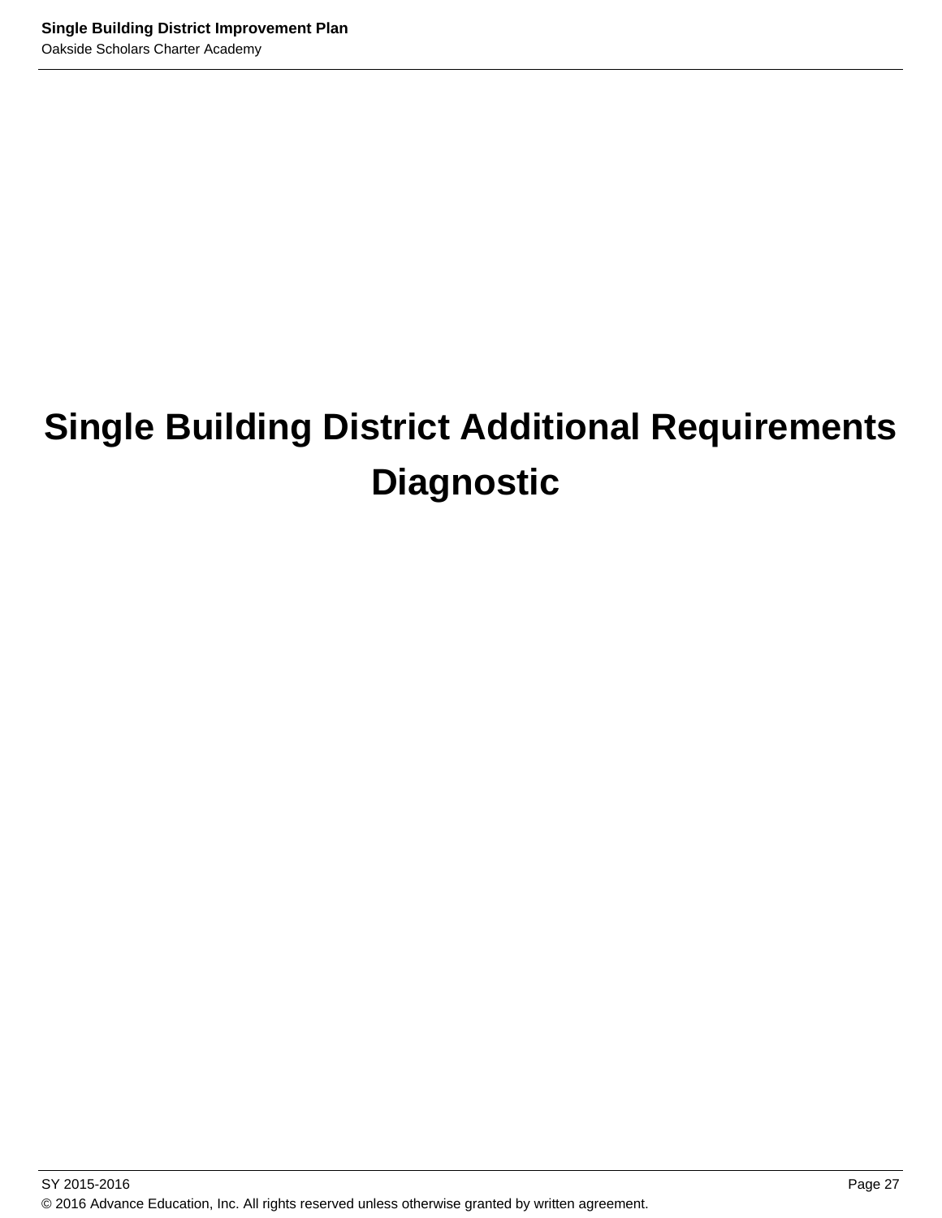# Single Building District Additional Requirements Diagnostic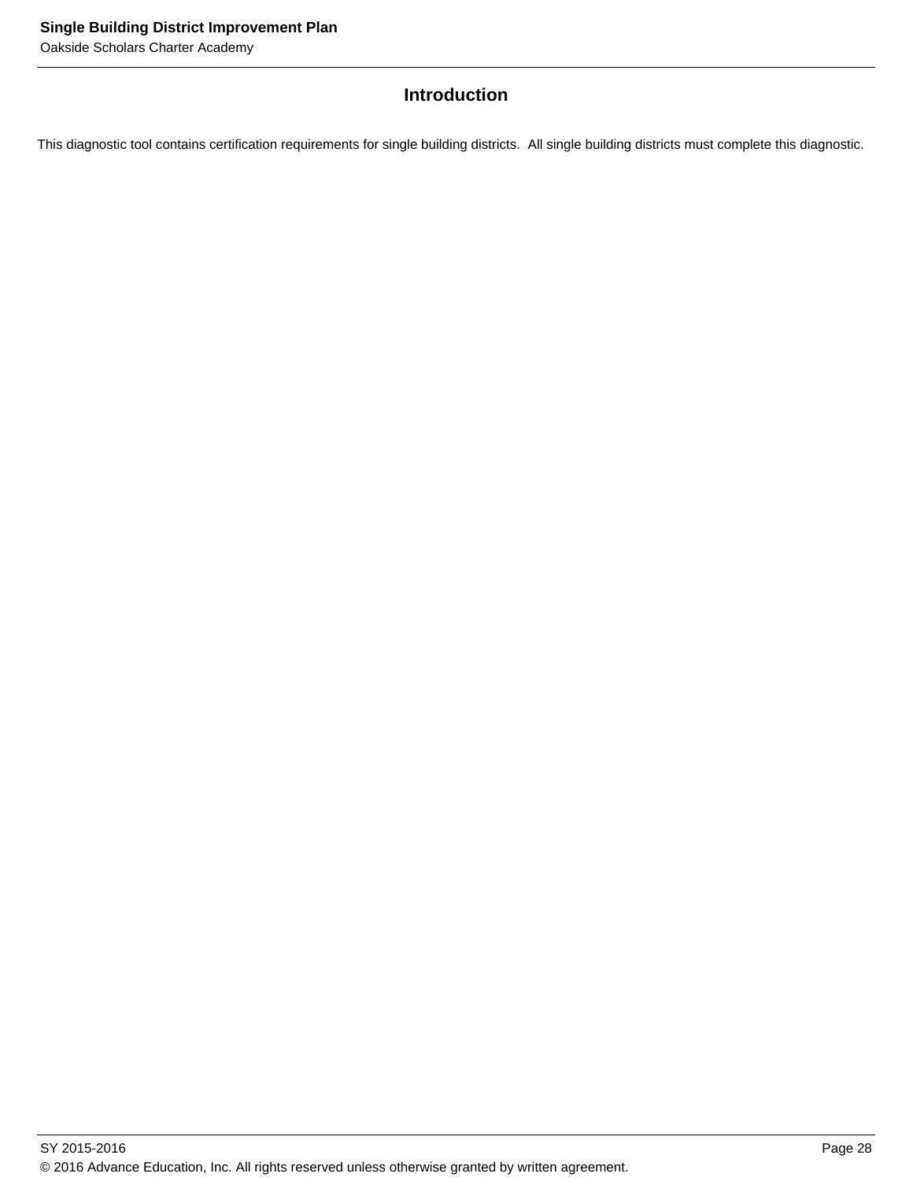## Introduction

This diagnostic tool contains certification requirements for single building districts.  All single building districts must complete this diagnostic.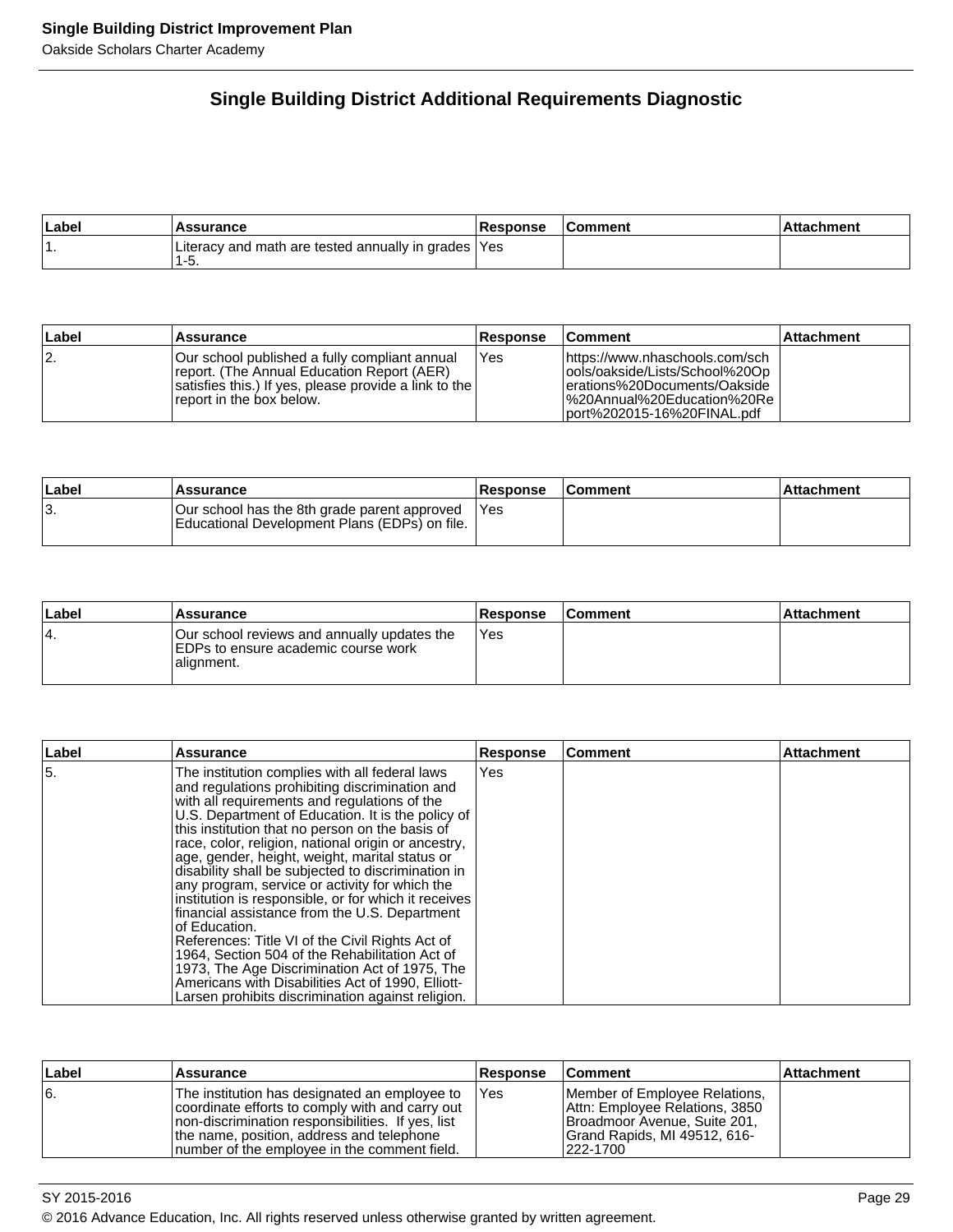## Single Building District Additional Requirements Diagnostic

| Label | Assurance | Response | Comment | Attachment |
|---|---|---|---|---|
| 1. | Literacy and math are tested annually in grades 1-5. | Yes | | |

| Label | Assurance | Response | Comment | Attachment |
|---|---|---|---|---|
| 2. | Our school published a fully compliant annual report. (The Annual Education Report (AER) satisfies this.) If yes, please provide a link to the report in the box below. | Yes | https://www.nhaschools.com/schools/oakside/Lists/School%20Operations%20Documents/Oakside%20Annual%20Education%20Report%202015-16%20FINAL.pdf | |

| Label | Assurance | Response | Comment | Attachment |
|---|---|---|---|---|
| 3. | Our school has the 8th grade parent approved Educational Development Plans (EDPs) on file. | Yes | | |

| Label | Assurance | Response | Comment | Attachment |
|---|---|---|---|---|
| 4. | Our school reviews and annually updates the EDPs to ensure academic course work alignment. | Yes | | |

| Label | Assurance | Response | Comment | Attachment |
|---|---|---|---|---|
| 5. | The institution complies with all federal laws and regulations prohibiting discrimination and with all requirements and regulations of the U.S. Department of Education. It is the policy of this institution that no person on the basis of race, color, religion, national origin or ancestry, age, gender, height, weight, marital status or disability shall be subjected to discrimination in any program, service or activity for which the institution is responsible, or for which it receives financial assistance from the U.S. Department of Education. References: Title VI of the Civil Rights Act of 1964, Section 504 of the Rehabilitation Act of 1973, The Age Discrimination Act of 1975, The Americans with Disabilities Act of 1990, Elliott-Larsen prohibits discrimination against religion. | Yes | | |

| Label | Assurance | Response | Comment | Attachment |
|---|---|---|---|---|
| 6. | The institution has designated an employee to coordinate efforts to comply with and carry out non-discrimination responsibilities. If yes, list the name, position, address and telephone number of the employee in the comment field. | Yes | Member of Employee Relations, Attn: Employee Relations, 3850 Broadmoor Avenue, Suite 201, Grand Rapids, MI 49512, 616-222-1700 | |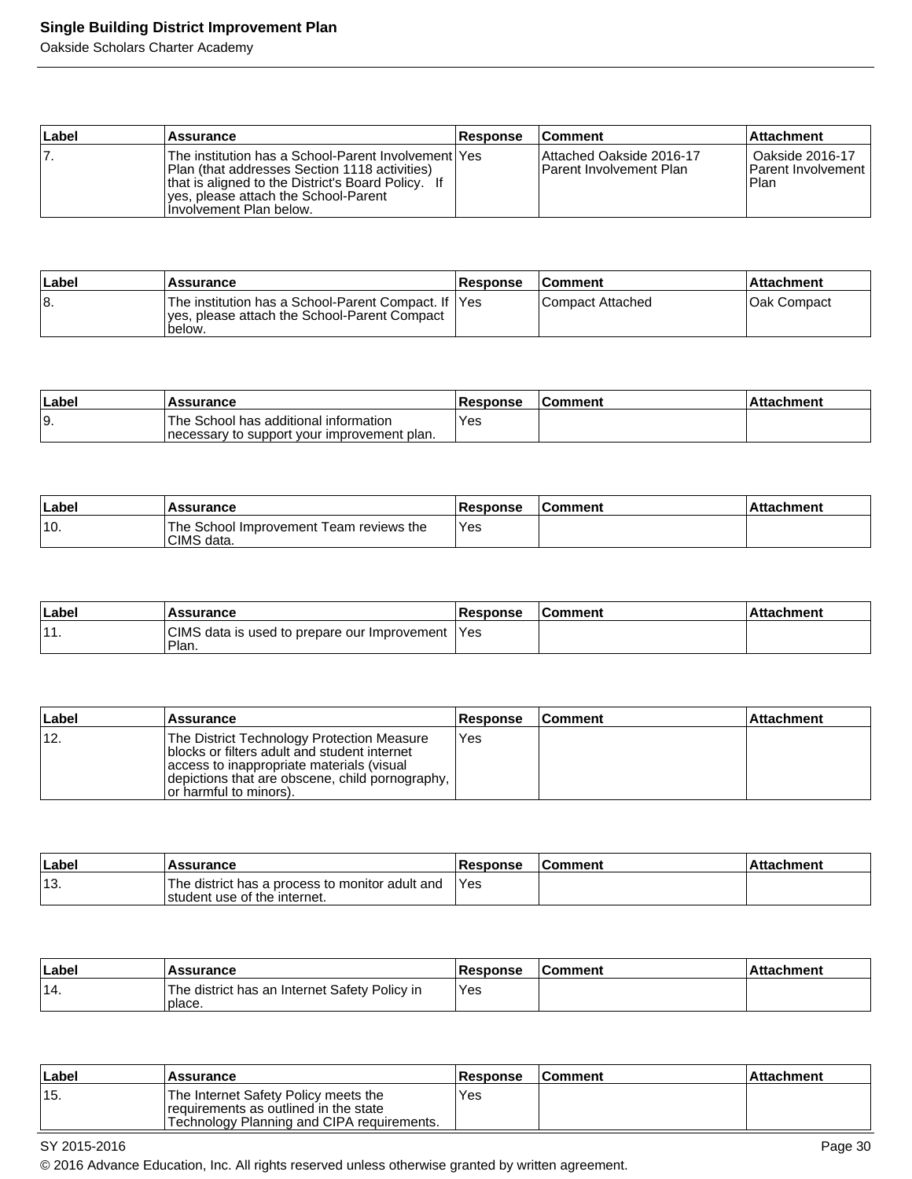| Label | Assurance | Response | Comment | Attachment |
|---|---|---|---|---|
| 7. | The institution has a School-Parent Involvement Plan (that addresses Section 1118 activities) that is aligned to the District's Board Policy. If yes, please attach the School-Parent Involvement Plan below. | Yes | Attached Oakside 2016-17 Parent Involvement Plan | Oakside 2016-17 Parent Involvement Plan |

| Label | Assurance | Response | Comment | Attachment |
|---|---|---|---|---|
| 8. | The institution has a School-Parent Compact. If yes, please attach the School-Parent Compact below. | Yes | Compact Attached | Oak Compact |

| Label | Assurance | Response | Comment | Attachment |
|---|---|---|---|---|
| 9. | The School has additional information necessary to support your improvement plan. | Yes | | |

| Label | Assurance | Response | Comment | Attachment |
|---|---|---|---|---|
| 10. | The School Improvement Team reviews the CIMS data. | Yes | | |

| Label | Assurance | Response | Comment | Attachment |
|---|---|---|---|---|
| 11. | CIMS data is used to prepare our Improvement Plan. | Yes | | |

| Label | Assurance | Response | Comment | Attachment |
|---|---|---|---|---|
| 12. | The District Technology Protection Measure blocks or filters adult and student internet access to inappropriate materials (visual depictions that are obscene, child pornography, or harmful to minors). | Yes | | |

| Label | Assurance | Response | Comment | Attachment |
|---|---|---|---|---|
| 13. | The district has a process to monitor adult and student use of the internet. | Yes | | |

| Label | Assurance | Response | Comment | Attachment |
|---|---|---|---|---|
| 14. | The district has an Internet Safety Policy in place. | Yes | | |

| Label | Assurance | Response | Comment | Attachment |
|---|---|---|---|---|
| 15. | The Internet Safety Policy meets the requirements as outlined in the state Technology Planning and CIPA requirements. | Yes | | |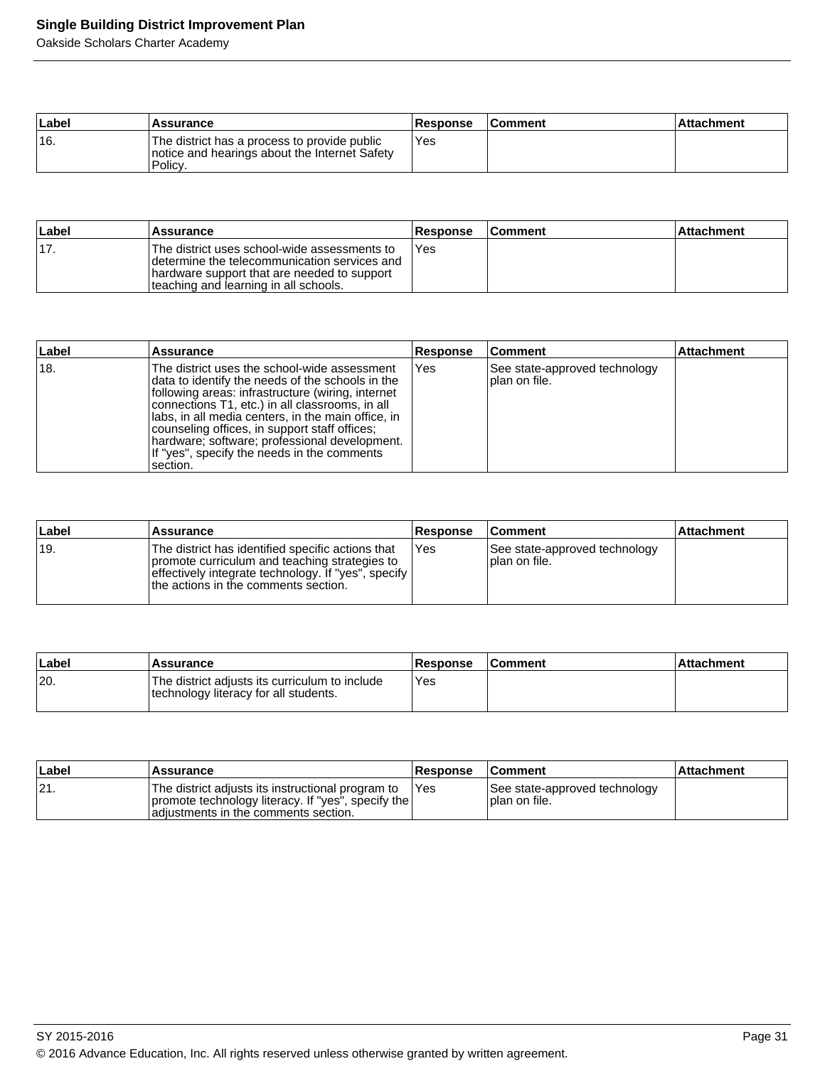| Label | Assurance | Response | Comment | Attachment |
|---|---|---|---|---|
| 16. | The district has a process to provide public notice and hearings about the Internet Safety Policy. | Yes | | |

| Label | Assurance | Response | Comment | Attachment |
|---|---|---|---|---|
| 17. | The district uses school-wide assessments to determine the telecommunication services and hardware support that are needed to support teaching and learning in all schools. | Yes | | |

| Label | Assurance | Response | Comment | Attachment |
|---|---|---|---|---|
| 18. | The district uses the school-wide assessment data to identify the needs of the schools in the following areas: infrastructure (wiring, internet connections T1, etc.) in all classrooms, in all labs, in all media centers, in the main office, in counseling offices, in support staff offices; hardware; software; professional development. If "yes", specify the needs in the comments section. | Yes | See state-approved technology plan on file. | |

| Label | Assurance | Response | Comment | Attachment |
|---|---|---|---|---|
| 19. | The district has identified specific actions that promote curriculum and teaching strategies to effectively integrate technology. If "yes", specify the actions in the comments section. | Yes | See state-approved technology plan on file. | |

| Label | Assurance | Response | Comment | Attachment |
|---|---|---|---|---|
| 20. | The district adjusts its curriculum to include technology literacy for all students. | Yes | | |

| Label | Assurance | Response | Comment | Attachment |
|---|---|---|---|---|
| 21. | The district adjusts its instructional program to promote technology literacy. If "yes", specify the adjustments in the comments section. | Yes | See state-approved technology plan on file. | |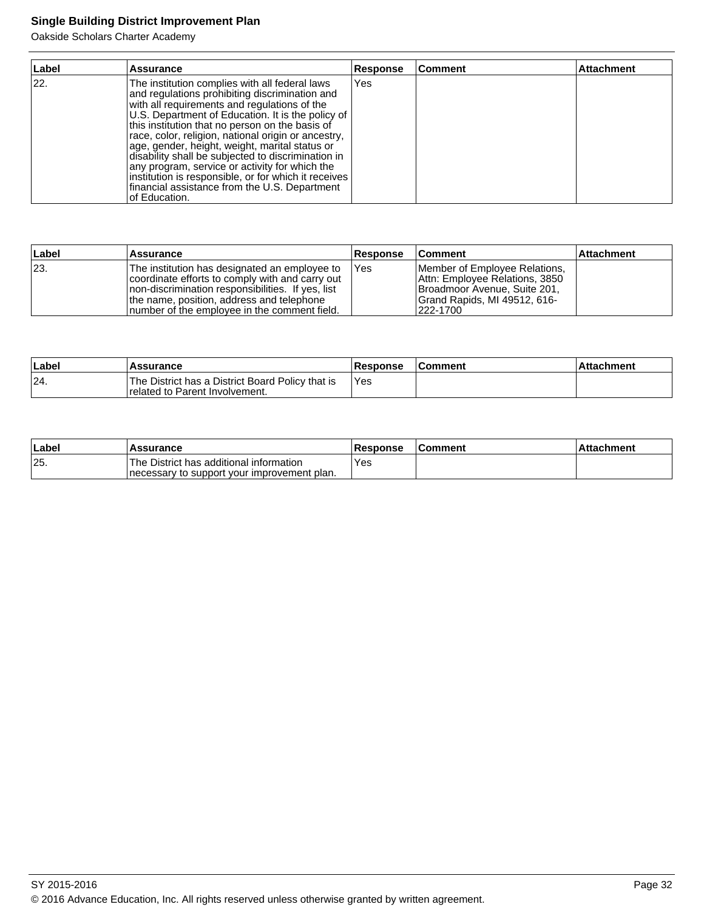| Label | Assurance | Response | Comment | Attachment |
|---|---|---|---|---|
| 22. | The institution complies with all federal laws and regulations prohibiting discrimination and with all requirements and regulations of the U.S. Department of Education. It is the policy of this institution that no person on the basis of race, color, religion, national origin or ancestry, age, gender, height, weight, marital status or disability shall be subjected to discrimination in any program, service or activity for which the institution is responsible, or for which it receives financial assistance from the U.S. Department of Education. | Yes | | |

| Label | Assurance | Response | Comment | Attachment |
|---|---|---|---|---|
| 23. | The institution has designated an employee to coordinate efforts to comply with and carry out non-discrimination responsibilities. If yes, list the name, position, address and telephone number of the employee in the comment field. | Yes | Member of Employee Relations, Attn: Employee Relations, 3850 Broadmoor Avenue, Suite 201, Grand Rapids, MI 49512, 616-222-1700 | |

| Label | Assurance | Response | Comment | Attachment |
|---|---|---|---|---|
| 24. | The District has a District Board Policy that is related to Parent Involvement. | Yes | | |

| Label | Assurance | Response | Comment | Attachment |
|---|---|---|---|---|
| 25. | The District has additional information necessary to support your improvement plan. | Yes | | |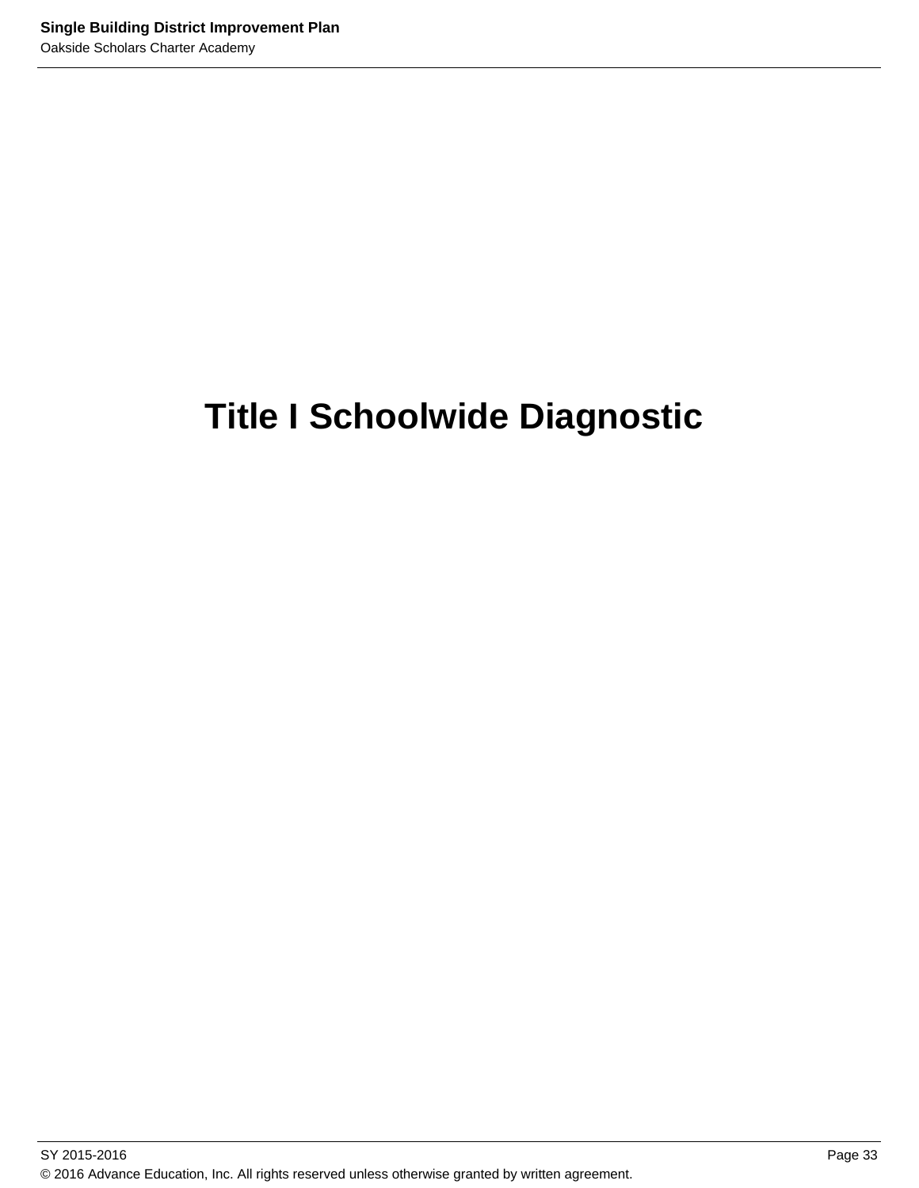# Title I Schoolwide Diagnostic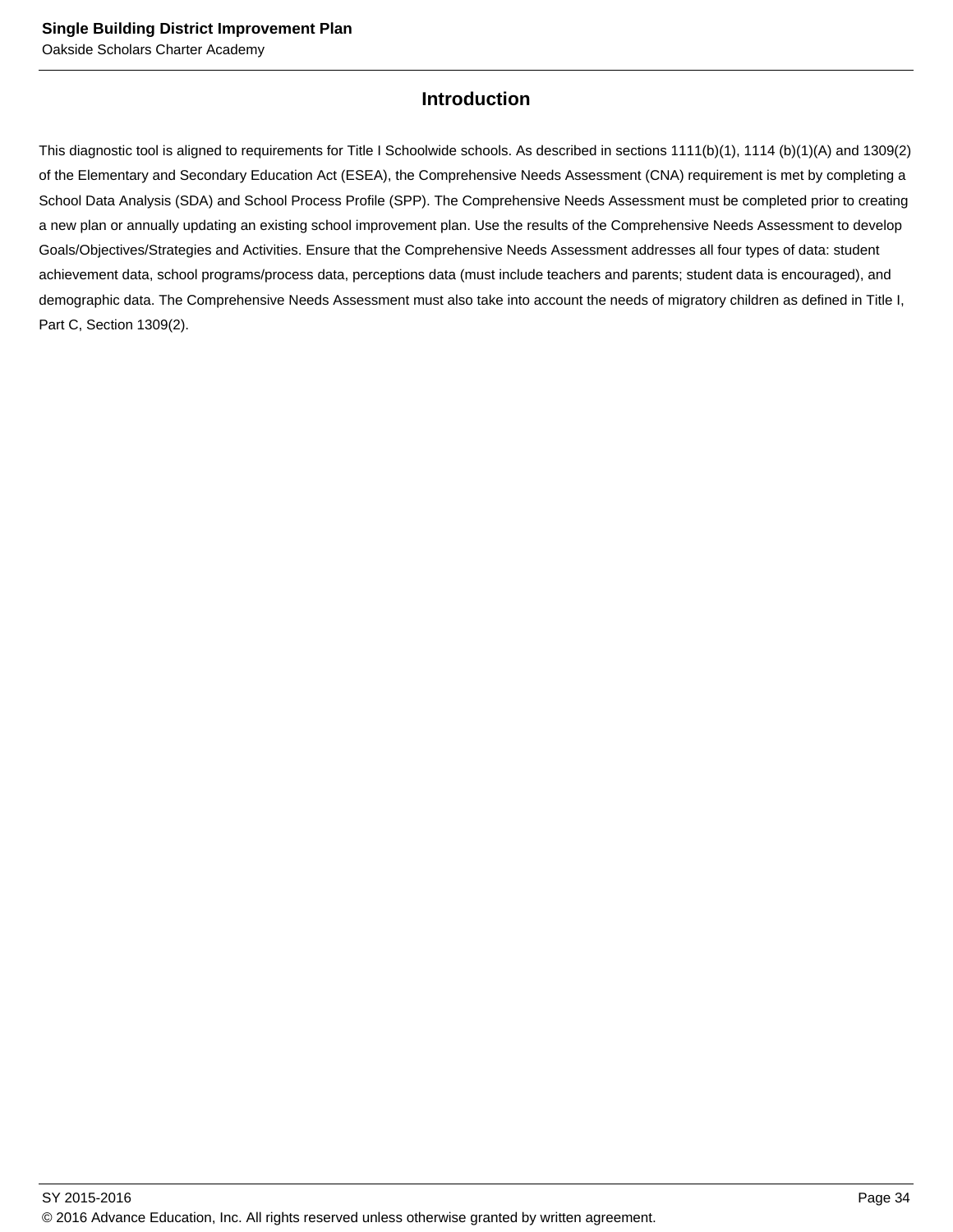## Introduction

This diagnostic tool is aligned to requirements for Title I Schoolwide schools. As described in sections 1111(b)(1), 1114 (b)(1)(A) and 1309(2) of the Elementary and Secondary Education Act (ESEA), the Comprehensive Needs Assessment (CNA) requirement is met by completing a School Data Analysis (SDA) and School Process Profile (SPP). The Comprehensive Needs Assessment must be completed prior to creating a new plan or annually updating an existing school improvement plan. Use the results of the Comprehensive Needs Assessment to develop Goals/Objectives/Strategies and Activities. Ensure that the Comprehensive Needs Assessment addresses all four types of data: student achievement data, school programs/process data, perceptions data (must include teachers and parents; student data is encouraged), and demographic data. The Comprehensive Needs Assessment must also take into account the needs of migratory children as defined in Title I, Part C, Section 1309(2).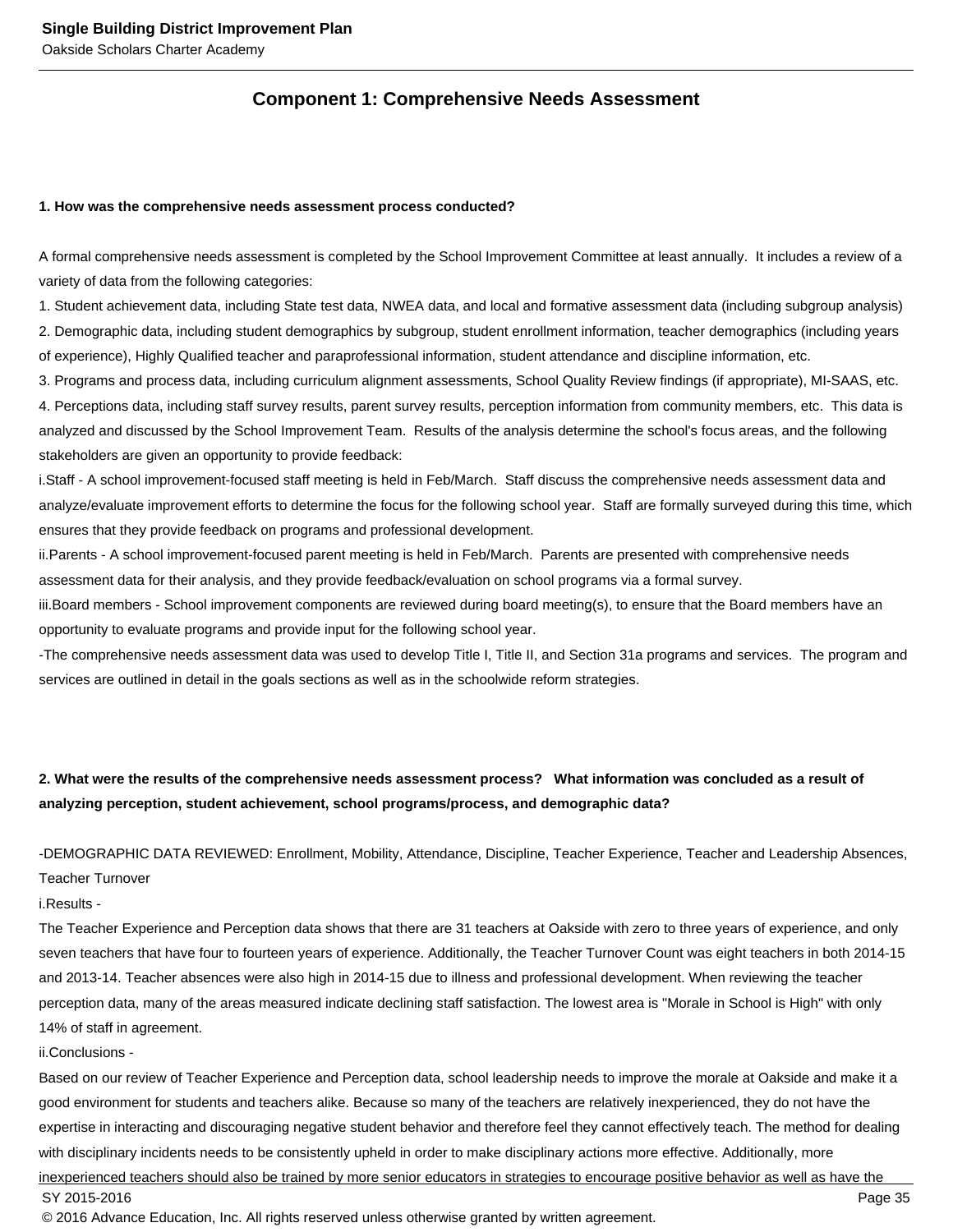## Component 1: Comprehensive Needs Assessment

**1. How was the comprehensive needs assessment process conducted?**

A formal comprehensive needs assessment is completed by the School Improvement Committee at least annually. It includes a review of a variety of data from the following categories:
1. Student achievement data, including State test data, NWEA data, and local and formative assessment data (including subgroup analysis)
2. Demographic data, including student demographics by subgroup, student enrollment information, teacher demographics (including years of experience), Highly Qualified teacher and paraprofessional information, student attendance and discipline information, etc.
3. Programs and process data, including curriculum alignment assessments, School Quality Review findings (if appropriate), MI-SAAS, etc.
4. Perceptions data, including staff survey results, parent survey results, perception information from community members, etc. This data is analyzed and discussed by the School Improvement Team. Results of the analysis determine the school's focus areas, and the following stakeholders are given an opportunity to provide feedback:
i.Staff - A school improvement-focused staff meeting is held in Feb/March. Staff discuss the comprehensive needs assessment data and analyze/evaluate improvement efforts to determine the focus for the following school year. Staff are formally surveyed during this time, which ensures that they provide feedback on programs and professional development.
ii.Parents - A school improvement-focused parent meeting is held in Feb/March. Parents are presented with comprehensive needs assessment data for their analysis, and they provide feedback/evaluation on school programs via a formal survey.
iii.Board members - School improvement components are reviewed during board meeting(s), to ensure that the Board members have an opportunity to evaluate programs and provide input for the following school year.
-The comprehensive needs assessment data was used to develop Title I, Title II, and Section 31a programs and services. The program and services are outlined in detail in the goals sections as well as in the schoolwide reform strategies.

**2. What were the results of the comprehensive needs assessment process? What information was concluded as a result of analyzing perception, student achievement, school programs/process, and demographic data?**

-DEMOGRAPHIC DATA REVIEWED: Enrollment, Mobility, Attendance, Discipline, Teacher Experience, Teacher and Leadership Absences, Teacher Turnover
i.Results -
The Teacher Experience and Perception data shows that there are 31 teachers at Oakside with zero to three years of experience, and only seven teachers that have four to fourteen years of experience. Additionally, the Teacher Turnover Count was eight teachers in both 2014-15 and 2013-14. Teacher absences were also high in 2014-15 due to illness and professional development. When reviewing the teacher perception data, many of the areas measured indicate declining staff satisfaction. The lowest area is "Morale in School is High" with only 14% of staff in agreement.
ii.Conclusions -
Based on our review of Teacher Experience and Perception data, school leadership needs to improve the morale at Oakside and make it a good environment for students and teachers alike. Because so many of the teachers are relatively inexperienced, they do not have the expertise in interacting and discouraging negative student behavior and therefore feel they cannot effectively teach. The method for dealing with disciplinary incidents needs to be consistently upheld in order to make disciplinary actions more effective. Additionally, more inexperienced teachers should also be trained by more senior educators in strategies to encourage positive behavior as well as have the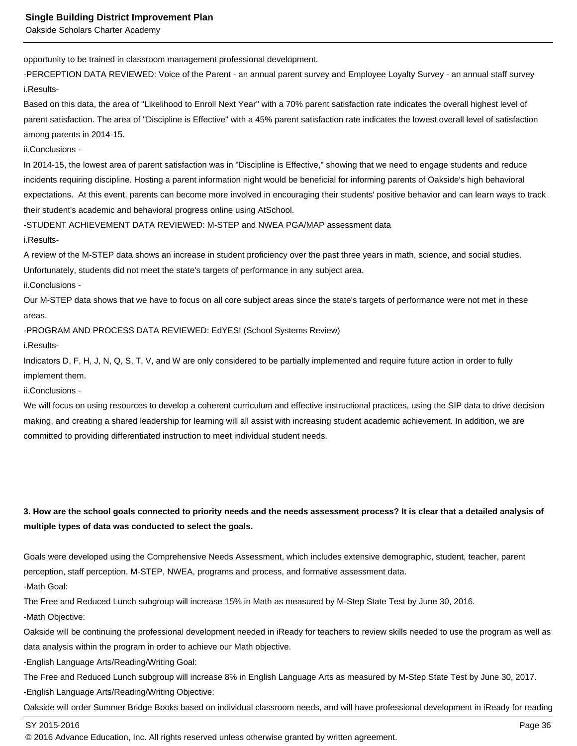opportunity to be trained in classroom management professional development.

-PERCEPTION DATA REVIEWED: Voice of the Parent - an annual parent survey and Employee Loyalty Survey - an annual staff survey

i.Results-

Based on this data, the area of "Likelihood to Enroll Next Year" with a 70% parent satisfaction rate indicates the overall highest level of parent satisfaction. The area of "Discipline is Effective" with a 45% parent satisfaction rate indicates the lowest overall level of satisfaction among parents in 2014-15.

ii.Conclusions -

In 2014-15, the lowest area of parent satisfaction was in "Discipline is Effective," showing that we need to engage students and reduce incidents requiring discipline. Hosting a parent information night would be beneficial for informing parents of Oakside's high behavioral expectations. At this event, parents can become more involved in encouraging their students' positive behavior and can learn ways to track their student's academic and behavioral progress online using AtSchool.

-STUDENT ACHIEVEMENT DATA REVIEWED: M-STEP and NWEA PGA/MAP assessment data

i.Results-

A review of the M-STEP data shows an increase in student proficiency over the past three years in math, science, and social studies. Unfortunately, students did not meet the state's targets of performance in any subject area.

ii.Conclusions -

Our M-STEP data shows that we have to focus on all core subject areas since the state's targets of performance were not met in these areas.

-PROGRAM AND PROCESS DATA REVIEWED: EdYES! (School Systems Review)

i.Results-

Indicators D, F, H, J, N, Q, S, T, V, and W are only considered to be partially implemented and require future action in order to fully implement them.

ii.Conclusions -

We will focus on using resources to develop a coherent curriculum and effective instructional practices, using the SIP data to drive decision making, and creating a shared leadership for learning will all assist with increasing student academic achievement. In addition, we are committed to providing differentiated instruction to meet individual student needs.

**3. How are the school goals connected to priority needs and the needs assessment process? It is clear that a detailed analysis of multiple types of data was conducted to select the goals.**

Goals were developed using the Comprehensive Needs Assessment, which includes extensive demographic, student, teacher, parent perception, staff perception, M-STEP, NWEA, programs and process, and formative assessment data.

-Math Goal:

The Free and Reduced Lunch subgroup will increase 15% in Math as measured by M-Step State Test by June 30, 2016.

-Math Objective:

Oakside will be continuing the professional development needed in iReady for teachers to review skills needed to use the program as well as data analysis within the program in order to achieve our Math objective.

-English Language Arts/Reading/Writing Goal:

The Free and Reduced Lunch subgroup will increase 8% in English Language Arts as measured by M-Step State Test by June 30, 2017.

-English Language Arts/Reading/Writing Objective:

Oakside will order Summer Bridge Books based on individual classroom needs, and will have professional development in iReady for reading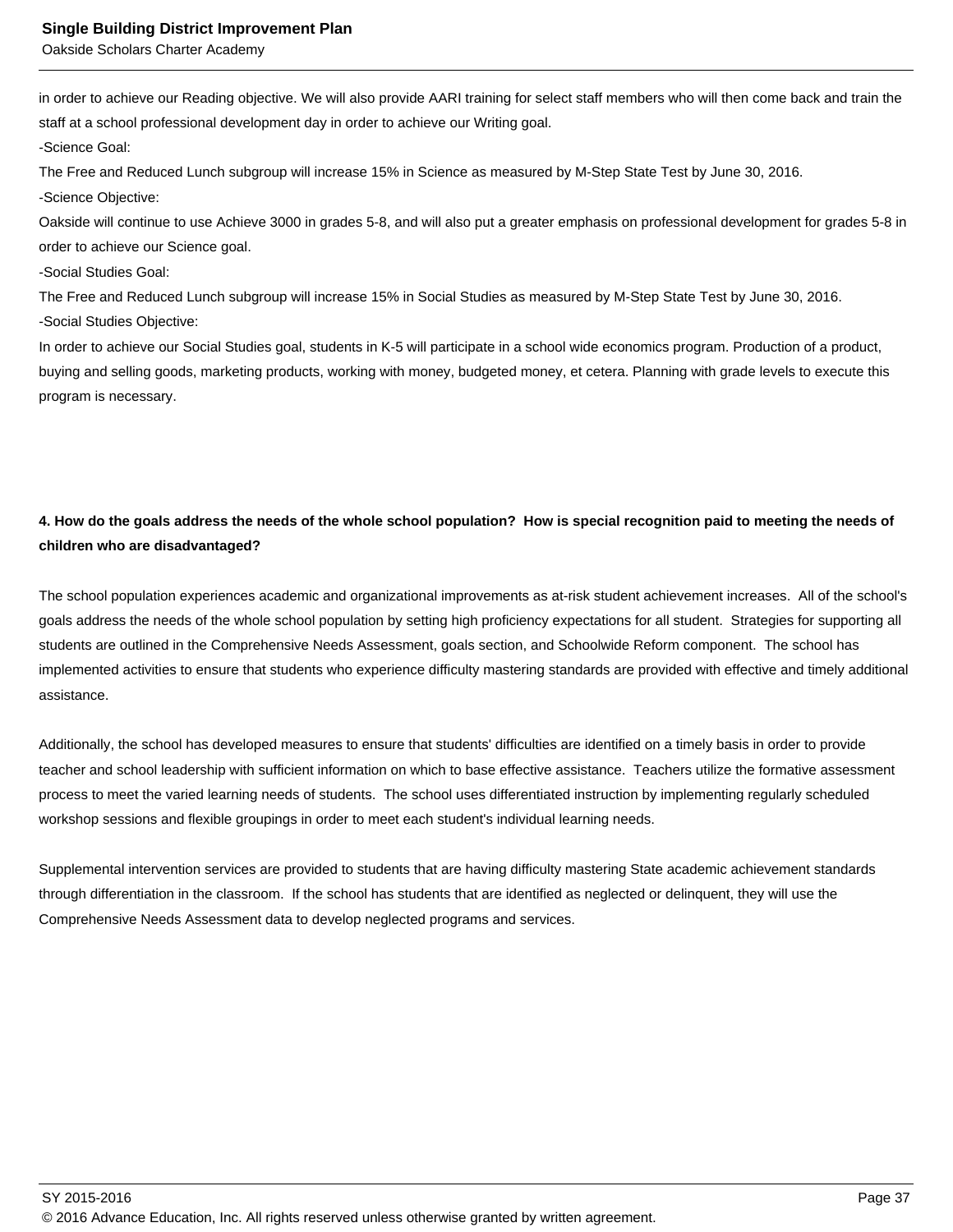in order to achieve our Reading objective. We will also provide AARI training for select staff members who will then come back and train the staff at a school professional development day in order to achieve our Writing goal.

-Science Goal:

The Free and Reduced Lunch subgroup will increase 15% in Science as measured by M-Step State Test by June 30, 2016.

-Science Objective:

Oakside will continue to use Achieve 3000 in grades 5-8, and will also put a greater emphasis on professional development for grades 5-8 in order to achieve our Science goal.

-Social Studies Goal:

The Free and Reduced Lunch subgroup will increase 15% in Social Studies as measured by M-Step State Test by June 30, 2016.

-Social Studies Objective:

In order to achieve our Social Studies goal, students in K-5 will participate in a school wide economics program. Production of a product, buying and selling goods, marketing products, working with money, budgeted money, et cetera. Planning with grade levels to execute this program is necessary.

**4. How do the goals address the needs of the whole school population? How is special recognition paid to meeting the needs of children who are disadvantaged?**

The school population experiences academic and organizational improvements as at-risk student achievement increases. All of the school's goals address the needs of the whole school population by setting high proficiency expectations for all student. Strategies for supporting all students are outlined in the Comprehensive Needs Assessment, goals section, and Schoolwide Reform component. The school has implemented activities to ensure that students who experience difficulty mastering standards are provided with effective and timely additional assistance.

Additionally, the school has developed measures to ensure that students' difficulties are identified on a timely basis in order to provide teacher and school leadership with sufficient information on which to base effective assistance. Teachers utilize the formative assessment process to meet the varied learning needs of students. The school uses differentiated instruction by implementing regularly scheduled workshop sessions and flexible groupings in order to meet each student's individual learning needs.

Supplemental intervention services are provided to students that are having difficulty mastering State academic achievement standards through differentiation in the classroom. If the school has students that are identified as neglected or delinquent, they will use the Comprehensive Needs Assessment data to develop neglected programs and services.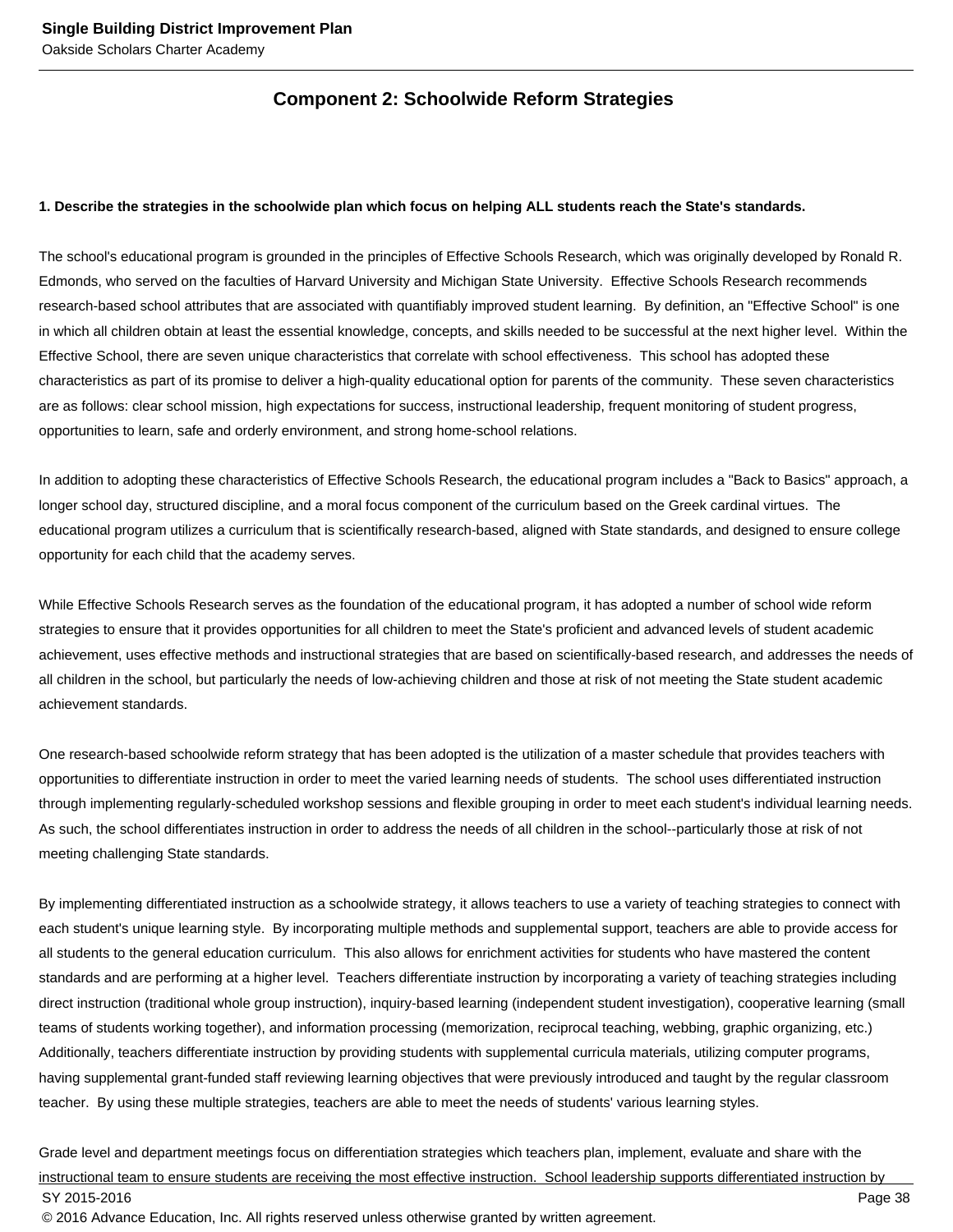## Component 2: Schoolwide Reform Strategies

**1. Describe the strategies in the schoolwide plan which focus on helping ALL students reach the State's standards.**

The school's educational program is grounded in the principles of Effective Schools Research, which was originally developed by Ronald R. Edmonds, who served on the faculties of Harvard University and Michigan State University. Effective Schools Research recommends research-based school attributes that are associated with quantifiably improved student learning. By definition, an "Effective School" is one in which all children obtain at least the essential knowledge, concepts, and skills needed to be successful at the next higher level. Within the Effective School, there are seven unique characteristics that correlate with school effectiveness. This school has adopted these characteristics as part of its promise to deliver a high-quality educational option for parents of the community. These seven characteristics are as follows: clear school mission, high expectations for success, instructional leadership, frequent monitoring of student progress, opportunities to learn, safe and orderly environment, and strong home-school relations.

In addition to adopting these characteristics of Effective Schools Research, the educational program includes a "Back to Basics" approach, a longer school day, structured discipline, and a moral focus component of the curriculum based on the Greek cardinal virtues. The educational program utilizes a curriculum that is scientifically research-based, aligned with State standards, and designed to ensure college opportunity for each child that the academy serves.

While Effective Schools Research serves as the foundation of the educational program, it has adopted a number of school wide reform strategies to ensure that it provides opportunities for all children to meet the State's proficient and advanced levels of student academic achievement, uses effective methods and instructional strategies that are based on scientifically-based research, and addresses the needs of all children in the school, but particularly the needs of low-achieving children and those at risk of not meeting the State student academic achievement standards.

One research-based schoolwide reform strategy that has been adopted is the utilization of a master schedule that provides teachers with opportunities to differentiate instruction in order to meet the varied learning needs of students. The school uses differentiated instruction through implementing regularly-scheduled workshop sessions and flexible grouping in order to meet each student's individual learning needs. As such, the school differentiates instruction in order to address the needs of all children in the school--particularly those at risk of not meeting challenging State standards.

By implementing differentiated instruction as a schoolwide strategy, it allows teachers to use a variety of teaching strategies to connect with each student's unique learning style. By incorporating multiple methods and supplemental support, teachers are able to provide access for all students to the general education curriculum. This also allows for enrichment activities for students who have mastered the content standards and are performing at a higher level. Teachers differentiate instruction by incorporating a variety of teaching strategies including direct instruction (traditional whole group instruction), inquiry-based learning (independent student investigation), cooperative learning (small teams of students working together), and information processing (memorization, reciprocal teaching, webbing, graphic organizing, etc.) Additionally, teachers differentiate instruction by providing students with supplemental curricula materials, utilizing computer programs, having supplemental grant-funded staff reviewing learning objectives that were previously introduced and taught by the regular classroom teacher. By using these multiple strategies, teachers are able to meet the needs of students' various learning styles.

Grade level and department meetings focus on differentiation strategies which teachers plan, implement, evaluate and share with the instructional team to ensure students are receiving the most effective instruction. School leadership supports differentiated instruction by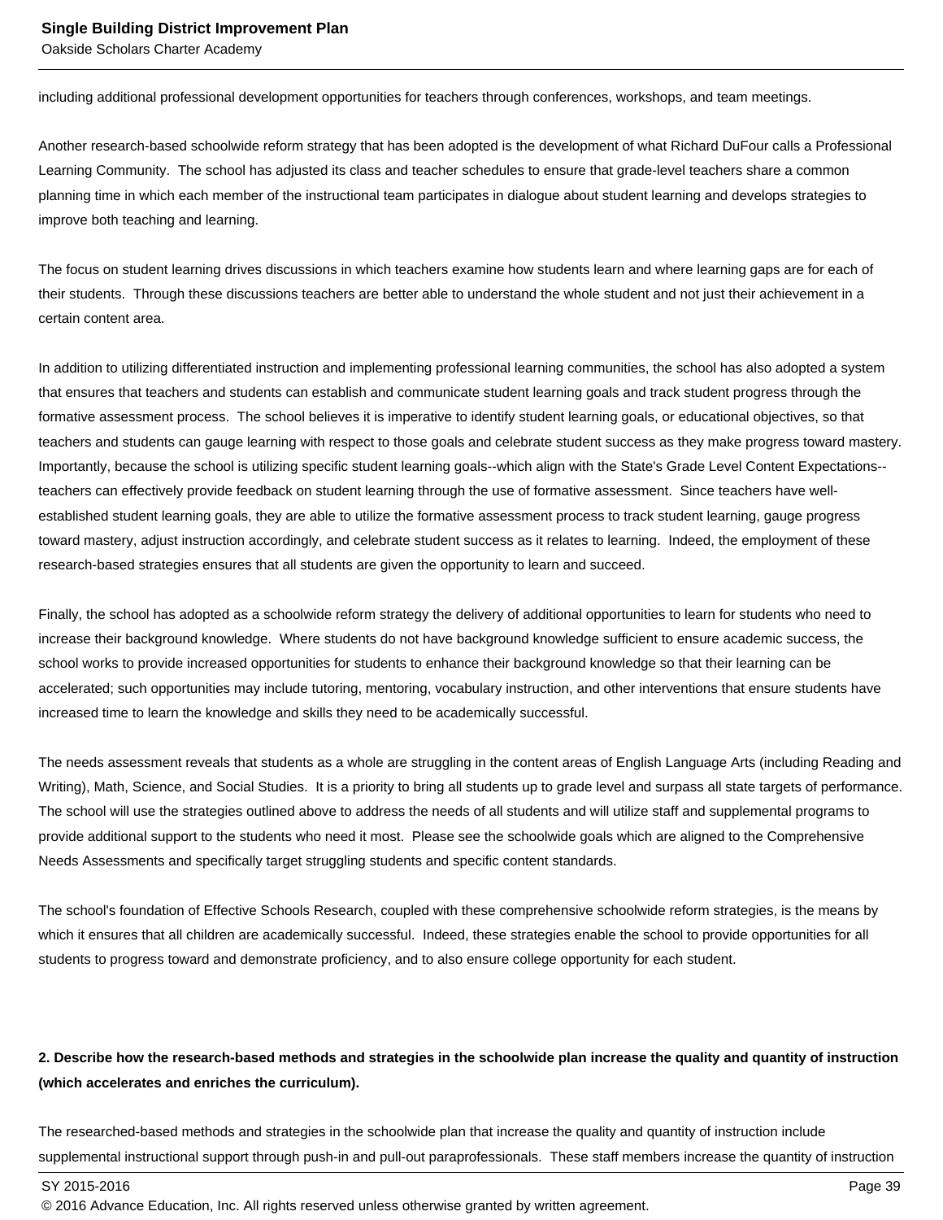including additional professional development opportunities for teachers through conferences, workshops, and team meetings.

Another research-based schoolwide reform strategy that has been adopted is the development of what Richard DuFour calls a Professional Learning Community. The school has adjusted its class and teacher schedules to ensure that grade-level teachers share a common planning time in which each member of the instructional team participates in dialogue about student learning and develops strategies to improve both teaching and learning.

The focus on student learning drives discussions in which teachers examine how students learn and where learning gaps are for each of their students. Through these discussions teachers are better able to understand the whole student and not just their achievement in a certain content area.

In addition to utilizing differentiated instruction and implementing professional learning communities, the school has also adopted a system that ensures that teachers and students can establish and communicate student learning goals and track student progress through the formative assessment process. The school believes it is imperative to identify student learning goals, or educational objectives, so that teachers and students can gauge learning with respect to those goals and celebrate student success as they make progress toward mastery. Importantly, because the school is utilizing specific student learning goals--which align with the State's Grade Level Content Expectations--teachers can effectively provide feedback on student learning through the use of formative assessment. Since teachers have well-established student learning goals, they are able to utilize the formative assessment process to track student learning, gauge progress toward mastery, adjust instruction accordingly, and celebrate student success as it relates to learning. Indeed, the employment of these research-based strategies ensures that all students are given the opportunity to learn and succeed.

Finally, the school has adopted as a schoolwide reform strategy the delivery of additional opportunities to learn for students who need to increase their background knowledge. Where students do not have background knowledge sufficient to ensure academic success, the school works to provide increased opportunities for students to enhance their background knowledge so that their learning can be accelerated; such opportunities may include tutoring, mentoring, vocabulary instruction, and other interventions that ensure students have increased time to learn the knowledge and skills they need to be academically successful.

The needs assessment reveals that students as a whole are struggling in the content areas of English Language Arts (including Reading and Writing), Math, Science, and Social Studies. It is a priority to bring all students up to grade level and surpass all state targets of performance. The school will use the strategies outlined above to address the needs of all students and will utilize staff and supplemental programs to provide additional support to the students who need it most. Please see the schoolwide goals which are aligned to the Comprehensive Needs Assessments and specifically target struggling students and specific content standards.

The school's foundation of Effective Schools Research, coupled with these comprehensive schoolwide reform strategies, is the means by which it ensures that all children are academically successful. Indeed, these strategies enable the school to provide opportunities for all students to progress toward and demonstrate proficiency, and to also ensure college opportunity for each student.

**2. Describe how the research-based methods and strategies in the schoolwide plan increase the quality and quantity of instruction (which accelerates and enriches the curriculum).**

The researched-based methods and strategies in the schoolwide plan that increase the quality and quantity of instruction include supplemental instructional support through push-in and pull-out paraprofessionals. These staff members increase the quantity of instruction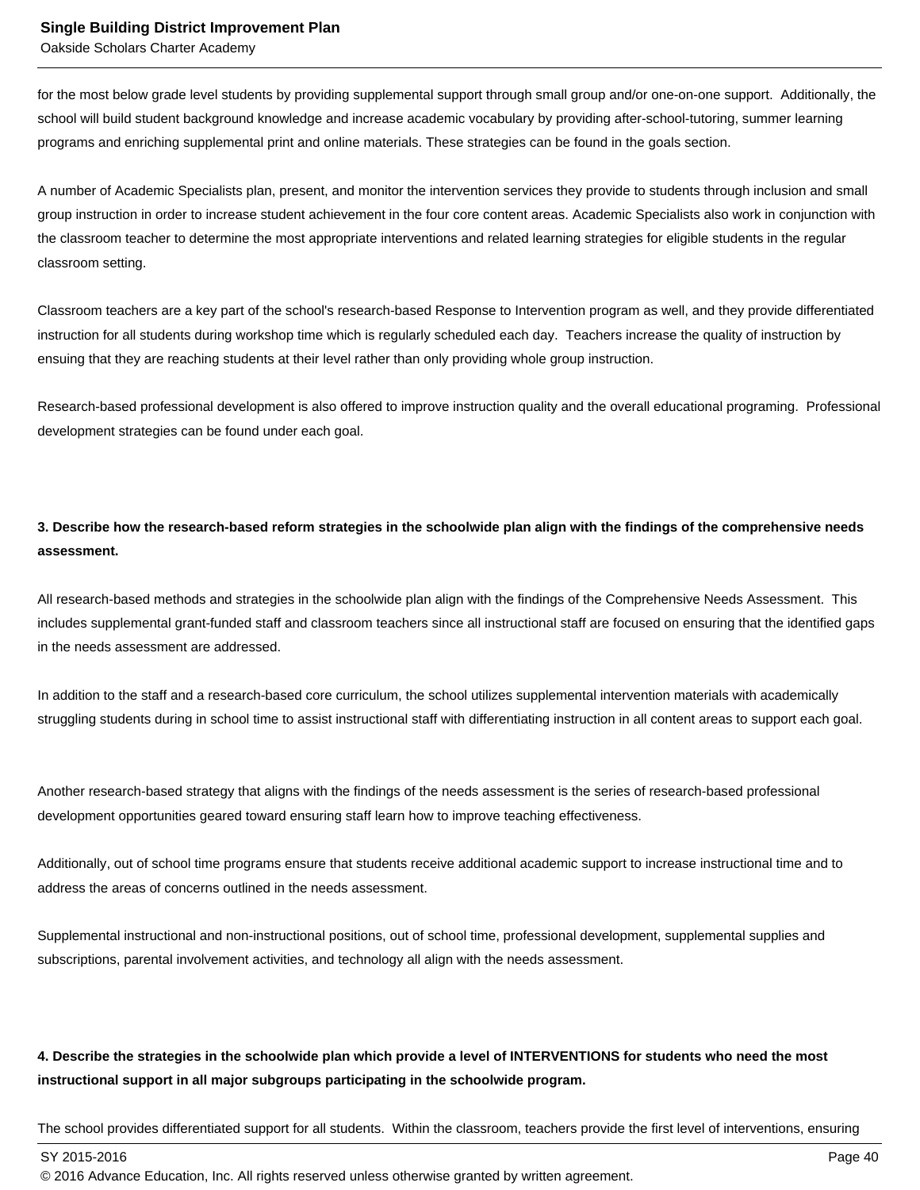for the most below grade level students by providing supplemental support through small group and/or one-on-one support. Additionally, the school will build student background knowledge and increase academic vocabulary by providing after-school-tutoring, summer learning programs and enriching supplemental print and online materials. These strategies can be found in the goals section.

A number of Academic Specialists plan, present, and monitor the intervention services they provide to students through inclusion and small group instruction in order to increase student achievement in the four core content areas. Academic Specialists also work in conjunction with the classroom teacher to determine the most appropriate interventions and related learning strategies for eligible students in the regular classroom setting.

Classroom teachers are a key part of the school's research-based Response to Intervention program as well, and they provide differentiated instruction for all students during workshop time which is regularly scheduled each day. Teachers increase the quality of instruction by ensuing that they are reaching students at their level rather than only providing whole group instruction.

Research-based professional development is also offered to improve instruction quality and the overall educational programing. Professional development strategies can be found under each goal.

**3. Describe how the research-based reform strategies in the schoolwide plan align with the findings of the comprehensive needs assessment.**

All research-based methods and strategies in the schoolwide plan align with the findings of the Comprehensive Needs Assessment. This includes supplemental grant-funded staff and classroom teachers since all instructional staff are focused on ensuring that the identified gaps in the needs assessment are addressed.

In addition to the staff and a research-based core curriculum, the school utilizes supplemental intervention materials with academically struggling students during in school time to assist instructional staff with differentiating instruction in all content areas to support each goal.

Another research-based strategy that aligns with the findings of the needs assessment is the series of research-based professional development opportunities geared toward ensuring staff learn how to improve teaching effectiveness.

Additionally, out of school time programs ensure that students receive additional academic support to increase instructional time and to address the areas of concerns outlined in the needs assessment.

Supplemental instructional and non-instructional positions, out of school time, professional development, supplemental supplies and subscriptions, parental involvement activities, and technology all align with the needs assessment.

**4. Describe the strategies in the schoolwide plan which provide a level of INTERVENTIONS for students who need the most instructional support in all major subgroups participating in the schoolwide program.**

The school provides differentiated support for all students. Within the classroom, teachers provide the first level of interventions, ensuring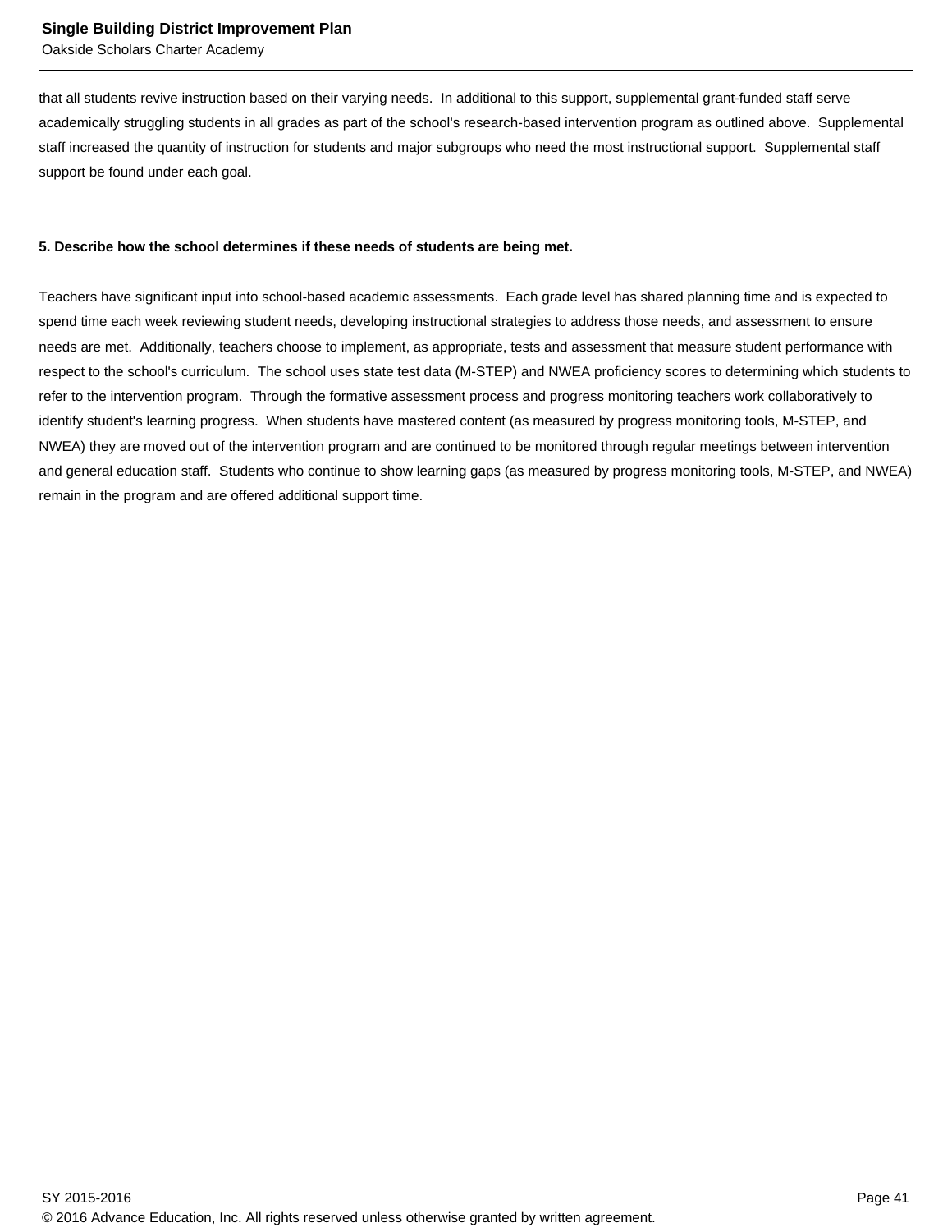that all students revive instruction based on their varying needs.  In additional to this support, supplemental grant-funded staff serve academically struggling students in all grades as part of the school's research-based intervention program as outlined above.  Supplemental staff increased the quantity of instruction for students and major subgroups who need the most instructional support.  Supplemental staff support be found under each goal.

**5. Describe how the school determines if these needs of students are being met.**

Teachers have significant input into school-based academic assessments.  Each grade level has shared planning time and is expected to spend time each week reviewing student needs, developing instructional strategies to address those needs, and assessment to ensure needs are met.  Additionally, teachers choose to implement, as appropriate, tests and assessment that measure student performance with respect to the school's curriculum.  The school uses state test data (M-STEP) and NWEA proficiency scores to determining which students to refer to the intervention program.  Through the formative assessment process and progress monitoring teachers work collaboratively to identify student's learning progress.  When students have mastered content (as measured by progress monitoring tools, M-STEP, and NWEA) they are moved out of the intervention program and are continued to be monitored through regular meetings between intervention and general education staff.  Students who continue to show learning gaps (as measured by progress monitoring tools, M-STEP, and NWEA) remain in the program and are offered additional support time.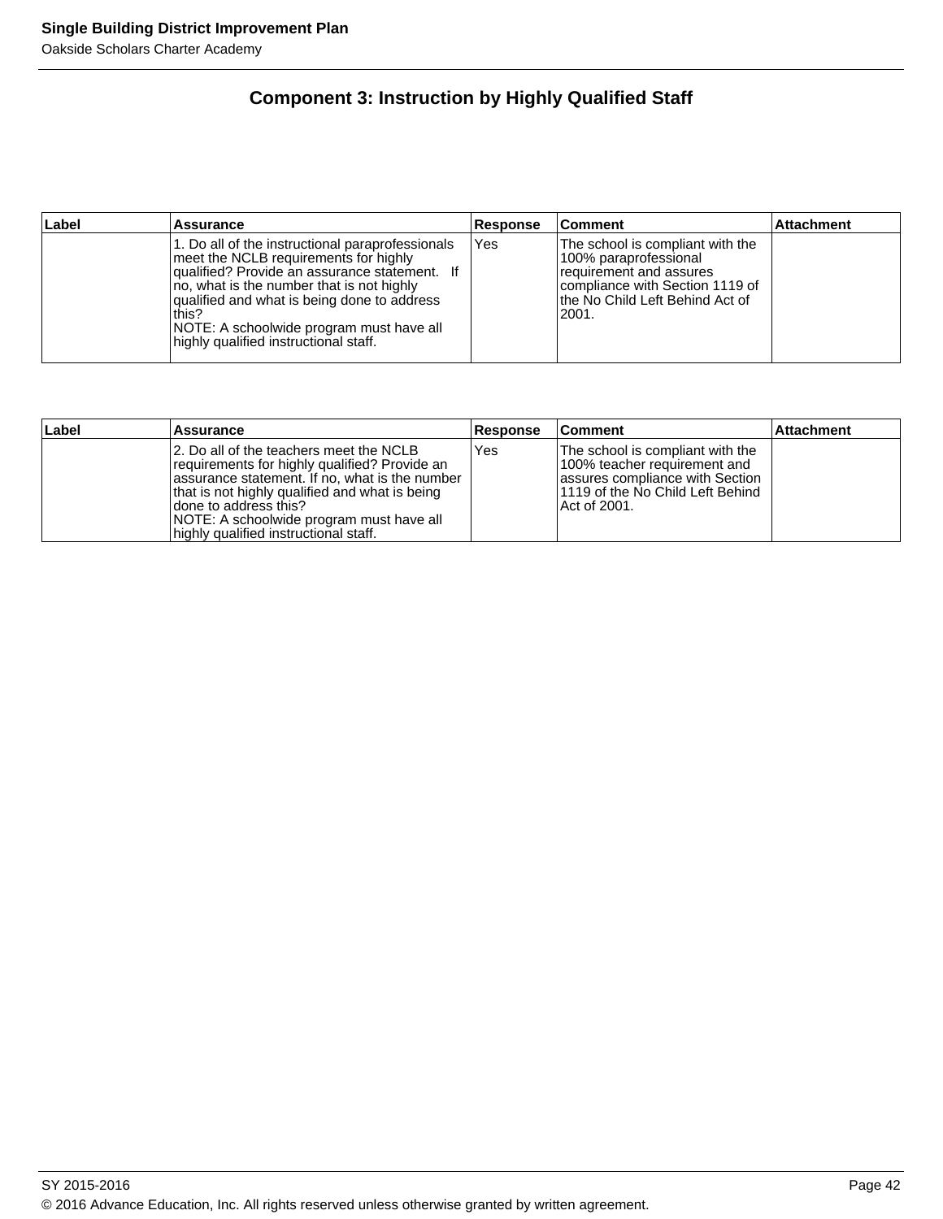## Component 3: Instruction by Highly Qualified Staff

| Label | Assurance | Response | Comment | Attachment |
|---|---|---|---|---|
| | 1. Do all of the instructional paraprofessionals meet the NCLB requirements for highly qualified? Provide an assurance statement. If no, what is the number that is not highly qualified and what is being done to address this?<br>NOTE: A schoolwide program must have all highly qualified instructional staff. | Yes | The school is compliant with the 100% paraprofessional requirement and assures compliance with Section 1119 of the No Child Left Behind Act of 2001. | |

| Label | Assurance | Response | Comment | Attachment |
|---|---|---|---|---|
| | 2. Do all of the teachers meet the NCLB requirements for highly qualified? Provide an assurance statement. If no, what is the number that is not highly qualified and what is being done to address this?<br>NOTE: A schoolwide program must have all highly qualified instructional staff. | Yes | The school is compliant with the 100% teacher requirement and assures compliance with Section 1119 of the No Child Left Behind Act of 2001. | |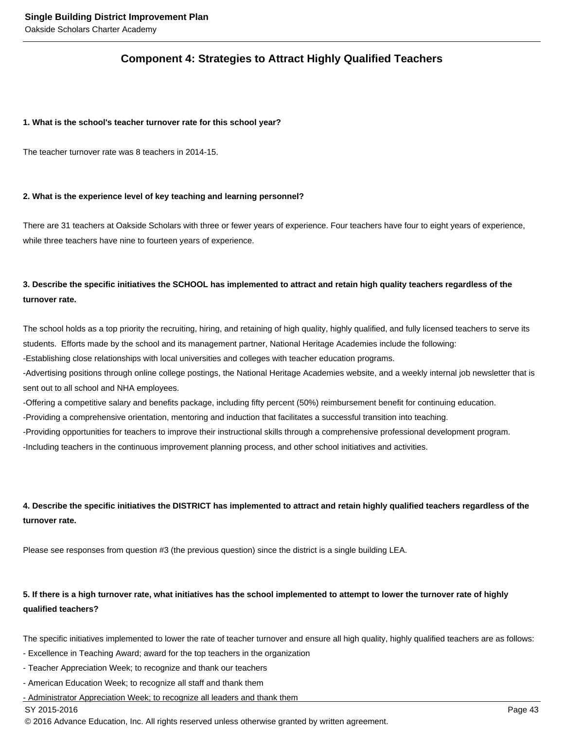## Component 4: Strategies to Attract Highly Qualified Teachers

**1. What is the school's teacher turnover rate for this school year?**

The teacher turnover rate was 8 teachers in 2014-15.

**2. What is the experience level of key teaching and learning personnel?**

There are 31 teachers at Oakside Scholars with three or fewer years of experience. Four teachers have four to eight years of experience, while three teachers have nine to fourteen years of experience.

**3. Describe the specific initiatives the SCHOOL has implemented to attract and retain high quality teachers regardless of the turnover rate.**

The school holds as a top priority the recruiting, hiring, and retaining of high quality, highly qualified, and fully licensed teachers to serve its students. Efforts made by the school and its management partner, National Heritage Academies include the following:
-Establishing close relationships with local universities and colleges with teacher education programs.
-Advertising positions through online college postings, the National Heritage Academies website, and a weekly internal job newsletter that is sent out to all school and NHA employees.
-Offering a competitive salary and benefits package, including fifty percent (50%) reimbursement benefit for continuing education.
-Providing a comprehensive orientation, mentoring and induction that facilitates a successful transition into teaching.
-Providing opportunities for teachers to improve their instructional skills through a comprehensive professional development program.
-Including teachers in the continuous improvement planning process, and other school initiatives and activities.

**4. Describe the specific initiatives the DISTRICT has implemented to attract and retain highly qualified teachers regardless of the turnover rate.**

Please see responses from question #3 (the previous question) since the district is a single building LEA.

**5. If there is a high turnover rate, what initiatives has the school implemented to attempt to lower the turnover rate of highly qualified teachers?**

The specific initiatives implemented to lower the rate of teacher turnover and ensure all high quality, highly qualified teachers are as follows:
- Excellence in Teaching Award; award for the top teachers in the organization
- Teacher Appreciation Week; to recognize and thank our teachers
- American Education Week; to recognize all staff and thank them
- Administrator Appreciation Week; to recognize all leaders and thank them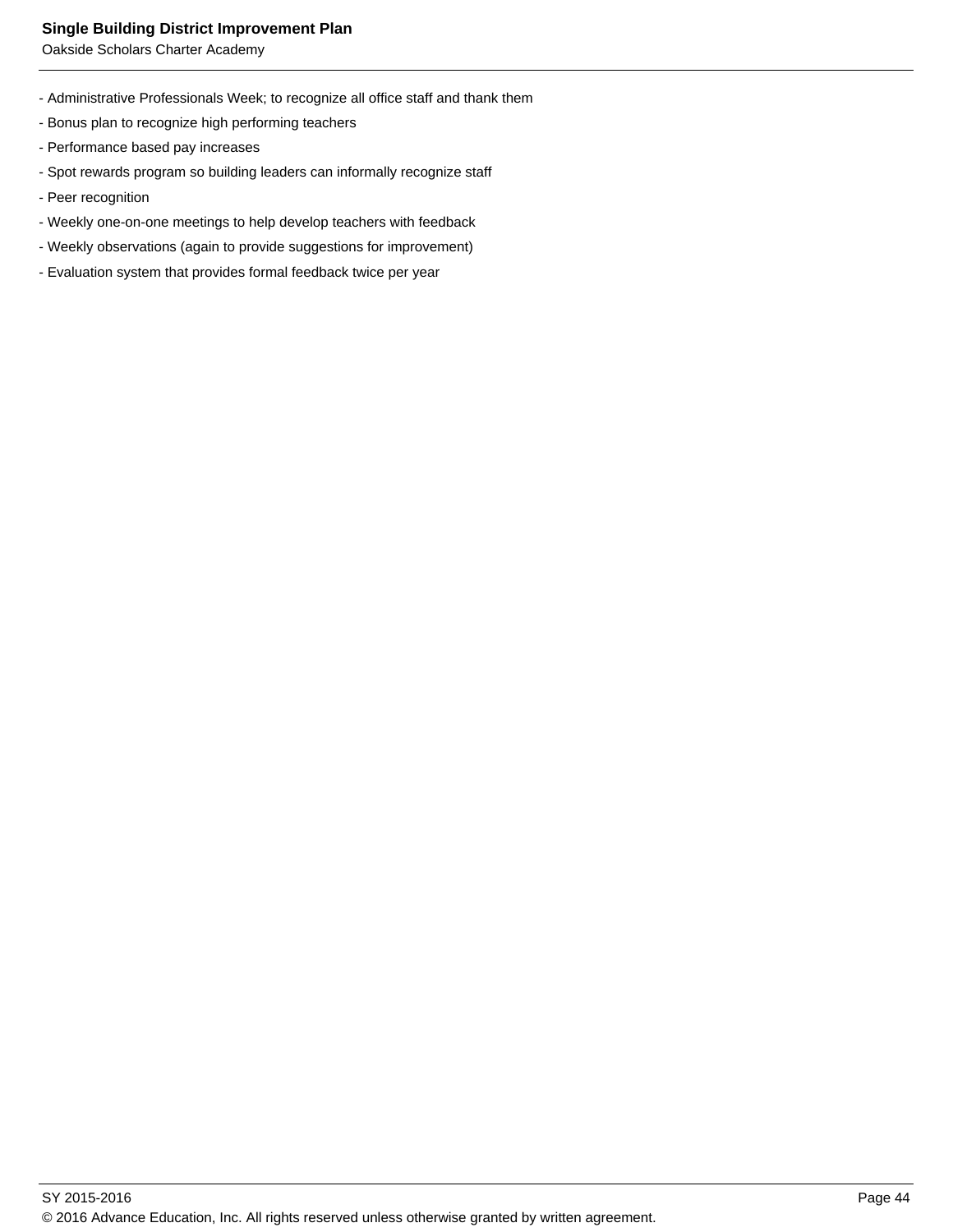- Administrative Professionals Week; to recognize all office staff and thank them
- Bonus plan to recognize high performing teachers
- Performance based pay increases
- Spot rewards program so building leaders can informally recognize staff
- Peer recognition
- Weekly one-on-one meetings to help develop teachers with feedback
- Weekly observations (again to provide suggestions for improvement)
- Evaluation system that provides formal feedback twice per year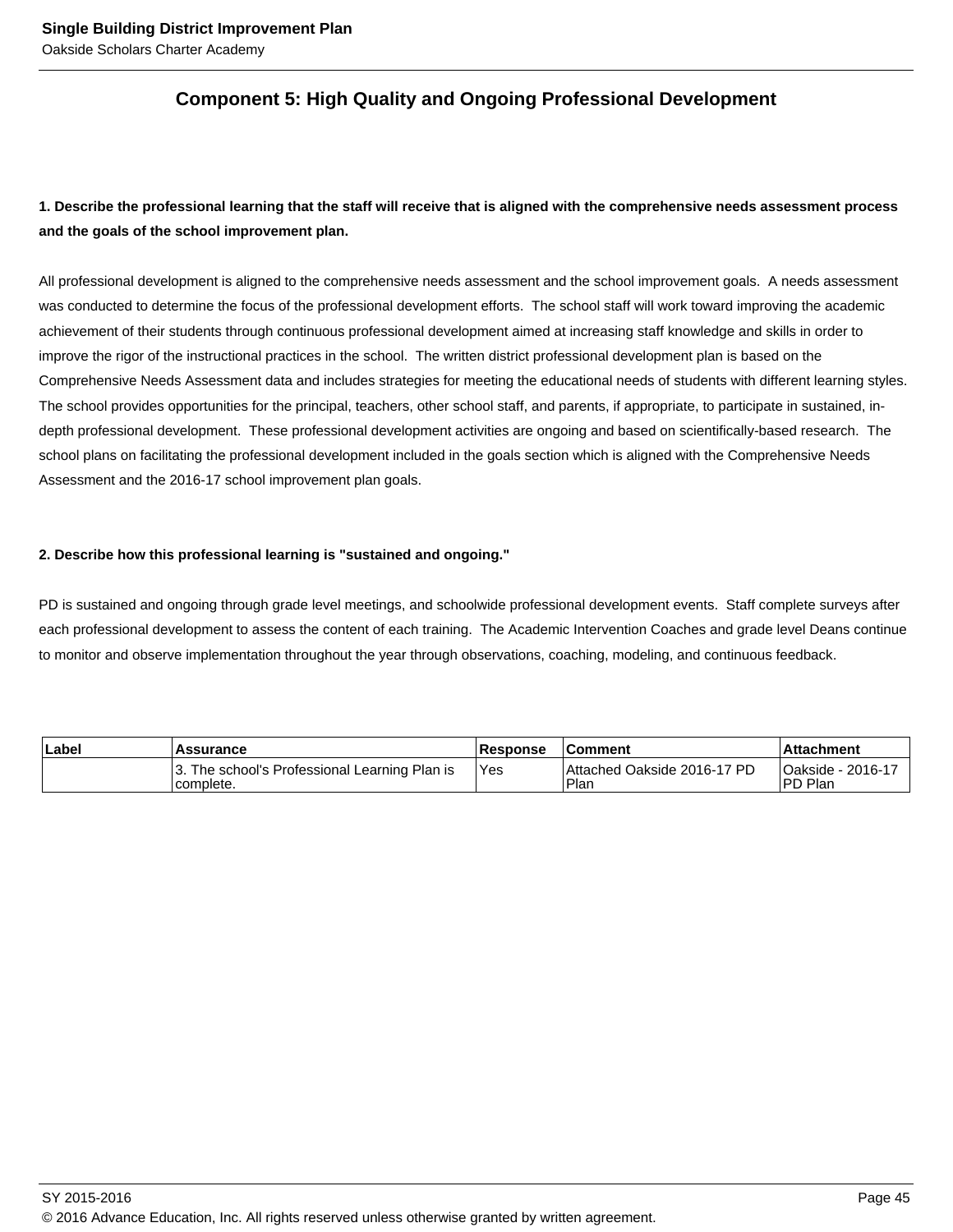## Component 5: High Quality and Ongoing Professional Development

**1. Describe the professional learning that the staff will receive that is aligned with the comprehensive needs assessment process and the goals of the school improvement plan.**

All professional development is aligned to the comprehensive needs assessment and the school improvement goals. A needs assessment was conducted to determine the focus of the professional development efforts. The school staff will work toward improving the academic achievement of their students through continuous professional development aimed at increasing staff knowledge and skills in order to improve the rigor of the instructional practices in the school. The written district professional development plan is based on the Comprehensive Needs Assessment data and includes strategies for meeting the educational needs of students with different learning styles. The school provides opportunities for the principal, teachers, other school staff, and parents, if appropriate, to participate in sustained, in-depth professional development. These professional development activities are ongoing and based on scientifically-based research. The school plans on facilitating the professional development included in the goals section which is aligned with the Comprehensive Needs Assessment and the 2016-17 school improvement plan goals.

**2. Describe how this professional learning is "sustained and ongoing."**

PD is sustained and ongoing through grade level meetings, and schoolwide professional development events. Staff complete surveys after each professional development to assess the content of each training. The Academic Intervention Coaches and grade level Deans continue to monitor and observe implementation throughout the year through observations, coaching, modeling, and continuous feedback.

| Label | Assurance | Response | Comment | Attachment |
|---|---|---|---|---|
| | 3. The school's Professional Learning Plan is complete. | Yes | Attached Oakside 2016-17 PD Plan | Oakside - 2016-17 PD Plan |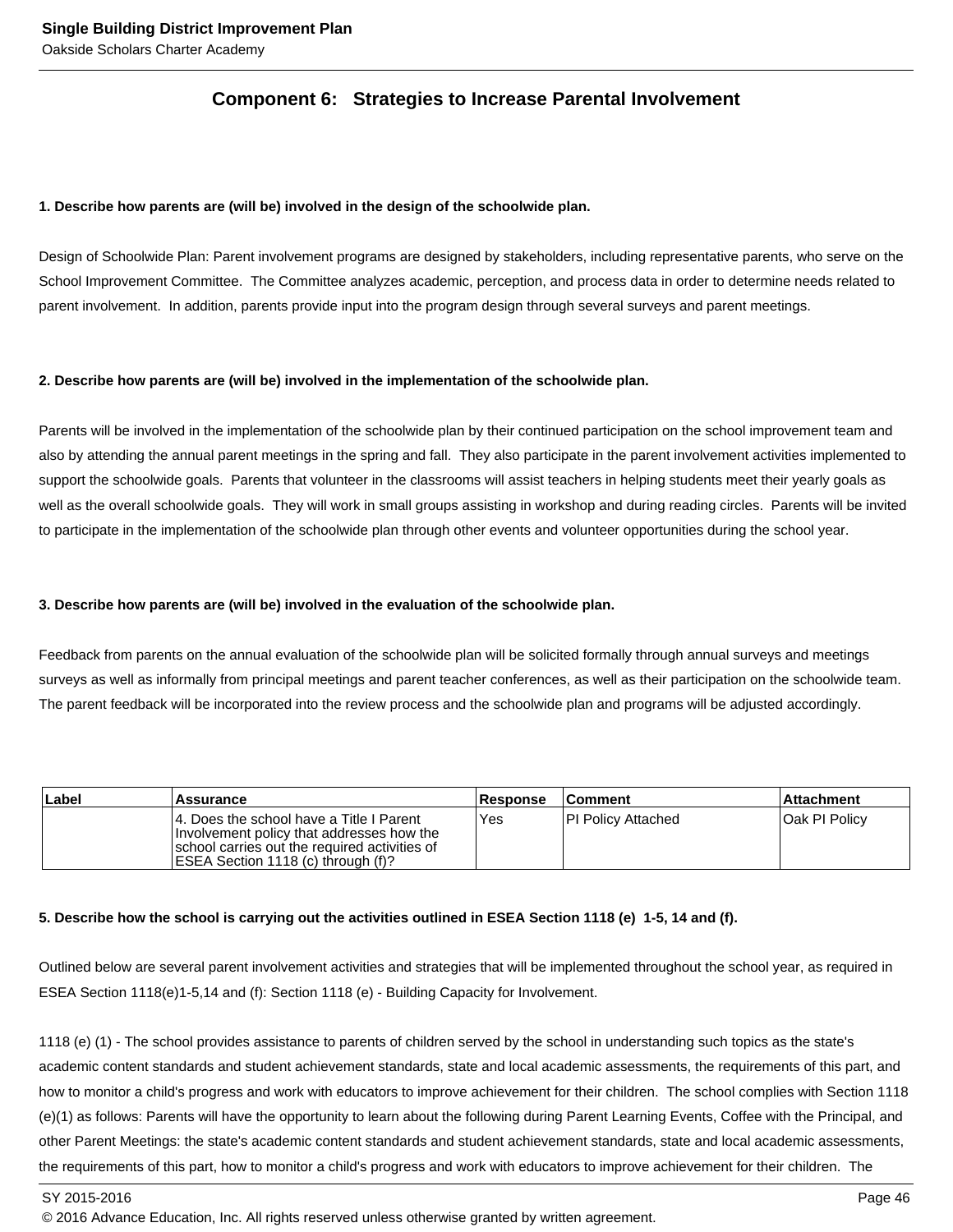## Component 6: Strategies to Increase Parental Involvement

**1. Describe how parents are (will be) involved in the design of the schoolwide plan.**

Design of Schoolwide Plan: Parent involvement programs are designed by stakeholders, including representative parents, who serve on the School Improvement Committee. The Committee analyzes academic, perception, and process data in order to determine needs related to parent involvement. In addition, parents provide input into the program design through several surveys and parent meetings.

**2. Describe how parents are (will be) involved in the implementation of the schoolwide plan.**

Parents will be involved in the implementation of the schoolwide plan by their continued participation on the school improvement team and also by attending the annual parent meetings in the spring and fall. They also participate in the parent involvement activities implemented to support the schoolwide goals. Parents that volunteer in the classrooms will assist teachers in helping students meet their yearly goals as well as the overall schoolwide goals. They will work in small groups assisting in workshop and during reading circles. Parents will be invited to participate in the implementation of the schoolwide plan through other events and volunteer opportunities during the school year.

**3. Describe how parents are (will be) involved in the evaluation of the schoolwide plan.**

Feedback from parents on the annual evaluation of the schoolwide plan will be solicited formally through annual surveys and meetings surveys as well as informally from principal meetings and parent teacher conferences, as well as their participation on the schoolwide team. The parent feedback will be incorporated into the review process and the schoolwide plan and programs will be adjusted accordingly.

| Label | Assurance | Response | Comment | Attachment |
|---|---|---|---|---|
| | 4. Does the school have a Title I Parent Involvement policy that addresses how the school carries out the required activities of ESEA Section 1118 (c) through (f)? | Yes | PI Policy Attached | Oak PI Policy |

**5. Describe how the school is carrying out the activities outlined in ESEA Section 1118 (e) 1-5, 14 and (f).**

Outlined below are several parent involvement activities and strategies that will be implemented throughout the school year, as required in ESEA Section 1118(e)1-5,14 and (f): Section 1118 (e) - Building Capacity for Involvement.

1118 (e) (1) - The school provides assistance to parents of children served by the school in understanding such topics as the state's academic content standards and student achievement standards, state and local academic assessments, the requirements of this part, and how to monitor a child's progress and work with educators to improve achievement for their children. The school complies with Section 1118 (e)(1) as follows: Parents will have the opportunity to learn about the following during Parent Learning Events, Coffee with the Principal, and other Parent Meetings: the state's academic content standards and student achievement standards, state and local academic assessments, the requirements of this part, how to monitor a child's progress and work with educators to improve achievement for their children. The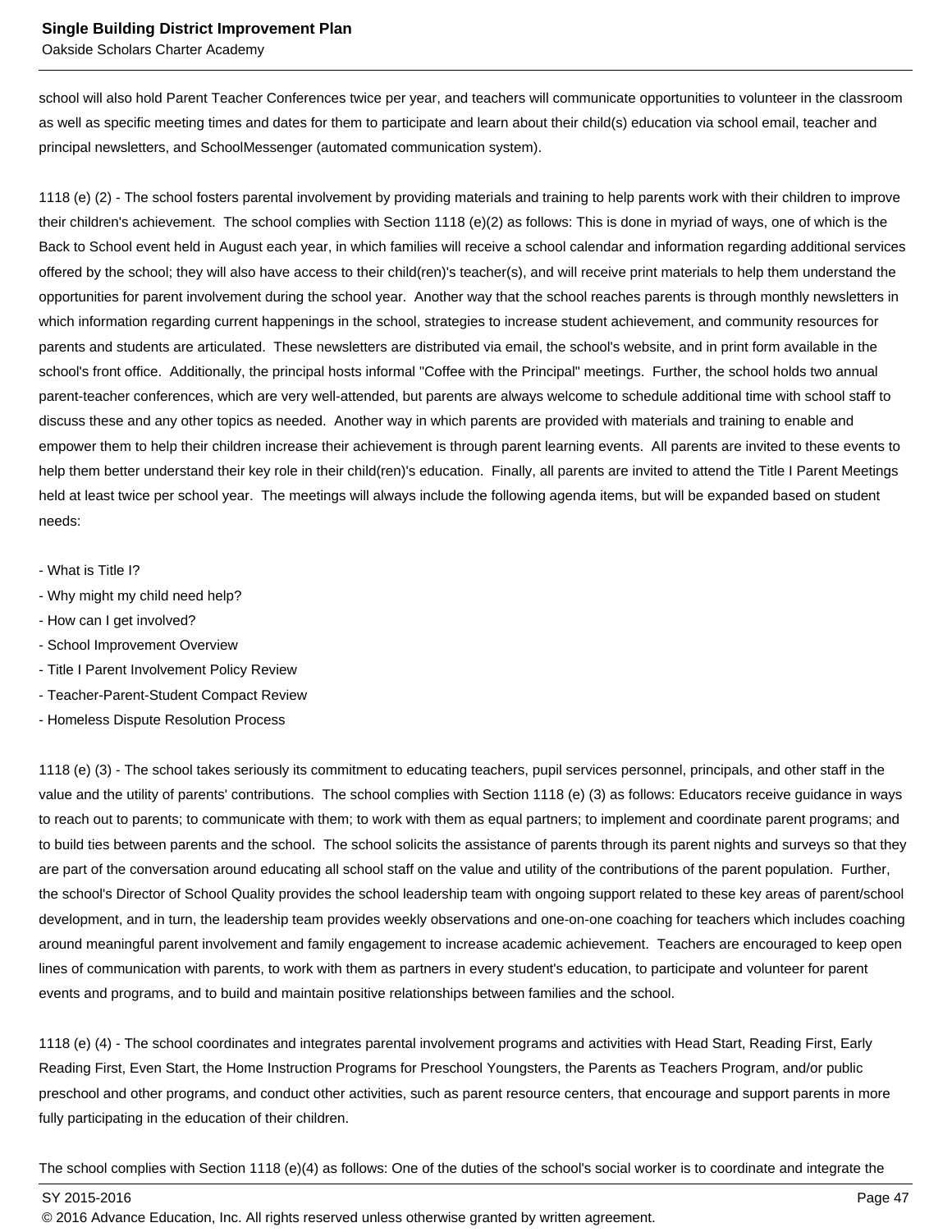school will also hold Parent Teacher Conferences twice per year, and teachers will communicate opportunities to volunteer in the classroom as well as specific meeting times and dates for them to participate and learn about their child(s) education via school email, teacher and principal newsletters, and SchoolMessenger (automated communication system).

1118 (e) (2) - The school fosters parental involvement by providing materials and training to help parents work with their children to improve their children's achievement. The school complies with Section 1118 (e)(2) as follows: This is done in myriad of ways, one of which is the Back to School event held in August each year, in which families will receive a school calendar and information regarding additional services offered by the school; they will also have access to their child(ren)'s teacher(s), and will receive print materials to help them understand the opportunities for parent involvement during the school year. Another way that the school reaches parents is through monthly newsletters in which information regarding current happenings in the school, strategies to increase student achievement, and community resources for parents and students are articulated. These newsletters are distributed via email, the school's website, and in print form available in the school's front office. Additionally, the principal hosts informal "Coffee with the Principal" meetings. Further, the school holds two annual parent-teacher conferences, which are very well-attended, but parents are always welcome to schedule additional time with school staff to discuss these and any other topics as needed. Another way in which parents are provided with materials and training to enable and empower them to help their children increase their achievement is through parent learning events. All parents are invited to these events to help them better understand their key role in their child(ren)'s education. Finally, all parents are invited to attend the Title I Parent Meetings held at least twice per school year. The meetings will always include the following agenda items, but will be expanded based on student needs:

- What is Title I?
- Why might my child need help?
- How can I get involved?
- School Improvement Overview
- Title I Parent Involvement Policy Review
- Teacher-Parent-Student Compact Review
- Homeless Dispute Resolution Process

1118 (e) (3) - The school takes seriously its commitment to educating teachers, pupil services personnel, principals, and other staff in the value and the utility of parents' contributions. The school complies with Section 1118 (e) (3) as follows: Educators receive guidance in ways to reach out to parents; to communicate with them; to work with them as equal partners; to implement and coordinate parent programs; and to build ties between parents and the school. The school solicits the assistance of parents through its parent nights and surveys so that they are part of the conversation around educating all school staff on the value and utility of the contributions of the parent population. Further, the school's Director of School Quality provides the school leadership team with ongoing support related to these key areas of parent/school development, and in turn, the leadership team provides weekly observations and one-on-one coaching for teachers which includes coaching around meaningful parent involvement and family engagement to increase academic achievement. Teachers are encouraged to keep open lines of communication with parents, to work with them as partners in every student's education, to participate and volunteer for parent events and programs, and to build and maintain positive relationships between families and the school.

1118 (e) (4) - The school coordinates and integrates parental involvement programs and activities with Head Start, Reading First, Early Reading First, Even Start, the Home Instruction Programs for Preschool Youngsters, the Parents as Teachers Program, and/or public preschool and other programs, and conduct other activities, such as parent resource centers, that encourage and support parents in more fully participating in the education of their children.

The school complies with Section 1118 (e)(4) as follows: One of the duties of the school's social worker is to coordinate and integrate the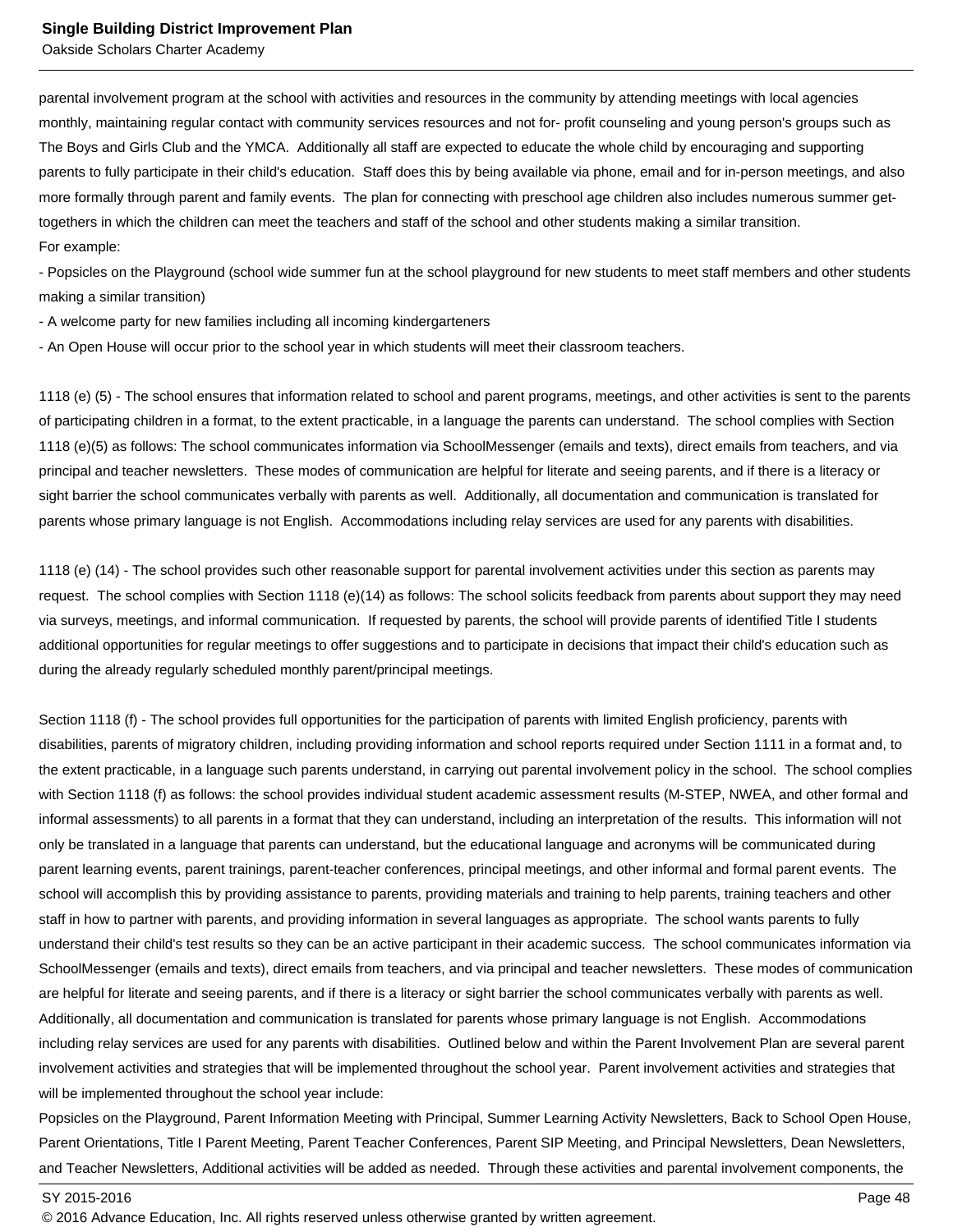parental involvement program at the school with activities and resources in the community by attending meetings with local agencies monthly, maintaining regular contact with community services resources and not for- profit counseling and young person's groups such as The Boys and Girls Club and the YMCA. Additionally all staff are expected to educate the whole child by encouraging and supporting parents to fully participate in their child's education. Staff does this by being available via phone, email and for in-person meetings, and also more formally through parent and family events. The plan for connecting with preschool age children also includes numerous summer get-togethers in which the children can meet the teachers and staff of the school and other students making a similar transition.
For example:
- Popsicles on the Playground (school wide summer fun at the school playground for new students to meet staff members and other students making a similar transition)
- A welcome party for new families including all incoming kindergarteners
- An Open House will occur prior to the school year in which students will meet their classroom teachers.

1118 (e) (5) - The school ensures that information related to school and parent programs, meetings, and other activities is sent to the parents of participating children in a format, to the extent practicable, in a language the parents can understand. The school complies with Section 1118 (e)(5) as follows: The school communicates information via SchoolMessenger (emails and texts), direct emails from teachers, and via principal and teacher newsletters. These modes of communication are helpful for literate and seeing parents, and if there is a literacy or sight barrier the school communicates verbally with parents as well. Additionally, all documentation and communication is translated for parents whose primary language is not English. Accommodations including relay services are used for any parents with disabilities.

1118 (e) (14) - The school provides such other reasonable support for parental involvement activities under this section as parents may request. The school complies with Section 1118 (e)(14) as follows: The school solicits feedback from parents about support they may need via surveys, meetings, and informal communication. If requested by parents, the school will provide parents of identified Title I students additional opportunities for regular meetings to offer suggestions and to participate in decisions that impact their child's education such as during the already regularly scheduled monthly parent/principal meetings.

Section 1118 (f) - The school provides full opportunities for the participation of parents with limited English proficiency, parents with disabilities, parents of migratory children, including providing information and school reports required under Section 1111 in a format and, to the extent practicable, in a language such parents understand, in carrying out parental involvement policy in the school. The school complies with Section 1118 (f) as follows: the school provides individual student academic assessment results (M-STEP, NWEA, and other formal and informal assessments) to all parents in a format that they can understand, including an interpretation of the results. This information will not only be translated in a language that parents can understand, but the educational language and acronyms will be communicated during parent learning events, parent trainings, parent-teacher conferences, principal meetings, and other informal and formal parent events. The school will accomplish this by providing assistance to parents, providing materials and training to help parents, training teachers and other staff in how to partner with parents, and providing information in several languages as appropriate. The school wants parents to fully understand their child's test results so they can be an active participant in their academic success. The school communicates information via SchoolMessenger (emails and texts), direct emails from teachers, and via principal and teacher newsletters. These modes of communication are helpful for literate and seeing parents, and if there is a literacy or sight barrier the school communicates verbally with parents as well. Additionally, all documentation and communication is translated for parents whose primary language is not English. Accommodations including relay services are used for any parents with disabilities. Outlined below and within the Parent Involvement Plan are several parent involvement activities and strategies that will be implemented throughout the school year. Parent involvement activities and strategies that will be implemented throughout the school year include:
Popsicles on the Playground, Parent Information Meeting with Principal, Summer Learning Activity Newsletters, Back to School Open House, Parent Orientations, Title I Parent Meeting, Parent Teacher Conferences, Parent SIP Meeting, and Principal Newsletters, Dean Newsletters, and Teacher Newsletters, Additional activities will be added as needed. Through these activities and parental involvement components, the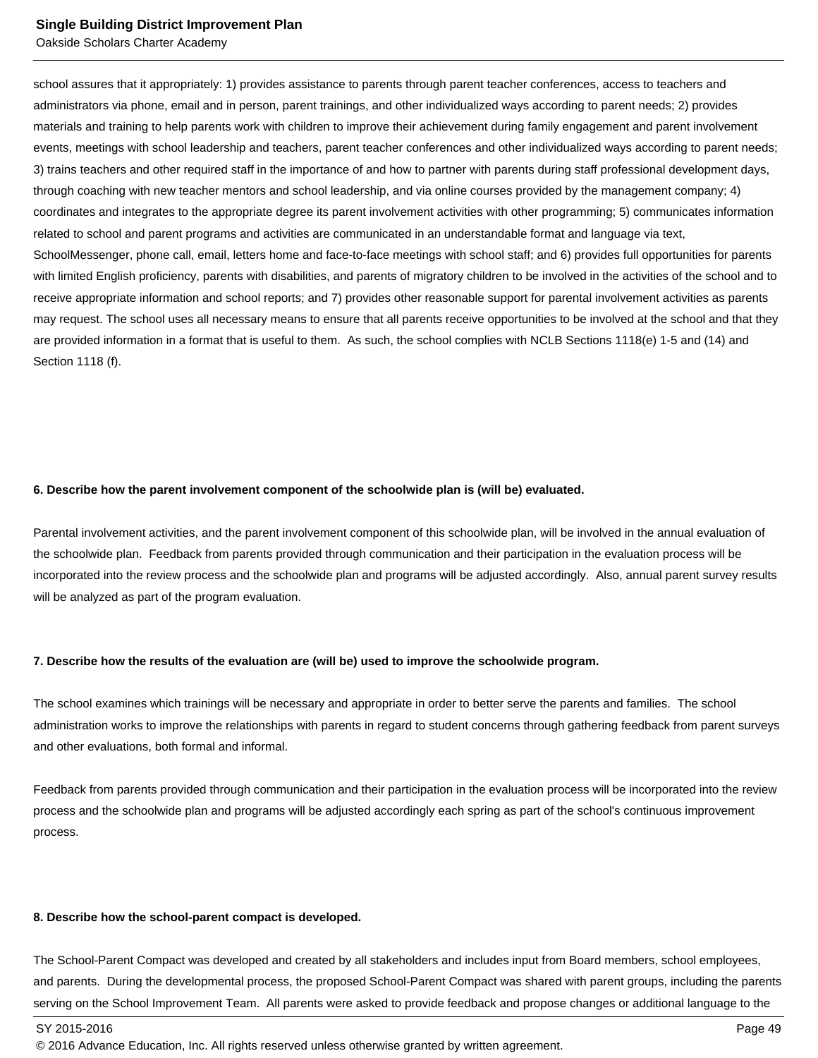school assures that it appropriately: 1) provides assistance to parents through parent teacher conferences, access to teachers and administrators via phone, email and in person, parent trainings, and other individualized ways according to parent needs; 2) provides materials and training to help parents work with children to improve their achievement during family engagement and parent involvement events, meetings with school leadership and teachers, parent teacher conferences and other individualized ways according to parent needs; 3) trains teachers and other required staff in the importance of and how to partner with parents during staff professional development days, through coaching with new teacher mentors and school leadership, and via online courses provided by the management company; 4) coordinates and integrates to the appropriate degree its parent involvement activities with other programming; 5) communicates information related to school and parent programs and activities are communicated in an understandable format and language via text, SchoolMessenger, phone call, email, letters home and face-to-face meetings with school staff; and 6) provides full opportunities for parents with limited English proficiency, parents with disabilities, and parents of migratory children to be involved in the activities of the school and to receive appropriate information and school reports; and 7) provides other reasonable support for parental involvement activities as parents may request. The school uses all necessary means to ensure that all parents receive opportunities to be involved at the school and that they are provided information in a format that is useful to them. As such, the school complies with NCLB Sections 1118(e) 1-5 and (14) and Section 1118 (f).

**6. Describe how the parent involvement component of the schoolwide plan is (will be) evaluated.**

Parental involvement activities, and the parent involvement component of this schoolwide plan, will be involved in the annual evaluation of the schoolwide plan. Feedback from parents provided through communication and their participation in the evaluation process will be incorporated into the review process and the schoolwide plan and programs will be adjusted accordingly. Also, annual parent survey results will be analyzed as part of the program evaluation.

**7. Describe how the results of the evaluation are (will be) used to improve the schoolwide program.**

The school examines which trainings will be necessary and appropriate in order to better serve the parents and families. The school administration works to improve the relationships with parents in regard to student concerns through gathering feedback from parent surveys and other evaluations, both formal and informal.

Feedback from parents provided through communication and their participation in the evaluation process will be incorporated into the review process and the schoolwide plan and programs will be adjusted accordingly each spring as part of the school's continuous improvement process.

**8. Describe how the school-parent compact is developed.**

The School-Parent Compact was developed and created by all stakeholders and includes input from Board members, school employees, and parents. During the developmental process, the proposed School-Parent Compact was shared with parent groups, including the parents serving on the School Improvement Team. All parents were asked to provide feedback and propose changes or additional language to the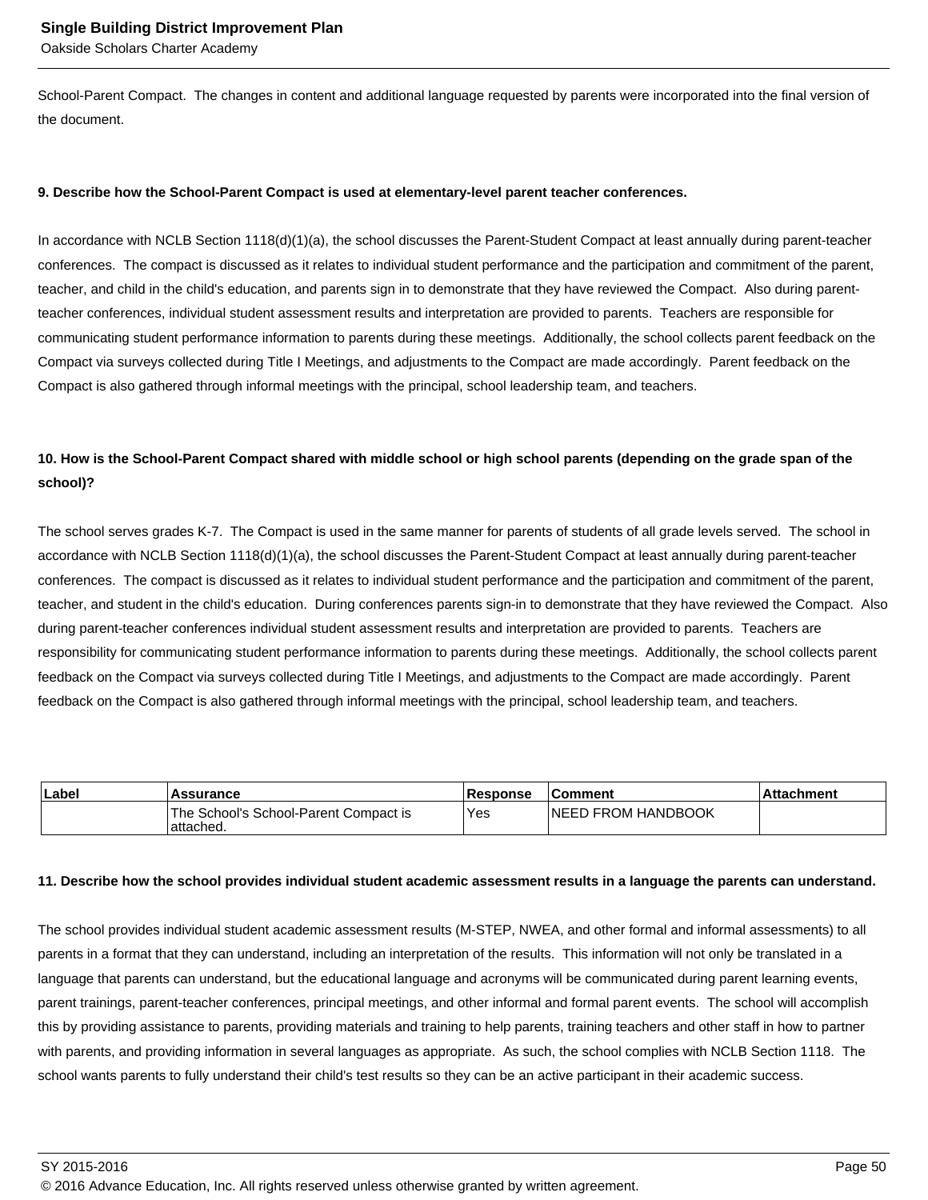School-Parent Compact. The changes in content and additional language requested by parents were incorporated into the final version of the document.

**9. Describe how the School-Parent Compact is used at elementary-level parent teacher conferences.**

In accordance with NCLB Section 1118(d)(1)(a), the school discusses the Parent-Student Compact at least annually during parent-teacher conferences. The compact is discussed as it relates to individual student performance and the participation and commitment of the parent, teacher, and child in the child's education, and parents sign in to demonstrate that they have reviewed the Compact. Also during parent-teacher conferences, individual student assessment results and interpretation are provided to parents. Teachers are responsible for communicating student performance information to parents during these meetings. Additionally, the school collects parent feedback on the Compact via surveys collected during Title I Meetings, and adjustments to the Compact are made accordingly. Parent feedback on the Compact is also gathered through informal meetings with the principal, school leadership team, and teachers.

**10. How is the School-Parent Compact shared with middle school or high school parents (depending on the grade span of the school)?**

The school serves grades K-7. The Compact is used in the same manner for parents of students of all grade levels served. The school in accordance with NCLB Section 1118(d)(1)(a), the school discusses the Parent-Student Compact at least annually during parent-teacher conferences. The compact is discussed as it relates to individual student performance and the participation and commitment of the parent, teacher, and student in the child's education. During conferences parents sign-in to demonstrate that they have reviewed the Compact. Also during parent-teacher conferences individual student assessment results and interpretation are provided to parents. Teachers are responsibility for communicating student performance information to parents during these meetings. Additionally, the school collects parent feedback on the Compact via surveys collected during Title I Meetings, and adjustments to the Compact are made accordingly. Parent feedback on the Compact is also gathered through informal meetings with the principal, school leadership team, and teachers.

| Label | Assurance | Response | Comment | Attachment |
|---|---|---|---|---|
| | The School's School-Parent Compact is attached. | Yes | NEED FROM HANDBOOK | |

**11. Describe how the school provides individual student academic assessment results in a language the parents can understand.**

The school provides individual student academic assessment results (M-STEP, NWEA, and other formal and informal assessments) to all parents in a format that they can understand, including an interpretation of the results. This information will not only be translated in a language that parents can understand, but the educational language and acronyms will be communicated during parent learning events, parent trainings, parent-teacher conferences, principal meetings, and other informal and formal parent events. The school will accomplish this by providing assistance to parents, providing materials and training to help parents, training teachers and other staff in how to partner with parents, and providing information in several languages as appropriate. As such, the school complies with NCLB Section 1118. The school wants parents to fully understand their child's test results so they can be an active participant in their academic success.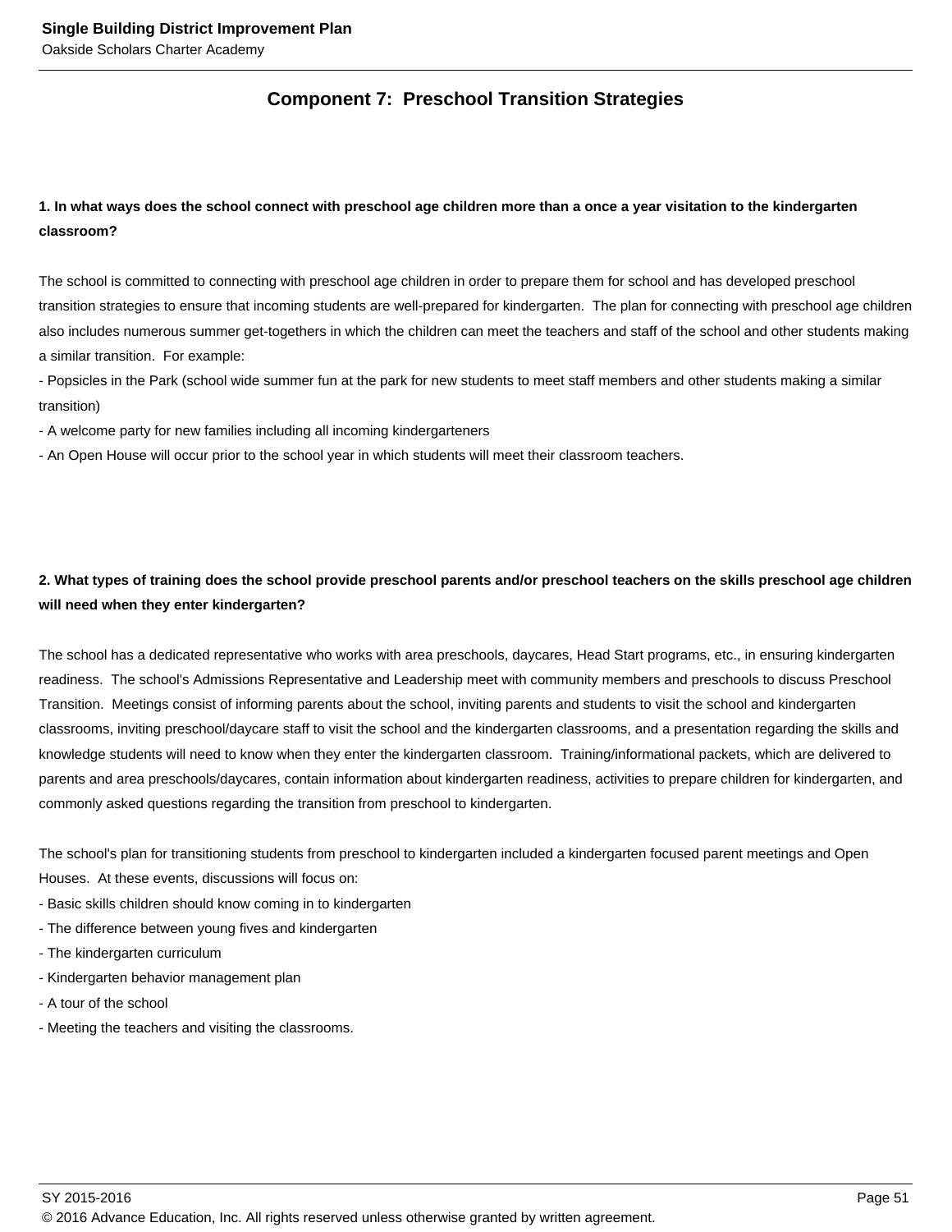## Component 7: Preschool Transition Strategies

**1. In what ways does the school connect with preschool age children more than a once a year visitation to the kindergarten classroom?**

The school is committed to connecting with preschool age children in order to prepare them for school and has developed preschool transition strategies to ensure that incoming students are well-prepared for kindergarten. The plan for connecting with preschool age children also includes numerous summer get-togethers in which the children can meet the teachers and staff of the school and other students making a similar transition. For example:

- Popsicles in the Park (school wide summer fun at the park for new students to meet staff members and other students making a similar transition)
- A welcome party for new families including all incoming kindergarteners
- An Open House will occur prior to the school year in which students will meet their classroom teachers.

**2. What types of training does the school provide preschool parents and/or preschool teachers on the skills preschool age children will need when they enter kindergarten?**

The school has a dedicated representative who works with area preschools, daycares, Head Start programs, etc., in ensuring kindergarten readiness. The school's Admissions Representative and Leadership meet with community members and preschools to discuss Preschool Transition. Meetings consist of informing parents about the school, inviting parents and students to visit the school and kindergarten classrooms, inviting preschool/daycare staff to visit the school and the kindergarten classrooms, and a presentation regarding the skills and knowledge students will need to know when they enter the kindergarten classroom. Training/informational packets, which are delivered to parents and area preschools/daycares, contain information about kindergarten readiness, activities to prepare children for kindergarten, and commonly asked questions regarding the transition from preschool to kindergarten.

The school's plan for transitioning students from preschool to kindergarten included a kindergarten focused parent meetings and Open Houses. At these events, discussions will focus on:

- Basic skills children should know coming in to kindergarten
- The difference between young fives and kindergarten
- The kindergarten curriculum
- Kindergarten behavior management plan
- A tour of the school
- Meeting the teachers and visiting the classrooms.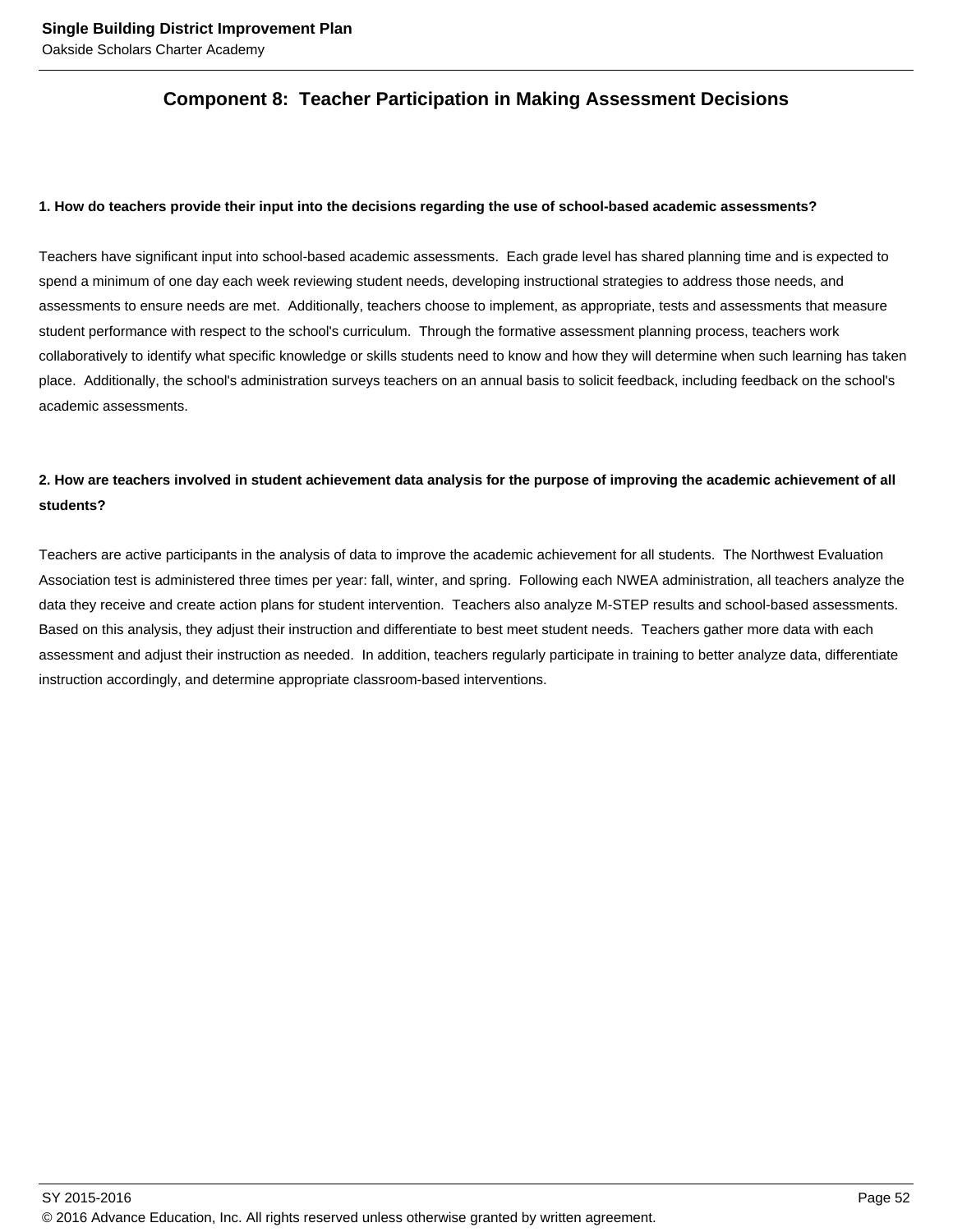## Component 8: Teacher Participation in Making Assessment Decisions

**1. How do teachers provide their input into the decisions regarding the use of school-based academic assessments?**

Teachers have significant input into school-based academic assessments. Each grade level has shared planning time and is expected to spend a minimum of one day each week reviewing student needs, developing instructional strategies to address those needs, and assessments to ensure needs are met. Additionally, teachers choose to implement, as appropriate, tests and assessments that measure student performance with respect to the school's curriculum. Through the formative assessment planning process, teachers work collaboratively to identify what specific knowledge or skills students need to know and how they will determine when such learning has taken place. Additionally, the school's administration surveys teachers on an annual basis to solicit feedback, including feedback on the school's academic assessments.

**2. How are teachers involved in student achievement data analysis for the purpose of improving the academic achievement of all students?**

Teachers are active participants in the analysis of data to improve the academic achievement for all students. The Northwest Evaluation Association test is administered three times per year: fall, winter, and spring. Following each NWEA administration, all teachers analyze the data they receive and create action plans for student intervention. Teachers also analyze M-STEP results and school-based assessments. Based on this analysis, they adjust their instruction and differentiate to best meet student needs. Teachers gather more data with each assessment and adjust their instruction as needed. In addition, teachers regularly participate in training to better analyze data, differentiate instruction accordingly, and determine appropriate classroom-based interventions.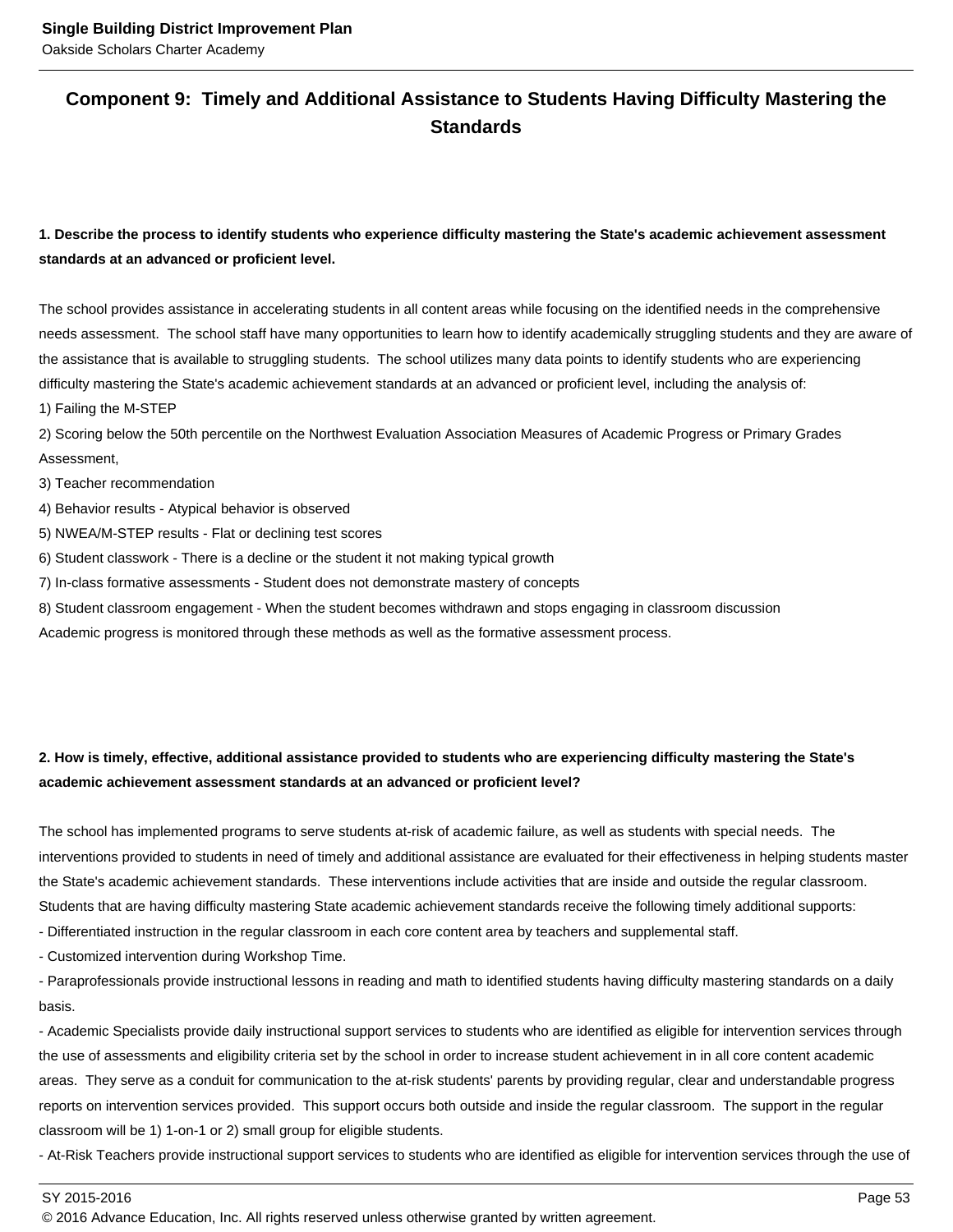## Component 9: Timely and Additional Assistance to Students Having Difficulty Mastering the Standards

**1. Describe the process to identify students who experience difficulty mastering the State's academic achievement assessment standards at an advanced or proficient level.**

The school provides assistance in accelerating students in all content areas while focusing on the identified needs in the comprehensive needs assessment. The school staff have many opportunities to learn how to identify academically struggling students and they are aware of the assistance that is available to struggling students. The school utilizes many data points to identify students who are experiencing difficulty mastering the State's academic achievement standards at an advanced or proficient level, including the analysis of:
1) Failing the M-STEP
2) Scoring below the 50th percentile on the Northwest Evaluation Association Measures of Academic Progress or Primary Grades Assessment,
3) Teacher recommendation
4) Behavior results - Atypical behavior is observed
5) NWEA/M-STEP results - Flat or declining test scores
6) Student classwork - There is a decline or the student it not making typical growth
7) In-class formative assessments - Student does not demonstrate mastery of concepts
8) Student classroom engagement - When the student becomes withdrawn and stops engaging in classroom discussion
Academic progress is monitored through these methods as well as the formative assessment process.

**2. How is timely, effective, additional assistance provided to students who are experiencing difficulty mastering the State's academic achievement assessment standards at an advanced or proficient level?**

The school has implemented programs to serve students at-risk of academic failure, as well as students with special needs. The interventions provided to students in need of timely and additional assistance are evaluated for their effectiveness in helping students master the State's academic achievement standards. These interventions include activities that are inside and outside the regular classroom. Students that are having difficulty mastering State academic achievement standards receive the following timely additional supports:
- Differentiated instruction in the regular classroom in each core content area by teachers and supplemental staff.
- Customized intervention during Workshop Time.
- Paraprofessionals provide instructional lessons in reading and math to identified students having difficulty mastering standards on a daily basis.
- Academic Specialists provide daily instructional support services to students who are identified as eligible for intervention services through the use of assessments and eligibility criteria set by the school in order to increase student achievement in in all core content academic areas. They serve as a conduit for communication to the at-risk students' parents by providing regular, clear and understandable progress reports on intervention services provided. This support occurs both outside and inside the regular classroom. The support in the regular classroom will be 1) 1-on-1 or 2) small group for eligible students.
- At-Risk Teachers provide instructional support services to students who are identified as eligible for intervention services through the use of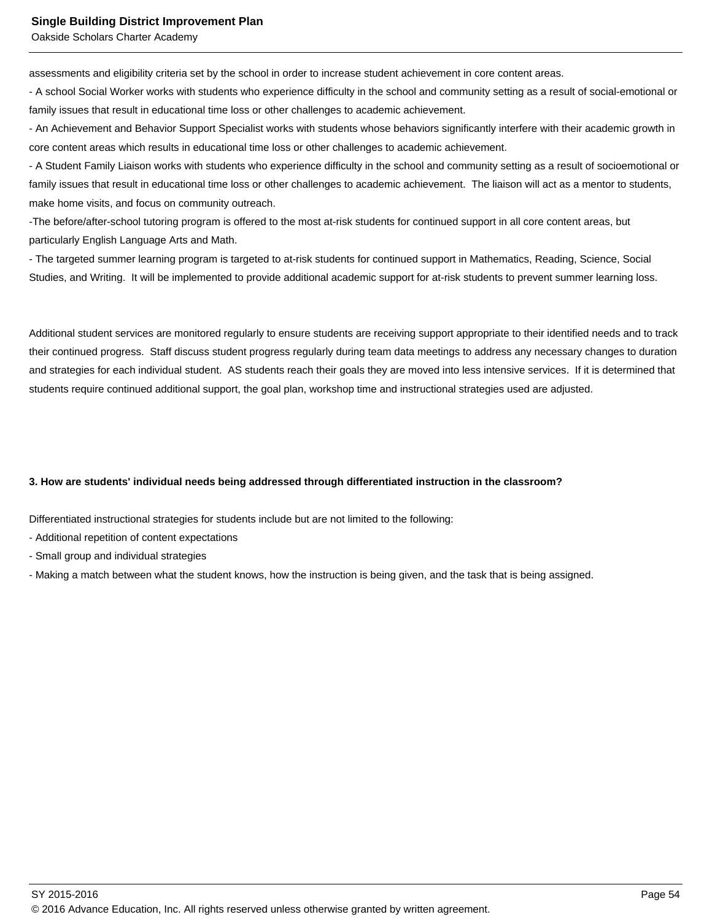assessments and eligibility criteria set by the school in order to increase student achievement in core content areas.
- A school Social Worker works with students who experience difficulty in the school and community setting as a result of social-emotional or family issues that result in educational time loss or other challenges to academic achievement.
- An Achievement and Behavior Support Specialist works with students whose behaviors significantly interfere with their academic growth in core content areas which results in educational time loss or other challenges to academic achievement.
- A Student Family Liaison works with students who experience difficulty in the school and community setting as a result of socioemotional or family issues that result in educational time loss or other challenges to academic achievement.  The liaison will act as a mentor to students, make home visits, and focus on community outreach.
-The before/after-school tutoring program is offered to the most at-risk students for continued support in all core content areas, but particularly English Language Arts and Math.
- The targeted summer learning program is targeted to at-risk students for continued support in Mathematics, Reading, Science, Social Studies, and Writing.  It will be implemented to provide additional academic support for at-risk students to prevent summer learning loss.

Additional student services are monitored regularly to ensure students are receiving support appropriate to their identified needs and to track their continued progress.  Staff discuss student progress regularly during team data meetings to address any necessary changes to duration and strategies for each individual student.  AS students reach their goals they are moved into less intensive services.  If it is determined that students require continued additional support, the goal plan, workshop time and instructional strategies used are adjusted.

**3. How are students' individual needs being addressed through differentiated instruction in the classroom?**

Differentiated instructional strategies for students include but are not limited to the following:
- Additional repetition of content expectations
- Small group and individual strategies
- Making a match between what the student knows, how the instruction is being given, and the task that is being assigned.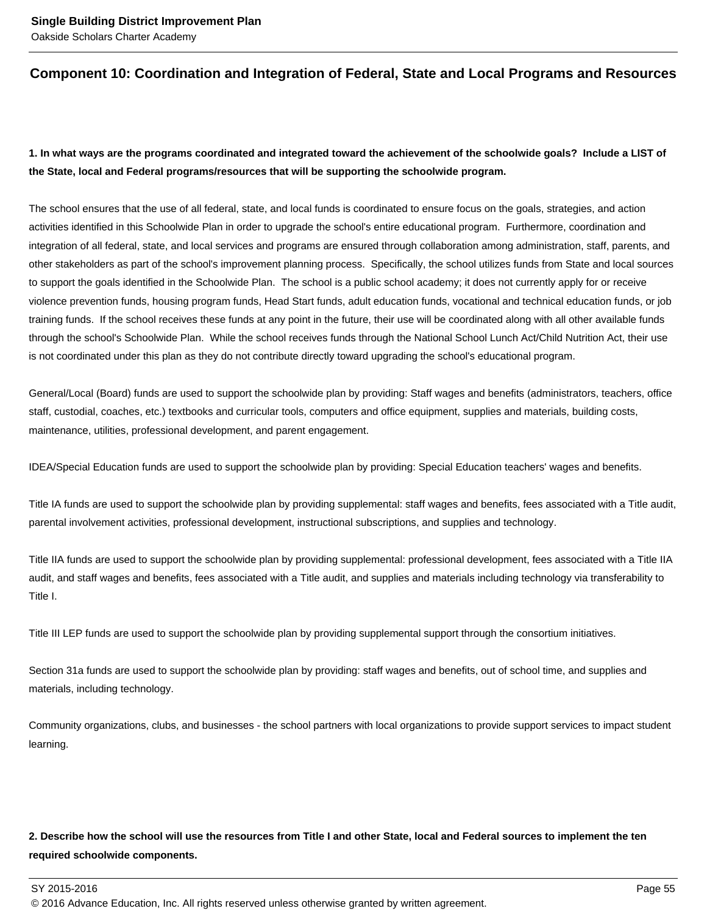## Component 10: Coordination and Integration of Federal, State and Local Programs and Resources

**1. In what ways are the programs coordinated and integrated toward the achievement of the schoolwide goals? Include a LIST of the State, local and Federal programs/resources that will be supporting the schoolwide program.**

The school ensures that the use of all federal, state, and local funds is coordinated to ensure focus on the goals, strategies, and action activities identified in this Schoolwide Plan in order to upgrade the school's entire educational program. Furthermore, coordination and integration of all federal, state, and local services and programs are ensured through collaboration among administration, staff, parents, and other stakeholders as part of the school's improvement planning process. Specifically, the school utilizes funds from State and local sources to support the goals identified in the Schoolwide Plan. The school is a public school academy; it does not currently apply for or receive violence prevention funds, housing program funds, Head Start funds, adult education funds, vocational and technical education funds, or job training funds. If the school receives these funds at any point in the future, their use will be coordinated along with all other available funds through the school's Schoolwide Plan. While the school receives funds through the National School Lunch Act/Child Nutrition Act, their use is not coordinated under this plan as they do not contribute directly toward upgrading the school's educational program.

General/Local (Board) funds are used to support the schoolwide plan by providing: Staff wages and benefits (administrators, teachers, office staff, custodial, coaches, etc.) textbooks and curricular tools, computers and office equipment, supplies and materials, building costs, maintenance, utilities, professional development, and parent engagement.

IDEA/Special Education funds are used to support the schoolwide plan by providing: Special Education teachers' wages and benefits.

Title IA funds are used to support the schoolwide plan by providing supplemental: staff wages and benefits, fees associated with a Title audit, parental involvement activities, professional development, instructional subscriptions, and supplies and technology.

Title IIA funds are used to support the schoolwide plan by providing supplemental: professional development, fees associated with a Title IIA audit, and staff wages and benefits, fees associated with a Title audit, and supplies and materials including technology via transferability to Title I.

Title III LEP funds are used to support the schoolwide plan by providing supplemental support through the consortium initiatives.

Section 31a funds are used to support the schoolwide plan by providing: staff wages and benefits, out of school time, and supplies and materials, including technology.

Community organizations, clubs, and businesses - the school partners with local organizations to provide support services to impact student learning.

**2. Describe how the school will use the resources from Title I and other State, local and Federal sources to implement the ten required schoolwide components.**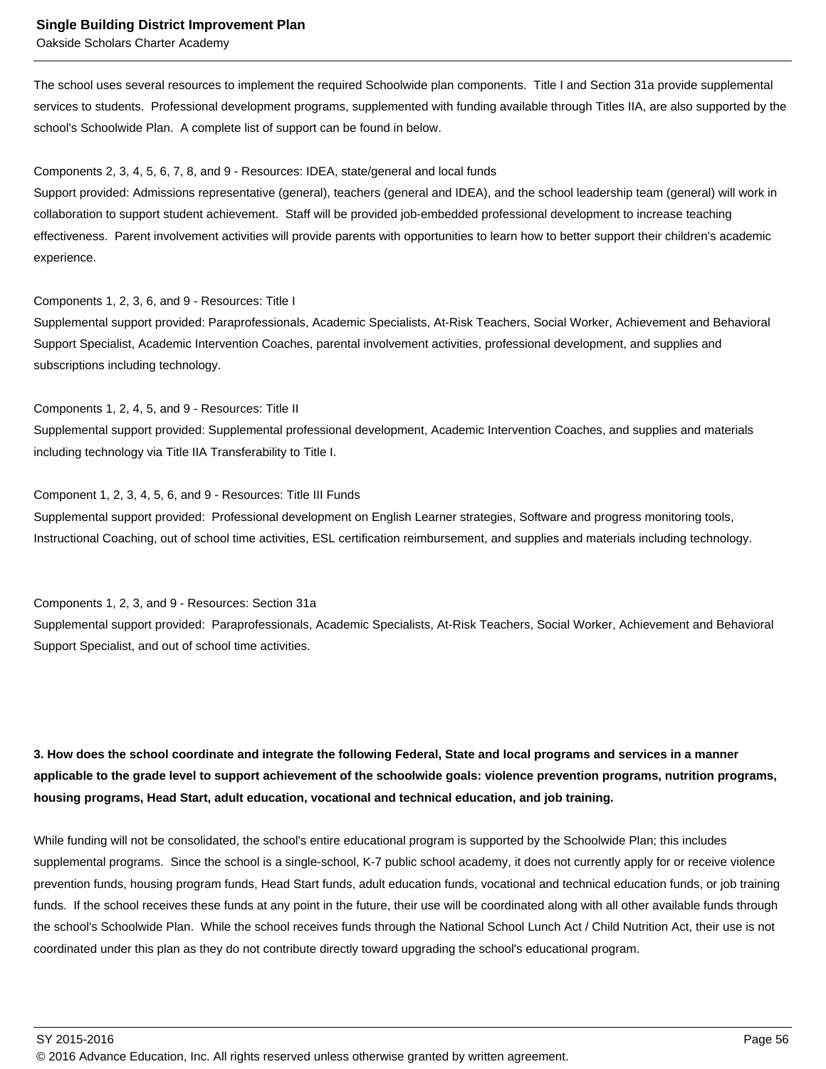The school uses several resources to implement the required Schoolwide plan components. Title I and Section 31a provide supplemental services to students. Professional development programs, supplemented with funding available through Titles IIA, are also supported by the school's Schoolwide Plan. A complete list of support can be found in below.

Components 2, 3, 4, 5, 6, 7, 8, and 9 - Resources: IDEA, state/general and local funds
Support provided: Admissions representative (general), teachers (general and IDEA), and the school leadership team (general) will work in collaboration to support student achievement. Staff will be provided job-embedded professional development to increase teaching effectiveness. Parent involvement activities will provide parents with opportunities to learn how to better support their children's academic experience.

Components 1, 2, 3, 6, and 9 - Resources: Title I
Supplemental support provided: Paraprofessionals, Academic Specialists, At-Risk Teachers, Social Worker, Achievement and Behavioral Support Specialist, Academic Intervention Coaches, parental involvement activities, professional development, and supplies and subscriptions including technology.

Components 1, 2, 4, 5, and 9 - Resources: Title II
Supplemental support provided: Supplemental professional development, Academic Intervention Coaches, and supplies and materials including technology via Title IIA Transferability to Title I.

Component 1, 2, 3, 4, 5, 6, and 9 - Resources: Title III Funds
Supplemental support provided: Professional development on English Learner strategies, Software and progress monitoring tools, Instructional Coaching, out of school time activities, ESL certification reimbursement, and supplies and materials including technology.

Components 1, 2, 3, and 9 - Resources: Section 31a
Supplemental support provided: Paraprofessionals, Academic Specialists, At-Risk Teachers, Social Worker, Achievement and Behavioral Support Specialist, and out of school time activities.

**3. How does the school coordinate and integrate the following Federal, State and local programs and services in a manner applicable to the grade level to support achievement of the schoolwide goals: violence prevention programs, nutrition programs, housing programs, Head Start, adult education, vocational and technical education, and job training.**

While funding will not be consolidated, the school's entire educational program is supported by the Schoolwide Plan; this includes supplemental programs. Since the school is a single-school, K-7 public school academy, it does not currently apply for or receive violence prevention funds, housing program funds, Head Start funds, adult education funds, vocational and technical education funds, or job training funds. If the school receives these funds at any point in the future, their use will be coordinated along with all other available funds through the school's Schoolwide Plan. While the school receives funds through the National School Lunch Act / Child Nutrition Act, their use is not coordinated under this plan as they do not contribute directly toward upgrading the school's educational program.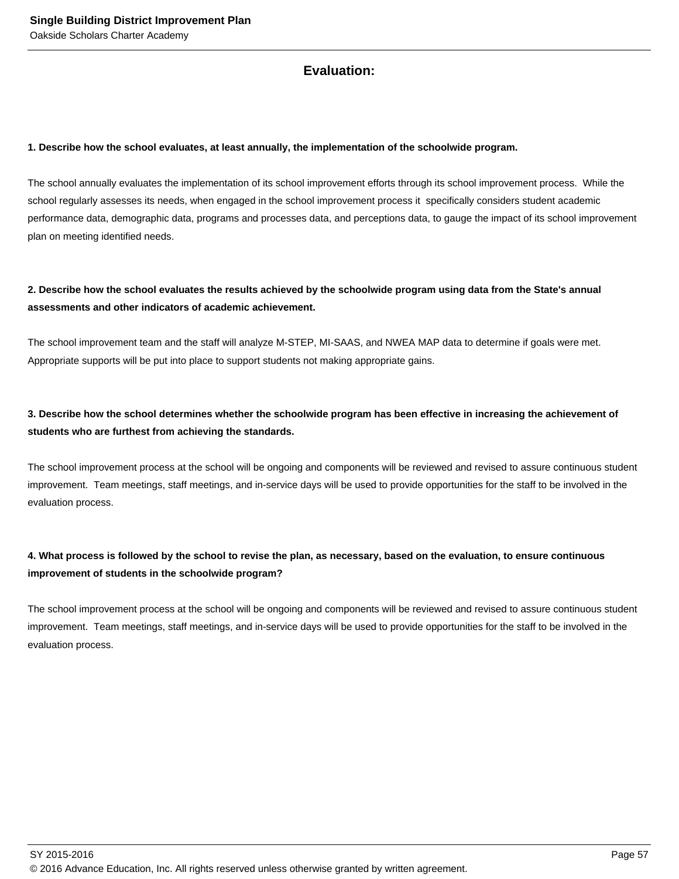## Evaluation:

**1. Describe how the school evaluates, at least annually, the implementation of the schoolwide program.**

The school annually evaluates the implementation of its school improvement efforts through its school improvement process. While the school regularly assesses its needs, when engaged in the school improvement process it specifically considers student academic performance data, demographic data, programs and processes data, and perceptions data, to gauge the impact of its school improvement plan on meeting identified needs.

**2. Describe how the school evaluates the results achieved by the schoolwide program using data from the State's annual assessments and other indicators of academic achievement.**

The school improvement team and the staff will analyze M-STEP, MI-SAAS, and NWEA MAP data to determine if goals were met. Appropriate supports will be put into place to support students not making appropriate gains.

**3. Describe how the school determines whether the schoolwide program has been effective in increasing the achievement of students who are furthest from achieving the standards.**

The school improvement process at the school will be ongoing and components will be reviewed and revised to assure continuous student improvement. Team meetings, staff meetings, and in-service days will be used to provide opportunities for the staff to be involved in the evaluation process.

**4. What process is followed by the school to revise the plan, as necessary, based on the evaluation, to ensure continuous improvement of students in the schoolwide program?**

The school improvement process at the school will be ongoing and components will be reviewed and revised to assure continuous student improvement. Team meetings, staff meetings, and in-service days will be used to provide opportunities for the staff to be involved in the evaluation process.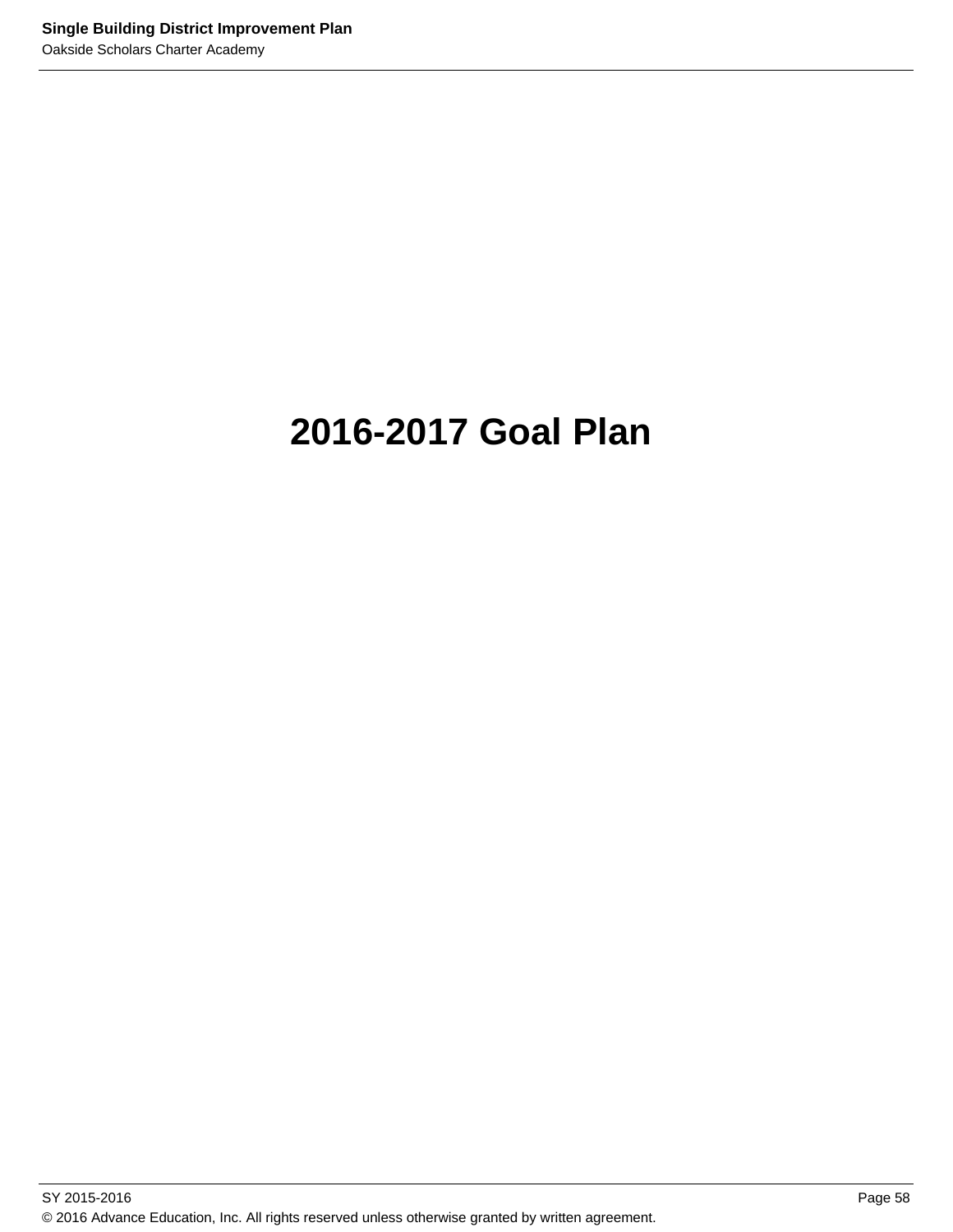# 2016-2017 Goal Plan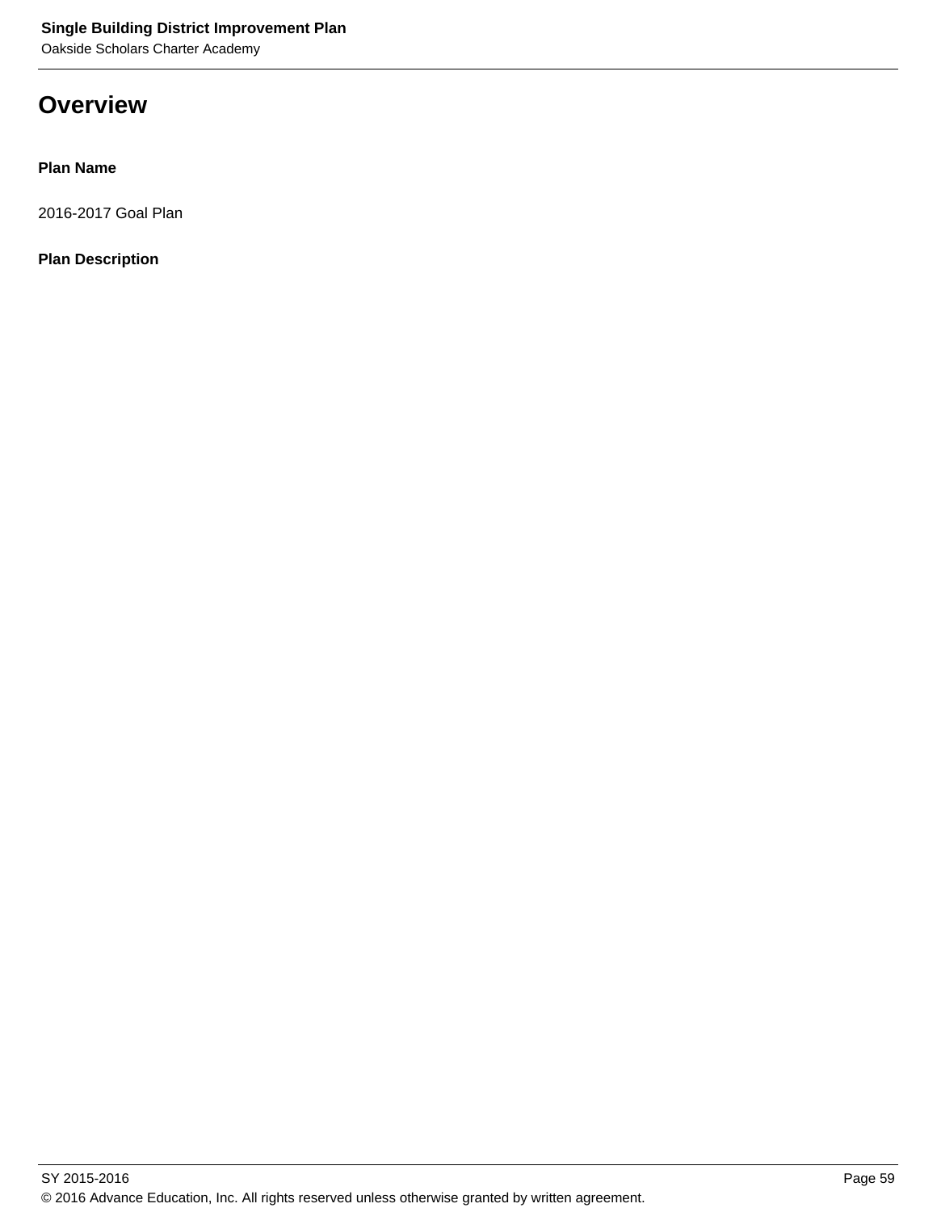# Overview

**Plan Name**

2016-2017 Goal Plan

**Plan Description**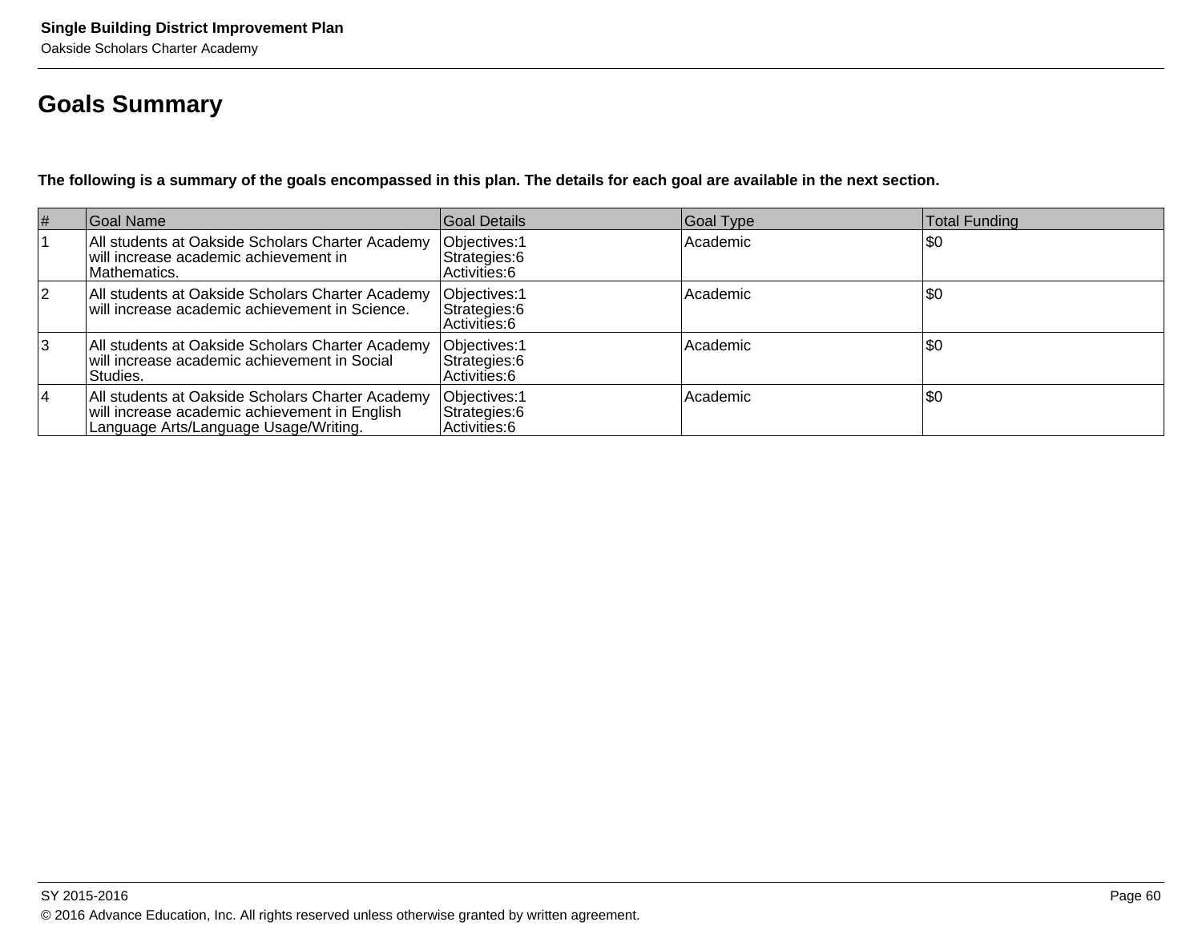## Goals Summary

**The following is a summary of the goals encompassed in this plan. The details for each goal are available in the next section.**

| # | Goal Name | Goal Details | Goal Type | Total Funding |
|---|---|---|---|---|
| 1 | All students at Oakside Scholars Charter Academy will increase academic achievement in Mathematics. | Objectives:1<br>Strategies:6<br>Activities:6 | Academic | $0 |
| 2 | All students at Oakside Scholars Charter Academy will increase academic achievement in Science. | Objectives:1<br>Strategies:6<br>Activities:6 | Academic | $0 |
| 3 | All students at Oakside Scholars Charter Academy will increase academic achievement in Social Studies. | Objectives:1<br>Strategies:6<br>Activities:6 | Academic | $0 |
| 4 | All students at Oakside Scholars Charter Academy will increase academic achievement in English Language Arts/Language Usage/Writing. | Objectives:1<br>Strategies:6<br>Activities:6 | Academic | $0 |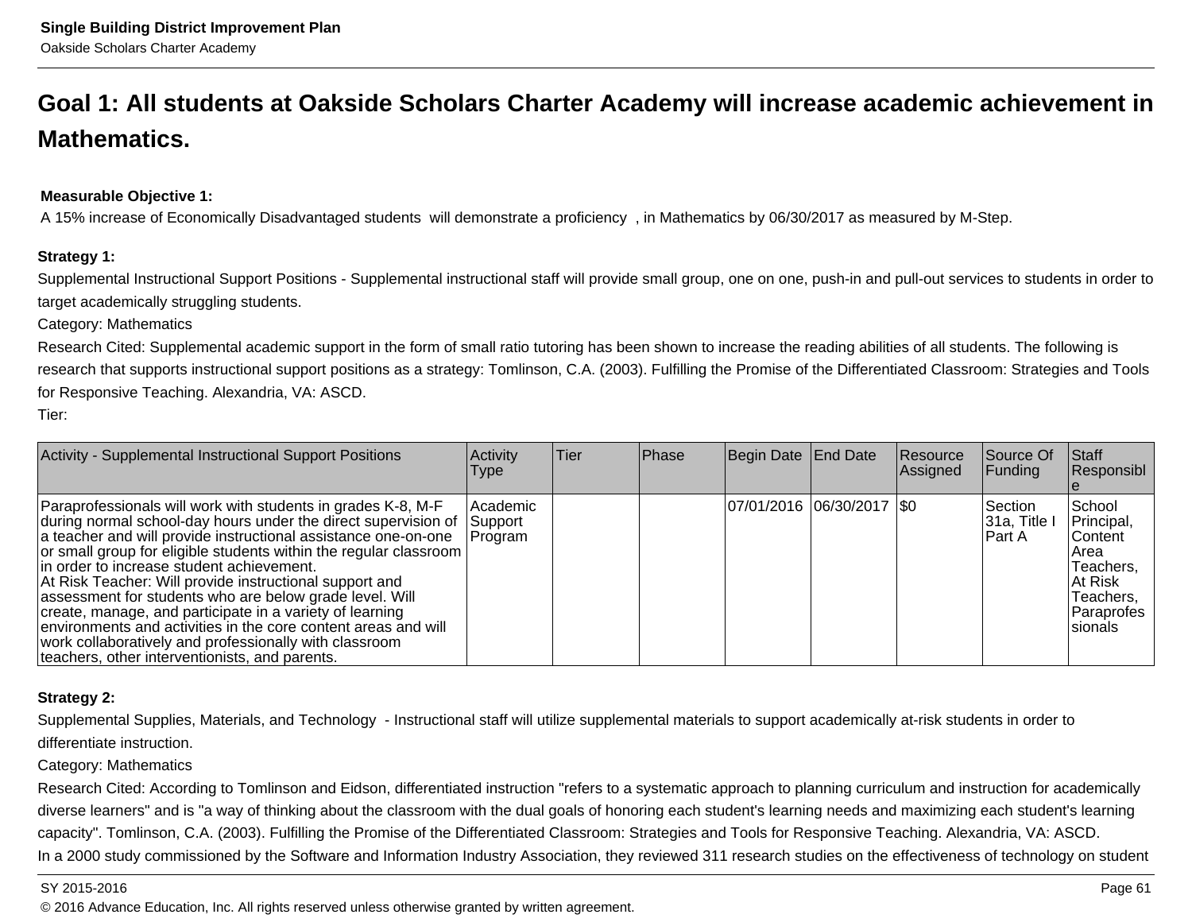## Goal 1: All students at Oakside Scholars Charter Academy will increase academic achievement in Mathematics.

**Measurable Objective 1:**
A 15% increase of Economically Disadvantaged students will demonstrate a proficiency , in Mathematics by 06/30/2017 as measured by M-Step.

**Strategy 1:**
Supplemental Instructional Support Positions - Supplemental instructional staff will provide small group, one on one, push-in and pull-out services to students in order to target academically struggling students.
Category: Mathematics
Research Cited: Supplemental academic support in the form of small ratio tutoring has been shown to increase the reading abilities of all students. The following is research that supports instructional support positions as a strategy: Tomlinson, C.A. (2003). Fulfilling the Promise of the Differentiated Classroom: Strategies and Tools for Responsive Teaching. Alexandria, VA: ASCD.
Tier:

| Activity - Supplemental Instructional Support Positions | Activity Type | Tier | Phase | Begin Date | End Date | Resource Assigned | Source Of Funding | Staff Responsible |
|---|---|---|---|---|---|---|---|---|
| Paraprofessionals will work with students in grades K-8, M-F during normal school-day hours under the direct supervision of a teacher and will provide instructional assistance one-on-one or small group for eligible students within the regular classroom in order to increase student achievement.<br>At Risk Teacher: Will provide instructional support and assessment for students who are below grade level. Will create, manage, and participate in a variety of learning environments and activities in the core content areas and will work collaboratively and professionally with classroom teachers, other interventionists, and parents. | Academic Support Program | | | 07/01/2016 | 06/30/2017 | $0 | Section 31a, Title I Part A | School Principal, Content Area Teachers, At Risk Teachers, Paraprofessionals |

**Strategy 2:**
Supplemental Supplies, Materials, and Technology - Instructional staff will utilize supplemental materials to support academically at-risk students in order to differentiate instruction.
Category: Mathematics
Research Cited: According to Tomlinson and Eidson, differentiated instruction "refers to a systematic approach to planning curriculum and instruction for academically diverse learners" and is "a way of thinking about the classroom with the dual goals of honoring each student's learning needs and maximizing each student's learning capacity". Tomlinson, C.A. (2003). Fulfilling the Promise of the Differentiated Classroom: Strategies and Tools for Responsive Teaching. Alexandria, VA: ASCD.
In a 2000 study commissioned by the Software and Information Industry Association, they reviewed 311 research studies on the effectiveness of technology on student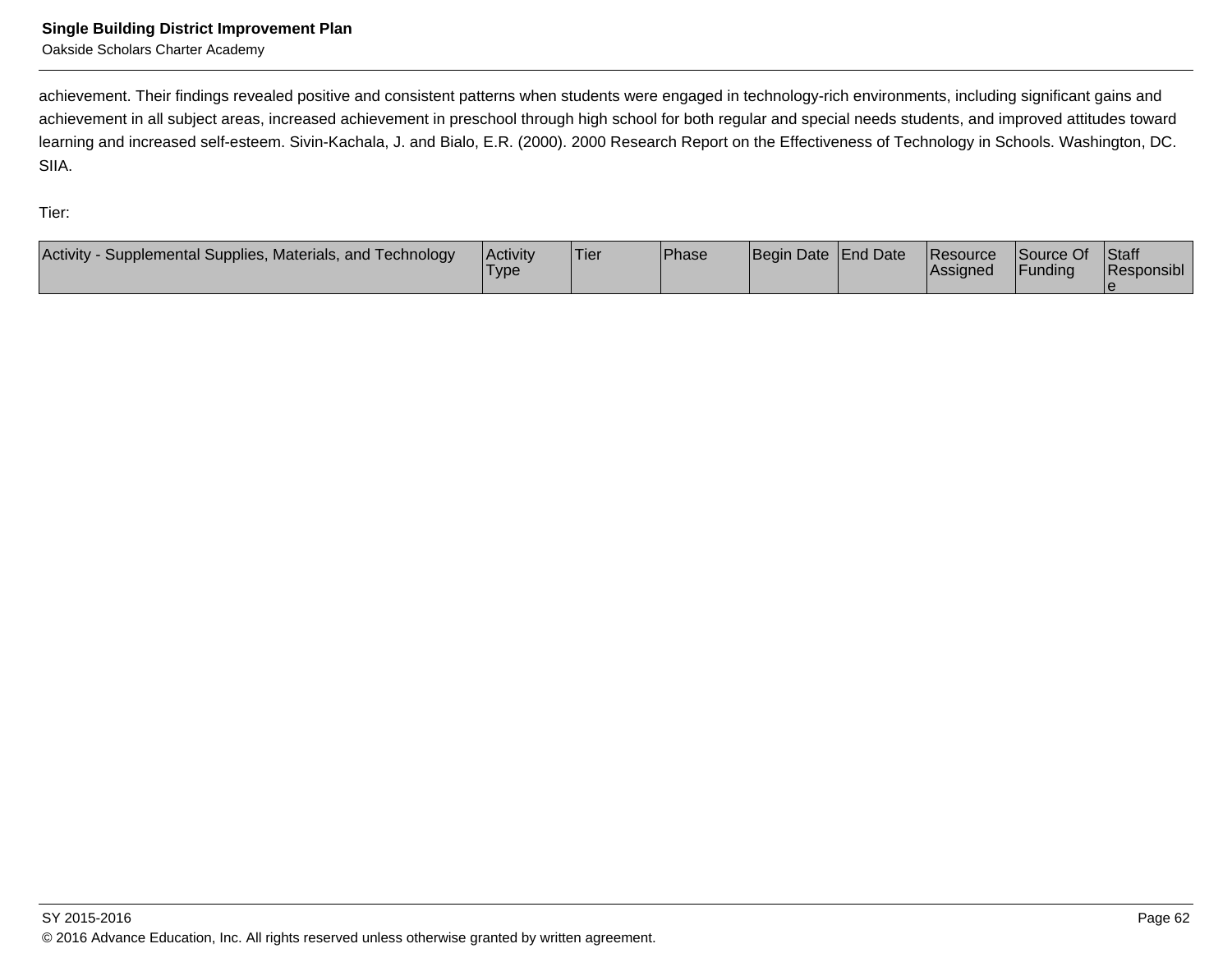achievement. Their findings revealed positive and consistent patterns when students were engaged in technology-rich environments, including significant gains and achievement in all subject areas, increased achievement in preschool through high school for both regular and special needs students, and improved attitudes toward learning and increased self-esteem. Sivin-Kachala, J. and Bialo, E.R. (2000). 2000 Research Report on the Effectiveness of Technology in Schools. Washington, DC. SIIA.

Tier:

| Activity - Supplemental Supplies, Materials, and Technology | Activity Type | Tier | Phase | Begin Date | End Date | Resource Assigned | Source Of Funding | Staff Responsible |
|---|---|---|---|---|---|---|---|---|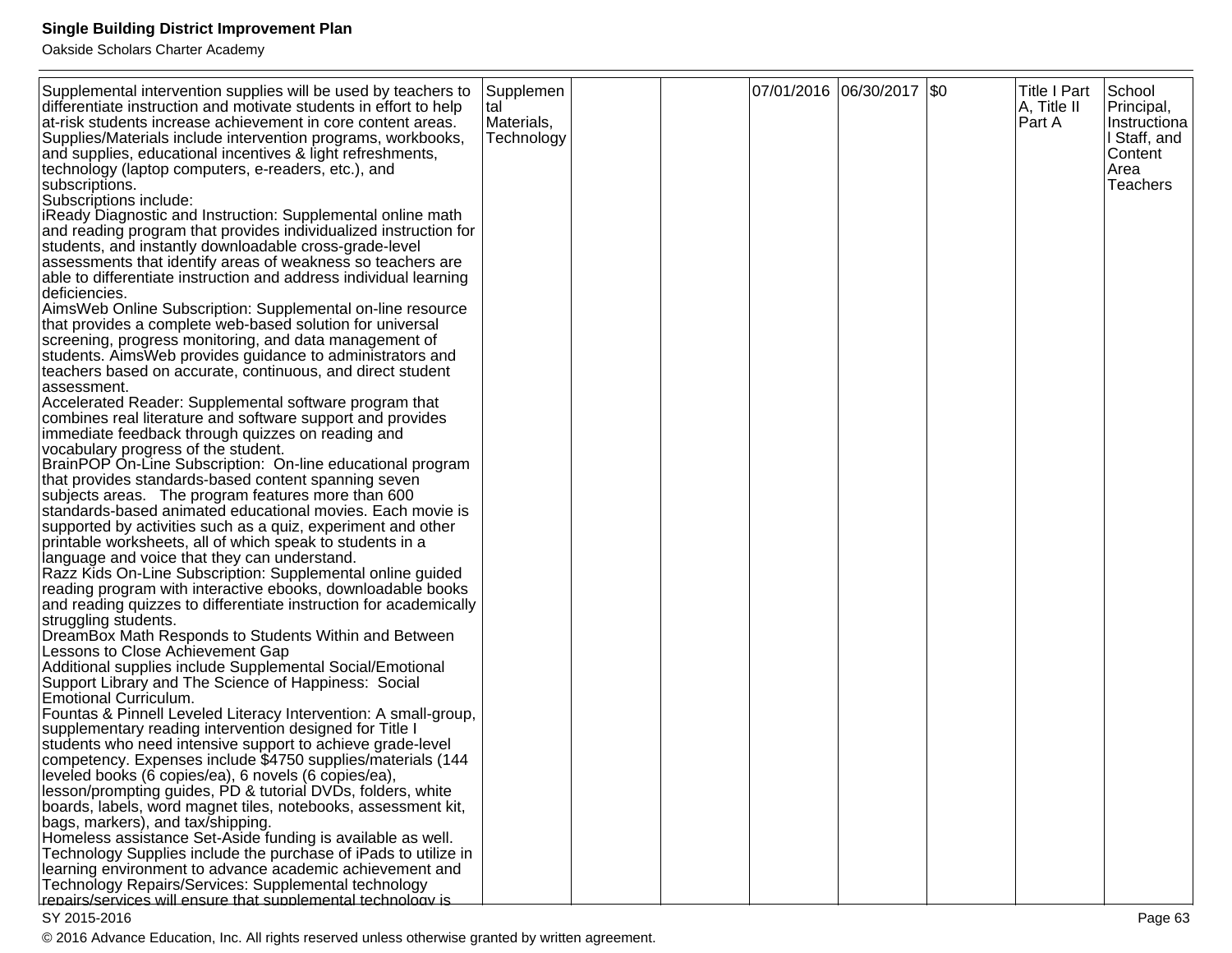| | | | | | | | | |
|---|---|---|---|---|---|---|---|---|
| Supplemental intervention supplies will be used by teachers to differentiate instruction and motivate students in effort to help at-risk students increase achievement in core content areas. Supplies/Materials include intervention programs, workbooks, and supplies, educational incentives & light refreshments, technology (laptop computers, e-readers, etc.), and subscriptions.<br>Subscriptions include:<br>iReady Diagnostic and Instruction: Supplemental online math and reading program that provides individualized instruction for students, and instantly downloadable cross-grade-level assessments that identify areas of weakness so teachers are able to differentiate instruction and address individual learning deficiencies.<br>AimsWeb Online Subscription: Supplemental on-line resource that provides a complete web-based solution for universal screening, progress monitoring, and data management of students. AimsWeb provides guidance to administrators and teachers based on accurate, continuous, and direct student assessment.<br>Accelerated Reader: Supplemental software program that combines real literature and software support and provides immediate feedback through quizzes on reading and vocabulary progress of the student.<br>BrainPOP On-Line Subscription: On-line educational program that provides standards-based content spanning seven subjects areas. The program features more than 600 standards-based animated educational movies. Each movie is supported by activities such as a quiz, experiment and other printable worksheets, all of which speak to students in a language and voice that they can understand.<br>Razz Kids On-Line Subscription: Supplemental online guided reading program with interactive ebooks, downloadable books and reading quizzes to differentiate instruction for academically struggling students.<br>DreamBox Math Responds to Students Within and Between Lessons to Close Achievement Gap<br>Additional supplies include Supplemental Social/Emotional Support Library and The Science of Happiness: Social Emotional Curriculum.<br>Fountas & Pinnell Leveled Literacy Intervention: A small-group, supplementary reading intervention designed for Title I students who need intensive support to achieve grade-level competency. Expenses include $4750 supplies/materials (144 leveled books (6 copies/ea), 6 novels (6 copies/ea), lesson/prompting guides, PD & tutorial DVDs, folders, white boards, labels, word magnet tiles, notebooks, assessment kit, bags, markers), and tax/shipping.<br>Homeless assistance Set-Aside funding is available as well.<br>Technology Supplies include the purchase of iPads to utilize in learning environment to advance academic achievement and Technology Repairs/Services: Supplemental technology repairs/services will ensure that supplemental technology is | Supplemental Materials, Technology | | | 07/01/2016 | 06/30/2017 | $0 | Title I Part A, Title II Part A | School Principal, Instructional Staff, and Content Area Teachers |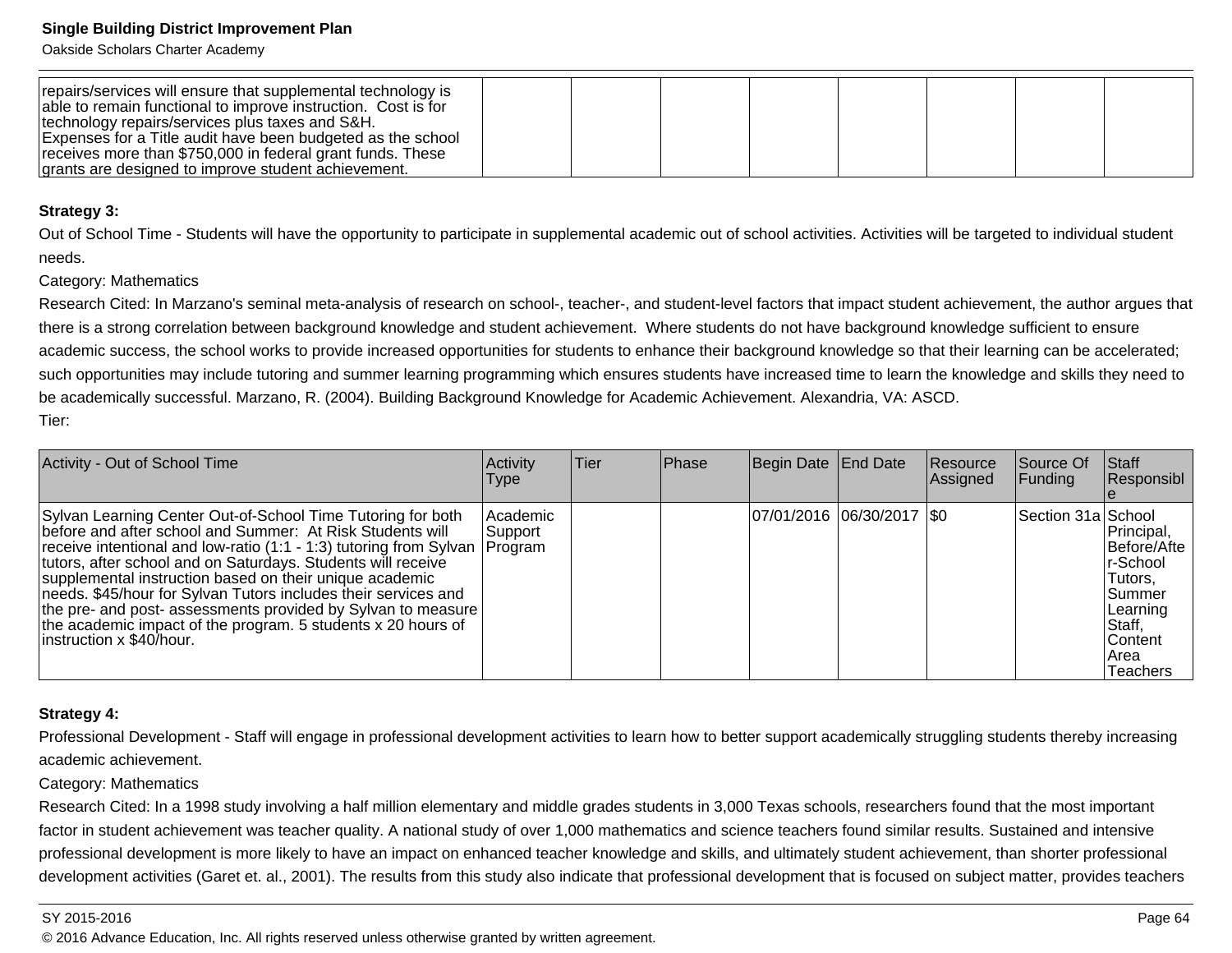| | | | | | | | | |
|---|---|---|---|---|---|---|---|---|
| repairs/services will ensure that supplemental technology is able to remain functional to improve instruction. Cost is for technology repairs/services plus taxes and S&H.<br>Expenses for a Title audit have been budgeted as the school receives more than $750,000 in federal grant funds. These grants are designed to improve student achievement. | | | | | | | | |

**Strategy 3:**

Out of School Time - Students will have the opportunity to participate in supplemental academic out of school activities. Activities will be targeted to individual student needs.

Category: Mathematics

Research Cited: In Marzano's seminal meta-analysis of research on school-, teacher-, and student-level factors that impact student achievement, the author argues that there is a strong correlation between background knowledge and student achievement. Where students do not have background knowledge sufficient to ensure academic success, the school works to provide increased opportunities for students to enhance their background knowledge so that their learning can be accelerated; such opportunities may include tutoring and summer learning programming which ensures students have increased time to learn the knowledge and skills they need to be academically successful. Marzano, R. (2004). Building Background Knowledge for Academic Achievement. Alexandria, VA: ASCD.

Tier:

| Activity - Out of School Time | Activity Type | Tier | Phase | Begin Date | End Date | Resource Assigned | Source Of Funding | Staff Responsible |
|---|---|---|---|---|---|---|---|---|
| Sylvan Learning Center Out-of-School Time Tutoring for both before and after school and Summer: At Risk Students will receive intentional and low-ratio (1:1 - 1:3) tutoring from Sylvan tutors, after school and on Saturdays. Students will receive supplemental instruction based on their unique academic needs. $45/hour for Sylvan Tutors includes their services and the pre- and post- assessments provided by Sylvan to measure the academic impact of the program. 5 students x 20 hours of instruction x $40/hour. | Academic Support Program | | | 07/01/2016 | 06/30/2017 | $0 | Section 31a | School Principal, Before/After-School Tutors, Summer Learning Staff, Content Area Teachers |

**Strategy 4:**

Professional Development - Staff will engage in professional development activities to learn how to better support academically struggling students thereby increasing academic achievement.

Category: Mathematics

Research Cited: In a 1998 study involving a half million elementary and middle grades students in 3,000 Texas schools, researchers found that the most important factor in student achievement was teacher quality. A national study of over 1,000 mathematics and science teachers found similar results. Sustained and intensive professional development is more likely to have an impact on enhanced teacher knowledge and skills, and ultimately student achievement, than shorter professional development activities (Garet et. al., 2001). The results from this study also indicate that professional development that is focused on subject matter, provides teachers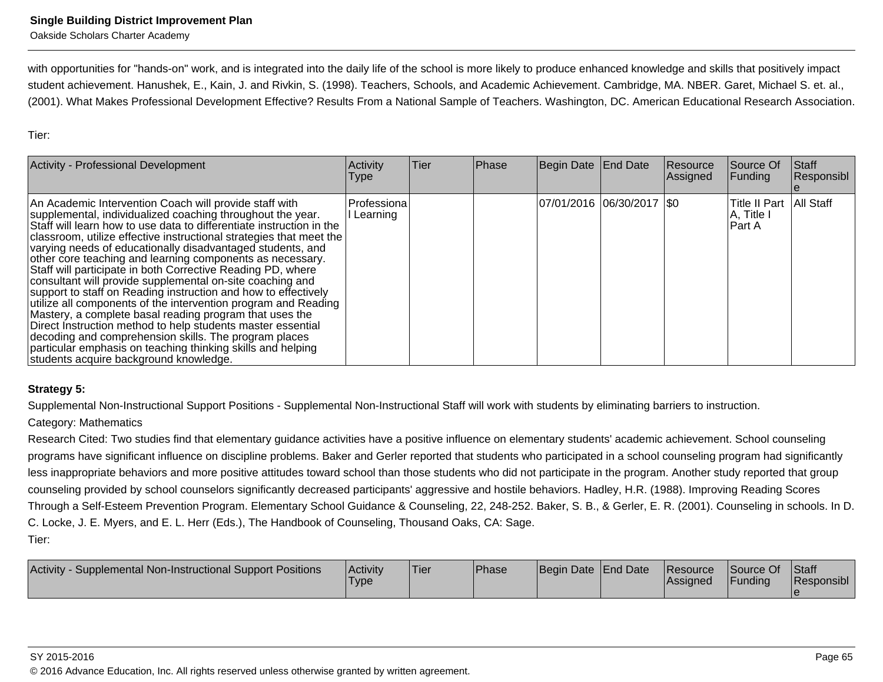with opportunities for "hands-on" work, and is integrated into the daily life of the school is more likely to produce enhanced knowledge and skills that positively impact student achievement. Hanushek, E., Kain, J. and Rivkin, S. (1998). Teachers, Schools, and Academic Achievement. Cambridge, MA. NBER. Garet, Michael S. et. al., (2001). What Makes Professional Development Effective? Results From a National Sample of Teachers. Washington, DC. American Educational Research Association.

Tier:

| Activity - Professional Development | Activity Type | Tier | Phase | Begin Date | End Date | Resource Assigned | Source Of Funding | Staff Responsible |
|---|---|---|---|---|---|---|---|---|
| An Academic Intervention Coach will provide staff with supplemental, individualized coaching throughout the year. Staff will learn how to use data to differentiate instruction in the classroom, utilize effective instructional strategies that meet the varying needs of educationally disadvantaged students, and other core teaching and learning components as necessary. Staff will participate in both Corrective Reading PD, where consultant will provide supplemental on-site coaching and support to staff on Reading instruction and how to effectively utilize all components of the intervention program and Reading Mastery, a complete basal reading program that uses the Direct Instruction method to help students master essential decoding and comprehension skills. The program places particular emphasis on teaching thinking skills and helping students acquire background knowledge. | Professional Learning | | | 07/01/2016 | 06/30/2017 | $0 | Title II Part A, Title I Part A | All Staff |

**Strategy 5:**

Supplemental Non-Instructional Support Positions - Supplemental Non-Instructional Staff will work with students by eliminating barriers to instruction.

Category: Mathematics

Research Cited: Two studies find that elementary guidance activities have a positive influence on elementary students' academic achievement. School counseling programs have significant influence on discipline problems. Baker and Gerler reported that students who participated in a school counseling program had significantly less inappropriate behaviors and more positive attitudes toward school than those students who did not participate in the program. Another study reported that group counseling provided by school counselors significantly decreased participants' aggressive and hostile behaviors. Hadley, H.R. (1988). Improving Reading Scores Through a Self-Esteem Prevention Program. Elementary School Guidance & Counseling, 22, 248-252. Baker, S. B., & Gerler, E. R. (2001). Counseling in schools. In D. C. Locke, J. E. Myers, and E. L. Herr (Eds.), The Handbook of Counseling, Thousand Oaks, CA: Sage.

Tier:

| Activity - Supplemental Non-Instructional Support Positions | Activity Type | Tier | Phase | Begin Date | End Date | Resource Assigned | Source Of Funding | Staff Responsible |
|---|---|---|---|---|---|---|---|---|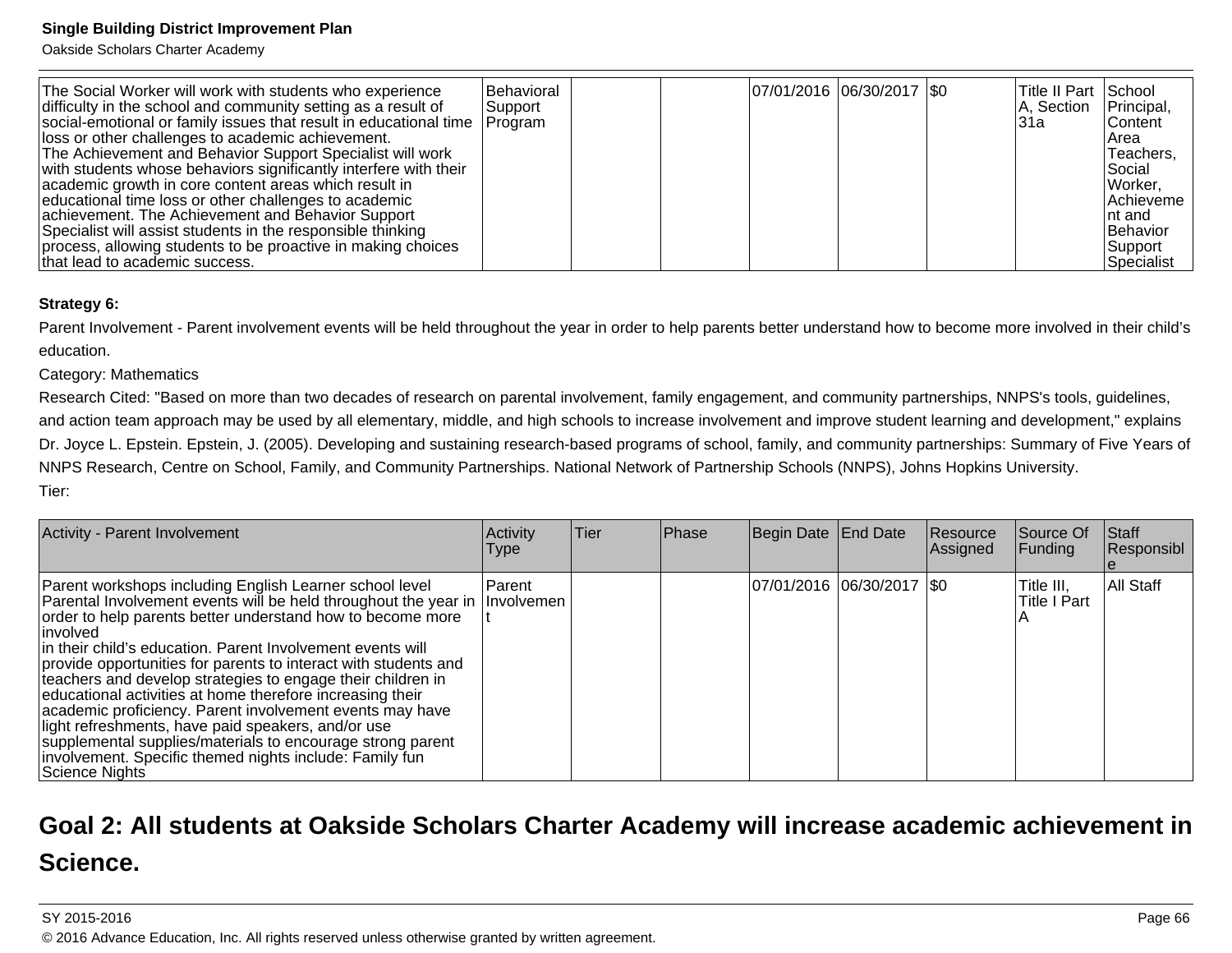| | | | | | | | | |
|---|---|---|---|---|---|---|---|---|
| The Social Worker will work with students who experience difficulty in the school and community setting as a result of social-emotional or family issues that result in educational time loss or other challenges to academic achievement.<br>The Achievement and Behavior Support Specialist will work with students whose behaviors significantly interfere with their academic growth in core content areas which result in educational time loss or other challenges to academic achievement. The Achievement and Behavior Support Specialist will assist students in the responsible thinking process, allowing students to be proactive in making choices that lead to academic success. | Behavioral Support Program | | | 07/01/2016 | 06/30/2017 | $0 | Title II Part A, Section 31a | School Principal, Content Area Teachers, Social Worker, Achievement and Behavior Support Specialist |

**Strategy 6:**

Parent Involvement - Parent involvement events will be held throughout the year in order to help parents better understand how to become more involved in their child's education.

Category: Mathematics

Research Cited: "Based on more than two decades of research on parental involvement, family engagement, and community partnerships, NNPS's tools, guidelines, and action team approach may be used by all elementary, middle, and high schools to increase involvement and improve student learning and development," explains Dr. Joyce L. Epstein. Epstein, J. (2005). Developing and sustaining research-based programs of school, family, and community partnerships: Summary of Five Years of NNPS Research, Centre on School, Family, and Community Partnerships. National Network of Partnership Schools (NNPS), Johns Hopkins University.

Tier:

| Activity - Parent Involvement | Activity Type | Tier | Phase | Begin Date | End Date | Resource Assigned | Source Of Funding | Staff Responsible |
|---|---|---|---|---|---|---|---|---|
| Parent workshops including English Learner school level Parental Involvement events will be held throughout the year in order to help parents better understand how to become more involved<br>in their child's education. Parent Involvement events will provide opportunities for parents to interact with students and teachers and develop strategies to engage their children in educational activities at home therefore increasing their academic proficiency. Parent involvement events may have light refreshments, have paid speakers, and/or use supplemental supplies/materials to encourage strong parent involvement. Specific themed nights include: Family fun Science Nights | Parent Involvement | | | 07/01/2016 | 06/30/2017 | $0 | Title III, Title I Part A | All Staff |

## Goal 2: All students at Oakside Scholars Charter Academy will increase academic achievement in Science.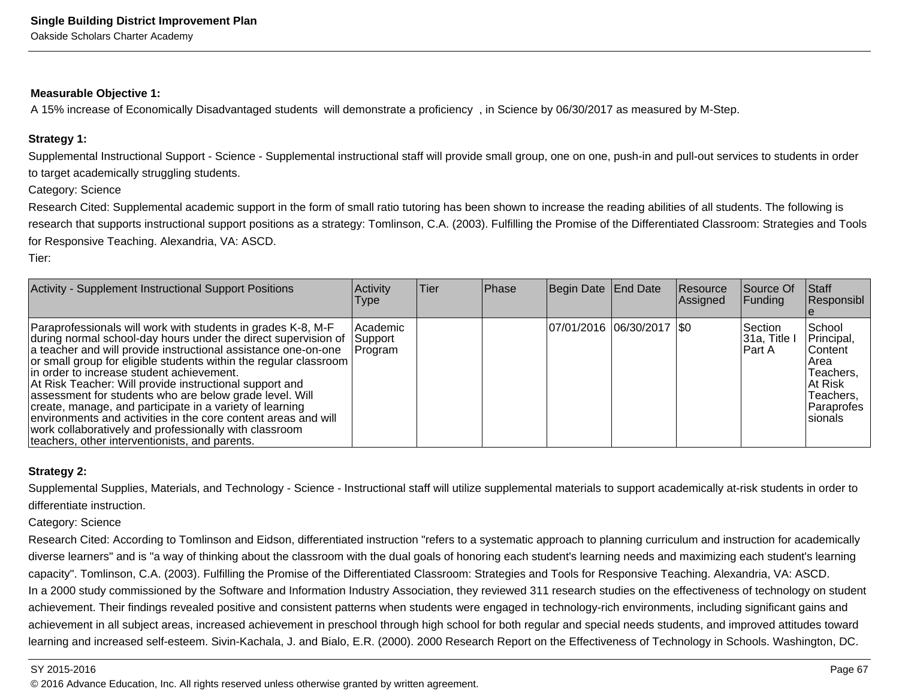**Measurable Objective 1:**

A 15% increase of Economically Disadvantaged students will demonstrate a proficiency , in Science by 06/30/2017 as measured by M-Step.

**Strategy 1:**

Supplemental Instructional Support - Science - Supplemental instructional staff will provide small group, one on one, push-in and pull-out services to students in order to target academically struggling students.

Category: Science

Research Cited: Supplemental academic support in the form of small ratio tutoring has been shown to increase the reading abilities of all students. The following is research that supports instructional support positions as a strategy: Tomlinson, C.A. (2003). Fulfilling the Promise of the Differentiated Classroom: Strategies and Tools for Responsive Teaching. Alexandria, VA: ASCD.

Tier:

| Activity - Supplement Instructional Support Positions | Activity Type | Tier | Phase | Begin Date | End Date | Resource Assigned | Source Of Funding | Staff Responsible |
|---|---|---|---|---|---|---|---|---|
| Paraprofessionals will work with students in grades K-8, M-F during normal school-day hours under the direct supervision of a teacher and will provide instructional assistance one-on-one or small group for eligible students within the regular classroom in order to increase student achievement.<br>At Risk Teacher: Will provide instructional support and assessment for students who are below grade level. Will create, manage, and participate in a variety of learning environments and activities in the core content areas and will work collaboratively and professionally with classroom teachers, other interventionists, and parents. | Academic Support Program | | | 07/01/2016 | 06/30/2017 | $0 | Section 31a, Title I Part A | School Principal, Content Area Teachers, At Risk Teachers, Paraprofessionals |

**Strategy 2:**

Supplemental Supplies, Materials, and Technology - Science - Instructional staff will utilize supplemental materials to support academically at-risk students in order to differentiate instruction.

Category: Science

Research Cited: According to Tomlinson and Eidson, differentiated instruction "refers to a systematic approach to planning curriculum and instruction for academically diverse learners" and is "a way of thinking about the classroom with the dual goals of honoring each student's learning needs and maximizing each student's learning capacity". Tomlinson, C.A. (2003). Fulfilling the Promise of the Differentiated Classroom: Strategies and Tools for Responsive Teaching. Alexandria, VA: ASCD.

In a 2000 study commissioned by the Software and Information Industry Association, they reviewed 311 research studies on the effectiveness of technology on student achievement. Their findings revealed positive and consistent patterns when students were engaged in technology-rich environments, including significant gains and achievement in all subject areas, increased achievement in preschool through high school for both regular and special needs students, and improved attitudes toward learning and increased self-esteem. Sivin-Kachala, J. and Bialo, E.R. (2000). 2000 Research Report on the Effectiveness of Technology in Schools. Washington, DC.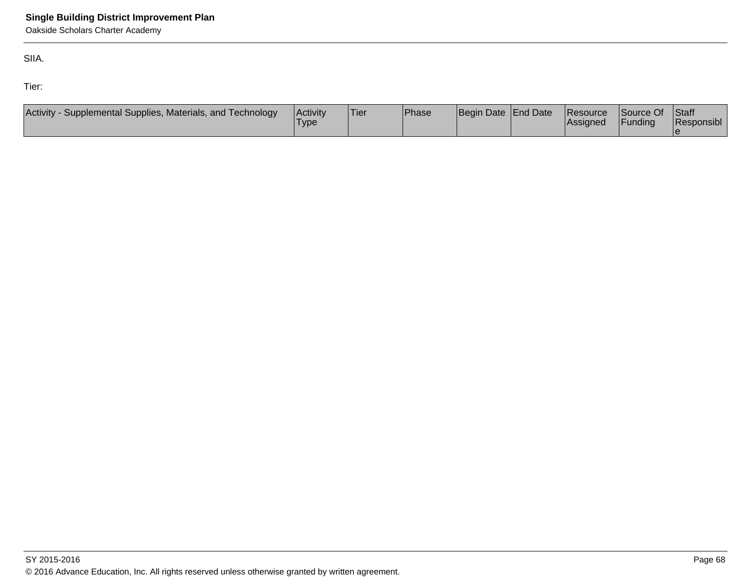SIIA.

Tier:

| Activity - Supplemental Supplies, Materials, and Technology | Activity Type | Tier | Phase | Begin Date | End Date | Resource Assigned | Source Of Funding | Staff Responsible |
|---|---|---|---|---|---|---|---|---|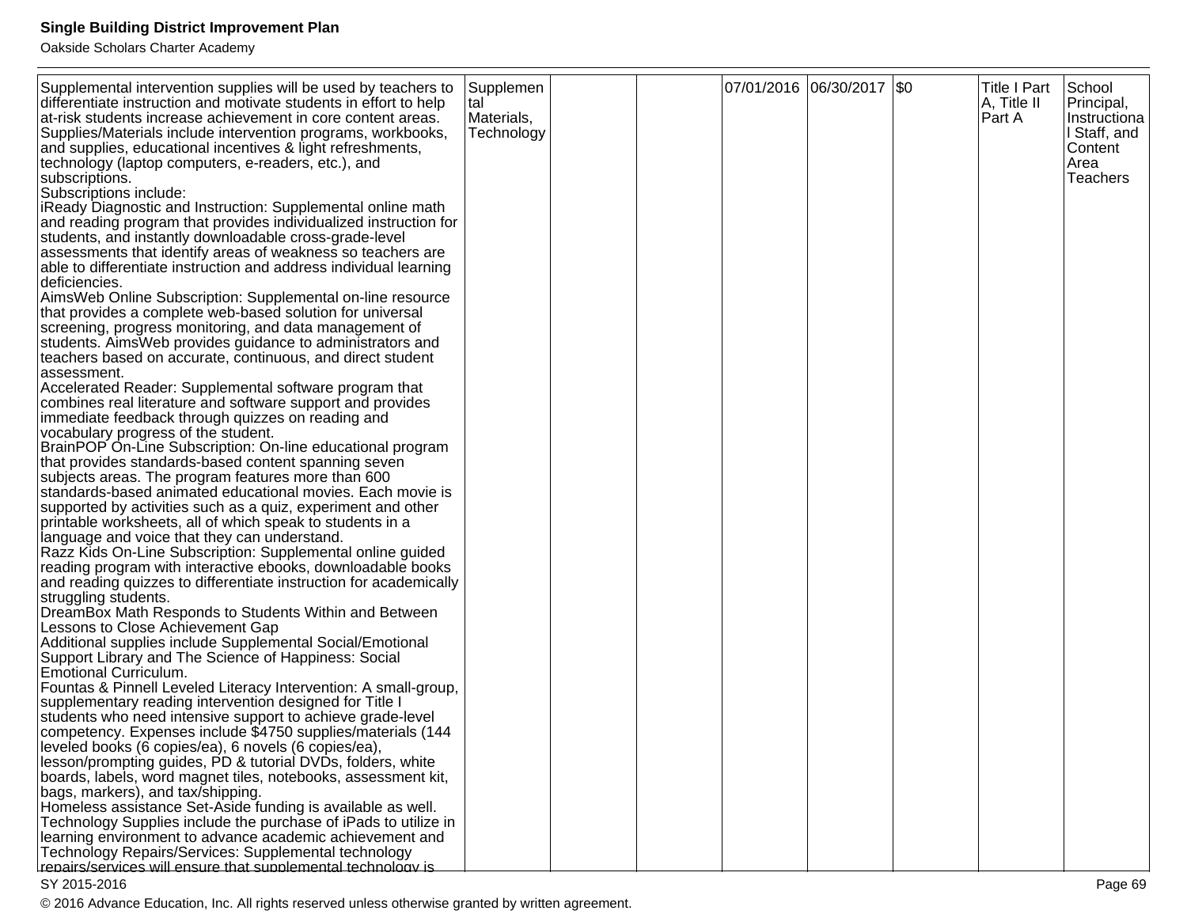| | | | | | | | | |
|---|---|---|---|---|---|---|---|---|
| Supplemental intervention supplies will be used by teachers to differentiate instruction and motivate students in effort to help at-risk students increase achievement in core content areas. Supplies/Materials include intervention programs, workbooks, and supplies, educational incentives & light refreshments, technology (laptop computers, e-readers, etc.), and subscriptions.<br>Subscriptions include:<br>iReady Diagnostic and Instruction: Supplemental online math and reading program that provides individualized instruction for students, and instantly downloadable cross-grade-level assessments that identify areas of weakness so teachers are able to differentiate instruction and address individual learning deficiencies.<br>AimsWeb Online Subscription: Supplemental on-line resource that provides a complete web-based solution for universal screening, progress monitoring, and data management of students. AimsWeb provides guidance to administrators and teachers based on accurate, continuous, and direct student assessment.<br>Accelerated Reader: Supplemental software program that combines real literature and software support and provides immediate feedback through quizzes on reading and vocabulary progress of the student.<br>BrainPOP On-Line Subscription: On-line educational program that provides standards-based content spanning seven subjects areas. The program features more than 600 standards-based animated educational movies. Each movie is supported by activities such as a quiz, experiment and other printable worksheets, all of which speak to students in a language and voice that they can understand.<br>Razz Kids On-Line Subscription: Supplemental online guided reading program with interactive ebooks, downloadable books and reading quizzes to differentiate instruction for academically struggling students.<br>DreamBox Math Responds to Students Within and Between Lessons to Close Achievement Gap<br>Additional supplies include Supplemental Social/Emotional Support Library and The Science of Happiness: Social Emotional Curriculum.<br>Fountas & Pinnell Leveled Literacy Intervention: A small-group, supplementary reading intervention designed for Title I students who need intensive support to achieve grade-level competency. Expenses include $4750 supplies/materials (144 leveled books (6 copies/ea), 6 novels (6 copies/ea), lesson/prompting guides, PD & tutorial DVDs, folders, white boards, labels, word magnet tiles, notebooks, assessment kit, bags, markers), and tax/shipping.<br>Homeless assistance Set-Aside funding is available as well.<br>Technology Supplies include the purchase of iPads to utilize in learning environment to advance academic achievement and Technology Repairs/Services: Supplemental technology repairs/services will ensure that supplemental technology is | Supplemental Materials, Technology | | | 07/01/2016 | 06/30/2017 | $0 | Title I Part A, Title II Part A | School Principal, Instructional Staff, and Content Area Teachers |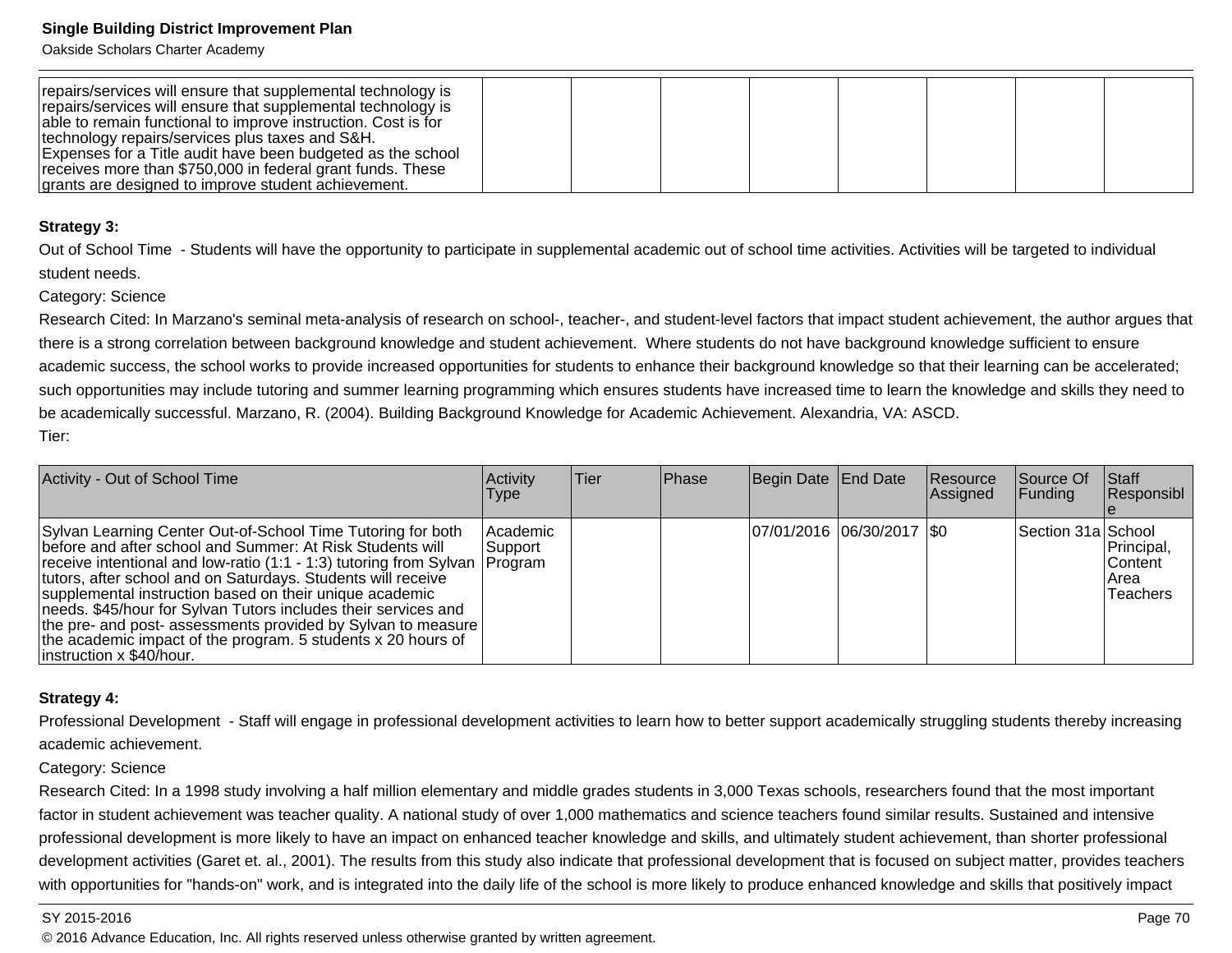| | | | | | | | | |
|---|---|---|---|---|---|---|---|---|
| repairs/services will ensure that supplemental technology is repairs/services will ensure that supplemental technology is able to remain functional to improve instruction. Cost is for technology repairs/services plus taxes and S&H.<br>Expenses for a Title audit have been budgeted as the school receives more than $750,000 in federal grant funds. These grants are designed to improve student achievement. | | | | | | | | |

**Strategy 3:**

Out of School Time - Students will have the opportunity to participate in supplemental academic out of school time activities. Activities will be targeted to individual student needs.

Category: Science

Research Cited: In Marzano's seminal meta-analysis of research on school-, teacher-, and student-level factors that impact student achievement, the author argues that there is a strong correlation between background knowledge and student achievement. Where students do not have background knowledge sufficient to ensure academic success, the school works to provide increased opportunities for students to enhance their background knowledge so that their learning can be accelerated; such opportunities may include tutoring and summer learning programming which ensures students have increased time to learn the knowledge and skills they need to be academically successful. Marzano, R. (2004). Building Background Knowledge for Academic Achievement. Alexandria, VA: ASCD.

Tier:

| Activity - Out of School Time | Activity Type | Tier | Phase | Begin Date | End Date | Resource Assigned | Source Of Funding | Staff Responsible |
|---|---|---|---|---|---|---|---|---|
| Sylvan Learning Center Out-of-School Time Tutoring for both before and after school and Summer: At Risk Students will receive intentional and low-ratio (1:1 - 1:3) tutoring from Sylvan tutors, after school and on Saturdays. Students will receive supplemental instruction based on their unique academic needs. $45/hour for Sylvan Tutors includes their services and the pre- and post- assessments provided by Sylvan to measure the academic impact of the program. 5 students x 20 hours of instruction x $40/hour. | Academic Support Program | | | 07/01/2016 | 06/30/2017 | $0 | Section 31a | School Principal, Content Area Teachers |

**Strategy 4:**

Professional Development - Staff will engage in professional development activities to learn how to better support academically struggling students thereby increasing academic achievement.

Category: Science

Research Cited: In a 1998 study involving a half million elementary and middle grades students in 3,000 Texas schools, researchers found that the most important factor in student achievement was teacher quality. A national study of over 1,000 mathematics and science teachers found similar results. Sustained and intensive professional development is more likely to have an impact on enhanced teacher knowledge and skills, and ultimately student achievement, than shorter professional development activities (Garet et. al., 2001). The results from this study also indicate that professional development that is focused on subject matter, provides teachers with opportunities for "hands-on" work, and is integrated into the daily life of the school is more likely to produce enhanced knowledge and skills that positively impact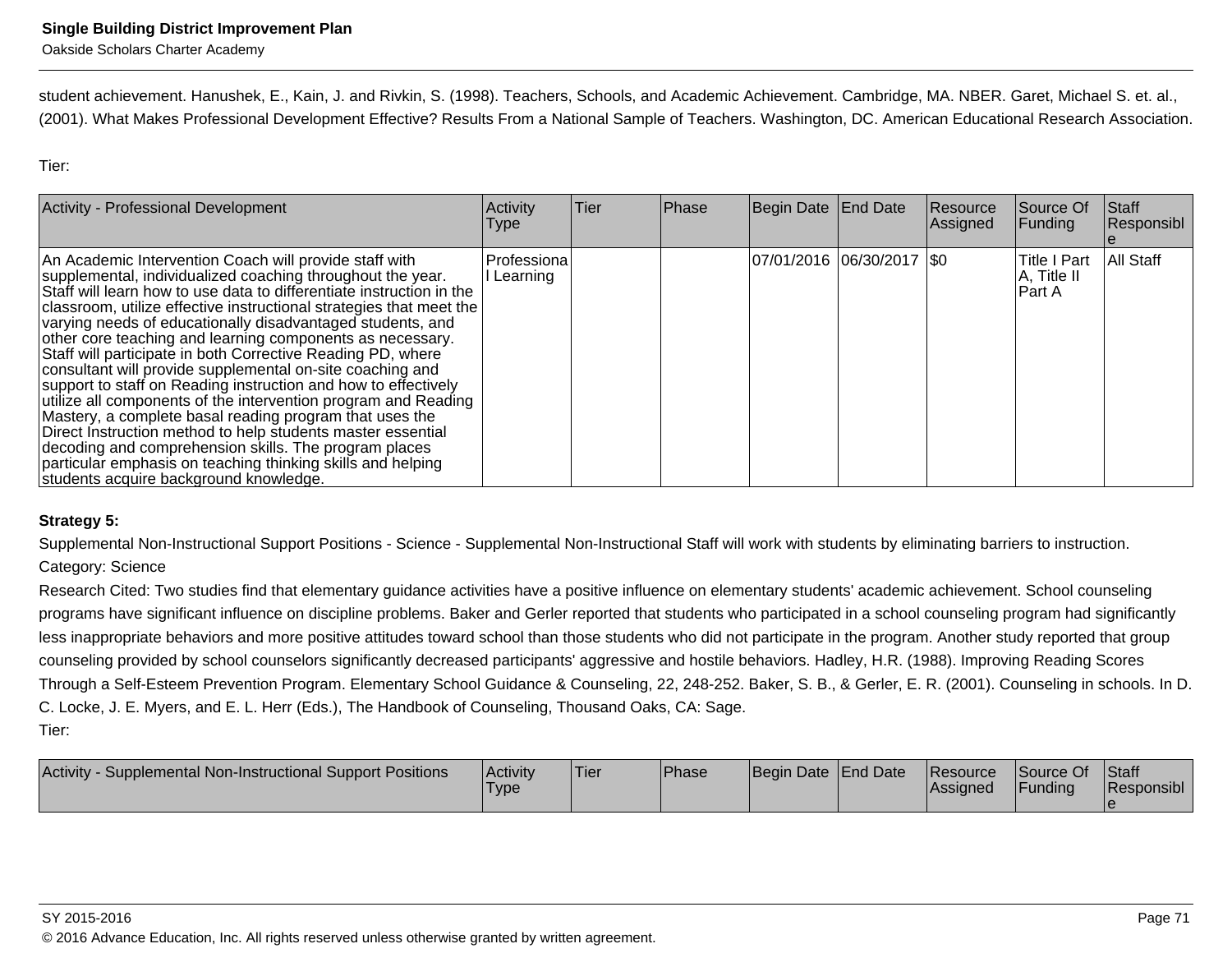student achievement. Hanushek, E., Kain, J. and Rivkin, S. (1998). Teachers, Schools, and Academic Achievement. Cambridge, MA. NBER. Garet, Michael S. et. al., (2001). What Makes Professional Development Effective? Results From a National Sample of Teachers. Washington, DC. American Educational Research Association.

Tier:

| Activity - Professional Development | Activity Type | Tier | Phase | Begin Date | End Date | Resource Assigned | Source Of Funding | Staff Responsible |
|---|---|---|---|---|---|---|---|---|
| An Academic Intervention Coach will provide staff with supplemental, individualized coaching throughout the year. Staff will learn how to use data to differentiate instruction in the classroom, utilize effective instructional strategies that meet the varying needs of educationally disadvantaged students, and other core teaching and learning components as necessary. Staff will participate in both Corrective Reading PD, where consultant will provide supplemental on-site coaching and support to staff on Reading instruction and how to effectively utilize all components of the intervention program and Reading Mastery, a complete basal reading program that uses the Direct Instruction method to help students master essential decoding and comprehension skills. The program places particular emphasis on teaching thinking skills and helping students acquire background knowledge. | Professional Learning | | | 07/01/2016 | 06/30/2017 | $0 | Title I Part A, Title II Part A | All Staff |

**Strategy 5:**

Supplemental Non-Instructional Support Positions - Science - Supplemental Non-Instructional Staff will work with students by eliminating barriers to instruction.

Category: Science

Research Cited: Two studies find that elementary guidance activities have a positive influence on elementary students' academic achievement. School counseling programs have significant influence on discipline problems. Baker and Gerler reported that students who participated in a school counseling program had significantly less inappropriate behaviors and more positive attitudes toward school than those students who did not participate in the program. Another study reported that group counseling provided by school counselors significantly decreased participants' aggressive and hostile behaviors. Hadley, H.R. (1988). Improving Reading Scores Through a Self-Esteem Prevention Program. Elementary School Guidance & Counseling, 22, 248-252. Baker, S. B., & Gerler, E. R. (2001). Counseling in schools. In D. C. Locke, J. E. Myers, and E. L. Herr (Eds.), The Handbook of Counseling, Thousand Oaks, CA: Sage.

Tier:

| Activity - Supplemental Non-Instructional Support Positions | Activity Type | Tier | Phase | Begin Date | End Date | Resource Assigned | Source Of Funding | Staff Responsible |
|---|---|---|---|---|---|---|---|---|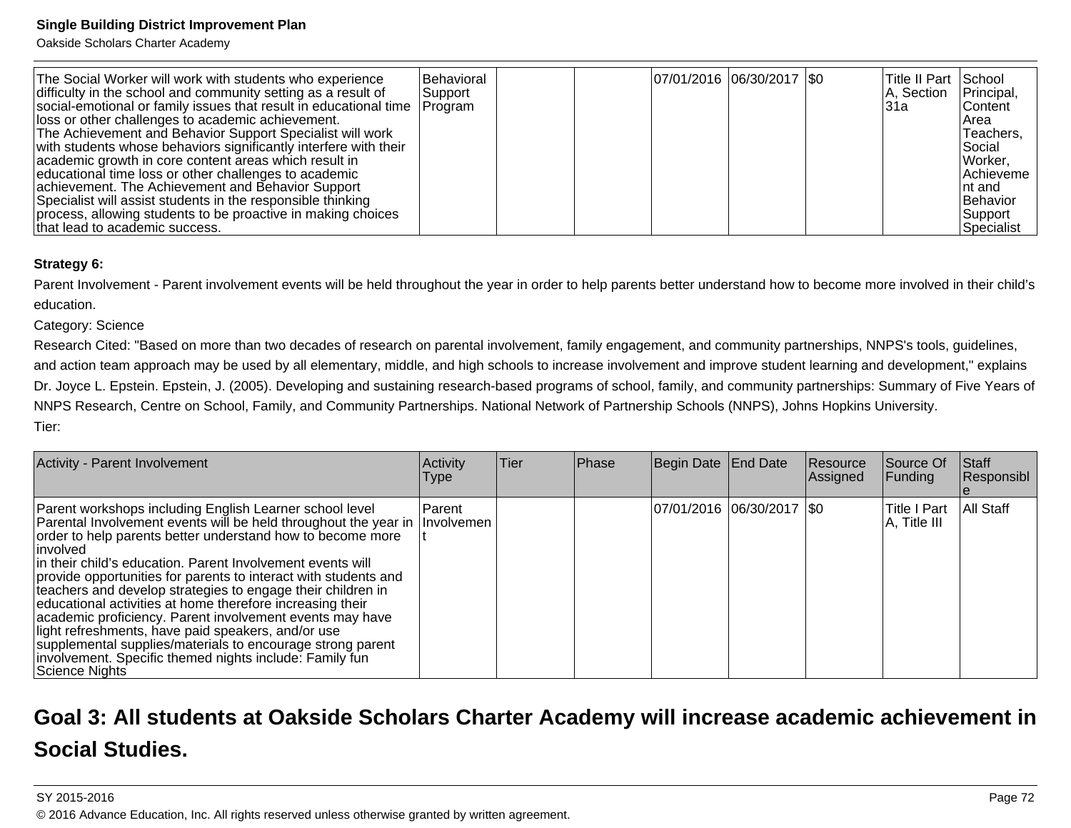| | | | | | | | | |
|---|---|---|---|---|---|---|---|---|
| The Social Worker will work with students who experience difficulty in the school and community setting as a result of social-emotional or family issues that result in educational time loss or other challenges to academic achievement.<br>The Achievement and Behavior Support Specialist will work with students whose behaviors significantly interfere with their academic growth in core content areas which result in educational time loss or other challenges to academic achievement. The Achievement and Behavior Support Specialist will assist students in the responsible thinking process, allowing students to be proactive in making choices that lead to academic success. | Behavioral Support Program | | | 07/01/2016 | 06/30/2017 | $0 | Title II Part A, Section 31a | School Principal, Content Area Teachers, Social Worker, Achievement and Behavior Support Specialist |

**Strategy 6:**

Parent Involvement - Parent involvement events will be held throughout the year in order to help parents better understand how to become more involved in their child's education.

Category: Science

Research Cited: "Based on more than two decades of research on parental involvement, family engagement, and community partnerships, NNPS's tools, guidelines, and action team approach may be used by all elementary, middle, and high schools to increase involvement and improve student learning and development," explains Dr. Joyce L. Epstein. Epstein, J. (2005). Developing and sustaining research-based programs of school, family, and community partnerships: Summary of Five Years of NNPS Research, Centre on School, Family, and Community Partnerships. National Network of Partnership Schools (NNPS), Johns Hopkins University.

Tier:

| Activity - Parent Involvement | Activity Type | Tier | Phase | Begin Date | End Date | Resource Assigned | Source Of Funding | Staff Responsible |
|---|---|---|---|---|---|---|---|---|
| Parent workshops including English Learner school level Parental Involvement events will be held throughout the year in order to help parents better understand how to become more involved<br>in their child's education. Parent Involvement events will provide opportunities for parents to interact with students and teachers and develop strategies to engage their children in educational activities at home therefore increasing their academic proficiency. Parent involvement events may have light refreshments, have paid speakers, and/or use supplemental supplies/materials to encourage strong parent involvement. Specific themed nights include: Family fun Science Nights | Parent Involvement | | | 07/01/2016 | 06/30/2017 | $0 | Title I Part A, Title III | All Staff |

# Goal 3: All students at Oakside Scholars Charter Academy will increase academic achievement in Social Studies.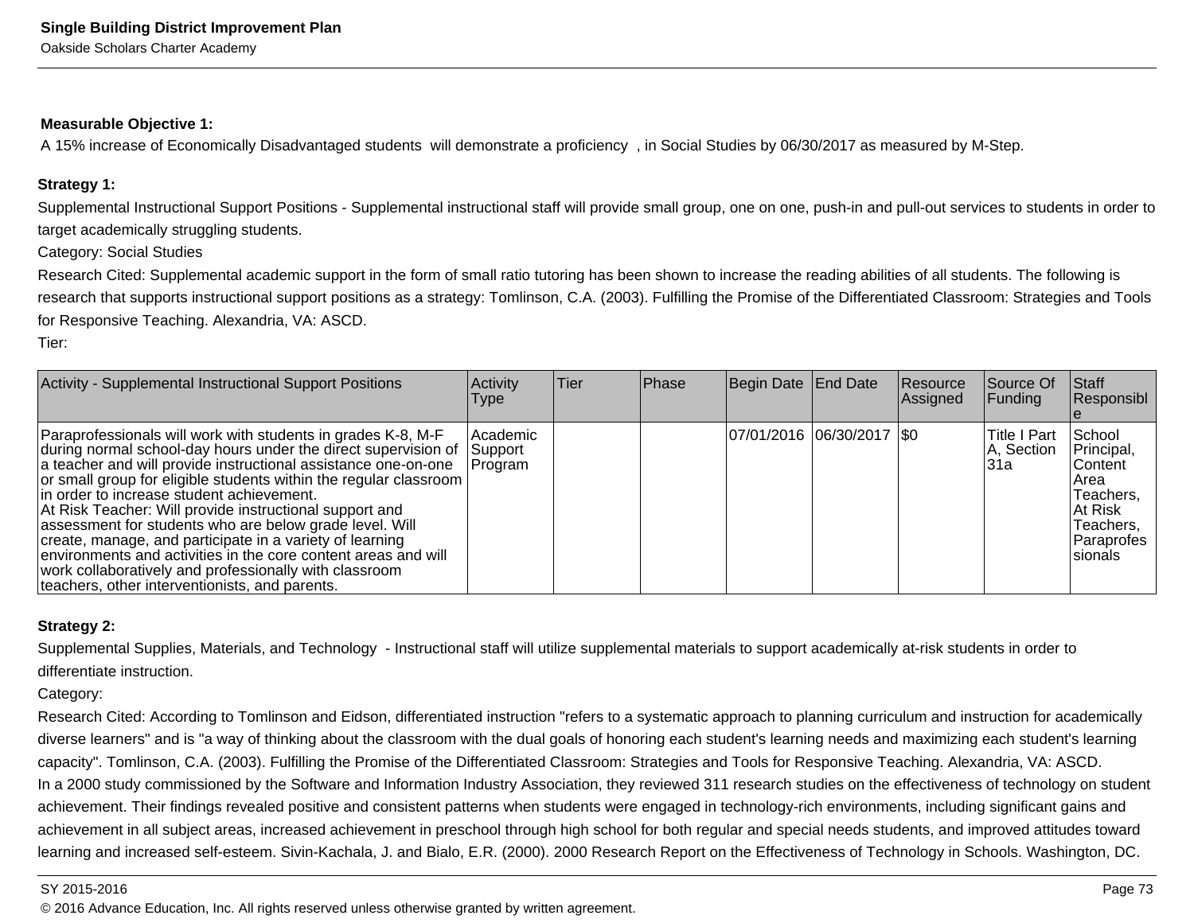**Measurable Objective 1:**

A 15% increase of Economically Disadvantaged students will demonstrate a proficiency , in Social Studies by 06/30/2017 as measured by M-Step.

**Strategy 1:**

Supplemental Instructional Support Positions - Supplemental instructional staff will provide small group, one on one, push-in and pull-out services to students in order to target academically struggling students.

Category: Social Studies

Research Cited: Supplemental academic support in the form of small ratio tutoring has been shown to increase the reading abilities of all students. The following is research that supports instructional support positions as a strategy: Tomlinson, C.A. (2003). Fulfilling the Promise of the Differentiated Classroom: Strategies and Tools for Responsive Teaching. Alexandria, VA: ASCD.

Tier:

| Activity - Supplemental Instructional Support Positions | Activity Type | Tier | Phase | Begin Date | End Date | Resource Assigned | Source Of Funding | Staff Responsible |
|---|---|---|---|---|---|---|---|---|
| Paraprofessionals will work with students in grades K-8, M-F during normal school-day hours under the direct supervision of a teacher and will provide instructional assistance one-on-one or small group for eligible students within the regular classroom in order to increase student achievement.<br>At Risk Teacher: Will provide instructional support and assessment for students who are below grade level. Will create, manage, and participate in a variety of learning environments and activities in the core content areas and will work collaboratively and professionally with classroom teachers, other interventionists, and parents. | Academic Support Program | | | 07/01/2016 | 06/30/2017 | $0 | Title I Part A, Section 31a | School Principal, Content Area Teachers, At Risk Teachers, Paraprofessionals |

**Strategy 2:**

Supplemental Supplies, Materials, and Technology - Instructional staff will utilize supplemental materials to support academically at-risk students in order to differentiate instruction.

Category:

Research Cited: According to Tomlinson and Eidson, differentiated instruction "refers to a systematic approach to planning curriculum and instruction for academically diverse learners" and is "a way of thinking about the classroom with the dual goals of honoring each student's learning needs and maximizing each student's learning capacity". Tomlinson, C.A. (2003). Fulfilling the Promise of the Differentiated Classroom: Strategies and Tools for Responsive Teaching. Alexandria, VA: ASCD.

In a 2000 study commissioned by the Software and Information Industry Association, they reviewed 311 research studies on the effectiveness of technology on student achievement. Their findings revealed positive and consistent patterns when students were engaged in technology-rich environments, including significant gains and achievement in all subject areas, increased achievement in preschool through high school for both regular and special needs students, and improved attitudes toward learning and increased self-esteem. Sivin-Kachala, J. and Bialo, E.R. (2000). 2000 Research Report on the Effectiveness of Technology in Schools. Washington, DC.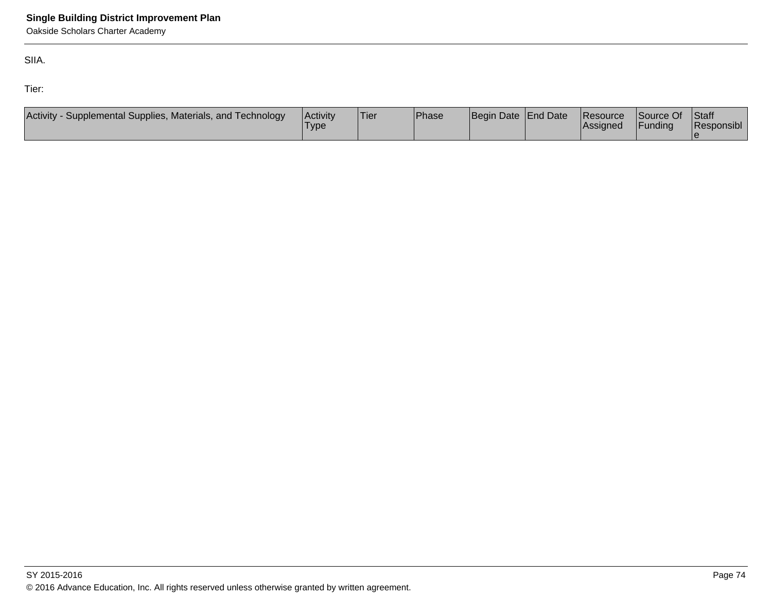SIIA.

Tier:

| Activity - Supplemental Supplies, Materials, and Technology | Activity Type | Tier | Phase | Begin Date | End Date | Resource Assigned | Source Of Funding | Staff Responsible |
|---|---|---|---|---|---|---|---|---|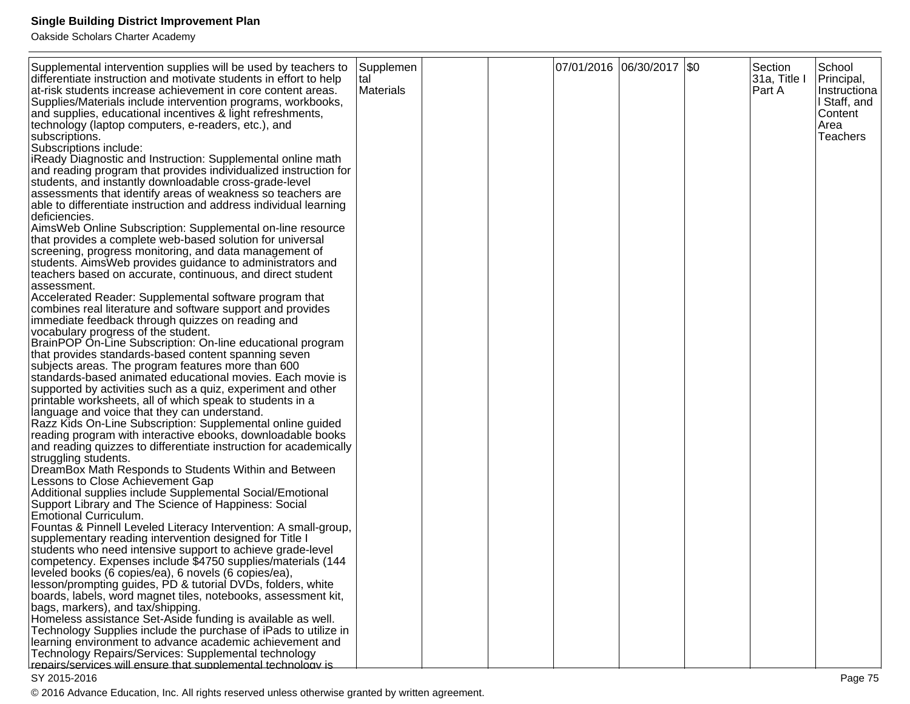| | | | | | | | | |
|---|---|---|---|---|---|---|---|---|
| Supplemental intervention supplies will be used by teachers to differentiate instruction and motivate students in effort to help at-risk students increase achievement in core content areas. Supplies/Materials include intervention programs, workbooks, and supplies, educational incentives & light refreshments, technology (laptop computers, e-readers, etc.), and subscriptions.<br>Subscriptions include:<br>iReady Diagnostic and Instruction: Supplemental online math and reading program that provides individualized instruction for students, and instantly downloadable cross-grade-level assessments that identify areas of weakness so teachers are able to differentiate instruction and address individual learning deficiencies.<br>AimsWeb Online Subscription: Supplemental on-line resource that provides a complete web-based solution for universal screening, progress monitoring, and data management of students. AimsWeb provides guidance to administrators and teachers based on accurate, continuous, and direct student assessment.<br>Accelerated Reader: Supplemental software program that combines real literature and software support and provides immediate feedback through quizzes on reading and vocabulary progress of the student.<br>BrainPOP On-Line Subscription: On-line educational program that provides standards-based content spanning seven subjects areas. The program features more than 600 standards-based animated educational movies. Each movie is supported by activities such as a quiz, experiment and other printable worksheets, all of which speak to students in a language and voice that they can understand.<br>Razz Kids On-Line Subscription: Supplemental online guided reading program with interactive ebooks, downloadable books and reading quizzes to differentiate instruction for academically struggling students.<br>DreamBox Math Responds to Students Within and Between Lessons to Close Achievement Gap<br>Additional supplies include Supplemental Social/Emotional Support Library and The Science of Happiness: Social Emotional Curriculum.<br>Fountas & Pinnell Leveled Literacy Intervention: A small-group, supplementary reading intervention designed for Title I students who need intensive support to achieve grade-level competency. Expenses include $4750 supplies/materials (144 leveled books (6 copies/ea), 6 novels (6 copies/ea), lesson/prompting guides, PD & tutorial DVDs, folders, white boards, labels, word magnet tiles, notebooks, assessment kit, bags, markers), and tax/shipping.<br>Homeless assistance Set-Aside funding is available as well.<br>Technology Supplies include the purchase of iPads to utilize in learning environment to advance academic achievement and Technology Repairs/Services: Supplemental technology repairs/services will ensure that supplemental technology is | Supplemental Materials | | | 07/01/2016 | 06/30/2017 | $0 | Section 31a, Title I Part A | School Principal, Instructional Staff, and Content Area Teachers |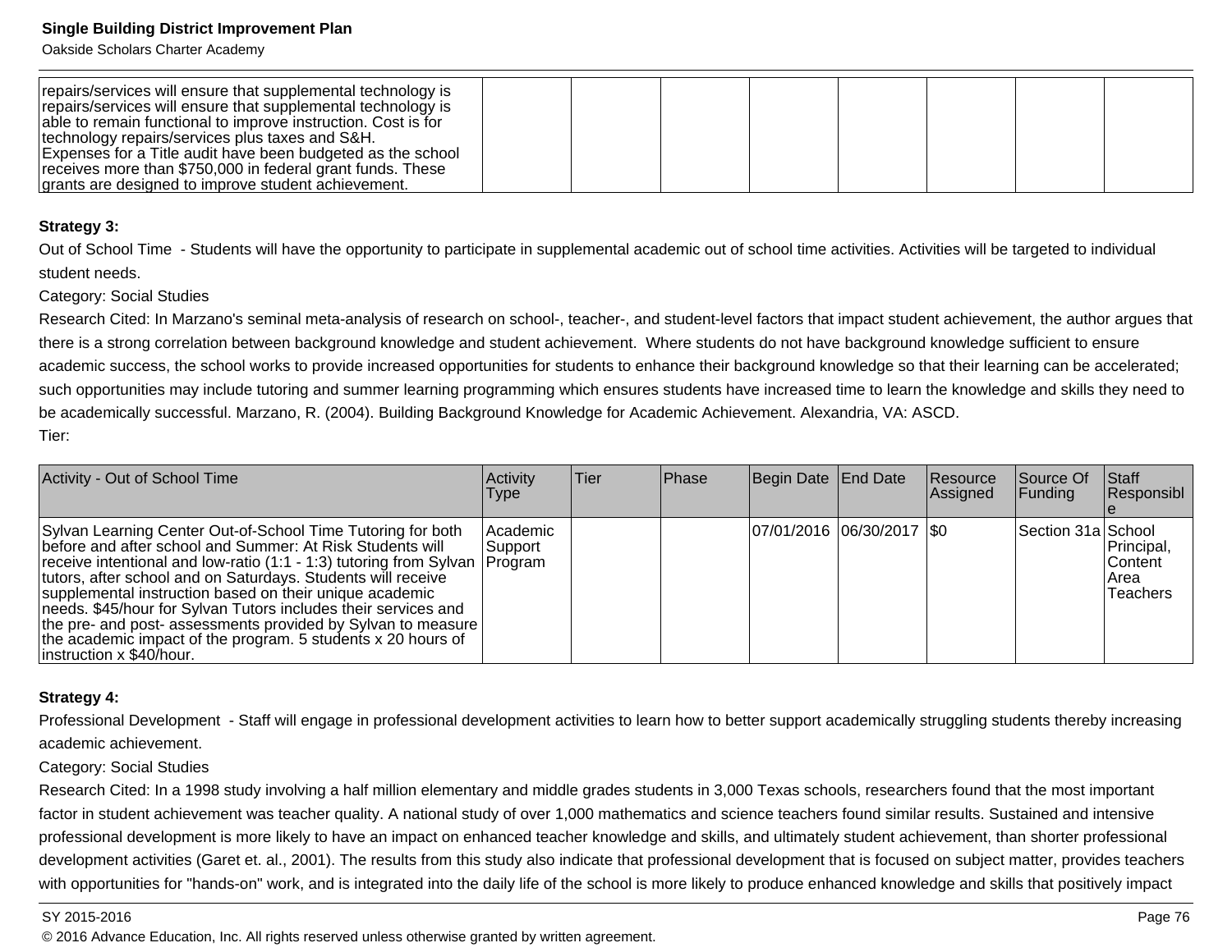| | | | | | | | | |
|---|---|---|---|---|---|---|---|---|
| repairs/services will ensure that supplemental technology is repairs/services will ensure that supplemental technology is able to remain functional to improve instruction. Cost is for technology repairs/services plus taxes and S&H.<br>Expenses for a Title audit have been budgeted as the school receives more than $750,000 in federal grant funds. These grants are designed to improve student achievement. | | | | | | | | |

**Strategy 3:**

Out of School Time - Students will have the opportunity to participate in supplemental academic out of school time activities. Activities will be targeted to individual student needs.

Category: Social Studies

Research Cited: In Marzano's seminal meta-analysis of research on school-, teacher-, and student-level factors that impact student achievement, the author argues that there is a strong correlation between background knowledge and student achievement. Where students do not have background knowledge sufficient to ensure academic success, the school works to provide increased opportunities for students to enhance their background knowledge so that their learning can be accelerated; such opportunities may include tutoring and summer learning programming which ensures students have increased time to learn the knowledge and skills they need to be academically successful. Marzano, R. (2004). Building Background Knowledge for Academic Achievement. Alexandria, VA: ASCD.

Tier:

| Activity - Out of School Time | Activity Type | Tier | Phase | Begin Date | End Date | Resource Assigned | Source Of Funding | Staff Responsible |
|---|---|---|---|---|---|---|---|---|
| Sylvan Learning Center Out-of-School Time Tutoring for both before and after school and Summer: At Risk Students will receive intentional and low-ratio (1:1 - 1:3) tutoring from Sylvan tutors, after school and on Saturdays. Students will receive supplemental instruction based on their unique academic needs. $45/hour for Sylvan Tutors includes their services and the pre- and post- assessments provided by Sylvan to measure the academic impact of the program. 5 students x 20 hours of instruction x $40/hour. | Academic Support Program | | | 07/01/2016 | 06/30/2017 | $0 | Section 31a | School Principal, Content Area Teachers |

**Strategy 4:**

Professional Development - Staff will engage in professional development activities to learn how to better support academically struggling students thereby increasing academic achievement.

Category: Social Studies

Research Cited: In a 1998 study involving a half million elementary and middle grades students in 3,000 Texas schools, researchers found that the most important factor in student achievement was teacher quality. A national study of over 1,000 mathematics and science teachers found similar results. Sustained and intensive professional development is more likely to have an impact on enhanced teacher knowledge and skills, and ultimately student achievement, than shorter professional development activities (Garet et. al., 2001). The results from this study also indicate that professional development that is focused on subject matter, provides teachers with opportunities for "hands-on" work, and is integrated into the daily life of the school is more likely to produce enhanced knowledge and skills that positively impact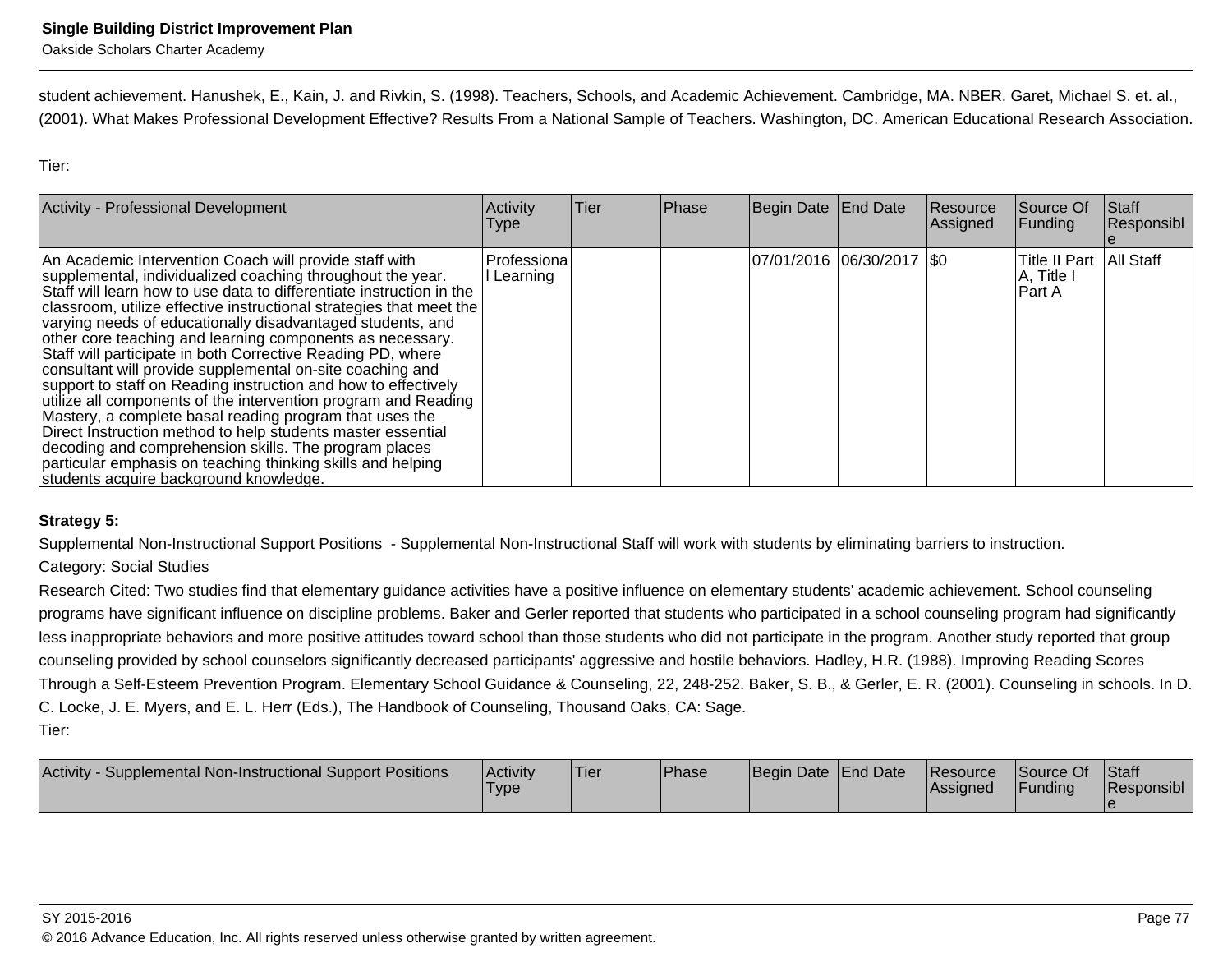student achievement. Hanushek, E., Kain, J. and Rivkin, S. (1998). Teachers, Schools, and Academic Achievement. Cambridge, MA. NBER. Garet, Michael S. et. al., (2001). What Makes Professional Development Effective? Results From a National Sample of Teachers. Washington, DC. American Educational Research Association.

Tier:

| Activity - Professional Development | Activity Type | Tier | Phase | Begin Date | End Date | Resource Assigned | Source Of Funding | Staff Responsible |
|---|---|---|---|---|---|---|---|---|
| An Academic Intervention Coach will provide staff with supplemental, individualized coaching throughout the year. Staff will learn how to use data to differentiate instruction in the classroom, utilize effective instructional strategies that meet the varying needs of educationally disadvantaged students, and other core teaching and learning components as necessary. Staff will participate in both Corrective Reading PD, where consultant will provide supplemental on-site coaching and support to staff on Reading instruction and how to effectively utilize all components of the intervention program and Reading Mastery, a complete basal reading program that uses the Direct Instruction method to help students master essential decoding and comprehension skills. The program places particular emphasis on teaching thinking skills and helping students acquire background knowledge. | Professional Learning | | | 07/01/2016 | 06/30/2017 | $0 | Title II Part A, Title I Part A | All Staff |

**Strategy 5:**

Supplemental Non-Instructional Support Positions - Supplemental Non-Instructional Staff will work with students by eliminating barriers to instruction.

Category: Social Studies

Research Cited: Two studies find that elementary guidance activities have a positive influence on elementary students' academic achievement. School counseling programs have significant influence on discipline problems. Baker and Gerler reported that students who participated in a school counseling program had significantly less inappropriate behaviors and more positive attitudes toward school than those students who did not participate in the program. Another study reported that group counseling provided by school counselors significantly decreased participants' aggressive and hostile behaviors. Hadley, H.R. (1988). Improving Reading Scores Through a Self-Esteem Prevention Program. Elementary School Guidance & Counseling, 22, 248-252. Baker, S. B., & Gerler, E. R. (2001). Counseling in schools. In D. C. Locke, J. E. Myers, and E. L. Herr (Eds.), The Handbook of Counseling, Thousand Oaks, CA: Sage.

Tier:

| Activity - Supplemental Non-Instructional Support Positions | Activity Type | Tier | Phase | Begin Date | End Date | Resource Assigned | Source Of Funding | Staff Responsible |
|---|---|---|---|---|---|---|---|---|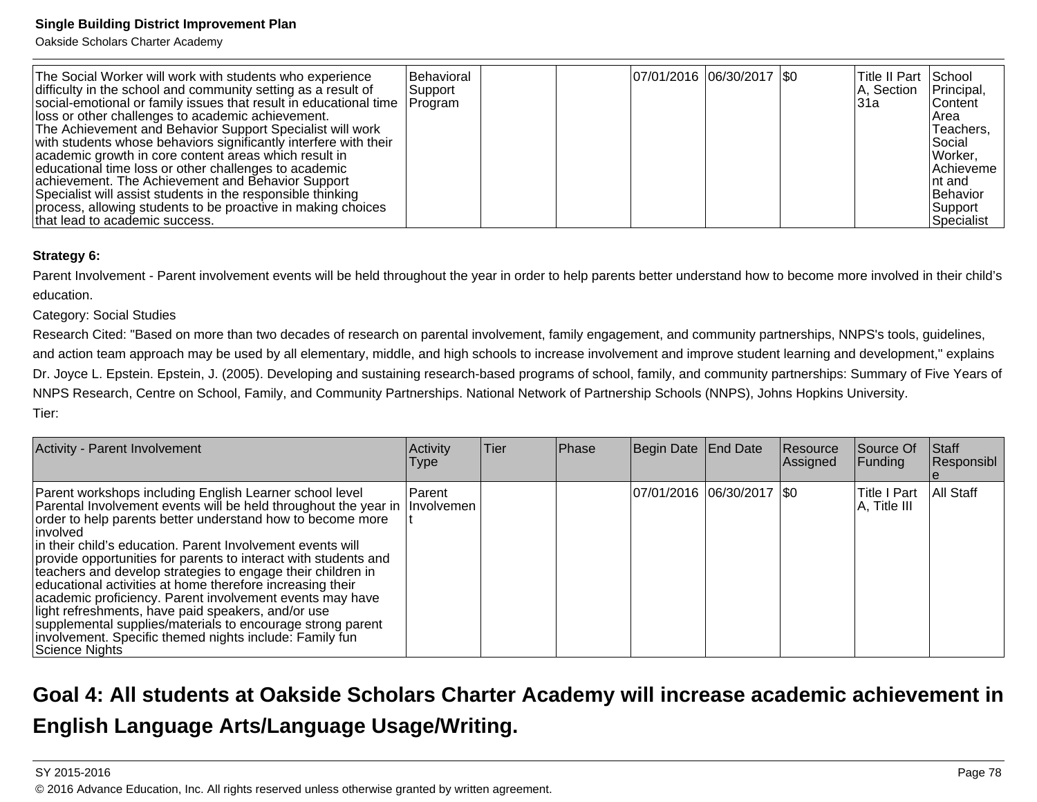| The Social Worker will work with students who experience difficulty in the school and community setting as a result of social-emotional or family issues that result in educational time loss or other challenges to academic achievement. The Achievement and Behavior Support Specialist will work with students whose behaviors significantly interfere with their academic growth in core content areas which result in educational time loss or other challenges to academic achievement. The Achievement and Behavior Support Specialist will assist students in the responsible thinking process, allowing students to be proactive in making choices that lead to academic success. | Behavioral Support Program | | | 07/01/2016 | 06/30/2017 | $0 | Title II Part A, Section 31a | School Principal, Content Area Teachers, Social Worker, Achievement and Behavior Support Specialist |
|---|---|---|---|---|---|---|---|---|

**Strategy 6:**

Parent Involvement - Parent involvement events will be held throughout the year in order to help parents better understand how to become more involved in their child's education.

Category: Social Studies

Research Cited: "Based on more than two decades of research on parental involvement, family engagement, and community partnerships, NNPS's tools, guidelines, and action team approach may be used by all elementary, middle, and high schools to increase involvement and improve student learning and development," explains Dr. Joyce L. Epstein. Epstein, J. (2005). Developing and sustaining research-based programs of school, family, and community partnerships: Summary of Five Years of NNPS Research, Centre on School, Family, and Community Partnerships. National Network of Partnership Schools (NNPS), Johns Hopkins University.

Tier:

| Activity - Parent Involvement | Activity Type | Tier | Phase | Begin Date | End Date | Resource Assigned | Source Of Funding | Staff Responsible |
|---|---|---|---|---|---|---|---|---|
| Parent workshops including English Learner school level Parental Involvement events will be held throughout the year in order to help parents better understand how to become more involved in their child's education. Parent Involvement events will provide opportunities for parents to interact with students and teachers and develop strategies to engage their children in educational activities at home therefore increasing their academic proficiency. Parent involvement events may have light refreshments, have paid speakers, and/or use supplemental supplies/materials to encourage strong parent involvement. Specific themed nights include: Family fun Science Nights | Parent Involvement | | | 07/01/2016 | 06/30/2017 | $0 | Title I Part A, Title III | All Staff |

## Goal 4: All students at Oakside Scholars Charter Academy will increase academic achievement in English Language Arts/Language Usage/Writing.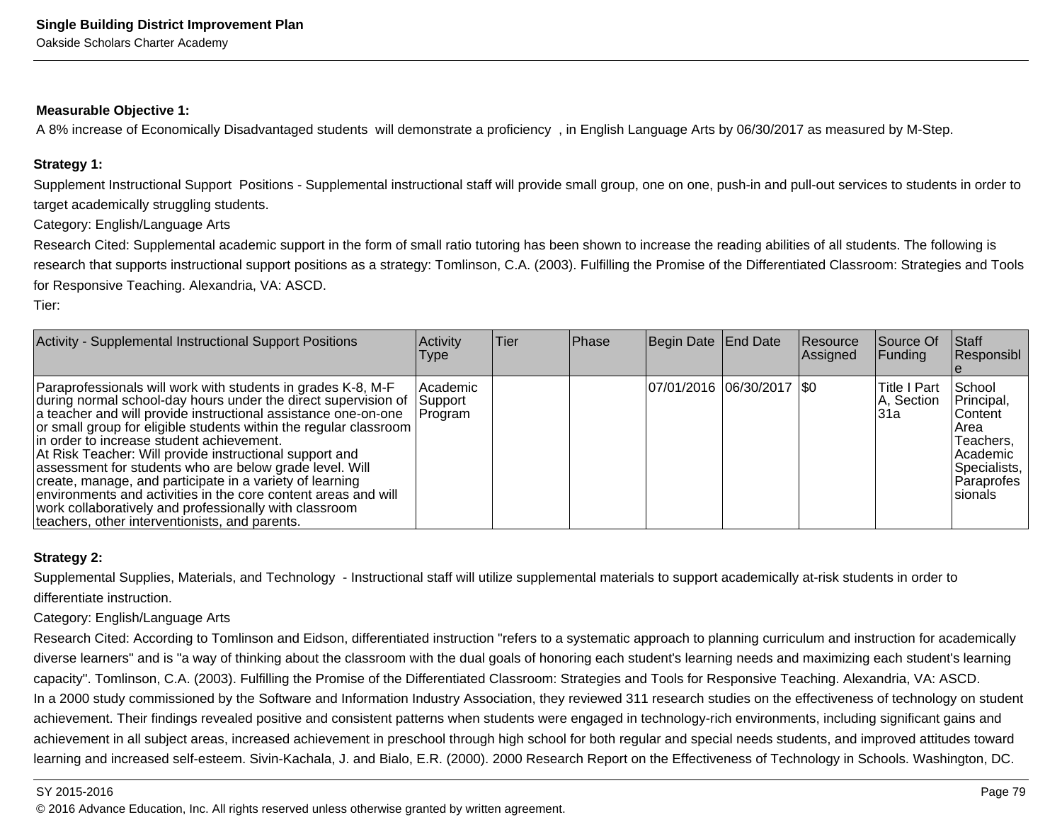**Measurable Objective 1:**

A 8% increase of Economically Disadvantaged students  will demonstrate a proficiency  , in English Language Arts by 06/30/2017 as measured by M-Step.

**Strategy 1:**

Supplement Instructional Support  Positions - Supplemental instructional staff will provide small group, one on one, push-in and pull-out services to students in order to target academically struggling students.

Category: English/Language Arts

Research Cited: Supplemental academic support in the form of small ratio tutoring has been shown to increase the reading abilities of all students. The following is research that supports instructional support positions as a strategy: Tomlinson, C.A. (2003). Fulfilling the Promise of the Differentiated Classroom: Strategies and Tools for Responsive Teaching. Alexandria, VA: ASCD.

Tier:

| Activity - Supplemental Instructional Support Positions | Activity Type | Tier | Phase | Begin Date | End Date | Resource Assigned | Source Of Funding | Staff Responsible |
|---|---|---|---|---|---|---|---|---|
| Paraprofessionals will work with students in grades K-8, M-F during normal school-day hours under the direct supervision of a teacher and will provide instructional assistance one-on-one or small group for eligible students within the regular classroom in order to increase student achievement.<br>At Risk Teacher: Will provide instructional support and assessment for students who are below grade level. Will create, manage, and participate in a variety of learning environments and activities in the core content areas and will work collaboratively and professionally with classroom teachers, other interventionists, and parents. | Academic Support Program | | | 07/01/2016 | 06/30/2017 | $0 | Title I Part A, Section 31a | School Principal, Content Area Teachers, Academic Specialists, Paraprofessionals |

**Strategy 2:**

Supplemental Supplies, Materials, and Technology  - Instructional staff will utilize supplemental materials to support academically at-risk students in order to differentiate instruction.

Category: English/Language Arts

Research Cited: According to Tomlinson and Eidson, differentiated instruction "refers to a systematic approach to planning curriculum and instruction for academically diverse learners" and is "a way of thinking about the classroom with the dual goals of honoring each student's learning needs and maximizing each student's learning capacity". Tomlinson, C.A. (2003). Fulfilling the Promise of the Differentiated Classroom: Strategies and Tools for Responsive Teaching. Alexandria, VA: ASCD.

In a 2000 study commissioned by the Software and Information Industry Association, they reviewed 311 research studies on the effectiveness of technology on student achievement. Their findings revealed positive and consistent patterns when students were engaged in technology-rich environments, including significant gains and achievement in all subject areas, increased achievement in preschool through high school for both regular and special needs students, and improved attitudes toward learning and increased self-esteem. Sivin-Kachala, J. and Bialo, E.R. (2000). 2000 Research Report on the Effectiveness of Technology in Schools. Washington, DC.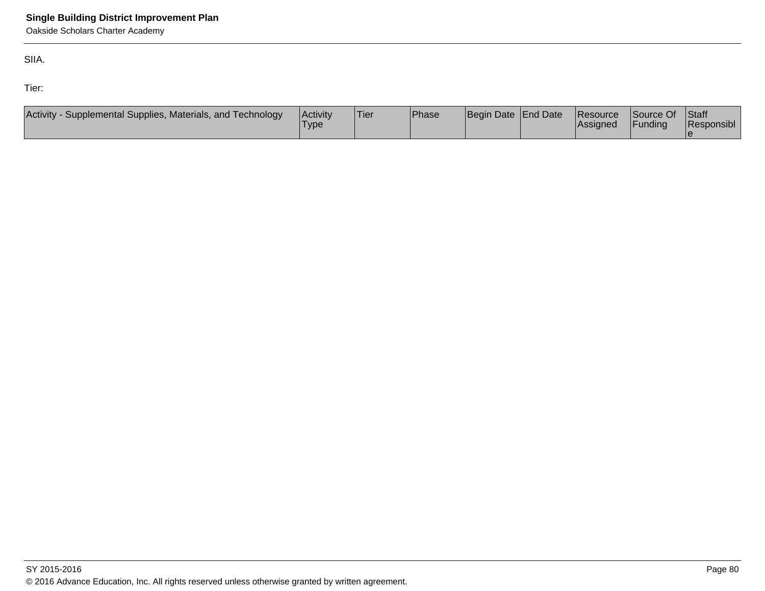SIIA.

Tier:

| Activity - Supplemental Supplies, Materials, and Technology | Activity Type | Tier | Phase | Begin Date | End Date | Resource Assigned | Source Of Funding | Staff Responsible |
|---|---|---|---|---|---|---|---|---|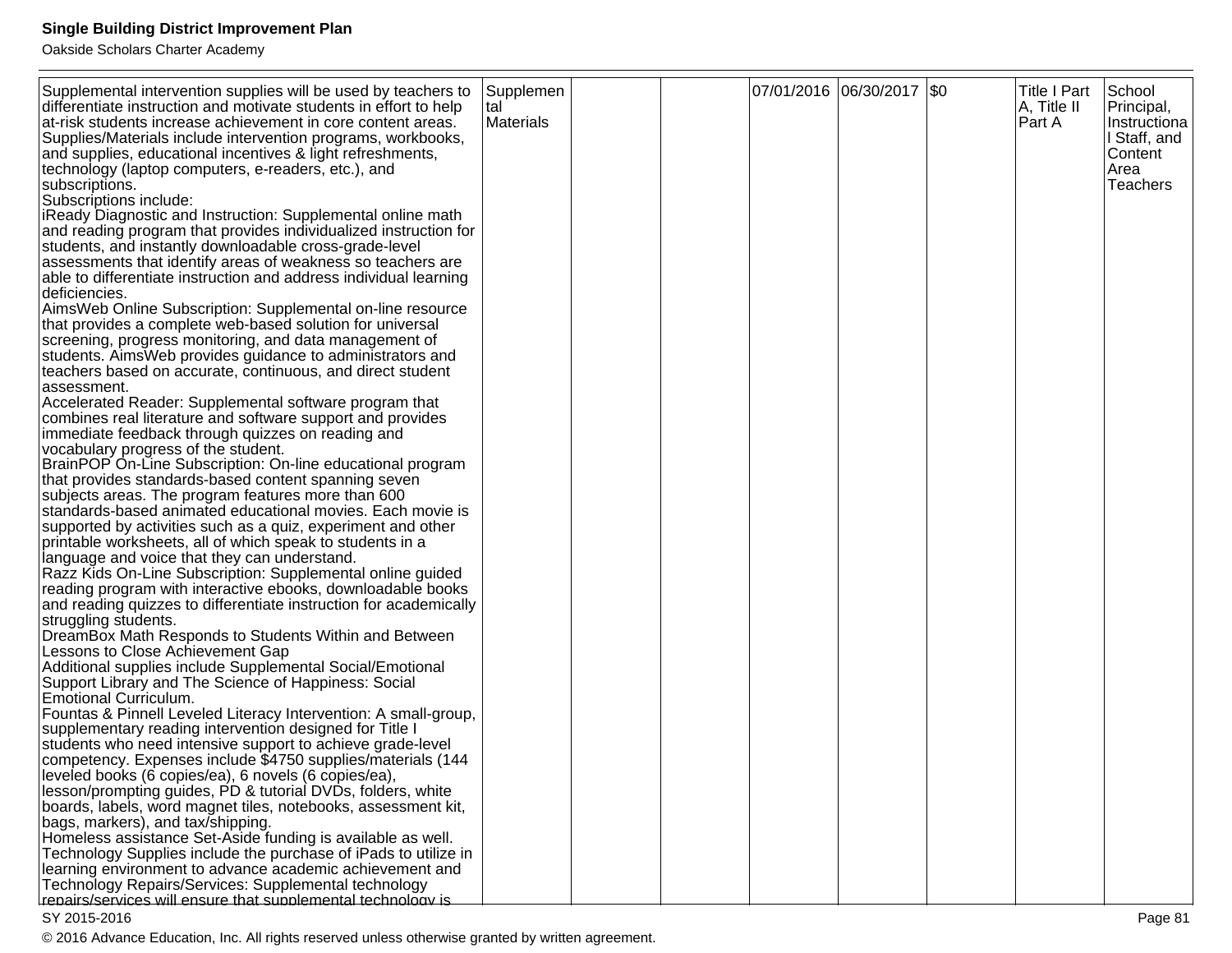| | | | | | | | | |
|---|---|---|---|---|---|---|---|---|
| Supplemental intervention supplies will be used by teachers to differentiate instruction and motivate students in effort to help at-risk students increase achievement in core content areas. Supplies/Materials include intervention programs, workbooks, and supplies, educational incentives & light refreshments, technology (laptop computers, e-readers, etc.), and subscriptions.<br>Subscriptions include:<br>iReady Diagnostic and Instruction: Supplemental online math and reading program that provides individualized instruction for students, and instantly downloadable cross-grade-level assessments that identify areas of weakness so teachers are able to differentiate instruction and address individual learning deficiencies.<br>AimsWeb Online Subscription: Supplemental on-line resource that provides a complete web-based solution for universal screening, progress monitoring, and data management of students. AimsWeb provides guidance to administrators and teachers based on accurate, continuous, and direct student assessment.<br>Accelerated Reader: Supplemental software program that combines real literature and software support and provides immediate feedback through quizzes on reading and vocabulary progress of the student.<br>BrainPOP On-Line Subscription: On-line educational program that provides standards-based content spanning seven subjects areas. The program features more than 600 standards-based animated educational movies. Each movie is supported by activities such as a quiz, experiment and other printable worksheets, all of which speak to students in a language and voice that they can understand.<br>Razz Kids On-Line Subscription: Supplemental online guided reading program with interactive ebooks, downloadable books and reading quizzes to differentiate instruction for academically struggling students.<br>DreamBox Math Responds to Students Within and Between Lessons to Close Achievement Gap<br>Additional supplies include Supplemental Social/Emotional Support Library and The Science of Happiness: Social Emotional Curriculum.<br>Fountas & Pinnell Leveled Literacy Intervention: A small-group, supplementary reading intervention designed for Title I students who need intensive support to achieve grade-level competency. Expenses include $4750 supplies/materials (144 leveled books (6 copies/ea), 6 novels (6 copies/ea), lesson/prompting guides, PD & tutorial DVDs, folders, white boards, labels, word magnet tiles, notebooks, assessment kit, bags, markers), and tax/shipping.<br>Homeless assistance Set-Aside funding is available as well.<br>Technology Supplies include the purchase of iPads to utilize in learning environment to advance academic achievement and Technology Repairs/Services: Supplemental technology repairs/services will ensure that supplemental technology is | Supplemental Materials | | | 07/01/2016 | 06/30/2017 | $0 | Title I Part A, Title II Part A | School Principal, Instructional Staff, and Content Area Teachers |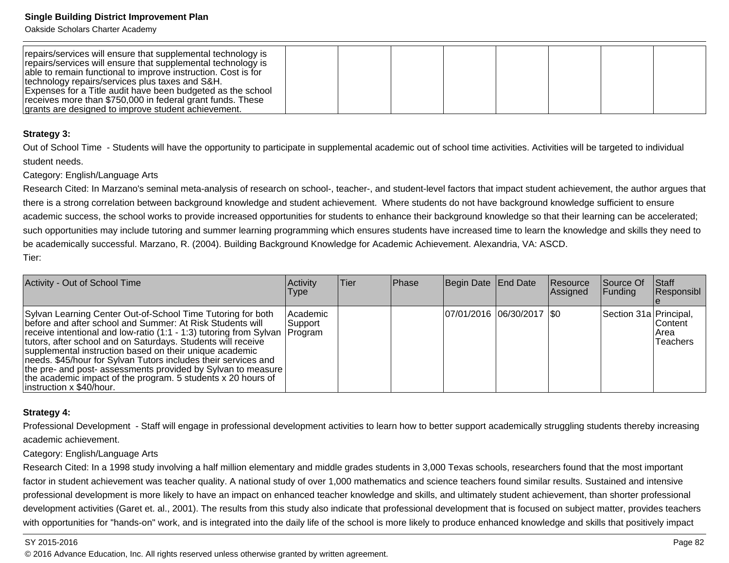| | | | | | | | | |
|---|---|---|---|---|---|---|---|---|
| repairs/services will ensure that supplemental technology is repairs/services will ensure that supplemental technology is able to remain functional to improve instruction. Cost is for technology repairs/services plus taxes and S&H. Expenses for a Title audit have been budgeted as the school receives more than $750,000 in federal grant funds. These grants are designed to improve student achievement. | | | | | | | | |

**Strategy 3:**

Out of School Time - Students will have the opportunity to participate in supplemental academic out of school time activities. Activities will be targeted to individual student needs.

Category: English/Language Arts

Research Cited: In Marzano's seminal meta-analysis of research on school-, teacher-, and student-level factors that impact student achievement, the author argues that there is a strong correlation between background knowledge and student achievement. Where students do not have background knowledge sufficient to ensure academic success, the school works to provide increased opportunities for students to enhance their background knowledge so that their learning can be accelerated; such opportunities may include tutoring and summer learning programming which ensures students have increased time to learn the knowledge and skills they need to be academically successful. Marzano, R. (2004). Building Background Knowledge for Academic Achievement. Alexandria, VA: ASCD.

Tier:

| Activity - Out of School Time | Activity Type | Tier | Phase | Begin Date | End Date | Resource Assigned | Source Of Funding | Staff Responsible |
|---|---|---|---|---|---|---|---|---|
| Sylvan Learning Center Out-of-School Time Tutoring for both before and after school and Summer: At Risk Students will receive intentional and low-ratio (1:1 - 1:3) tutoring from Sylvan tutors, after school and on Saturdays. Students will receive supplemental instruction based on their unique academic needs. $45/hour for Sylvan Tutors includes their services and the pre- and post- assessments provided by Sylvan to measure the academic impact of the program. 5 students x 20 hours of instruction x $40/hour. | Academic Support Program | | | 07/01/2016 | 06/30/2017 | $0 | Section 31a | Principal, Content Area Teachers |

**Strategy 4:**

Professional Development - Staff will engage in professional development activities to learn how to better support academically struggling students thereby increasing academic achievement.

Category: English/Language Arts

Research Cited: In a 1998 study involving a half million elementary and middle grades students in 3,000 Texas schools, researchers found that the most important factor in student achievement was teacher quality. A national study of over 1,000 mathematics and science teachers found similar results. Sustained and intensive professional development is more likely to have an impact on enhanced teacher knowledge and skills, and ultimately student achievement, than shorter professional development activities (Garet et. al., 2001). The results from this study also indicate that professional development that is focused on subject matter, provides teachers with opportunities for "hands-on" work, and is integrated into the daily life of the school is more likely to produce enhanced knowledge and skills that positively impact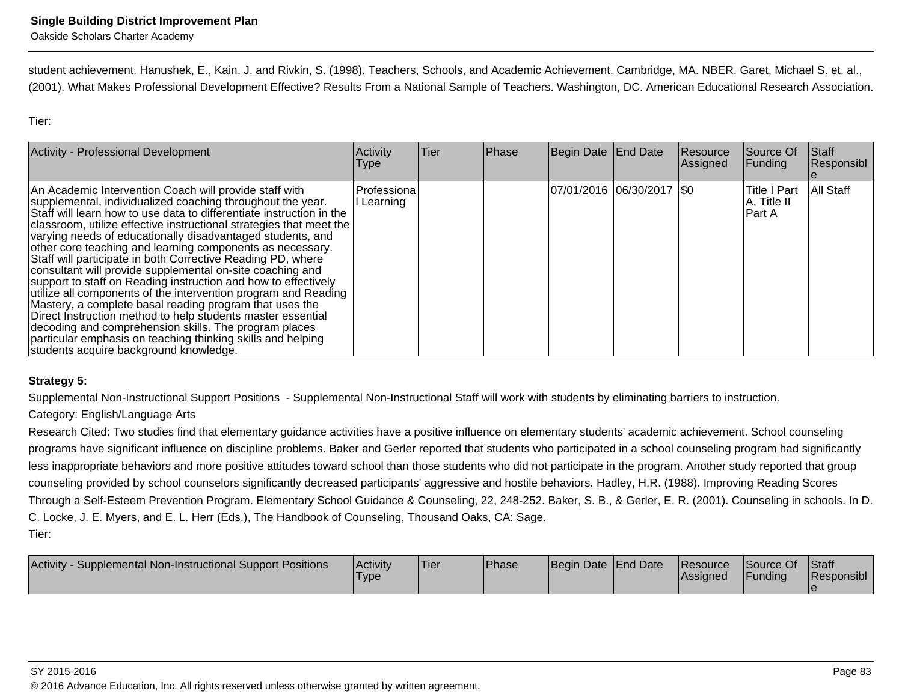student achievement. Hanushek, E., Kain, J. and Rivkin, S. (1998). Teachers, Schools, and Academic Achievement. Cambridge, MA. NBER. Garet, Michael S. et. al., (2001). What Makes Professional Development Effective? Results From a National Sample of Teachers. Washington, DC. American Educational Research Association.

Tier:

| Activity - Professional Development | Activity Type | Tier | Phase | Begin Date | End Date | Resource Assigned | Source Of Funding | Staff Responsible |
|---|---|---|---|---|---|---|---|---|
| An Academic Intervention Coach will provide staff with supplemental, individualized coaching throughout the year. Staff will learn how to use data to differentiate instruction in the classroom, utilize effective instructional strategies that meet the varying needs of educationally disadvantaged students, and other core teaching and learning components as necessary. Staff will participate in both Corrective Reading PD, where consultant will provide supplemental on-site coaching and support to staff on Reading instruction and how to effectively utilize all components of the intervention program and Reading Mastery, a complete basal reading program that uses the Direct Instruction method to help students master essential decoding and comprehension skills. The program places particular emphasis on teaching thinking skills and helping students acquire background knowledge. | Professional Learning | | | 07/01/2016 | 06/30/2017 | $0 | Title I Part A, Title II Part A | All Staff |

**Strategy 5:**

Supplemental Non-Instructional Support Positions - Supplemental Non-Instructional Staff will work with students by eliminating barriers to instruction.

Category: English/Language Arts

Research Cited: Two studies find that elementary guidance activities have a positive influence on elementary students' academic achievement. School counseling programs have significant influence on discipline problems. Baker and Gerler reported that students who participated in a school counseling program had significantly less inappropriate behaviors and more positive attitudes toward school than those students who did not participate in the program. Another study reported that group counseling provided by school counselors significantly decreased participants' aggressive and hostile behaviors. Hadley, H.R. (1988). Improving Reading Scores Through a Self-Esteem Prevention Program. Elementary School Guidance & Counseling, 22, 248-252. Baker, S. B., & Gerler, E. R. (2001). Counseling in schools. In D. C. Locke, J. E. Myers, and E. L. Herr (Eds.), The Handbook of Counseling, Thousand Oaks, CA: Sage.

Tier:

| Activity - Supplemental Non-Instructional Support Positions | Activity Type | Tier | Phase | Begin Date | End Date | Resource Assigned | Source Of Funding | Staff Responsible |
|---|---|---|---|---|---|---|---|---|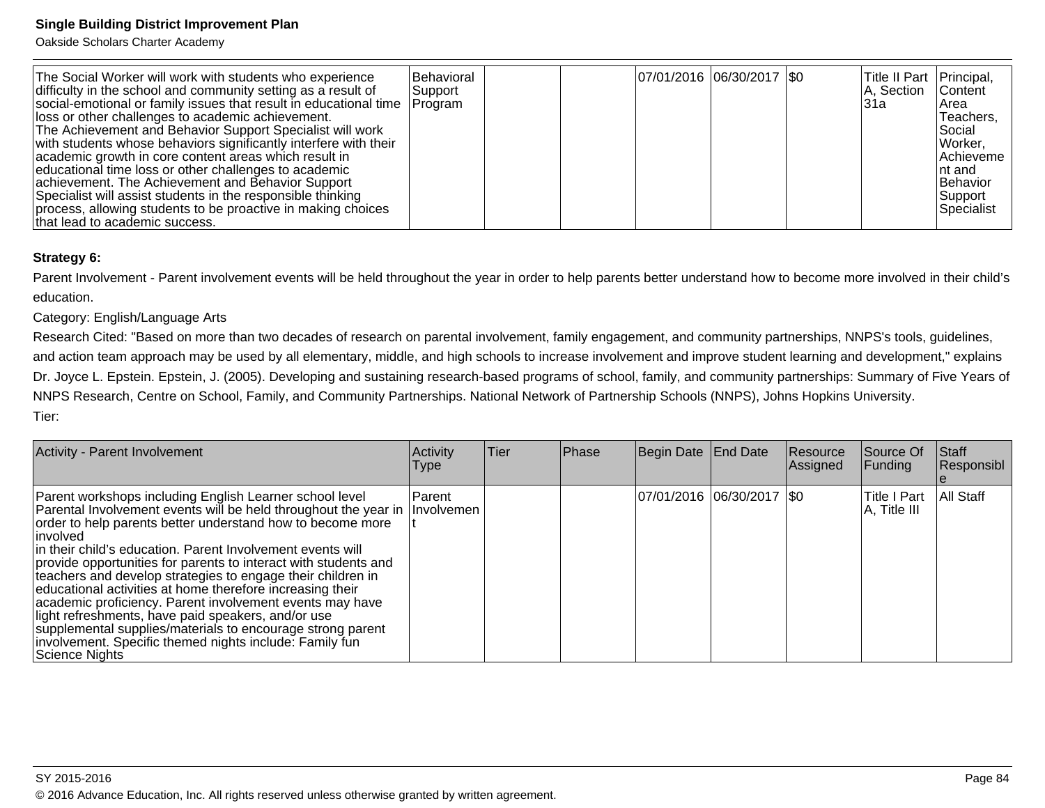| The Social Worker will work with students who experience difficulty in the school and community setting as a result of social-emotional or family issues that result in educational time loss or other challenges to academic achievement.<br>The Achievement and Behavior Support Specialist will work with students whose behaviors significantly interfere with their academic growth in core content areas which result in educational time loss or other challenges to academic achievement. The Achievement and Behavior Support Specialist will assist students in the responsible thinking process, allowing students to be proactive in making choices that lead to academic success. | Behavioral Support Program | | | 07/01/2016 | 06/30/2017 | $0 | Title II Part A, Section 31a | Principal, Content Area Teachers, Social Worker, Achievement and Behavior Support Specialist |
|---|---|---|---|---|---|---|---|---|

**Strategy 6:**

Parent Involvement - Parent involvement events will be held throughout the year in order to help parents better understand how to become more involved in their child's education.

Category: English/Language Arts

Research Cited: "Based on more than two decades of research on parental involvement, family engagement, and community partnerships, NNPS's tools, guidelines, and action team approach may be used by all elementary, middle, and high schools to increase involvement and improve student learning and development," explains Dr. Joyce L. Epstein. Epstein, J. (2005). Developing and sustaining research-based programs of school, family, and community partnerships: Summary of Five Years of NNPS Research, Centre on School, Family, and Community Partnerships. National Network of Partnership Schools (NNPS), Johns Hopkins University.

Tier:

| Activity - Parent Involvement | Activity Type | Tier | Phase | Begin Date | End Date | Resource Assigned | Source Of Funding | Staff Responsible |
|---|---|---|---|---|---|---|---|---|
| Parent workshops including English Learner school level Parental Involvement events will be held throughout the year in order to help parents better understand how to become more involved<br>in their child's education. Parent Involvement events will provide opportunities for parents to interact with students and teachers and develop strategies to engage their children in educational activities at home therefore increasing their academic proficiency. Parent involvement events may have light refreshments, have paid speakers, and/or use supplemental supplies/materials to encourage strong parent involvement. Specific themed nights include: Family fun Science Nights | Parent Involvement | | | 07/01/2016 | 06/30/2017 | $0 | Title I Part A, Title III | All Staff |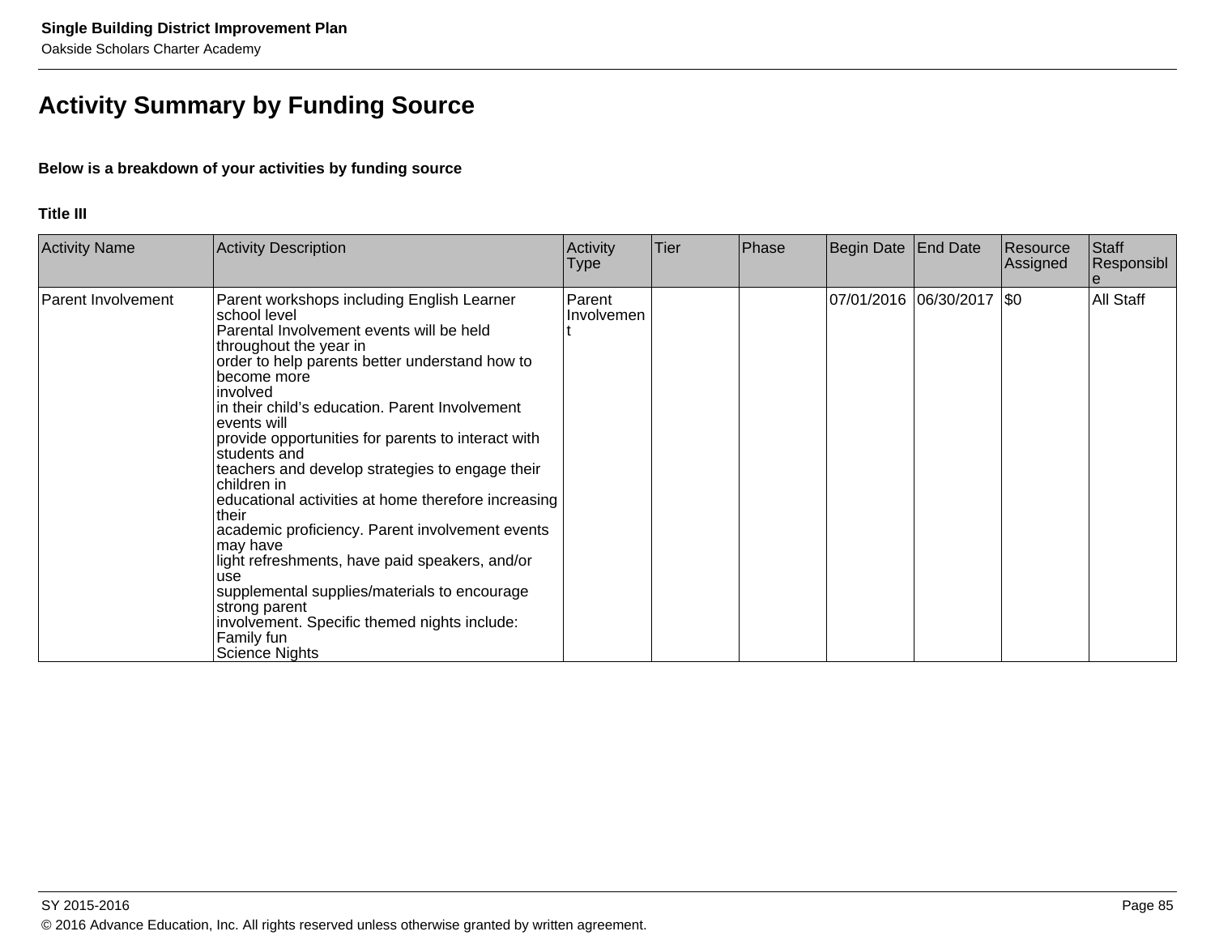## Activity Summary by Funding Source

**Below is a breakdown of your activities by funding source**

**Title III**

| Activity Name | Activity Description | Activity Type | Tier | Phase | Begin Date | End Date | Resource Assigned | Staff Responsible |
|---|---|---|---|---|---|---|---|---|
| Parent Involvement | Parent workshops including English Learner school level Parental Involvement events will be held throughout the year in order to help parents better understand how to become more involved in their child’s education. Parent Involvement events will provide opportunities for parents to interact with students and teachers and develop strategies to engage their children in educational activities at home therefore increasing their academic proficiency. Parent involvement events may have light refreshments, have paid speakers, and/or use supplemental supplies/materials to encourage strong parent involvement. Specific themed nights include: Family fun Science Nights | Parent Involvement | | | 07/01/2016 | 06/30/2017 | $0 | All Staff |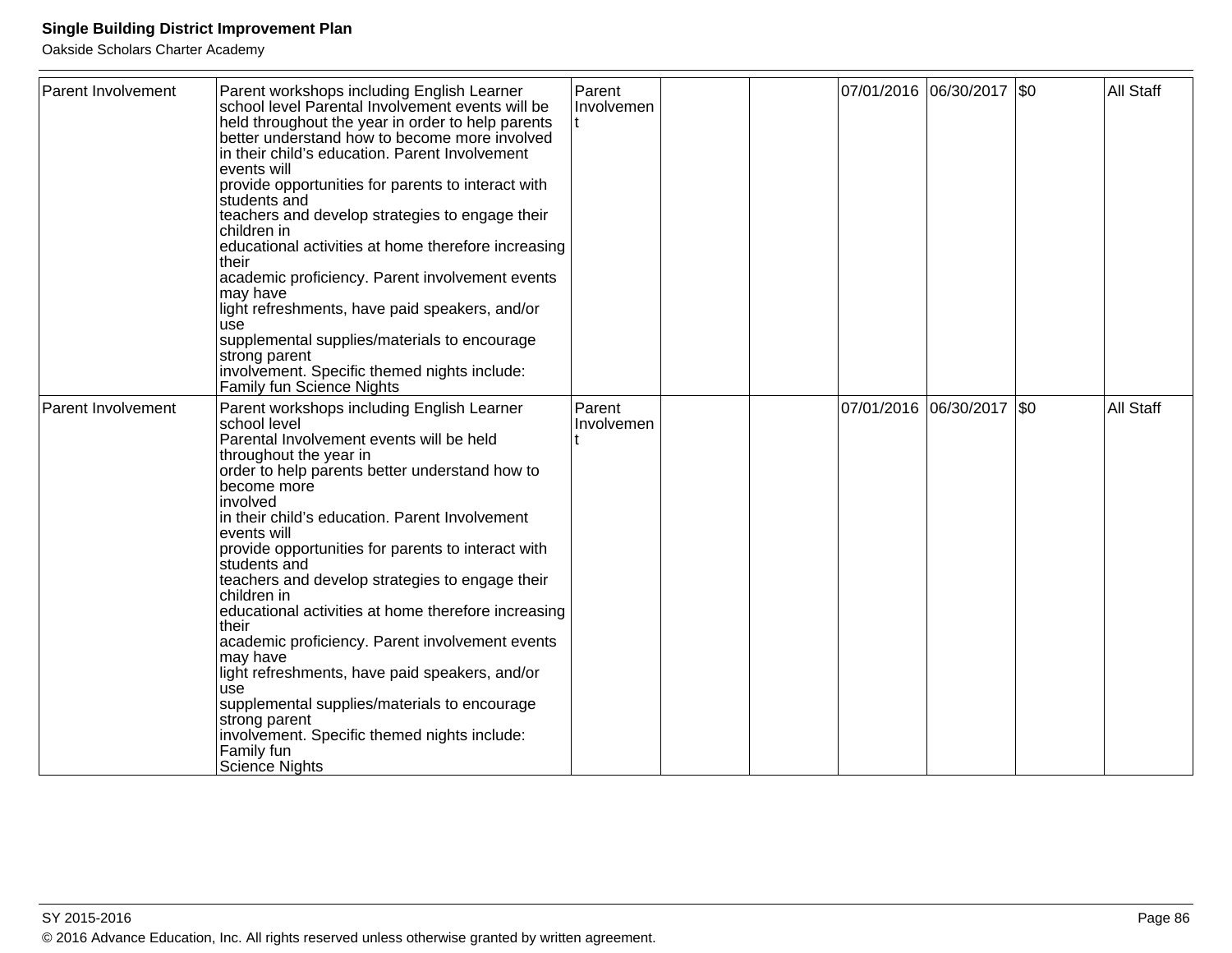| Parent Involvement | Parent workshops including English Learner school level Parental Involvement events will be held throughout the year in order to help parents better understand how to become more involved in their child’s education. Parent Involvement events will provide opportunities for parents to interact with students and teachers and develop strategies to engage their children in educational activities at home therefore increasing their academic proficiency. Parent involvement events may have light refreshments, have paid speakers, and/or use supplemental supplies/materials to encourage strong parent involvement. Specific themed nights include: Family fun Science Nights | Parent Involvement | | | 07/01/2016 | 06/30/2017 | $0 | All Staff |
|---|---|---|---|---|---|---|---|---|
| Parent Involvement | Parent workshops including English Learner school level Parental Involvement events will be held throughout the year in order to help parents better understand how to become more involved in their child’s education. Parent Involvement events will provide opportunities for parents to interact with students and teachers and develop strategies to engage their children in educational activities at home therefore increasing their academic proficiency. Parent involvement events may have light refreshments, have paid speakers, and/or use supplemental supplies/materials to encourage strong parent involvement. Specific themed nights include: Family fun Science Nights | Parent Involvement | | | 07/01/2016 | 06/30/2017 | $0 | All Staff |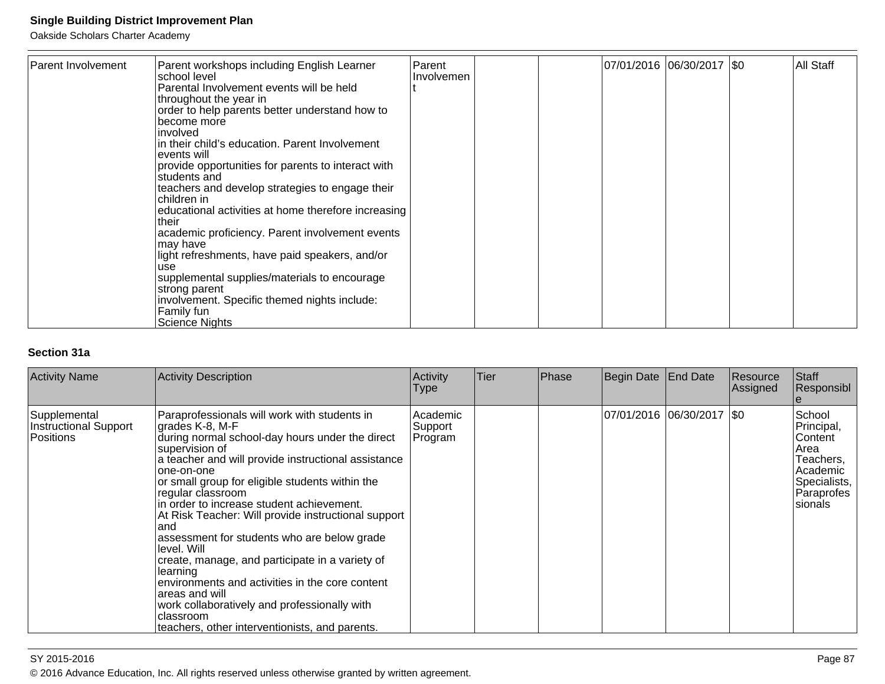| Parent Involvement | Parent workshops including English Learner school level Parental Involvement events will be held throughout the year in order to help parents better understand how to become more involved in their child's education. Parent Involvement events will provide opportunities for parents to interact with students and teachers and develop strategies to engage their children in educational activities at home therefore increasing their academic proficiency. Parent involvement events may have light refreshments, have paid speakers, and/or use supplemental supplies/materials to encourage strong parent involvement. Specific themed nights include: Family fun Science Nights | Parent Involvement | | | 07/01/2016 | 06/30/2017 | $0 | All Staff |
|---|---|---|---|---|---|---|---|---|

### Section 31a

| Activity Name | Activity Description | Activity Type | Tier | Phase | Begin Date | End Date | Resource Assigned | Staff Responsible |
|---|---|---|---|---|---|---|---|---|
| Supplemental Instructional Support Positions | Paraprofessionals will work with students in grades K-8, M-F during normal school-day hours under the direct supervision of a teacher and will provide instructional assistance one-on-one or small group for eligible students within the regular classroom in order to increase student achievement. At Risk Teacher: Will provide instructional support and assessment for students who are below grade level. Will create, manage, and participate in a variety of learning environments and activities in the core content areas and will work collaboratively and professionally with classroom teachers, other interventionists, and parents. | Academic Support Program | | | 07/01/2016 | 06/30/2017 | $0 | School Principal, Content Area Teachers, Academic Specialists, Paraprofessionals |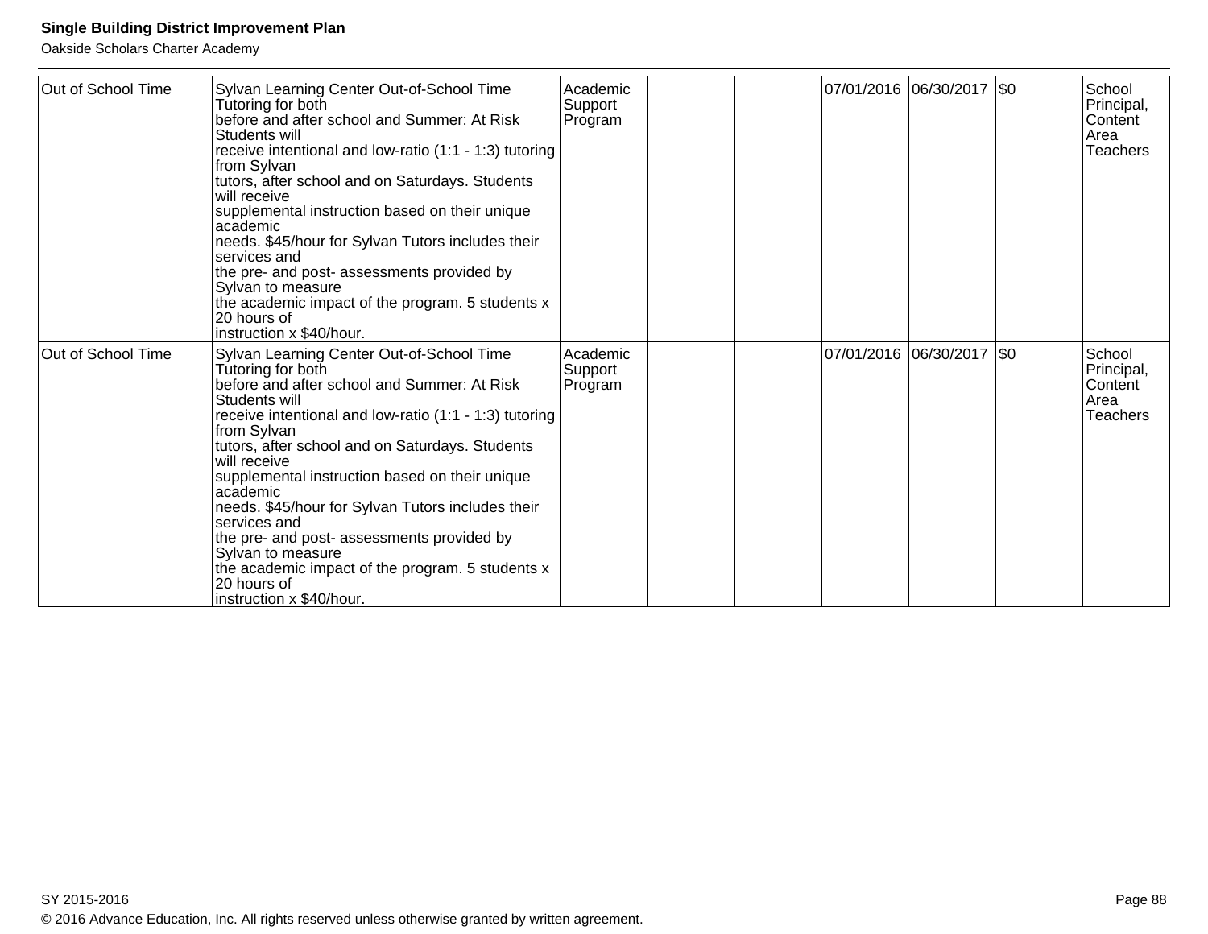| Out of School Time | Sylvan Learning Center Out-of-School Time Tutoring for both before and after school and Summer: At Risk Students will receive intentional and low-ratio (1:1 - 1:3) tutoring from Sylvan tutors, after school and on Saturdays. Students will receive supplemental instruction based on their unique academic needs. $45/hour for Sylvan Tutors includes their services and the pre- and post- assessments provided by Sylvan to measure the academic impact of the program. 5 students x 20 hours of instruction x $40/hour. | Academic Support Program | | | 07/01/2016 | 06/30/2017 | $0 | School Principal, Content Area Teachers |
|---|---|---|---|---|---|---|---|---|
| Out of School Time | Sylvan Learning Center Out-of-School Time Tutoring for both before and after school and Summer: At Risk Students will receive intentional and low-ratio (1:1 - 1:3) tutoring from Sylvan tutors, after school and on Saturdays. Students will receive supplemental instruction based on their unique academic needs. $45/hour for Sylvan Tutors includes their services and the pre- and post- assessments provided by Sylvan to measure the academic impact of the program. 5 students x 20 hours of instruction x $40/hour. | Academic Support Program | | | 07/01/2016 | 06/30/2017 | $0 | School Principal, Content Area Teachers |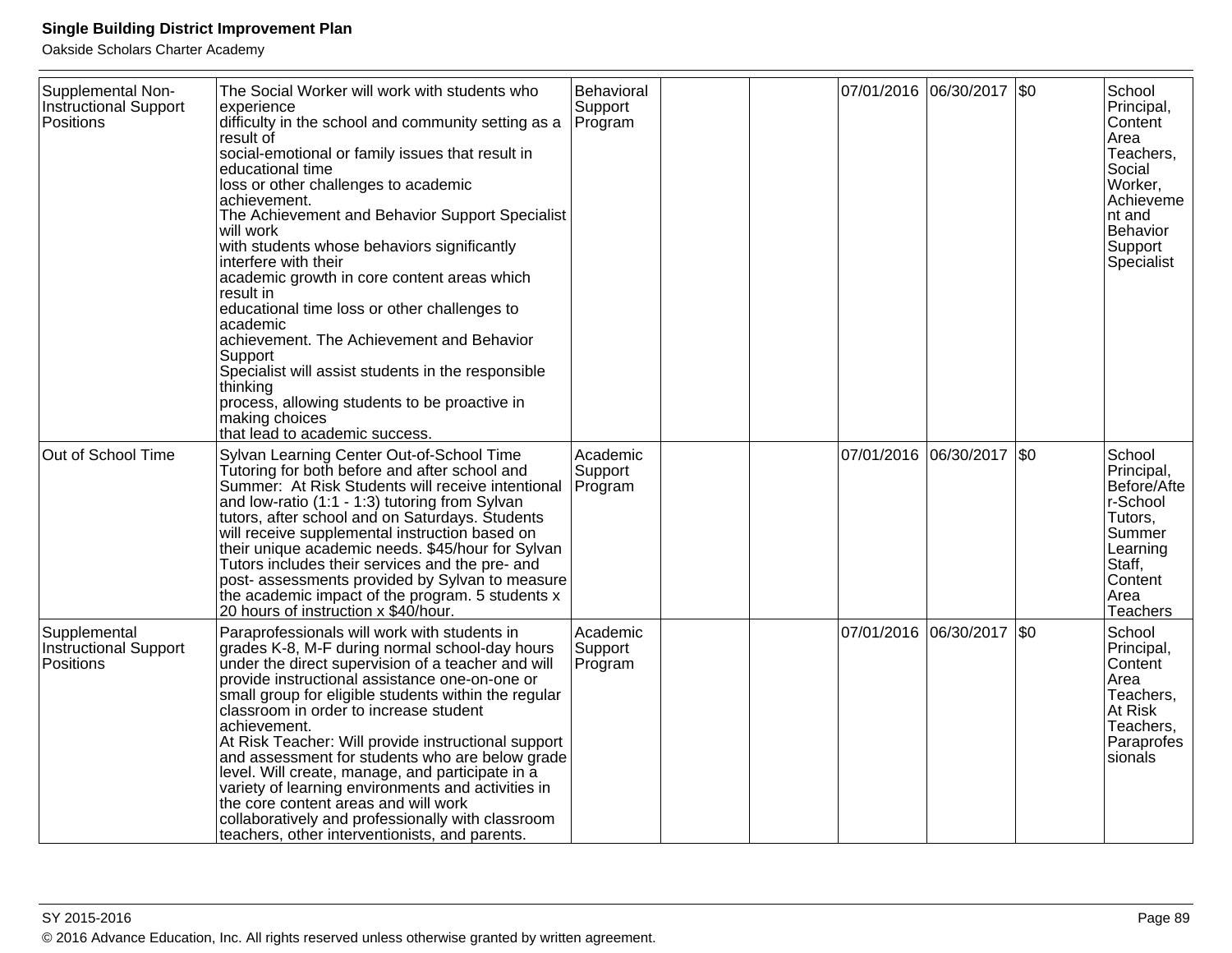| | | | | | | | | |
|---|---|---|---|---|---|---|---|---|
| Supplemental Non-Instructional Support Positions | The Social Worker will work with students who experience difficulty in the school and community setting as a result of social-emotional or family issues that result in educational time loss or other challenges to academic achievement. The Achievement and Behavior Support Specialist will work with students whose behaviors significantly interfere with their academic growth in core content areas which result in educational time loss or other challenges to academic achievement. The Achievement and Behavior Support Specialist will assist students in the responsible thinking process, allowing students to be proactive in making choices that lead to academic success. | Behavioral Support Program | | | 07/01/2016 | 06/30/2017 | $0 | School Principal, Content Area Teachers, Social Worker, Achievement and Behavior Support Specialist |
| Out of School Time | Sylvan Learning Center Out-of-School Time Tutoring for both before and after school and Summer: At Risk Students will receive intentional and low-ratio (1:1 - 1:3) tutoring from Sylvan tutors, after school and on Saturdays. Students will receive supplemental instruction based on their unique academic needs. $45/hour for Sylvan Tutors includes their services and the pre- and post- assessments provided by Sylvan to measure the academic impact of the program. 5 students x 20 hours of instruction x $40/hour. | Academic Support Program | | | 07/01/2016 | 06/30/2017 | $0 | School Principal, Before/After-School Tutors, Summer Learning Staff, Content Area Teachers |
| Supplemental Instructional Support Positions | Paraprofessionals will work with students in grades K-8, M-F during normal school-day hours under the direct supervision of a teacher and will provide instructional assistance one-on-one or small group for eligible students within the regular classroom in order to increase student achievement. At Risk Teacher: Will provide instructional support and assessment for students who are below grade level. Will create, manage, and participate in a variety of learning environments and activities in the core content areas and will work collaboratively and professionally with classroom teachers, other interventionists, and parents. | Academic Support Program | | | 07/01/2016 | 06/30/2017 | $0 | School Principal, Content Area Teachers, At Risk Teachers, Paraprofessionals |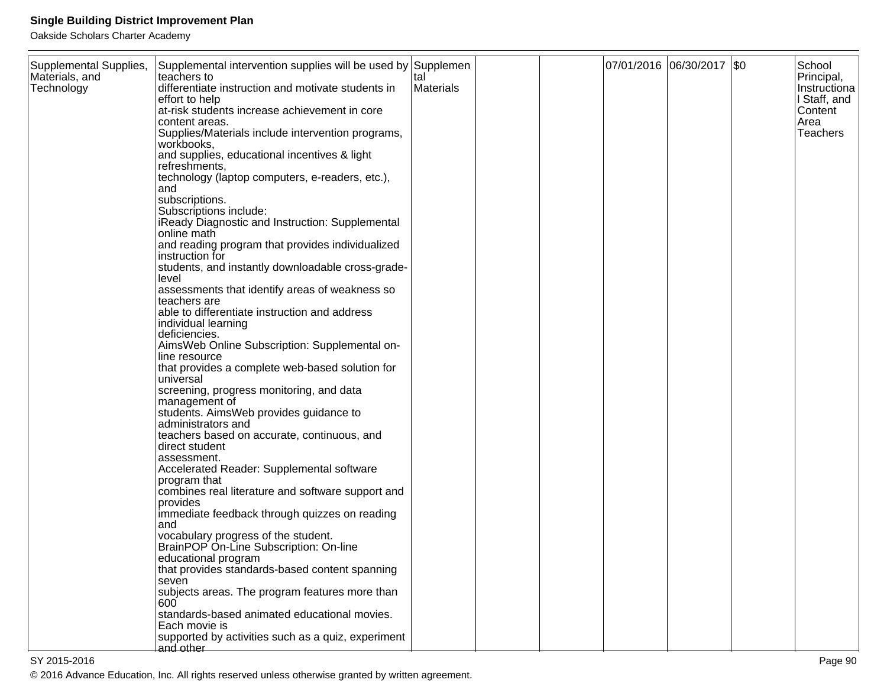| Supplemental Supplies, Materials, and Technology | Supplemental intervention supplies will be used by teachers to differentiate instruction and motivate students in effort to help at-risk students increase achievement in core content areas. Supplies/Materials include intervention programs, workbooks, and supplies, educational incentives & light refreshments, technology (laptop computers, e-readers, etc.), and subscriptions. Subscriptions include: iReady Diagnostic and Instruction: Supplemental online math and reading program that provides individualized instruction for students, and instantly downloadable cross-grade-level assessments that identify areas of weakness so teachers are able to differentiate instruction and address individual learning deficiencies. AimsWeb Online Subscription: Supplemental on-line resource that provides a complete web-based solution for universal screening, progress monitoring, and data management of students. AimsWeb provides guidance to administrators and teachers based on accurate, continuous, and direct student assessment. Accelerated Reader: Supplemental software program that combines real literature and software support and provides immediate feedback through quizzes on reading and vocabulary progress of the student. BrainPOP On-Line Subscription: On-line educational program that provides standards-based content spanning seven subjects areas. The program features more than 600 standards-based animated educational movies. Each movie is supported by activities such as a quiz, experiment and other | Supplemental Materials | | | 07/01/2016 | 06/30/2017 | $0 | School Principal, Instructional Staff, and Content Area Teachers |
|---|---|---|---|---|---|---|---|---|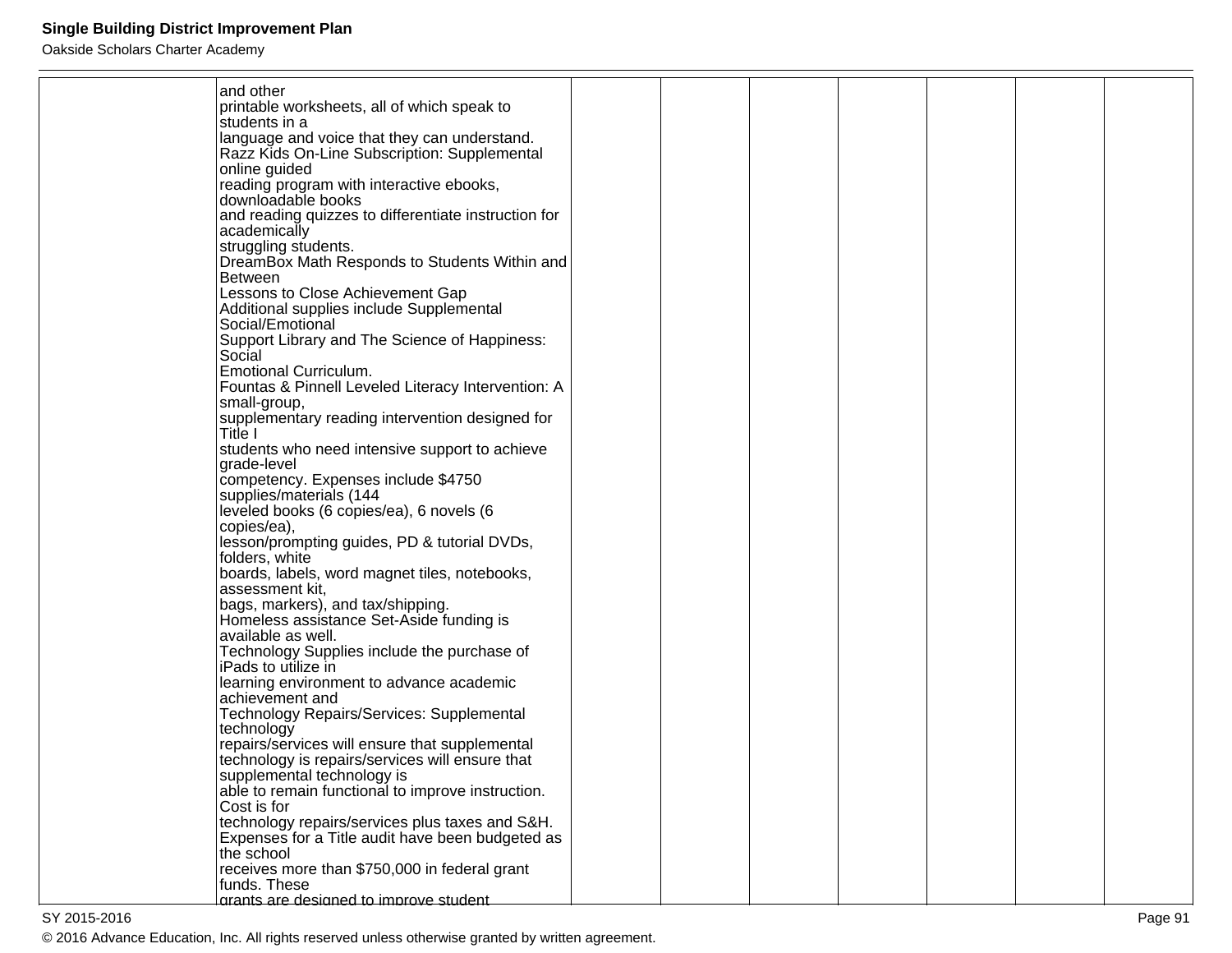| | | | | | | | | |
|---|---|---|---|---|---|---|---|---|
| | and other printable worksheets, all of which speak to students in a language and voice that they can understand. Razz Kids On-Line Subscription: Supplemental online guided reading program with interactive ebooks, downloadable books and reading quizzes to differentiate instruction for academically struggling students. DreamBox Math Responds to Students Within and Between Lessons to Close Achievement Gap Additional supplies include Supplemental Social/Emotional Support Library and The Science of Happiness: Social Emotional Curriculum. Fountas & Pinnell Leveled Literacy Intervention: A small-group, supplementary reading intervention designed for Title I students who need intensive support to achieve grade-level competency. Expenses include $4750 supplies/materials (144 leveled books (6 copies/ea), 6 novels (6 copies/ea), lesson/prompting guides, PD & tutorial DVDs, folders, white boards, labels, word magnet tiles, notebooks, assessment kit, bags, markers), and tax/shipping. Homeless assistance Set-Aside funding is available as well. Technology Supplies include the purchase of iPads to utilize in learning environment to advance academic achievement and Technology Repairs/Services: Supplemental technology repairs/services will ensure that supplemental technology is repairs/services will ensure that supplemental technology is able to remain functional to improve instruction. Cost is for technology repairs/services plus taxes and S&H. Expenses for a Title audit have been budgeted as the school receives more than $750,000 in federal grant funds. These grants are designed to improve student | | | | | | | |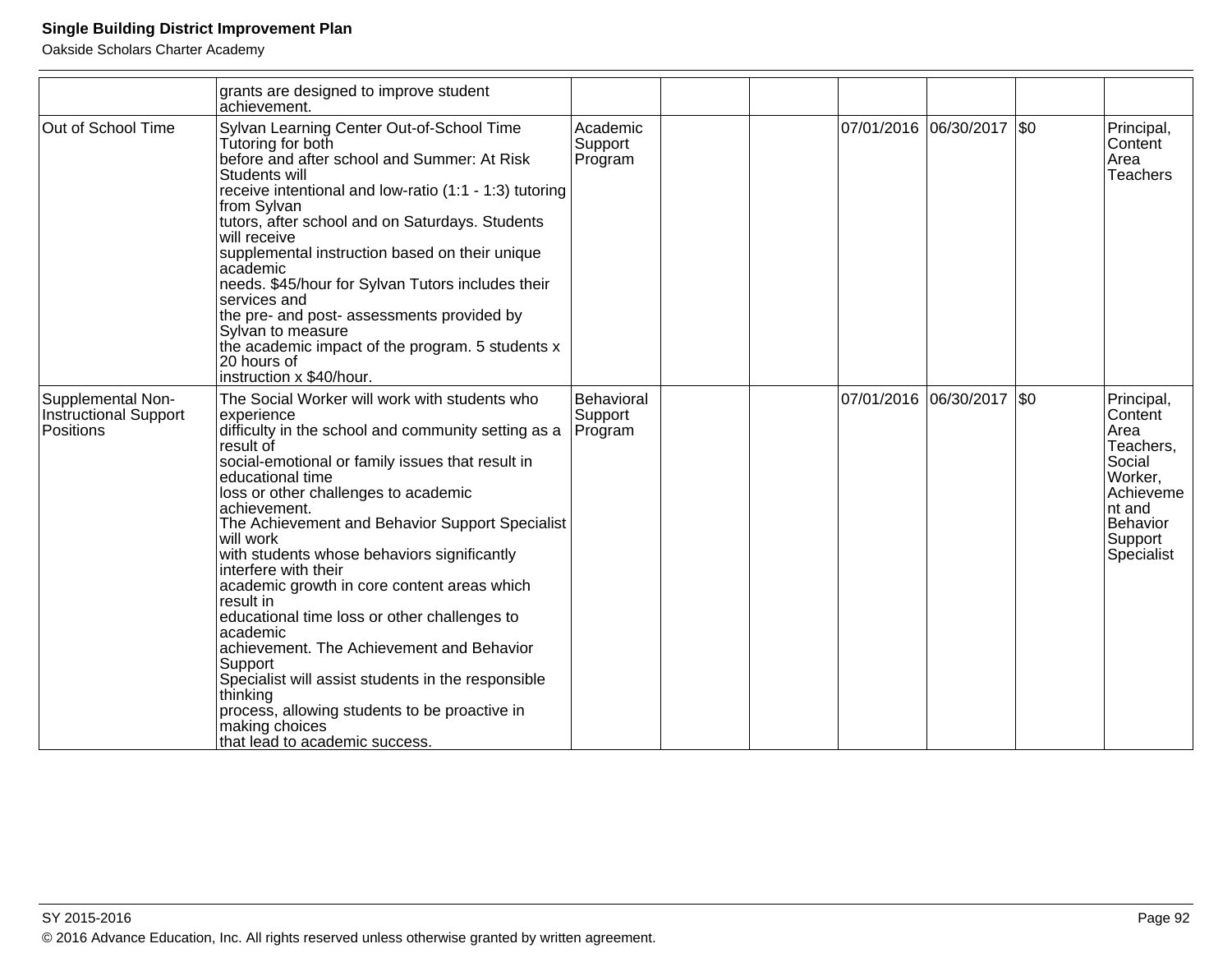| | | | | | | | | |
|---|---|---|---|---|---|---|---|---|
| | grants are designed to improve student achievement. | | | | | | | |
| Out of School Time | Sylvan Learning Center Out-of-School Time Tutoring for both before and after school and Summer: At Risk Students will receive intentional and low-ratio (1:1 - 1:3) tutoring from Sylvan tutors, after school and on Saturdays. Students will receive supplemental instruction based on their unique academic needs. $45/hour for Sylvan Tutors includes their services and the pre- and post- assessments provided by Sylvan to measure the academic impact of the program. 5 students x 20 hours of instruction x $40/hour. | Academic Support Program | | | 07/01/2016 | 06/30/2017 | $0 | Principal, Content Area Teachers |
| Supplemental Non-Instructional Support Positions | The Social Worker will work with students who experience difficulty in the school and community setting as a result of social-emotional or family issues that result in educational time loss or other challenges to academic achievement. The Achievement and Behavior Support Specialist will work with students whose behaviors significantly interfere with their academic growth in core content areas which result in educational time loss or other challenges to academic achievement. The Achievement and Behavior Support Specialist will assist students in the responsible thinking process, allowing students to be proactive in making choices that lead to academic success. | Behavioral Support Program | | | 07/01/2016 | 06/30/2017 | $0 | Principal, Content Area Teachers, Social Worker, Achievement and Behavior Support Specialist |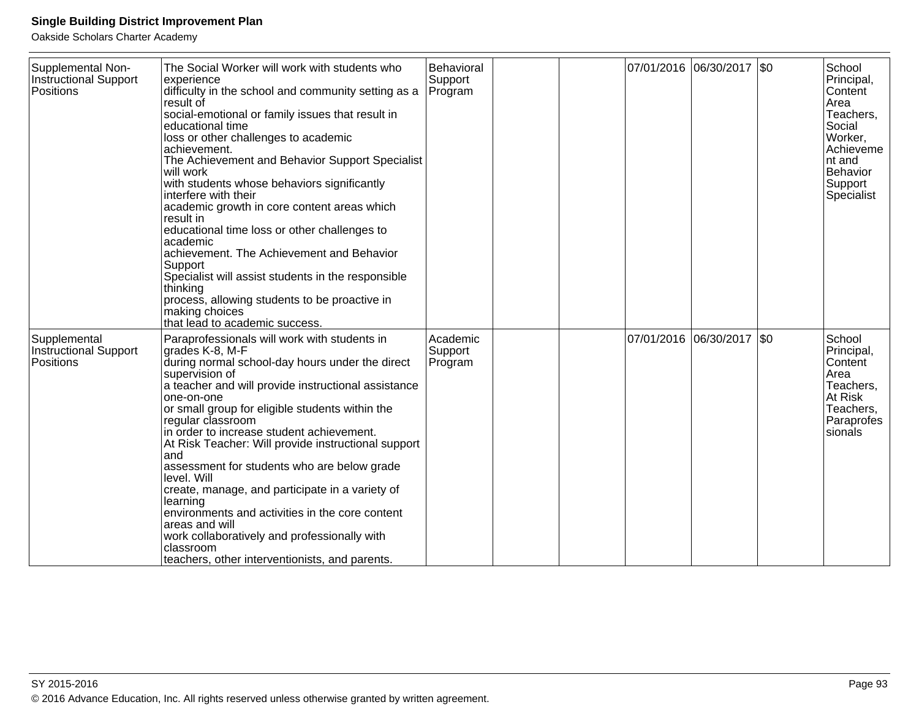| | | | | | | | | |
|---|---|---|---|---|---|---|---|---|
| Supplemental Non-Instructional Support Positions | The Social Worker will work with students who experience difficulty in the school and community setting as a result of social-emotional or family issues that result in educational time loss or other challenges to academic achievement. The Achievement and Behavior Support Specialist will work with students whose behaviors significantly interfere with their academic growth in core content areas which result in educational time loss or other challenges to academic achievement. The Achievement and Behavior Support Specialist will assist students in the responsible thinking process, allowing students to be proactive in making choices that lead to academic success. | Behavioral Support Program | | | 07/01/2016 | 06/30/2017 | $0 | School Principal, Content Area Teachers, Social Worker, Achievement and Behavior Support Specialist |
| Supplemental Instructional Support Positions | Paraprofessionals will work with students in grades K-8, M-F during normal school-day hours under the direct supervision of a teacher and will provide instructional assistance one-on-one or small group for eligible students within the regular classroom in order to increase student achievement. At Risk Teacher: Will provide instructional support and assessment for students who are below grade level. Will create, manage, and participate in a variety of learning environments and activities in the core content areas and will work collaboratively and professionally with classroom teachers, other interventionists, and parents. | Academic Support Program | | | 07/01/2016 | 06/30/2017 | $0 | School Principal, Content Area Teachers, At Risk Teachers, Paraprofessionals |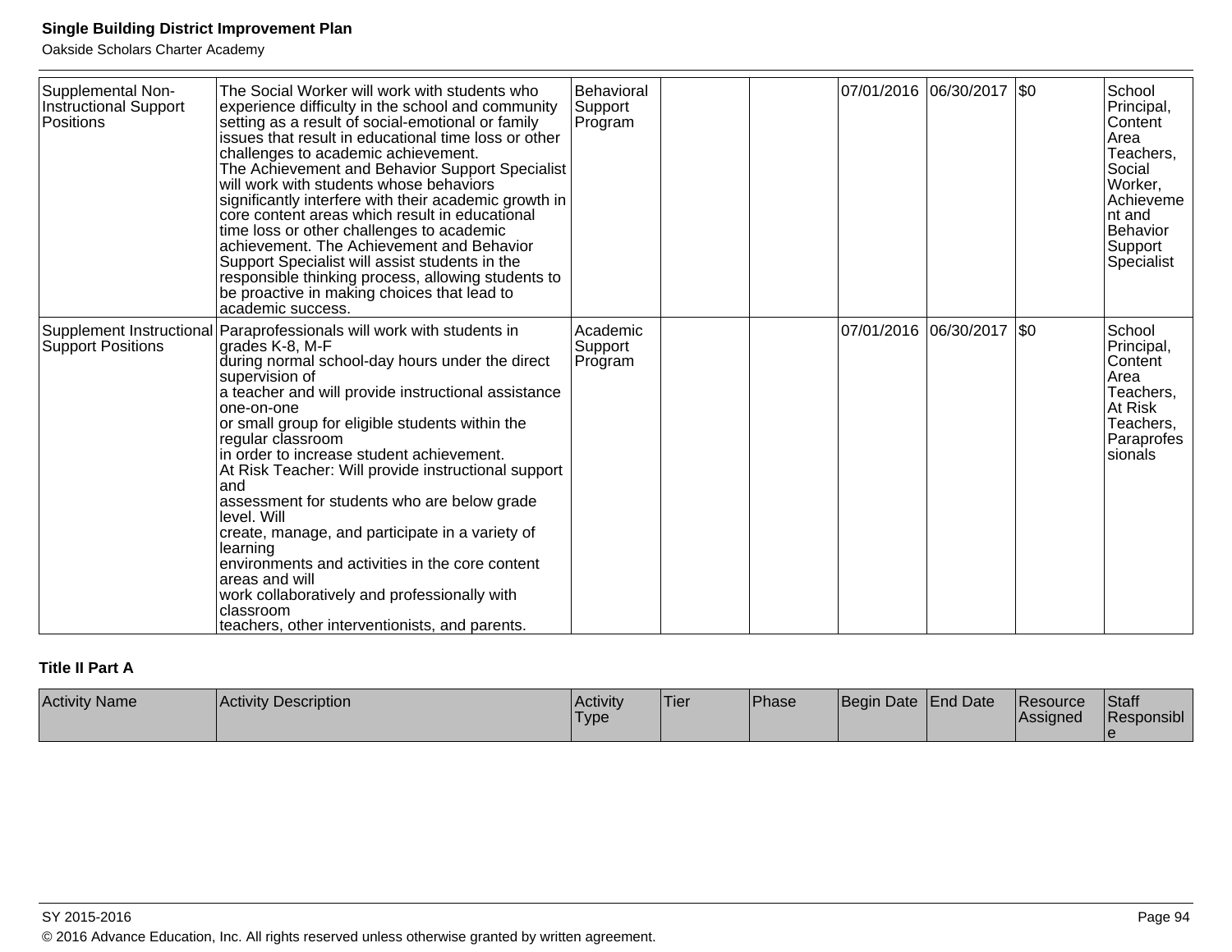| Supplemental Non-Instructional Support Positions | The Social Worker will work with students who experience difficulty in the school and community setting as a result of social-emotional or family issues that result in educational time loss or other challenges to academic achievement. The Achievement and Behavior Support Specialist will work with students whose behaviors significantly interfere with their academic growth in core content areas which result in educational time loss or other challenges to academic achievement. The Achievement and Behavior Support Specialist will assist students in the responsible thinking process, allowing students to be proactive in making choices that lead to academic success. | Behavioral Support Program | | | 07/01/2016 | 06/30/2017 | $0 | School Principal, Content Area Teachers, Social Worker, Achievement and Behavior Support Specialist |
|---|---|---|---|---|---|---|---|---|
| Supplement Instructional Support Positions | Paraprofessionals will work with students in grades K-8, M-F during normal school-day hours under the direct supervision of a teacher and will provide instructional assistance one-on-one or small group for eligible students within the regular classroom in order to increase student achievement. At Risk Teacher: Will provide instructional support and assessment for students who are below grade level. Will create, manage, and participate in a variety of learning environments and activities in the core content areas and will work collaboratively and professionally with classroom teachers, other interventionists, and parents. | Academic Support Program | | | 07/01/2016 | 06/30/2017 | $0 | School Principal, Content Area Teachers, At Risk Teachers, Paraprofessionals |

**Title II Part A**

| Activity Name | Activity Description | Activity Type | Tier | Phase | Begin Date | End Date | Resource Assigned | Staff Responsible |
|---|---|---|---|---|---|---|---|---|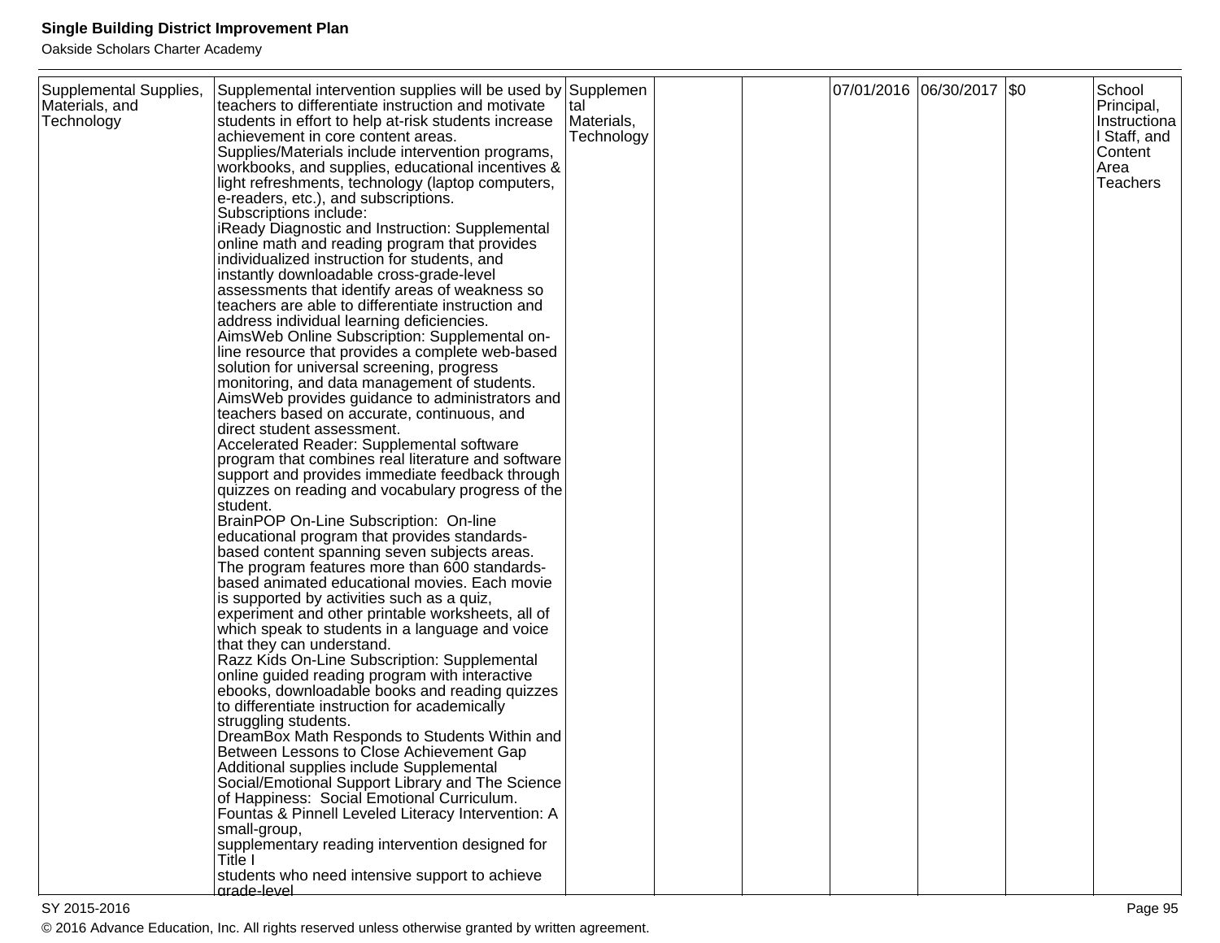| Supplemental Supplies, Materials, and Technology | Supplemental intervention supplies will be used by teachers to differentiate instruction and motivate students in effort to help at-risk students increase achievement in core content areas.<br>Supplies/Materials include intervention programs, workbooks, and supplies, educational incentives & light refreshments, technology (laptop computers, e-readers, etc.), and subscriptions.<br>Subscriptions include:<br>iReady Diagnostic and Instruction: Supplemental online math and reading program that provides individualized instruction for students, and instantly downloadable cross-grade-level assessments that identify areas of weakness so teachers are able to differentiate instruction and address individual learning deficiencies.<br>AimsWeb Online Subscription: Supplemental on-line resource that provides a complete web-based solution for universal screening, progress monitoring, and data management of students. AimsWeb provides guidance to administrators and teachers based on accurate, continuous, and direct student assessment.<br>Accelerated Reader: Supplemental software program that combines real literature and software support and provides immediate feedback through quizzes on reading and vocabulary progress of the student.<br>BrainPOP On-Line Subscription: On-line educational program that provides standards-based content spanning seven subjects areas. The program features more than 600 standards-based animated educational movies. Each movie is supported by activities such as a quiz, experiment and other printable worksheets, all of which speak to students in a language and voice that they can understand.<br>Razz Kids On-Line Subscription: Supplemental online guided reading program with interactive ebooks, downloadable books and reading quizzes to differentiate instruction for academically struggling students.<br>DreamBox Math Responds to Students Within and Between Lessons to Close Achievement Gap<br>Additional supplies include Supplemental Social/Emotional Support Library and The Science of Happiness: Social Emotional Curriculum.<br>Fountas & Pinnell Leveled Literacy Intervention: A small-group,<br>supplementary reading intervention designed for Title I<br>students who need intensive support to achieve grade-level | Supplemental Materials, Technology | | | 07/01/2016 | 06/30/2017 | $0 | School Principal, Instructional Staff, and Content Area Teachers |
|---|---|---|---|---|---|---|---|---|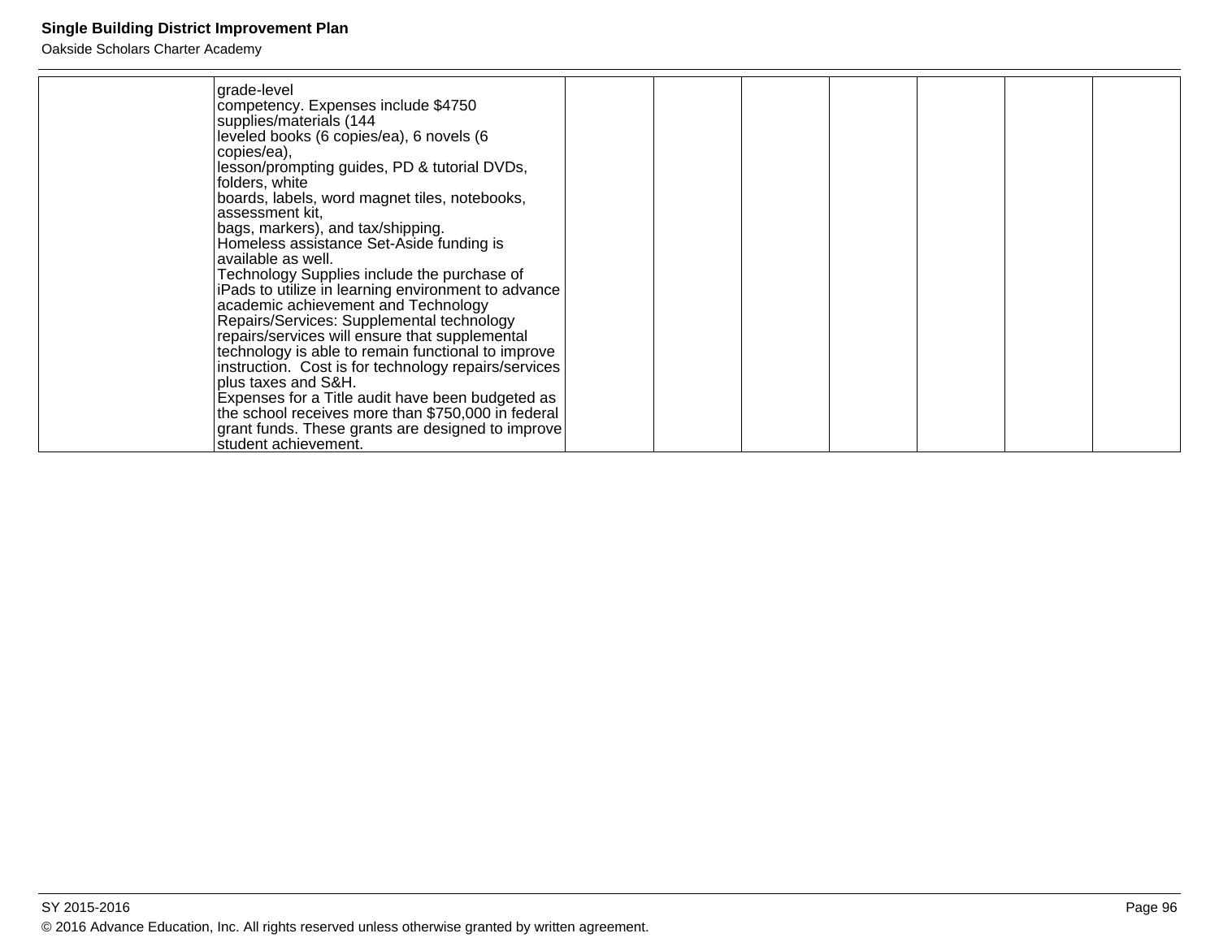| | | | | | | | | |
|---|---|---|---|---|---|---|---|---|
| | grade-level competency. Expenses include $4750 supplies/materials (144 leveled books (6 copies/ea), 6 novels (6 copies/ea), lesson/prompting guides, PD & tutorial DVDs, folders, white boards, labels, word magnet tiles, notebooks, assessment kit, bags, markers), and tax/shipping. Homeless assistance Set-Aside funding is available as well. Technology Supplies include the purchase of iPads to utilize in learning environment to advance academic achievement and Technology Repairs/Services: Supplemental technology repairs/services will ensure that supplemental technology is able to remain functional to improve instruction. Cost is for technology repairs/services plus taxes and S&H. Expenses for a Title audit have been budgeted as the school receives more than $750,000 in federal grant funds. These grants are designed to improve student achievement. | | | | | | | |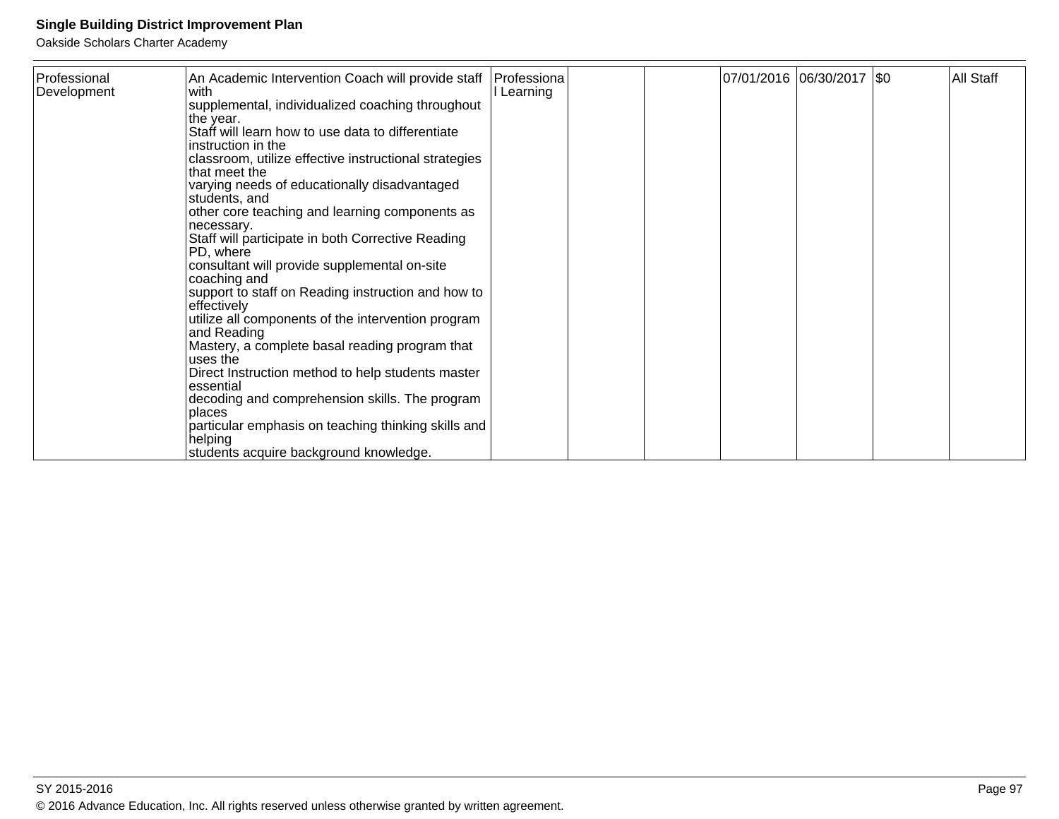| | | | | | | | | |
|---|---|---|---|---|---|---|---|---|
| Professional Development | An Academic Intervention Coach will provide staff with supplemental, individualized coaching throughout the year. Staff will learn how to use data to differentiate instruction in the classroom, utilize effective instructional strategies that meet the varying needs of educationally disadvantaged students, and other core teaching and learning components as necessary. Staff will participate in both Corrective Reading PD, where consultant will provide supplemental on-site coaching and support to staff on Reading instruction and how to effectively utilize all components of the intervention program and Reading Mastery, a complete basal reading program that uses the Direct Instruction method to help students master essential decoding and comprehension skills. The program places particular emphasis on teaching thinking skills and helping students acquire background knowledge. | Professional Learning | | | 07/01/2016 | 06/30/2017 | $0 | All Staff |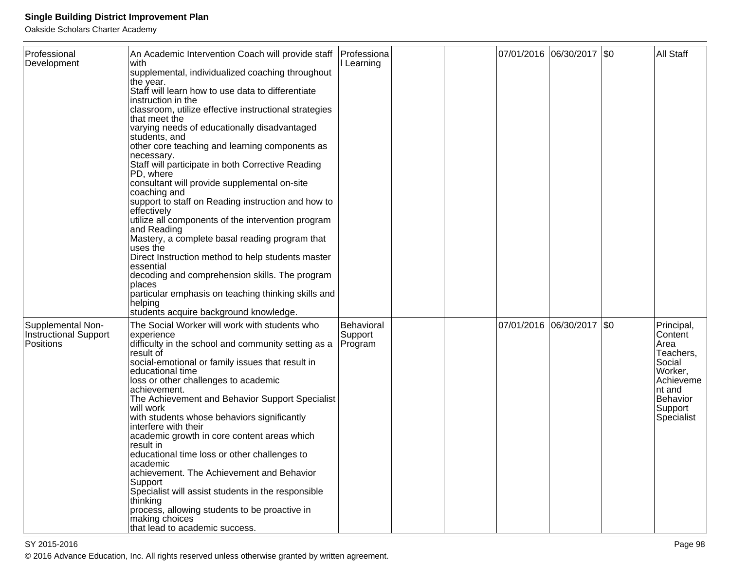| Professional Development | An Academic Intervention Coach will provide staff with supplemental, individualized coaching throughout the year. Staff will learn how to use data to differentiate instruction in the classroom, utilize effective instructional strategies that meet the varying needs of educationally disadvantaged students, and other core teaching and learning components as necessary. Staff will participate in both Corrective Reading PD, where consultant will provide supplemental on-site coaching and support to staff on Reading instruction and how to effectively utilize all components of the intervention program and Reading Mastery, a complete basal reading program that uses the Direct Instruction method to help students master essential decoding and comprehension skills. The program places particular emphasis on teaching thinking skills and helping students acquire background knowledge. | Professional Learning | | | 07/01/2016 | 06/30/2017 | $0 | All Staff |
|---|---|---|---|---|---|---|---|---|
| Supplemental Non-Instructional Support Positions | The Social Worker will work with students who experience difficulty in the school and community setting as a result of social-emotional or family issues that result in educational time loss or other challenges to academic achievement. The Achievement and Behavior Support Specialist will work with students whose behaviors significantly interfere with their academic growth in core content areas which result in educational time loss or other challenges to academic achievement. The Achievement and Behavior Support Specialist will assist students in the responsible thinking process, allowing students to be proactive in making choices that lead to academic success. | Behavioral Support Program | | | 07/01/2016 | 06/30/2017 | $0 | Principal, Content Area Teachers, Social Worker, Achievement and Behavior Support Specialist |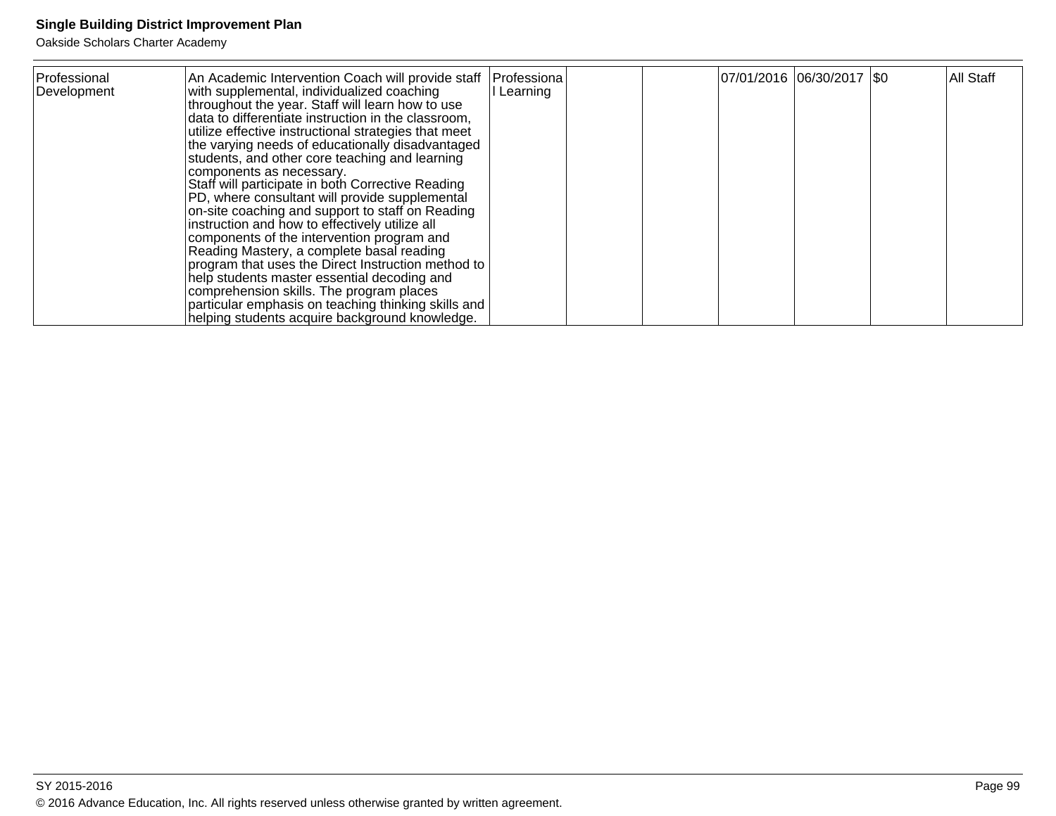| Professional Development | An Academic Intervention Coach will provide staff with supplemental, individualized coaching throughout the year. Staff will learn how to use data to differentiate instruction in the classroom, utilize effective instructional strategies that meet the varying needs of educationally disadvantaged students, and other core teaching and learning components as necessary.<br>Staff will participate in both Corrective Reading PD, where consultant will provide supplemental on-site coaching and support to staff on Reading instruction and how to effectively utilize all components of the intervention program and Reading Mastery, a complete basal reading program that uses the Direct Instruction method to help students master essential decoding and comprehension skills. The program places particular emphasis on teaching thinking skills and helping students acquire background knowledge. | Professional Learning | | | 07/01/2016 | 06/30/2017 | $0 | All Staff |
|---|---|---|---|---|---|---|---|---|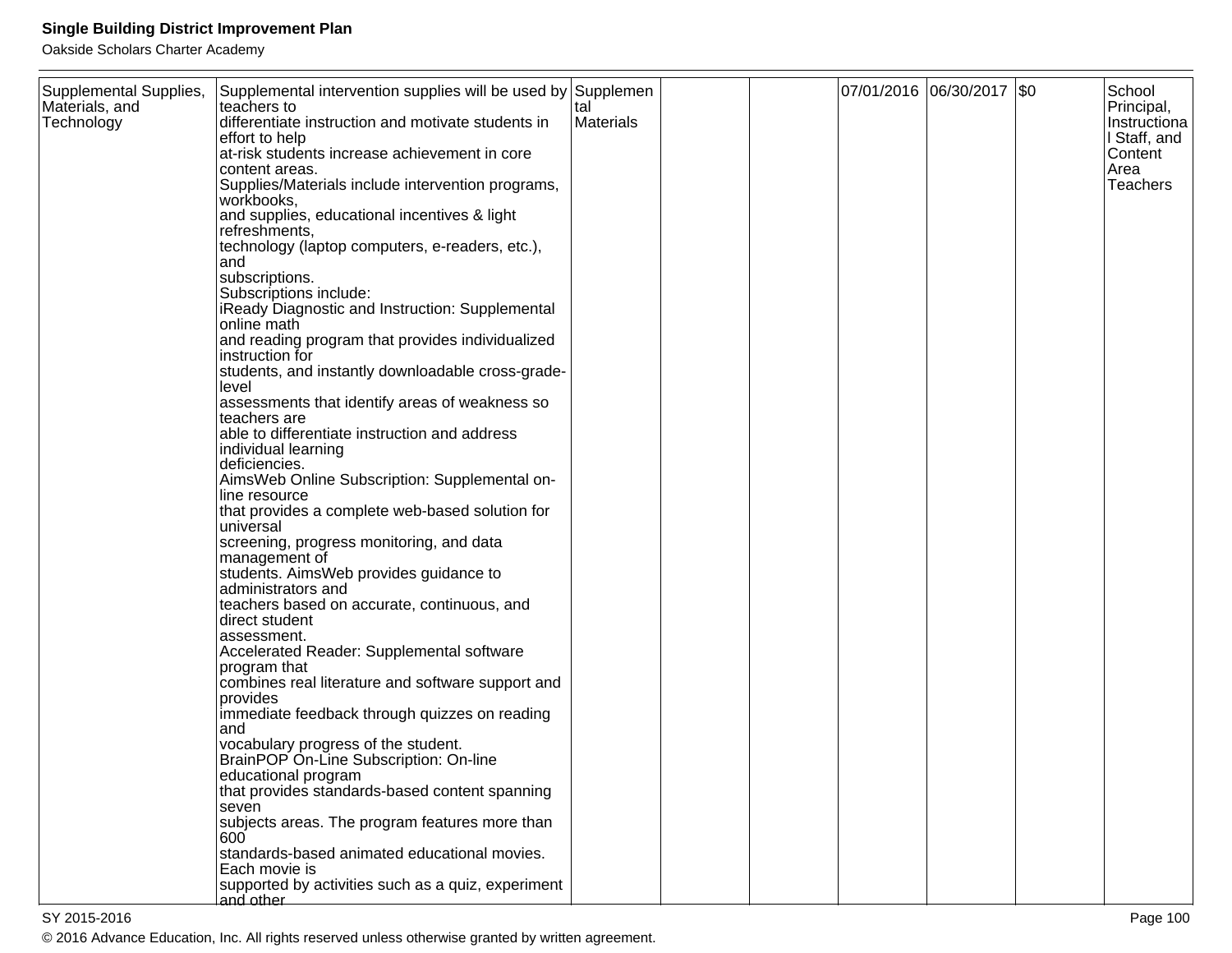| | | | | | | | | |
|---|---|---|---|---|---|---|---|---|
| Supplemental Supplies, Materials, and Technology | Supplemental intervention supplies will be used by teachers to differentiate instruction and motivate students in effort to help at-risk students increase achievement in core content areas. Supplies/Materials include intervention programs, workbooks, and supplies, educational incentives & light refreshments, technology (laptop computers, e-readers, etc.), and subscriptions. Subscriptions include: iReady Diagnostic and Instruction: Supplemental online math and reading program that provides individualized instruction for students, and instantly downloadable cross-grade-level assessments that identify areas of weakness so teachers are able to differentiate instruction and address individual learning deficiencies. AimsWeb Online Subscription: Supplemental on-line resource that provides a complete web-based solution for universal screening, progress monitoring, and data management of students. AimsWeb provides guidance to administrators and teachers based on accurate, continuous, and direct student assessment. Accelerated Reader: Supplemental software program that combines real literature and software support and provides immediate feedback through quizzes on reading and vocabulary progress of the student. BrainPOP On-Line Subscription: On-line educational program that provides standards-based content spanning seven subjects areas. The program features more than 600 standards-based animated educational movies. Each movie is supported by activities such as a quiz, experiment and other | Supplemental Materials | | | 07/01/2016 | 06/30/2017 | $0 | School Principal, Instructional Staff, and Content Area Teachers |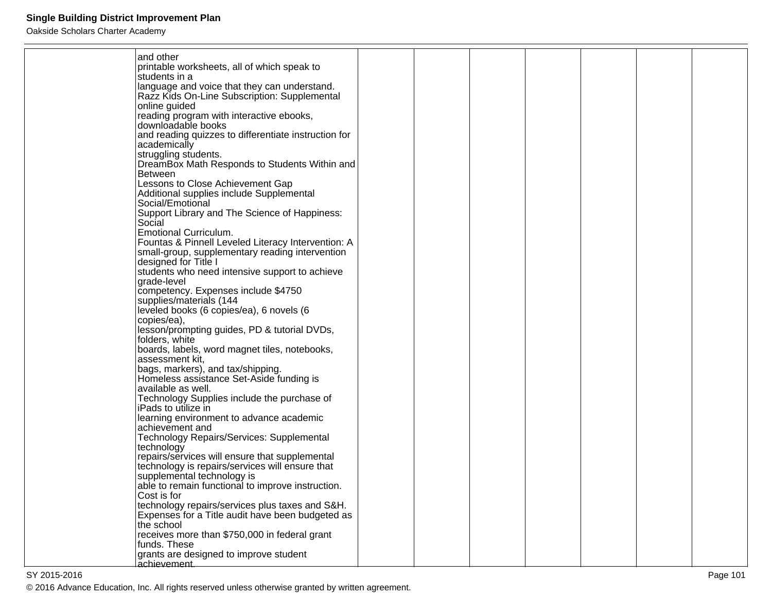| | | | | | | | | |
|---|---|---|---|---|---|---|---|---|
| | and other printable worksheets, all of which speak to students in a language and voice that they can understand. Razz Kids On-Line Subscription: Supplemental online guided reading program with interactive ebooks, downloadable books and reading quizzes to differentiate instruction for academically struggling students. DreamBox Math Responds to Students Within and Between Lessons to Close Achievement Gap Additional supplies include Supplemental Social/Emotional Support Library and The Science of Happiness: Social Emotional Curriculum. Fountas & Pinnell Leveled Literacy Intervention: A small-group, supplementary reading intervention designed for Title I students who need intensive support to achieve grade-level competency. Expenses include $4750 supplies/materials (144 leveled books (6 copies/ea), 6 novels (6 copies/ea), lesson/prompting guides, PD & tutorial DVDs, folders, white boards, labels, word magnet tiles, notebooks, assessment kit, bags, markers), and tax/shipping. Homeless assistance Set-Aside funding is available as well. Technology Supplies include the purchase of iPads to utilize in learning environment to advance academic achievement and Technology Repairs/Services: Supplemental technology repairs/services will ensure that supplemental technology is repairs/services will ensure that supplemental technology is able to remain functional to improve instruction. Cost is for technology repairs/services plus taxes and S&H. Expenses for a Title audit have been budgeted as the school receives more than $750,000 in federal grant funds. These grants are designed to improve student achievement. | | | | | | | |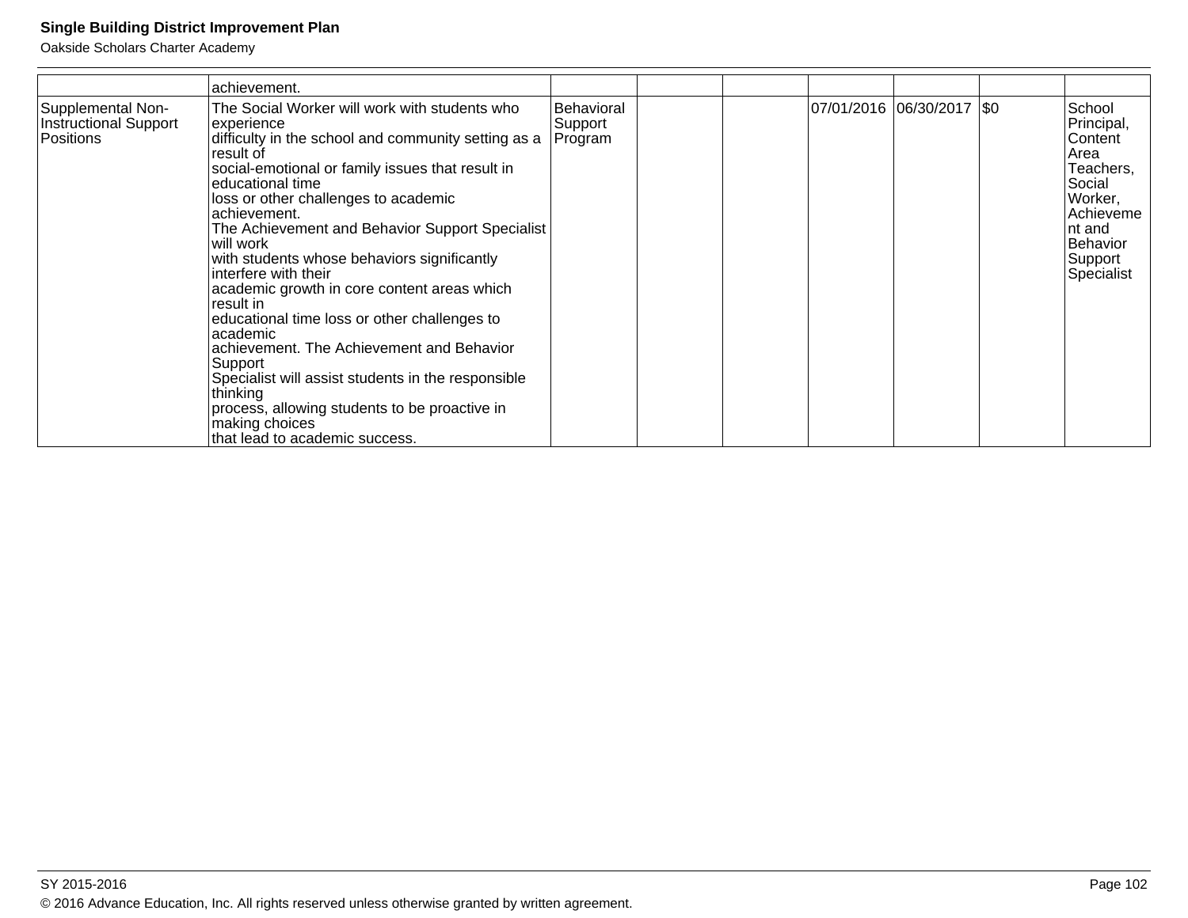| | | | | | | | | |
|---|---|---|---|---|---|---|---|---|
| | achievement. | | | | | | | |
| Supplemental Non-Instructional Support Positions | The Social Worker will work with students who experience difficulty in the school and community setting as a result of social-emotional or family issues that result in educational time loss or other challenges to academic achievement. The Achievement and Behavior Support Specialist will work with students whose behaviors significantly interfere with their academic growth in core content areas which result in educational time loss or other challenges to academic achievement. The Achievement and Behavior Support Specialist will assist students in the responsible thinking process, allowing students to be proactive in making choices that lead to academic success. | Behavioral Support Program | | | 07/01/2016 | 06/30/2017 | $0 | School Principal, Content Area Teachers, Social Worker, Achievement and Behavior Support Specialist |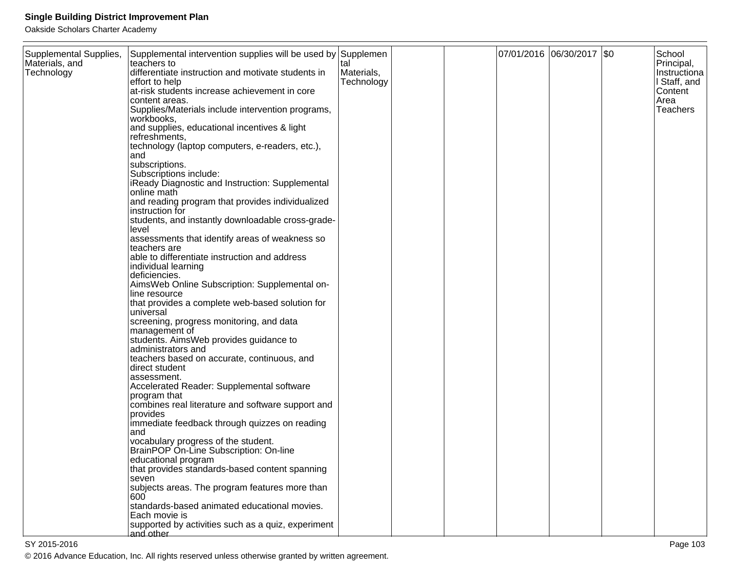| Supplemental Supplies, Materials, and Technology | Supplemental intervention supplies will be used by teachers to differentiate instruction and motivate students in effort to help at-risk students increase achievement in core content areas. Supplies/Materials include intervention programs, workbooks, and supplies, educational incentives & light refreshments, technology (laptop computers, e-readers, etc.), and subscriptions. Subscriptions include: iReady Diagnostic and Instruction: Supplemental online math and reading program that provides individualized instruction for students, and instantly downloadable cross-grade-level assessments that identify areas of weakness so teachers are able to differentiate instruction and address individual learning deficiencies. AimsWeb Online Subscription: Supplemental on-line resource that provides a complete web-based solution for universal screening, progress monitoring, and data management of students. AimsWeb provides guidance to administrators and teachers based on accurate, continuous, and direct student assessment. Accelerated Reader: Supplemental software program that combines real literature and software support and provides immediate feedback through quizzes on reading and vocabulary progress of the student. BrainPOP On-Line Subscription: On-line educational program that provides standards-based content spanning seven subjects areas. The program features more than 600 standards-based animated educational movies. Each movie is supported by activities such as a quiz, experiment and other | Supplemental Materials, Technology | | | 07/01/2016 | 06/30/2017 | $0 | School Principal, Instructional Staff, and Content Area Teachers |
|---|---|---|---|---|---|---|---|---|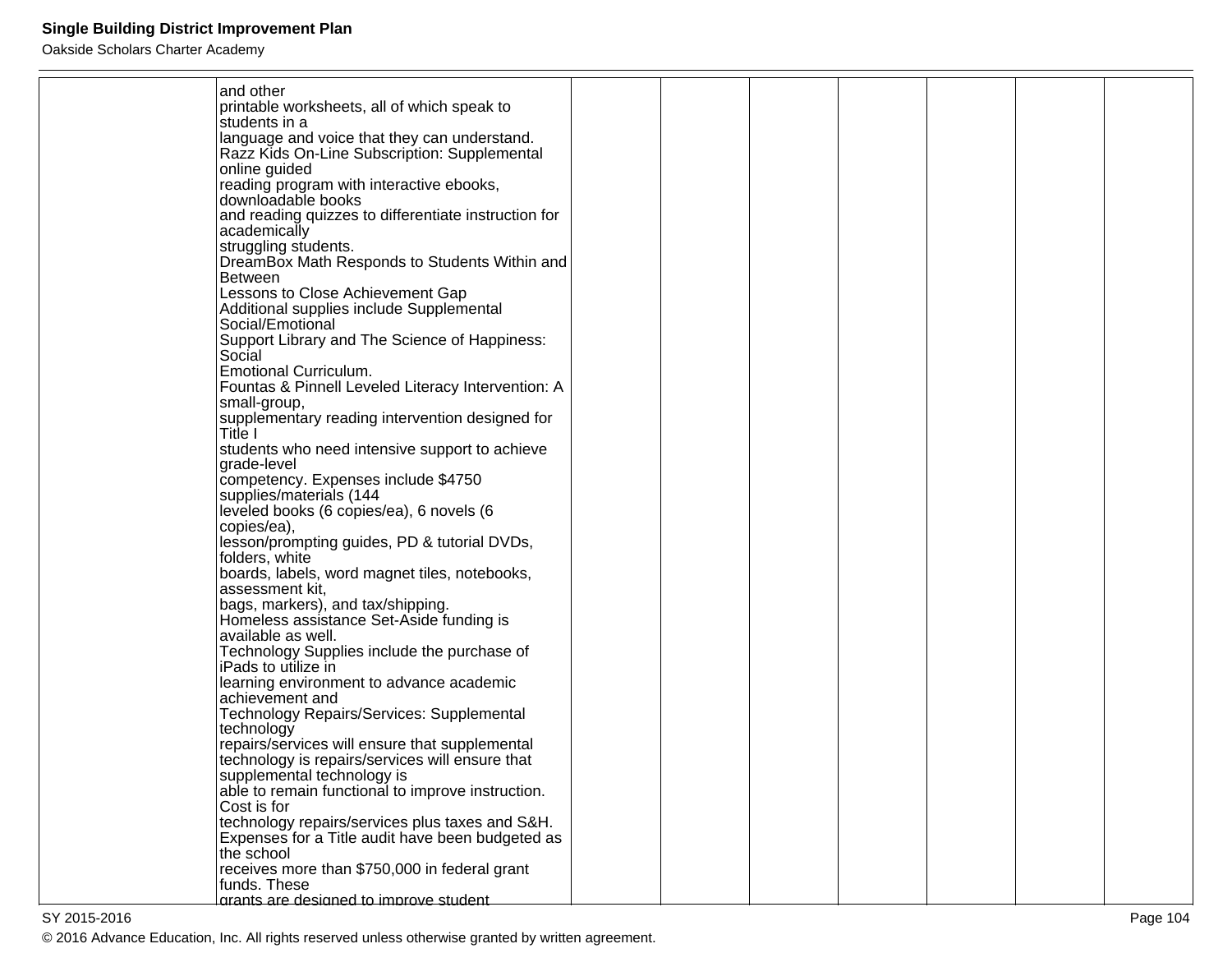|  |  |  |  |  |  |  |  |  |
|---|---|---|---|---|---|---|---|---|
|  | and other printable worksheets, all of which speak to students in a language and voice that they can understand. Razz Kids On-Line Subscription: Supplemental online guided reading program with interactive ebooks, downloadable books and reading quizzes to differentiate instruction for academically struggling students. DreamBox Math Responds to Students Within and Between Lessons to Close Achievement Gap Additional supplies include Supplemental Social/Emotional Support Library and The Science of Happiness: Social Emotional Curriculum. Fountas & Pinnell Leveled Literacy Intervention: A small-group, supplementary reading intervention designed for Title I students who need intensive support to achieve grade-level competency. Expenses include $4750 supplies/materials (144 leveled books (6 copies/ea), 6 novels (6 copies/ea), lesson/prompting guides, PD & tutorial DVDs, folders, white boards, labels, word magnet tiles, notebooks, assessment kit, bags, markers), and tax/shipping. Homeless assistance Set-Aside funding is available as well. Technology Supplies include the purchase of iPads to utilize in learning environment to advance academic achievement and Technology Repairs/Services: Supplemental technology repairs/services will ensure that supplemental technology is repairs/services will ensure that supplemental technology is able to remain functional to improve instruction. Cost is for technology repairs/services plus taxes and S&H. Expenses for a Title audit have been budgeted as the school receives more than $750,000 in federal grant funds. These grants are designed to improve student |  |  |  |  |  |  |  |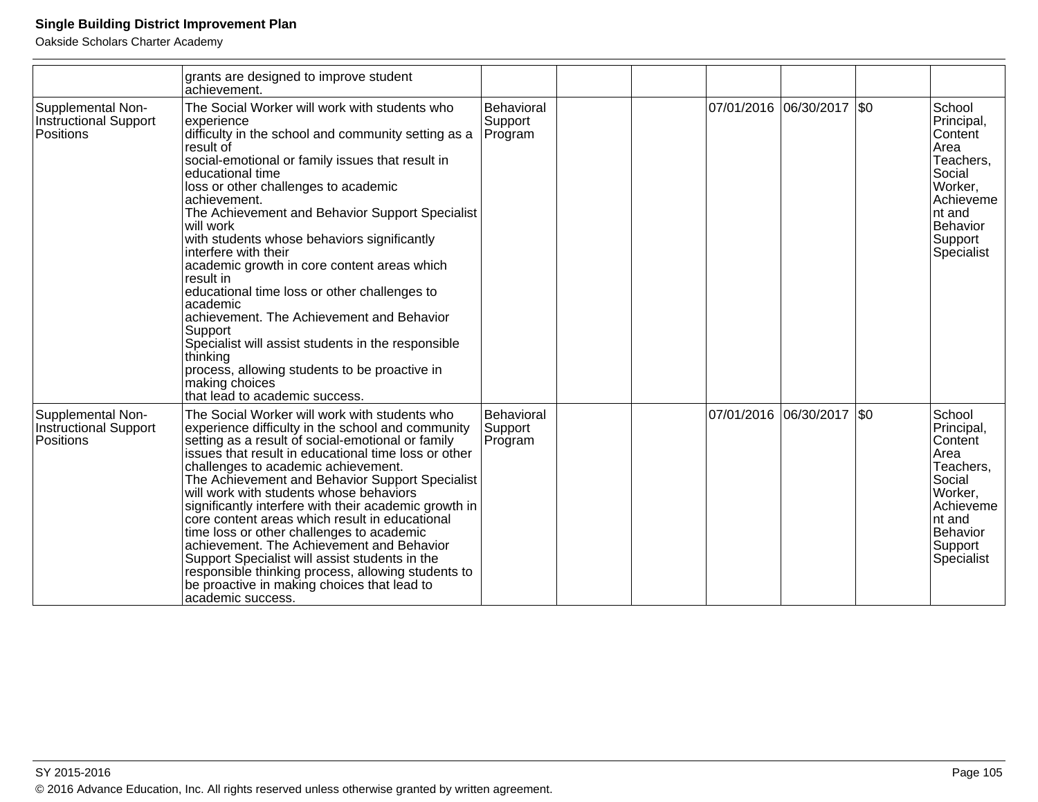| | | | | | | | | |
|---|---|---|---|---|---|---|---|---|
| | grants are designed to improve student achievement. | | | | | | | |
| Supplemental Non-Instructional Support Positions | The Social Worker will work with students who experience difficulty in the school and community setting as a result of social-emotional or family issues that result in educational time loss or other challenges to academic achievement. The Achievement and Behavior Support Specialist will work with students whose behaviors significantly interfere with their academic growth in core content areas which result in educational time loss or other challenges to academic achievement. The Achievement and Behavior Support Specialist will assist students in the responsible thinking process, allowing students to be proactive in making choices that lead to academic success. | Behavioral Support Program | | | 07/01/2016 | 06/30/2017 | $0 | School Principal, Content Area Teachers, Social Worker, Achievement and Behavior Support Specialist |
| Supplemental Non-Instructional Support Positions | The Social Worker will work with students who experience difficulty in the school and community setting as a result of social-emotional or family issues that result in educational time loss or other challenges to academic achievement. The Achievement and Behavior Support Specialist will work with students whose behaviors significantly interfere with their academic growth in core content areas which result in educational time loss or other challenges to academic achievement. The Achievement and Behavior Support Specialist will assist students in the responsible thinking process, allowing students to be proactive in making choices that lead to academic success. | Behavioral Support Program | | | 07/01/2016 | 06/30/2017 | $0 | School Principal, Content Area Teachers, Social Worker, Achievement and Behavior Support Specialist |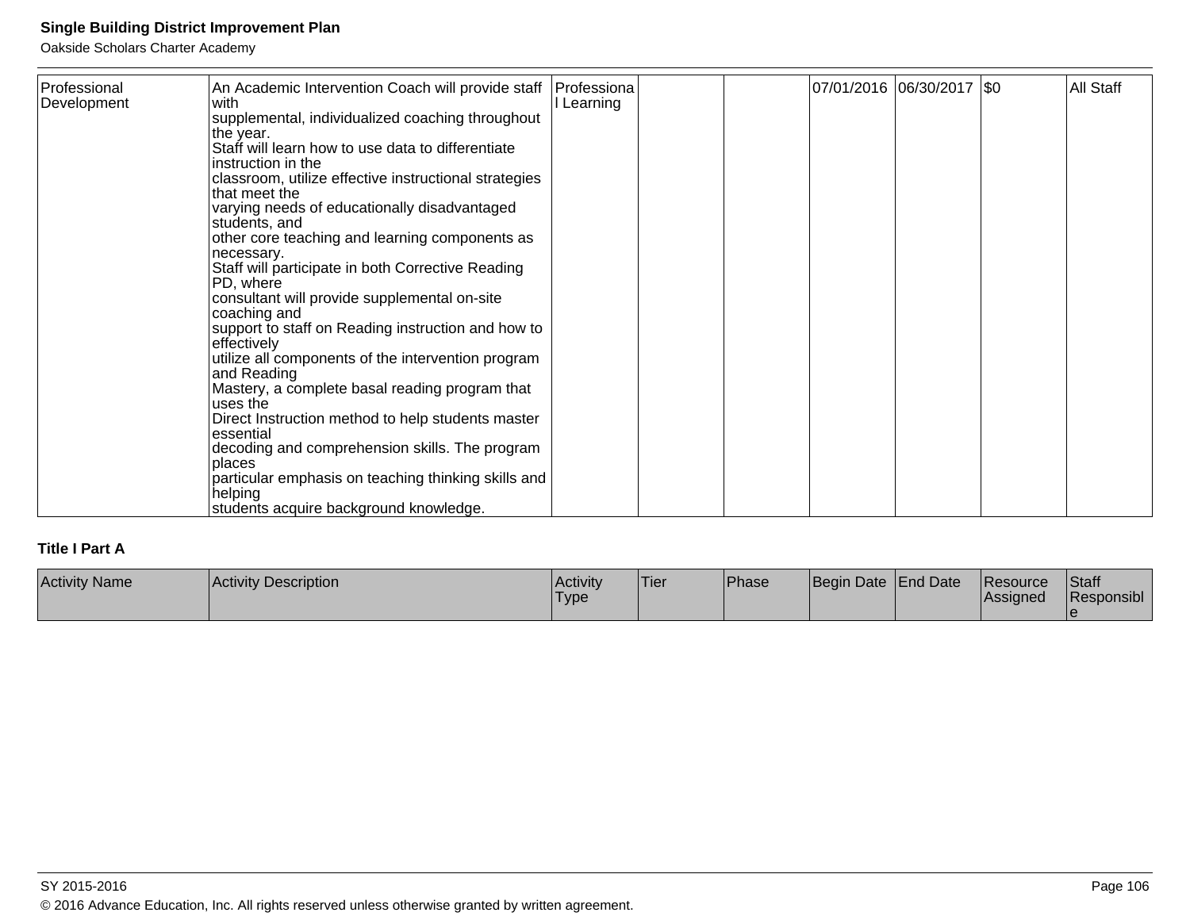| Professional Development | An Academic Intervention Coach will provide staff with supplemental, individualized coaching throughout the year. Staff will learn how to use data to differentiate instruction in the classroom, utilize effective instructional strategies that meet the varying needs of educationally disadvantaged students, and other core teaching and learning components as necessary. Staff will participate in both Corrective Reading PD, where consultant will provide supplemental on-site coaching and support to staff on Reading instruction and how to effectively utilize all components of the intervention program and Reading Mastery, a complete basal reading program that uses the Direct Instruction method to help students master essential decoding and comprehension skills. The program places particular emphasis on teaching thinking skills and helping students acquire background knowledge. | Professional Learning | | | 07/01/2016 | 06/30/2017 | $0 | All Staff |
|---|---|---|---|---|---|---|---|---|

## Title I Part A

| Activity Name | Activity Description | Activity Type | Tier | Phase | Begin Date | End Date | Resource Assigned | Staff Responsible |
|---|---|---|---|---|---|---|---|---|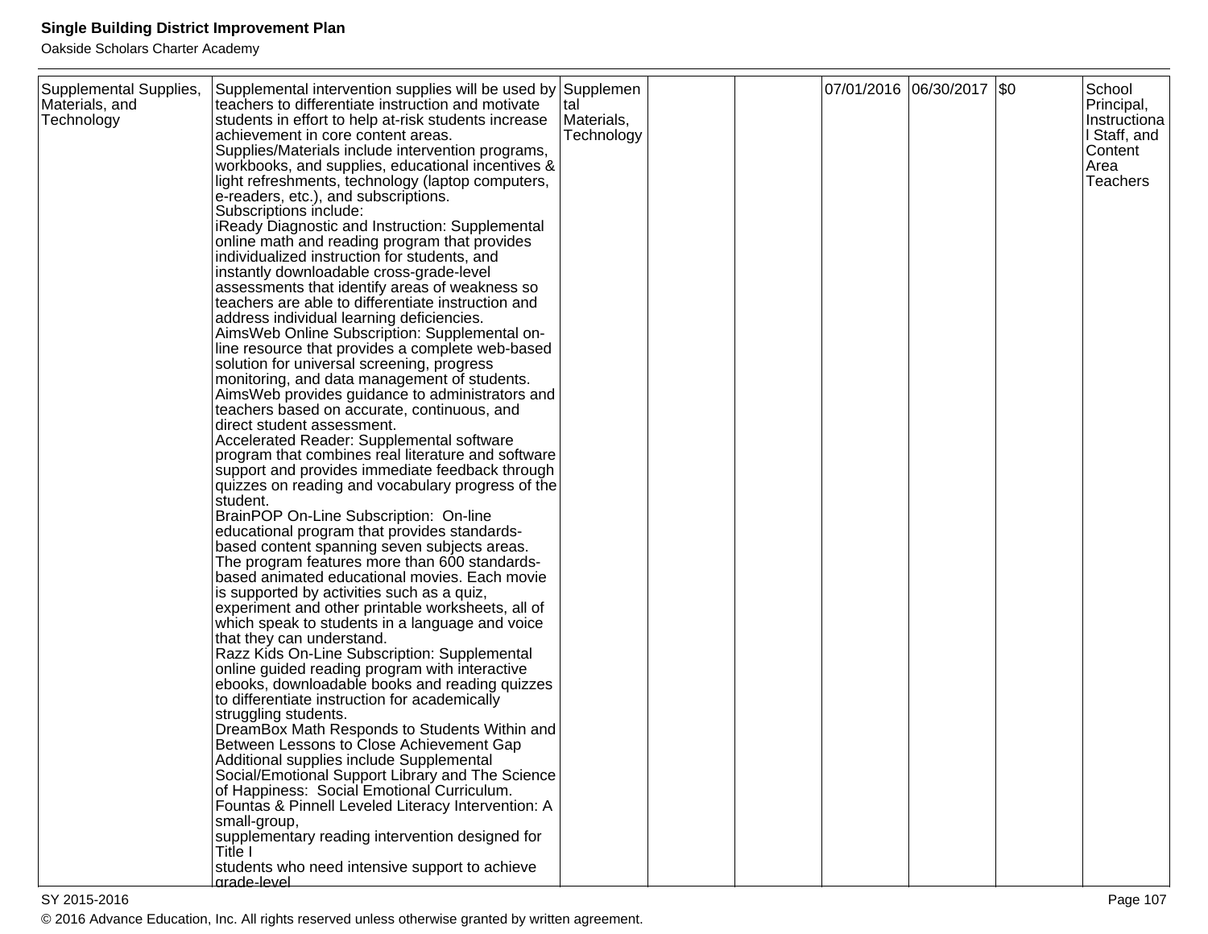| Supplemental Supplies, Materials, and Technology | Supplemental intervention supplies will be used by teachers to differentiate instruction and motivate students in effort to help at-risk students increase achievement in core content areas.<br>Supplies/Materials include intervention programs, workbooks, and supplies, educational incentives & light refreshments, technology (laptop computers, e-readers, etc.), and subscriptions.<br>Subscriptions include:<br>iReady Diagnostic and Instruction: Supplemental online math and reading program that provides individualized instruction for students, and instantly downloadable cross-grade-level assessments that identify areas of weakness so teachers are able to differentiate instruction and address individual learning deficiencies.<br>AimsWeb Online Subscription: Supplemental on-line resource that provides a complete web-based solution for universal screening, progress monitoring, and data management of students. AimsWeb provides guidance to administrators and teachers based on accurate, continuous, and direct student assessment.<br>Accelerated Reader: Supplemental software program that combines real literature and software support and provides immediate feedback through quizzes on reading and vocabulary progress of the student.<br>BrainPOP On-Line Subscription: On-line educational program that provides standards-based content spanning seven subjects areas. The program features more than 600 standards-based animated educational movies. Each movie is supported by activities such as a quiz, experiment and other printable worksheets, all of which speak to students in a language and voice that they can understand.<br>Razz Kids On-Line Subscription: Supplemental online guided reading program with interactive ebooks, downloadable books and reading quizzes to differentiate instruction for academically struggling students.<br>DreamBox Math Responds to Students Within and Between Lessons to Close Achievement Gap<br>Additional supplies include Supplemental Social/Emotional Support Library and The Science of Happiness: Social Emotional Curriculum.<br>Fountas & Pinnell Leveled Literacy Intervention: A small-group,<br>supplementary reading intervention designed for Title I<br>students who need intensive support to achieve grade-level | Supplemental Materials, Technology | | | 07/01/2016 | 06/30/2017 | $0 | School Principal, Instructional Staff, and Content Area Teachers |
|---|---|---|---|---|---|---|---|---|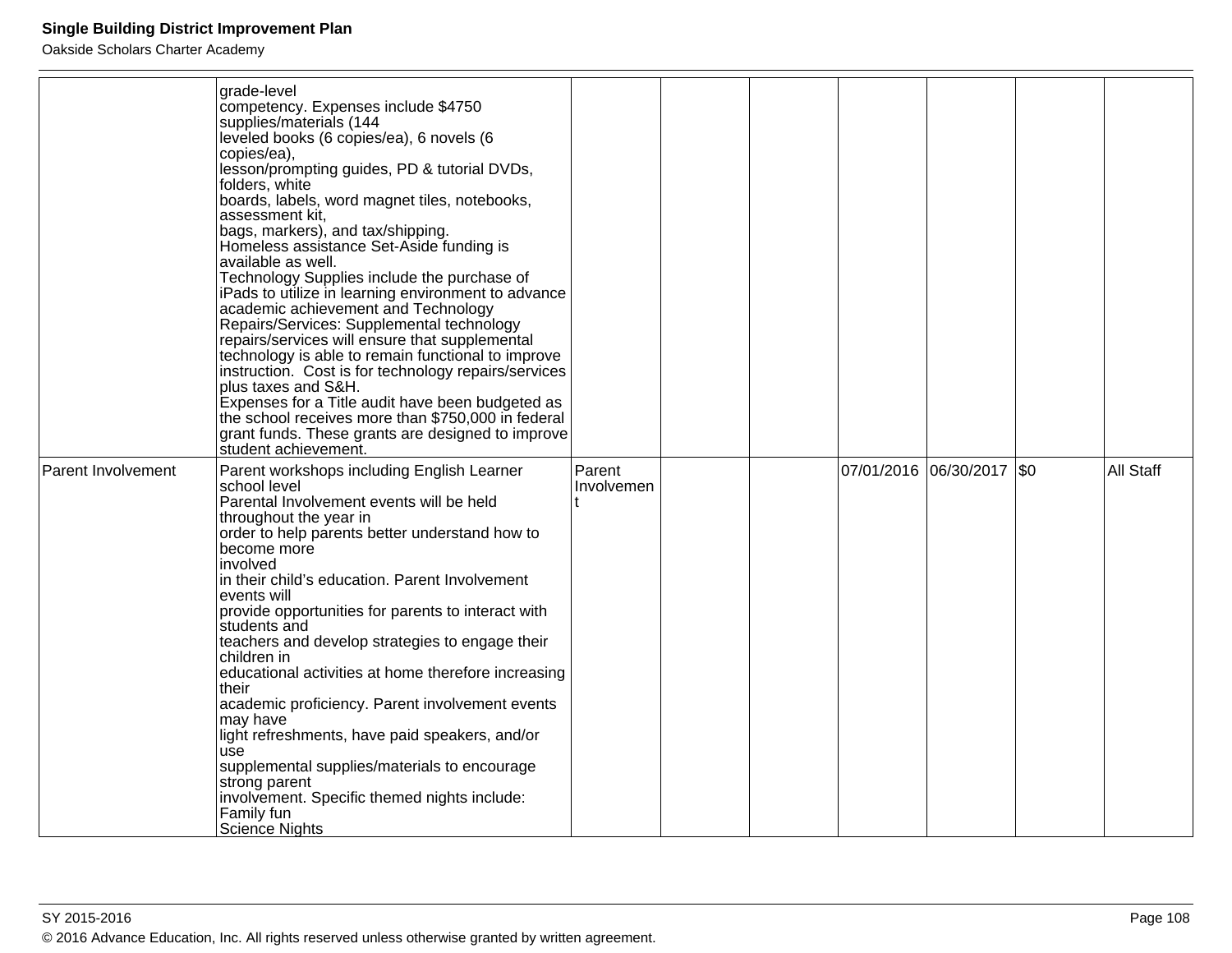| | | | | | | | | |
|---|---|---|---|---|---|---|---|---|
| | grade-level competency. Expenses include $4750 supplies/materials (144 leveled books (6 copies/ea), 6 novels (6 copies/ea), lesson/prompting guides, PD & tutorial DVDs, folders, white boards, labels, word magnet tiles, notebooks, assessment kit, bags, markers), and tax/shipping. Homeless assistance Set-Aside funding is available as well. Technology Supplies include the purchase of iPads to utilize in learning environment to advance academic achievement and Technology Repairs/Services: Supplemental technology repairs/services will ensure that supplemental technology is able to remain functional to improve instruction. Cost is for technology repairs/services plus taxes and S&H. Expenses for a Title audit have been budgeted as the school receives more than $750,000 in federal grant funds. These grants are designed to improve student achievement. | | | | | | | |
| Parent Involvement | Parent workshops including English Learner school level Parental Involvement events will be held throughout the year in order to help parents better understand how to become more involved in their child's education. Parent Involvement events will provide opportunities for parents to interact with students and teachers and develop strategies to engage their children in educational activities at home therefore increasing their academic proficiency. Parent involvement events may have light refreshments, have paid speakers, and/or use supplemental supplies/materials to encourage strong parent involvement. Specific themed nights include: Family fun Science Nights | Parent Involvement | | | 07/01/2016 | 06/30/2017 | $0 | All Staff |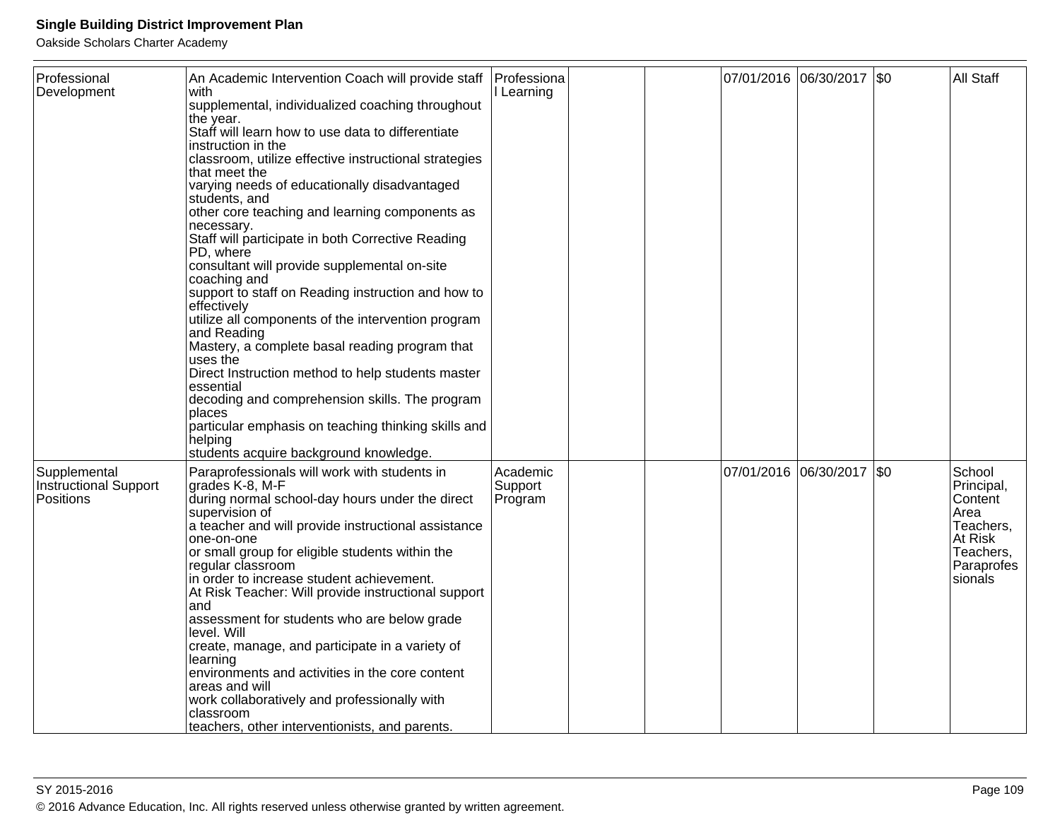| Professional Development | An Academic Intervention Coach will provide staff with supplemental, individualized coaching throughout the year. Staff will learn how to use data to differentiate instruction in the classroom, utilize effective instructional strategies that meet the varying needs of educationally disadvantaged students, and other core teaching and learning components as necessary. Staff will participate in both Corrective Reading PD, where consultant will provide supplemental on-site coaching and support to staff on Reading instruction and how to effectively utilize all components of the intervention program and Reading Mastery, a complete basal reading program that uses the Direct Instruction method to help students master essential decoding and comprehension skills. The program places particular emphasis on teaching thinking skills and helping students acquire background knowledge. | Professional Learning | | | 07/01/2016 | 06/30/2017 | $0 | All Staff |
|---|---|---|---|---|---|---|---|---|
| Supplemental Instructional Support Positions | Paraprofessionals will work with students in grades K-8, M-F during normal school-day hours under the direct supervision of a teacher and will provide instructional assistance one-on-one or small group for eligible students within the regular classroom in order to increase student achievement. At Risk Teacher: Will provide instructional support and assessment for students who are below grade level. Will create, manage, and participate in a variety of learning environments and activities in the core content areas and will work collaboratively and professionally with classroom teachers, other interventionists, and parents. | Academic Support Program | | | 07/01/2016 | 06/30/2017 | $0 | School Principal, Content Area Teachers, At Risk Teachers, Paraprofessionals |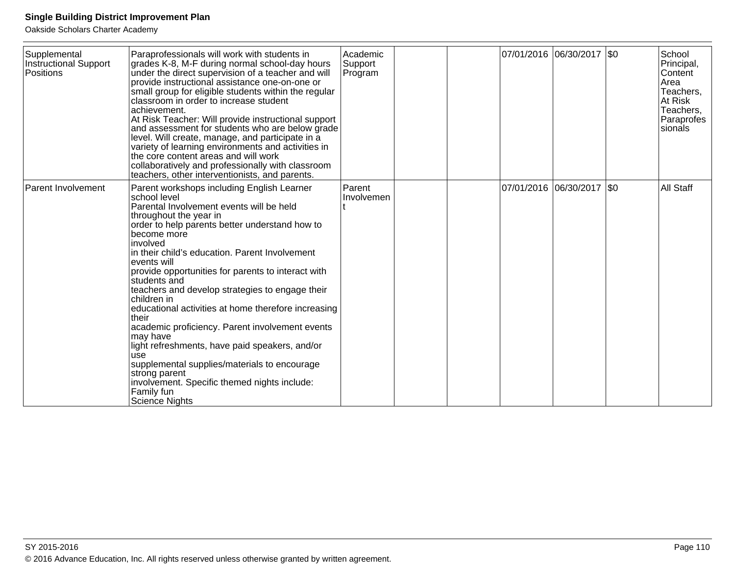| | | | | | | | | |
|---|---|---|---|---|---|---|---|---|
| Supplemental Instructional Support Positions | Paraprofessionals will work with students in grades K-8, M-F during normal school-day hours under the direct supervision of a teacher and will provide instructional assistance one-on-one or small group for eligible students within the regular classroom in order to increase student achievement.<br>At Risk Teacher: Will provide instructional support and assessment for students who are below grade level. Will create, manage, and participate in a variety of learning environments and activities in the core content areas and will work collaboratively and professionally with classroom teachers, other interventionists, and parents. | Academic Support Program | | | 07/01/2016 | 06/30/2017 | $0 | School Principal, Content Area Teachers, At Risk Teachers, Paraprofessionals |
| Parent Involvement | Parent workshops including English Learner school level<br>Parental Involvement events will be held throughout the year in<br>order to help parents better understand how to become more<br>involved<br>in their child's education. Parent Involvement events will<br>provide opportunities for parents to interact with students and<br>teachers and develop strategies to engage their children in<br>educational activities at home therefore increasing their<br>academic proficiency. Parent involvement events may have<br>light refreshments, have paid speakers, and/or use<br>supplemental supplies/materials to encourage strong parent<br>involvement. Specific themed nights include: Family fun<br>Science Nights | Parent Involvement | | | 07/01/2016 | 06/30/2017 | $0 | All Staff |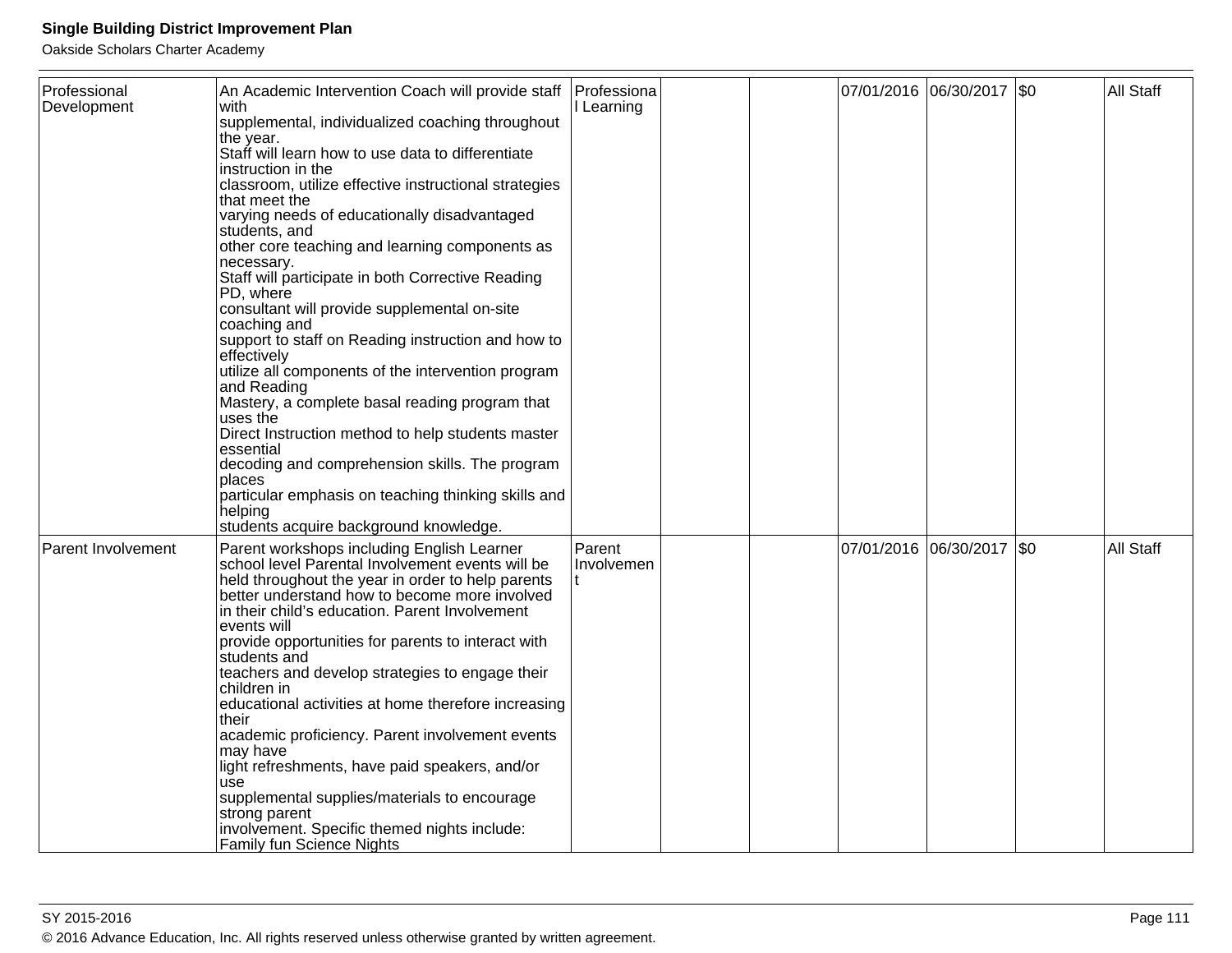| | | | | | | | | |
|---|---|---|---|---|---|---|---|---|
| Professional Development | An Academic Intervention Coach will provide staff with supplemental, individualized coaching throughout the year. Staff will learn how to use data to differentiate instruction in the classroom, utilize effective instructional strategies that meet the varying needs of educationally disadvantaged students, and other core teaching and learning components as necessary. Staff will participate in both Corrective Reading PD, where consultant will provide supplemental on-site coaching and support to staff on Reading instruction and how to effectively utilize all components of the intervention program and Reading Mastery, a complete basal reading program that uses the Direct Instruction method to help students master essential decoding and comprehension skills. The program places particular emphasis on teaching thinking skills and helping students acquire background knowledge. | Professional Learning | | | 07/01/2016 | 06/30/2017 | $0 | All Staff |
| Parent Involvement | Parent workshops including English Learner school level Parental Involvement events will be held throughout the year in order to help parents better understand how to become more involved in their child's education. Parent Involvement events will provide opportunities for parents to interact with students and teachers and develop strategies to engage their children in educational activities at home therefore increasing their academic proficiency. Parent involvement events may have light refreshments, have paid speakers, and/or use supplemental supplies/materials to encourage strong parent involvement. Specific themed nights include: Family fun Science Nights | Parent Involvement | | | 07/01/2016 | 06/30/2017 | $0 | All Staff |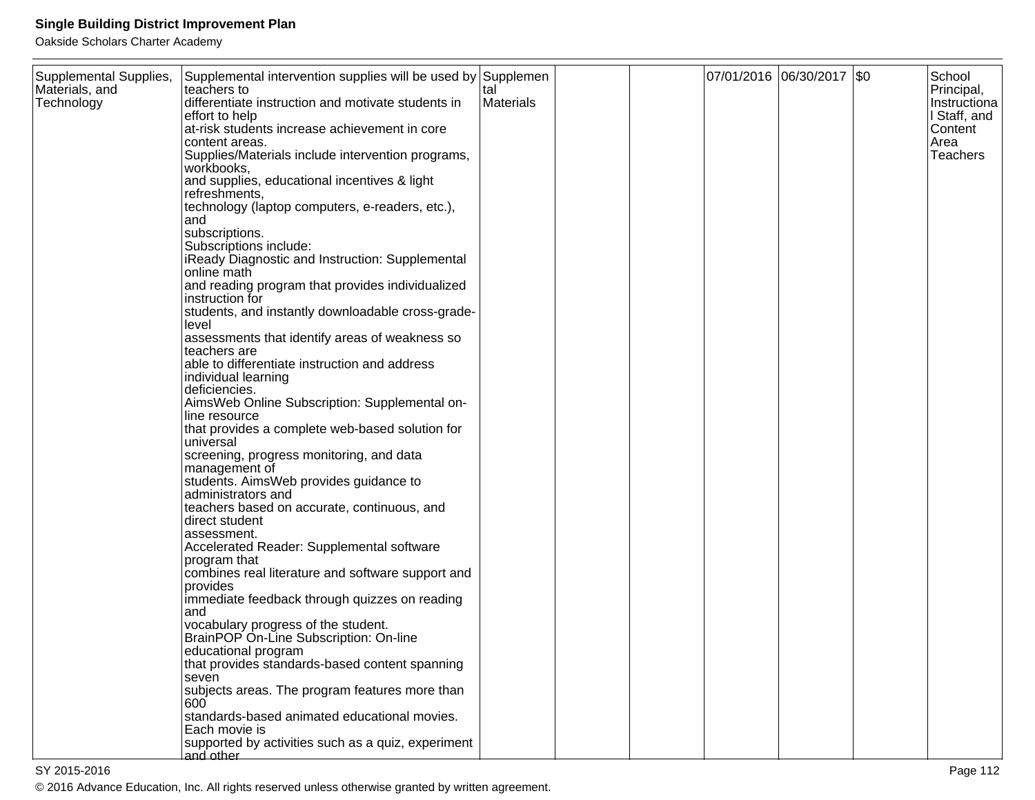| Supplemental Supplies, Materials, and Technology | Supplemental intervention supplies will be used by teachers to differentiate instruction and motivate students in effort to help at-risk students increase achievement in core content areas. Supplies/Materials include intervention programs, workbooks, and supplies, educational incentives & light refreshments, technology (laptop computers, e-readers, etc.), and subscriptions. Subscriptions include: iReady Diagnostic and Instruction: Supplemental online math and reading program that provides individualized instruction for students, and instantly downloadable cross-grade-level assessments that identify areas of weakness so teachers are able to differentiate instruction and address individual learning deficiencies. AimsWeb Online Subscription: Supplemental on-line resource that provides a complete web-based solution for universal screening, progress monitoring, and data management of students. AimsWeb provides guidance to administrators and teachers based on accurate, continuous, and direct student assessment. Accelerated Reader: Supplemental software program that combines real literature and software support and provides immediate feedback through quizzes on reading and vocabulary progress of the student. BrainPOP On-Line Subscription: On-line educational program that provides standards-based content spanning seven subjects areas. The program features more than 600 standards-based animated educational movies. Each movie is supported by activities such as a quiz, experiment and other | Supplemental Materials | | | 07/01/2016 | 06/30/2017 | $0 | School Principal, Instructional Staff, and Content Area Teachers |
|---|---|---|---|---|---|---|---|---|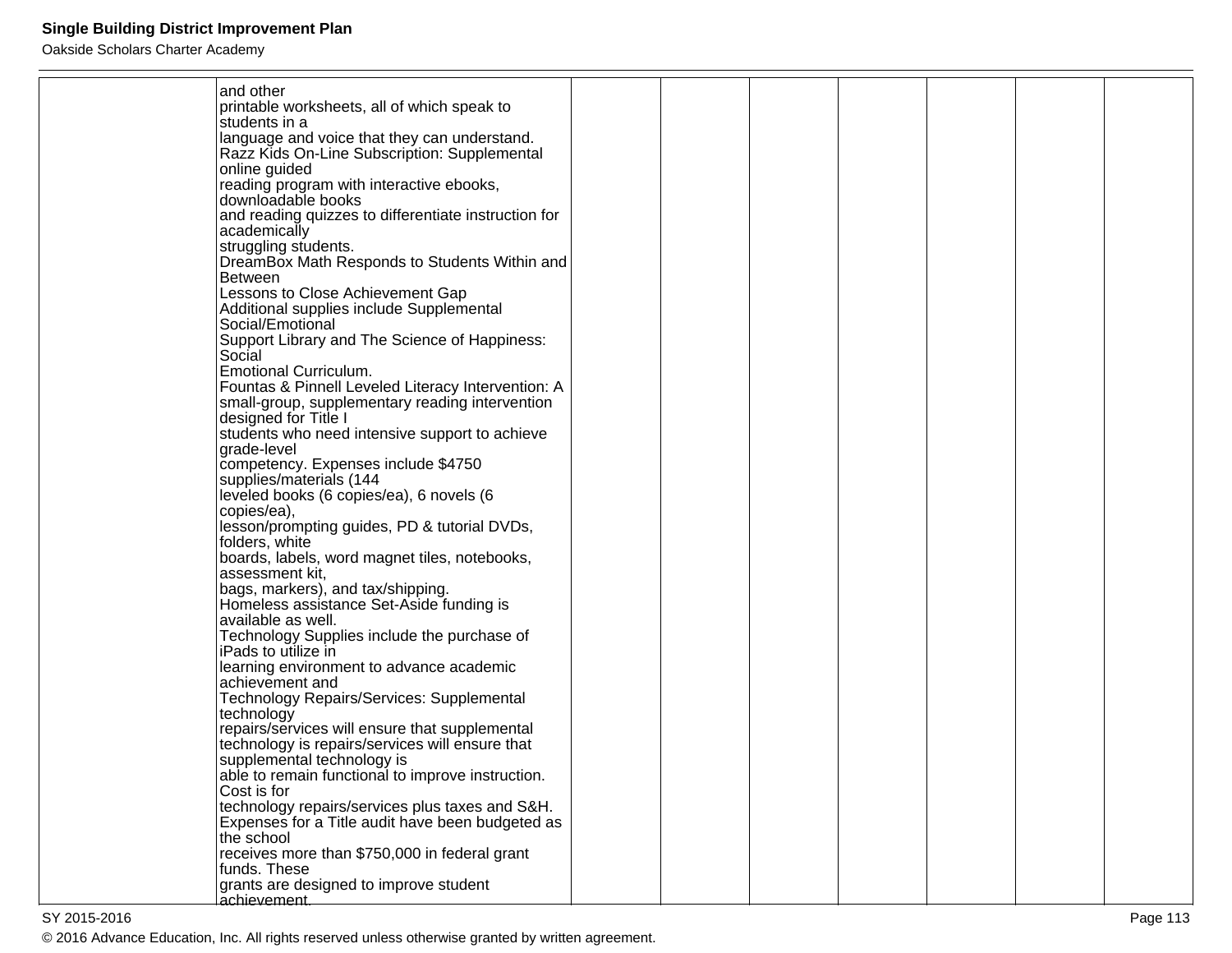| | | | | | | | | |
|---|---|---|---|---|---|---|---|---|
| | and other printable worksheets, all of which speak to students in a language and voice that they can understand. Razz Kids On-Line Subscription: Supplemental online guided reading program with interactive ebooks, downloadable books and reading quizzes to differentiate instruction for academically struggling students. DreamBox Math Responds to Students Within and Between Lessons to Close Achievement Gap Additional supplies include Supplemental Social/Emotional Support Library and The Science of Happiness: Social Emotional Curriculum. Fountas & Pinnell Leveled Literacy Intervention: A small-group, supplementary reading intervention designed for Title I students who need intensive support to achieve grade-level competency. Expenses include $4750 supplies/materials (144 leveled books (6 copies/ea), 6 novels (6 copies/ea), lesson/prompting guides, PD & tutorial DVDs, folders, white boards, labels, word magnet tiles, notebooks, assessment kit, bags, markers), and tax/shipping. Homeless assistance Set-Aside funding is available as well. Technology Supplies include the purchase of iPads to utilize in learning environment to advance academic achievement and Technology Repairs/Services: Supplemental technology repairs/services will ensure that supplemental technology is repairs/services will ensure that supplemental technology is able to remain functional to improve instruction. Cost is for technology repairs/services plus taxes and S&H. Expenses for a Title audit have been budgeted as the school receives more than $750,000 in federal grant funds. These grants are designed to improve student achievement. | | | | | | | |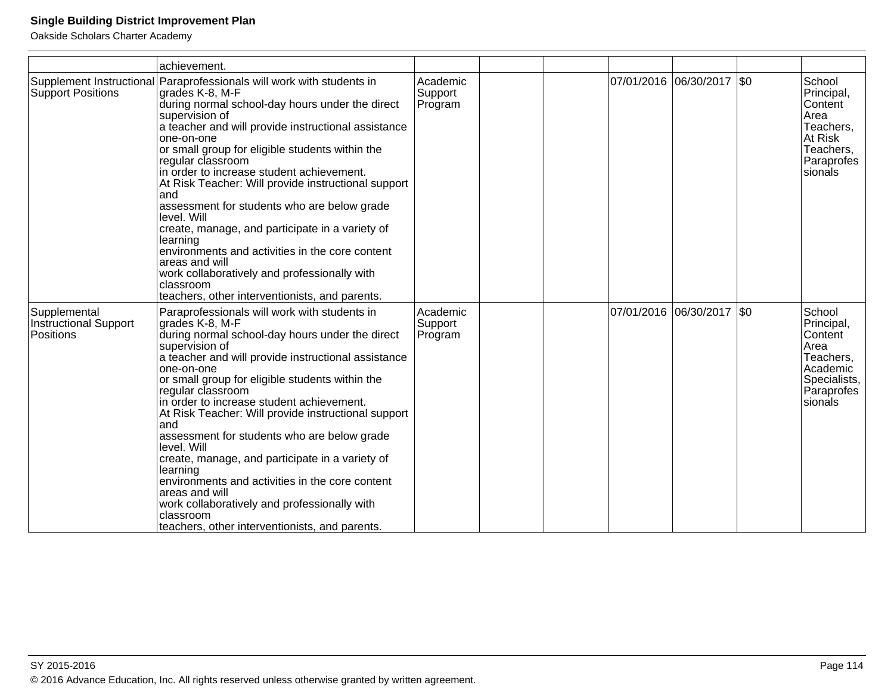| | | | | | | | | |
|---|---|---|---|---|---|---|---|---|
| | achievement. | | | | | | | |
| Supplement Instructional Support Positions | Paraprofessionals will work with students in grades K-8, M-F during normal school-day hours under the direct supervision of a teacher and will provide instructional assistance one-on-one or small group for eligible students within the regular classroom in order to increase student achievement. At Risk Teacher: Will provide instructional support and assessment for students who are below grade level. Will create, manage, and participate in a variety of learning environments and activities in the core content areas and will work collaboratively and professionally with classroom teachers, other interventionists, and parents. | Academic Support Program | | | 07/01/2016 | 06/30/2017 | $0 | School Principal, Content Area Teachers, At Risk Teachers, Paraprofessionals |
| Supplemental Instructional Support Positions | Paraprofessionals will work with students in grades K-8, M-F during normal school-day hours under the direct supervision of a teacher and will provide instructional assistance one-on-one or small group for eligible students within the regular classroom in order to increase student achievement. At Risk Teacher: Will provide instructional support and assessment for students who are below grade level. Will create, manage, and participate in a variety of learning environments and activities in the core content areas and will work collaboratively and professionally with classroom teachers, other interventionists, and parents. | Academic Support Program | | | 07/01/2016 | 06/30/2017 | $0 | School Principal, Content Area Teachers, Academic Specialists, Paraprofessionals |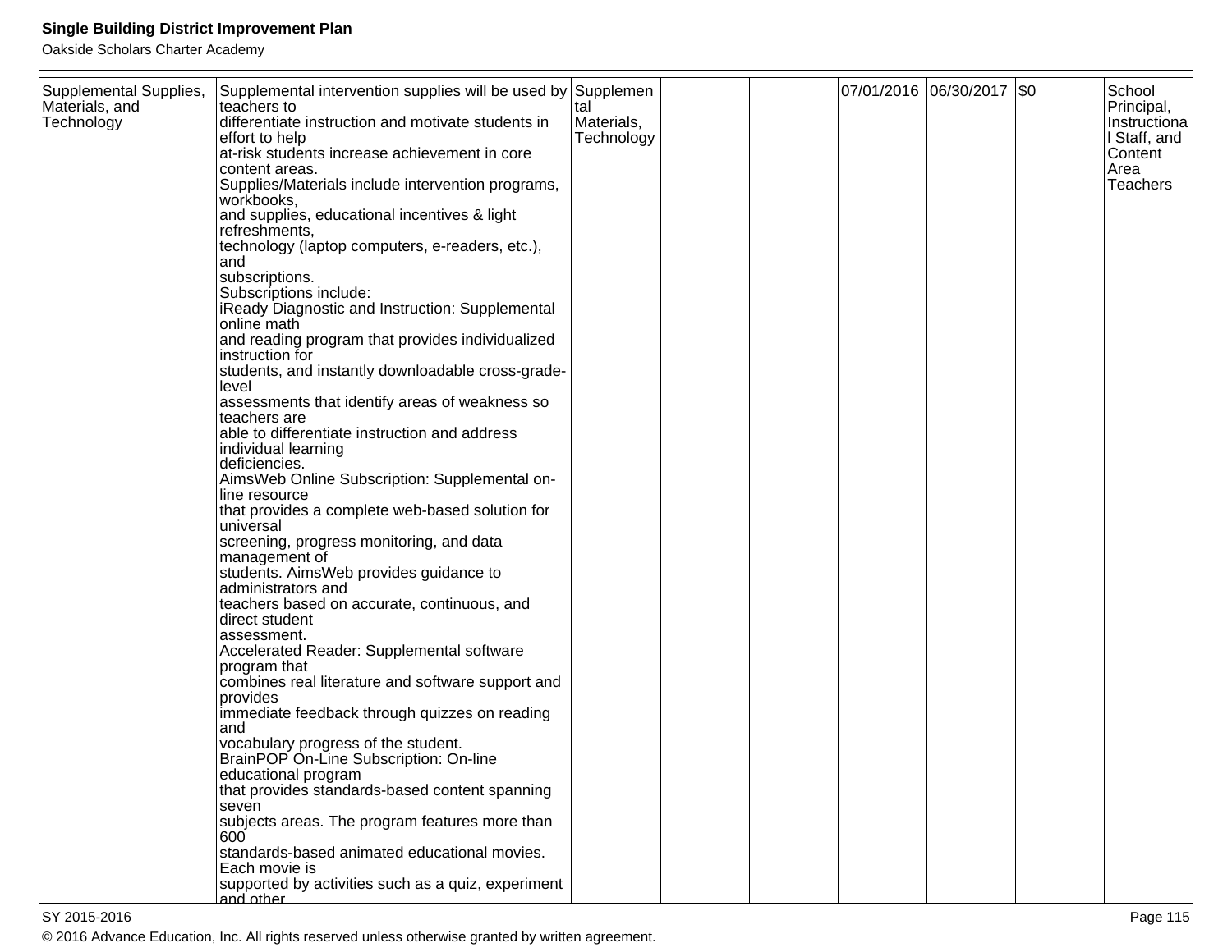| Supplemental Supplies, Materials, and Technology | Supplemental intervention supplies will be used by teachers to differentiate instruction and motivate students in effort to help at-risk students increase achievement in core content areas. Supplies/Materials include intervention programs, workbooks, and supplies, educational incentives & light refreshments, technology (laptop computers, e-readers, etc.), and subscriptions. Subscriptions include: iReady Diagnostic and Instruction: Supplemental online math and reading program that provides individualized instruction for students, and instantly downloadable cross-grade-level assessments that identify areas of weakness so teachers are able to differentiate instruction and address individual learning deficiencies. AimsWeb Online Subscription: Supplemental on-line resource that provides a complete web-based solution for universal screening, progress monitoring, and data management of students. AimsWeb provides guidance to administrators and teachers based on accurate, continuous, and direct student assessment. Accelerated Reader: Supplemental software program that combines real literature and software support and provides immediate feedback through quizzes on reading and vocabulary progress of the student. BrainPOP On-Line Subscription: On-line educational program that provides standards-based content spanning seven subjects areas. The program features more than 600 standards-based animated educational movies. Each movie is supported by activities such as a quiz, experiment and other | Supplemental Materials, Technology | | | 07/01/2016 | 06/30/2017 | $0 | School Principal, Instructional Staff, and Content Area Teachers |
|---|---|---|---|---|---|---|---|---|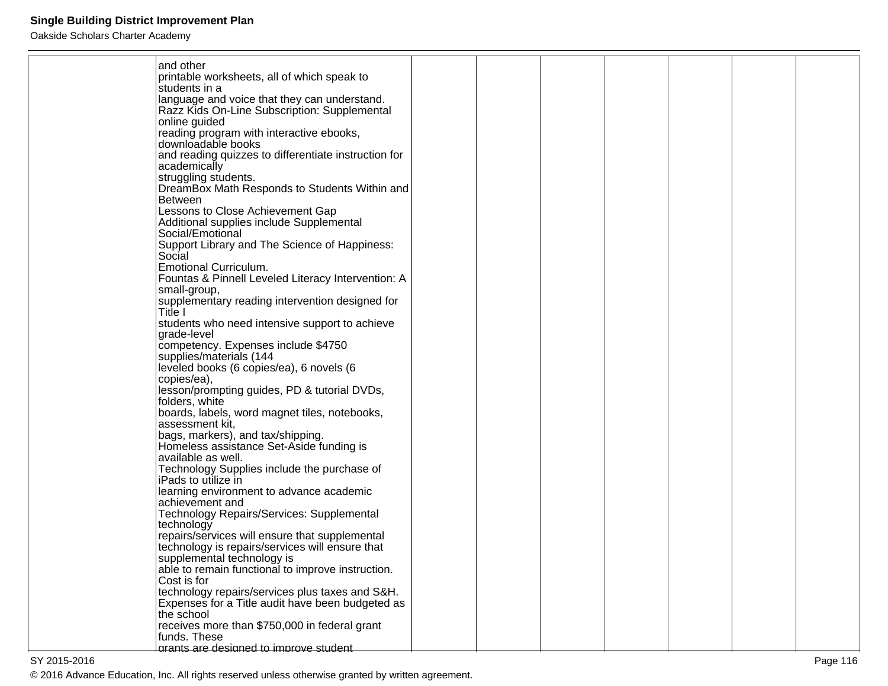| | | | | | | | | |
|---|---|---|---|---|---|---|---|---|
| | and other printable worksheets, all of which speak to students in a language and voice that they can understand. Razz Kids On-Line Subscription: Supplemental online guided reading program with interactive ebooks, downloadable books and reading quizzes to differentiate instruction for academically struggling students. DreamBox Math Responds to Students Within and Between Lessons to Close Achievement Gap Additional supplies include Supplemental Social/Emotional Support Library and The Science of Happiness: Social Emotional Curriculum. Fountas & Pinnell Leveled Literacy Intervention: A small-group, supplementary reading intervention designed for Title I students who need intensive support to achieve grade-level competency. Expenses include $4750 supplies/materials (144 leveled books (6 copies/ea), 6 novels (6 copies/ea), lesson/prompting guides, PD & tutorial DVDs, folders, white boards, labels, word magnet tiles, notebooks, assessment kit, bags, markers), and tax/shipping. Homeless assistance Set-Aside funding is available as well. Technology Supplies include the purchase of iPads to utilize in learning environment to advance academic achievement and Technology Repairs/Services: Supplemental technology repairs/services will ensure that supplemental technology is repairs/services will ensure that supplemental technology is able to remain functional to improve instruction. Cost is for technology repairs/services plus taxes and S&H. Expenses for a Title audit have been budgeted as the school receives more than $750,000 in federal grant funds. These grants are designed to improve student | | | | | | | |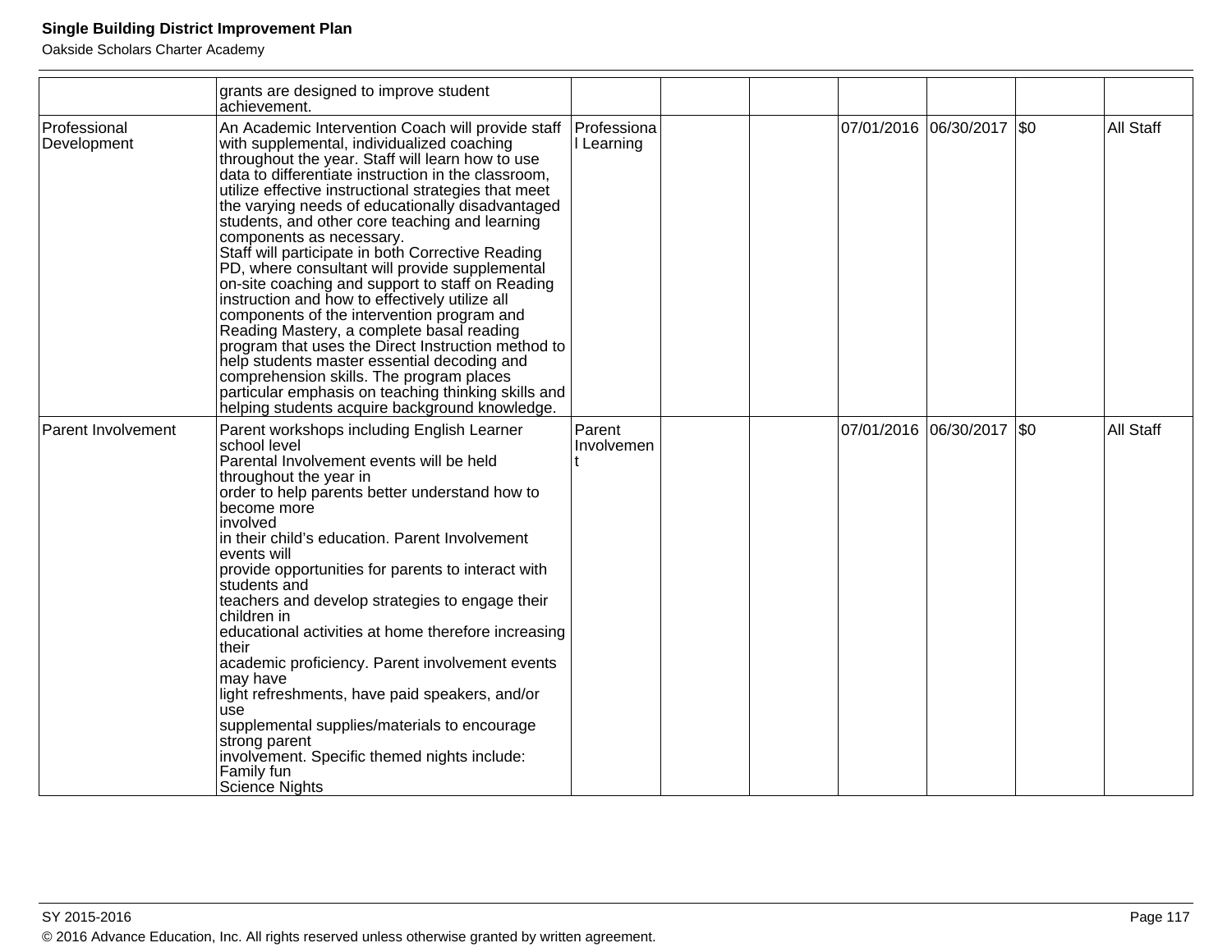| | | | | | | | | |
|---|---|---|---|---|---|---|---|---|
| | grants are designed to improve student achievement. | | | | | | | |
| Professional Development | An Academic Intervention Coach will provide staff with supplemental, individualized coaching throughout the year. Staff will learn how to use data to differentiate instruction in the classroom, utilize effective instructional strategies that meet the varying needs of educationally disadvantaged students, and other core teaching and learning components as necessary.<br>Staff will participate in both Corrective Reading PD, where consultant will provide supplemental on-site coaching and support to staff on Reading instruction and how to effectively utilize all components of the intervention program and Reading Mastery, a complete basal reading program that uses the Direct Instruction method to help students master essential decoding and comprehension skills. The program places particular emphasis on teaching thinking skills and helping students acquire background knowledge. | Professional Learning | | | 07/01/2016 | 06/30/2017 | $0 | All Staff |
| Parent Involvement | Parent workshops including English Learner school level<br>Parental Involvement events will be held throughout the year in<br>order to help parents better understand how to become more<br>involved<br>in their child's education. Parent Involvement events will<br>provide opportunities for parents to interact with students and<br>teachers and develop strategies to engage their children in<br>educational activities at home therefore increasing their<br>academic proficiency. Parent involvement events may have<br>light refreshments, have paid speakers, and/or use<br>supplemental supplies/materials to encourage strong parent<br>involvement. Specific themed nights include:<br>Family fun<br>Science Nights | Parent Involvement | | | 07/01/2016 | 06/30/2017 | $0 | All Staff |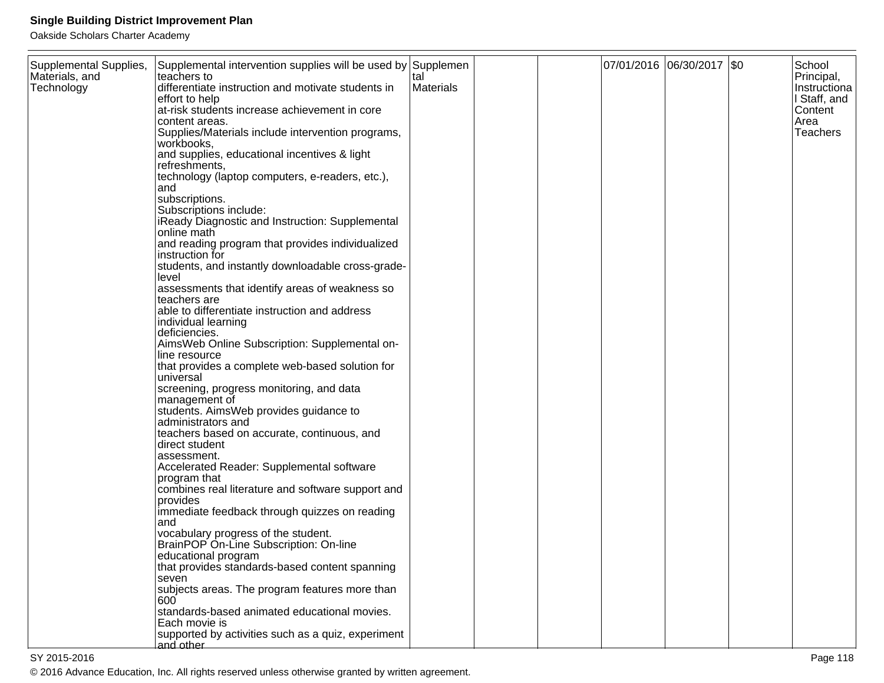| | | | | | | | | |
|---|---|---|---|---|---|---|---|---|
| Supplemental Supplies, Materials, and Technology | Supplemental intervention supplies will be used by teachers to differentiate instruction and motivate students in effort to help at-risk students increase achievement in core content areas.<br>Supplies/Materials include intervention programs, workbooks, and supplies, educational incentives & light refreshments, technology (laptop computers, e-readers, etc.), and subscriptions.<br>Subscriptions include:<br>iReady Diagnostic and Instruction: Supplemental online math and reading program that provides individualized instruction for students, and instantly downloadable cross-grade-level assessments that identify areas of weakness so teachers are able to differentiate instruction and address individual learning deficiencies.<br>AimsWeb Online Subscription: Supplemental on-line resource that provides a complete web-based solution for universal screening, progress monitoring, and data management of students. AimsWeb provides guidance to administrators and teachers based on accurate, continuous, and direct student assessment.<br>Accelerated Reader: Supplemental software program that combines real literature and software support and provides immediate feedback through quizzes on reading and vocabulary progress of the student.<br>BrainPOP On-Line Subscription: On-line educational program that provides standards-based content spanning seven subjects areas. The program features more than 600 standards-based animated educational movies. Each movie is supported by activities such as a quiz, experiment and other | Supplemental Materials | | | 07/01/2016 | 06/30/2017 | $0 | School Principal, Instructional Staff, and Content Area Teachers |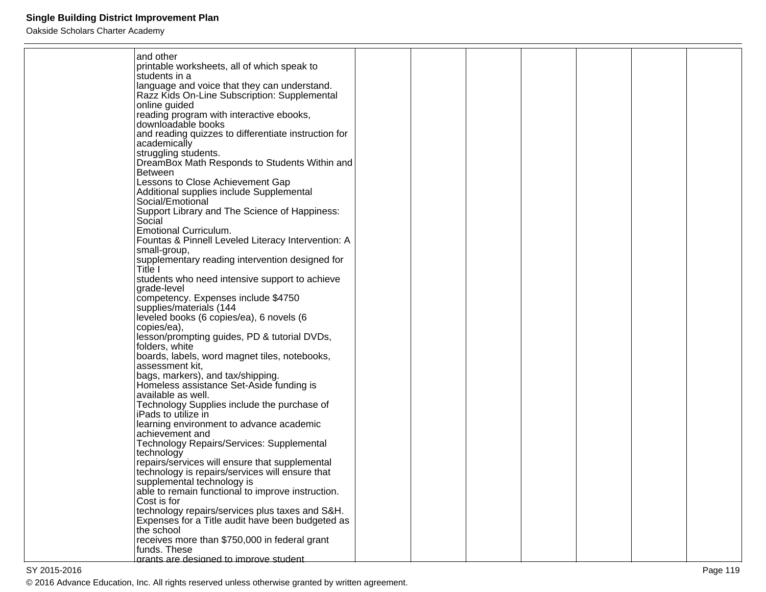| | | | | | | | | |
|---|---|---|---|---|---|---|---|---|
| | and other printable worksheets, all of which speak to students in a language and voice that they can understand.<br>Razz Kids On-Line Subscription: Supplemental online guided reading program with interactive ebooks, downloadable books and reading quizzes to differentiate instruction for academically struggling students.<br>DreamBox Math Responds to Students Within and Between Lessons to Close Achievement Gap<br>Additional supplies include Supplemental Social/Emotional Support Library and The Science of Happiness: Social Emotional Curriculum.<br>Fountas & Pinnell Leveled Literacy Intervention: A small-group, supplementary reading intervention designed for Title I students who need intensive support to achieve grade-level competency. Expenses include $4750 supplies/materials (144 leveled books (6 copies/ea), 6 novels (6 copies/ea), lesson/prompting guides, PD & tutorial DVDs, folders, white boards, labels, word magnet tiles, notebooks, assessment kit, bags, markers), and tax/shipping.<br>Homeless assistance Set-Aside funding is available as well.<br>Technology Supplies include the purchase of iPads to utilize in learning environment to advance academic achievement and<br>Technology Repairs/Services: Supplemental technology repairs/services will ensure that supplemental technology is repairs/services will ensure that supplemental technology is able to remain functional to improve instruction. Cost is for technology repairs/services plus taxes and S&H.<br>Expenses for a Title audit have been budgeted as the school receives more than $750,000 in federal grant funds. These grants are designed to improve student | | | | | | | |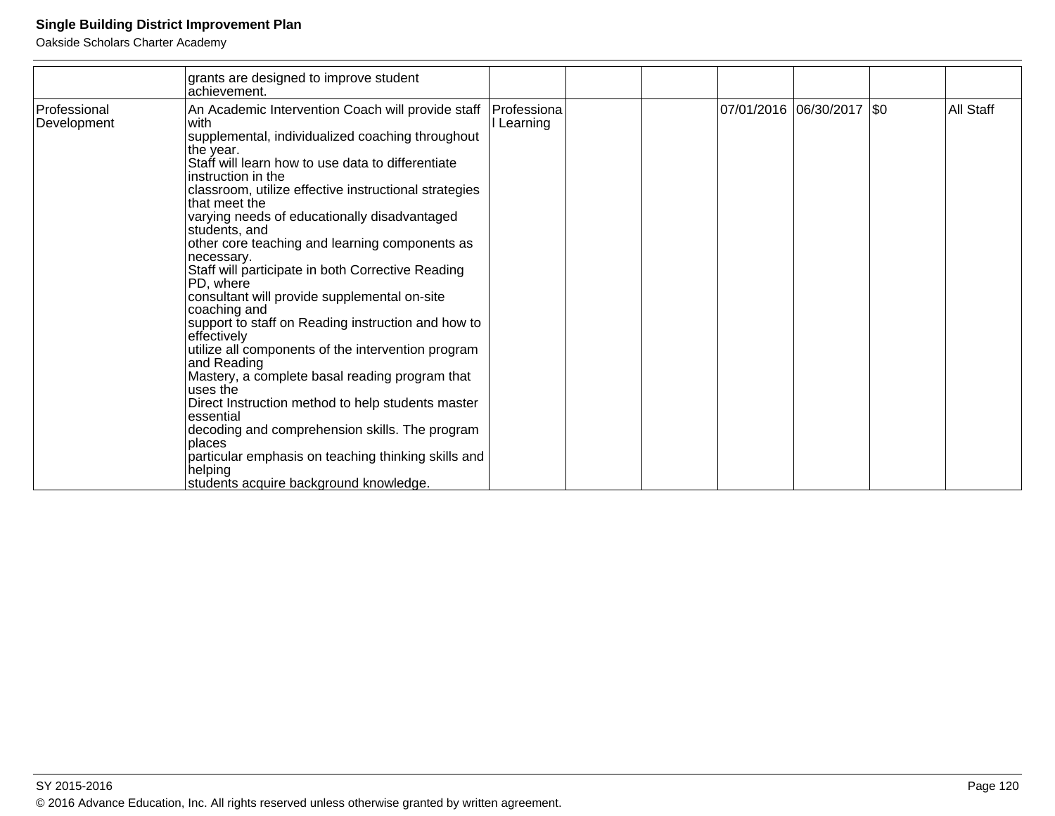| | | | | | | | | |
|---|---|---|---|---|---|---|---|---|
| | grants are designed to improve student achievement. | | | | | | | |
| Professional Development | An Academic Intervention Coach will provide staff with supplemental, individualized coaching throughout the year. Staff will learn how to use data to differentiate instruction in the classroom, utilize effective instructional strategies that meet the varying needs of educationally disadvantaged students, and other core teaching and learning components as necessary. Staff will participate in both Corrective Reading PD, where consultant will provide supplemental on-site coaching and support to staff on Reading instruction and how to effectively utilize all components of the intervention program and Reading Mastery, a complete basal reading program that uses the Direct Instruction method to help students master essential decoding and comprehension skills. The program places particular emphasis on teaching thinking skills and helping students acquire background knowledge. | Professional Learning | | | 07/01/2016 | 06/30/2017 | $0 | All Staff |